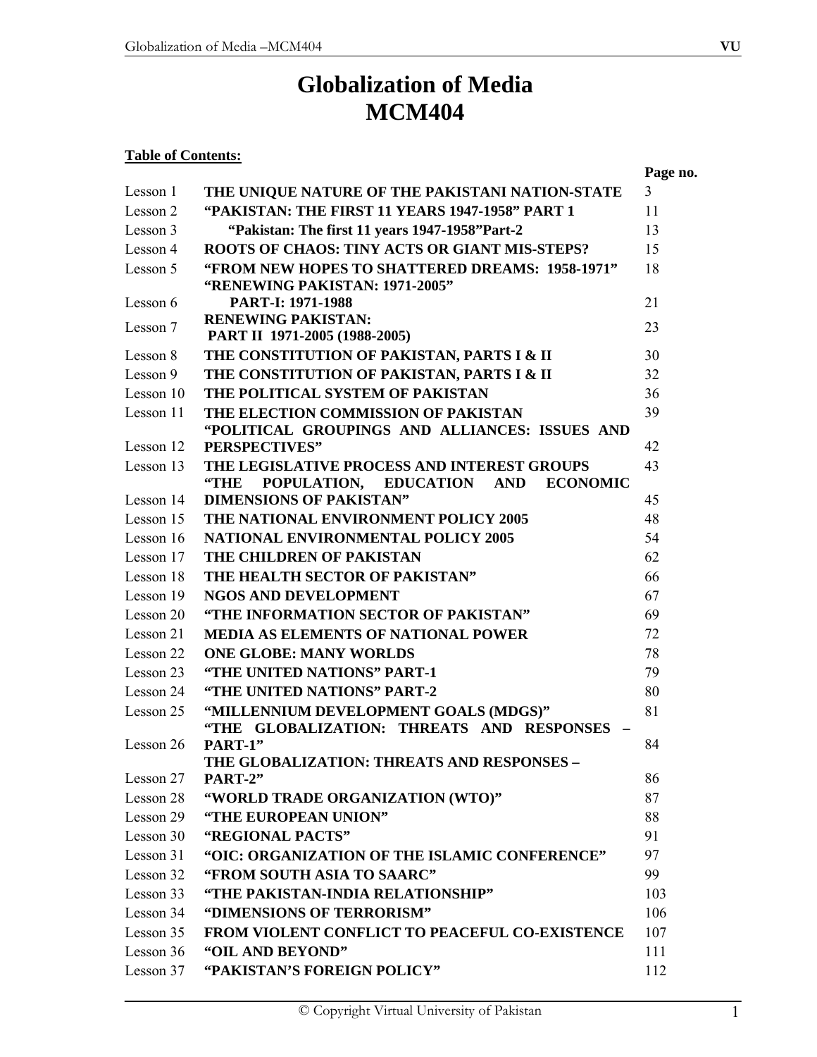# Globalization of Media
# MCM404

**Table of Contents:**

| | | Page no. |
|---|---|---|
| Lesson 1 | **THE UNIQUE NATURE OF THE PAKISTANI NATION-STATE** | 3 |
| Lesson 2 | **"PAKISTAN: THE FIRST 11 YEARS 1947-1958" PART 1** | 11 |
| Lesson 3 | **"Pakistan: The first 11 years 1947-1958"Part-2** | 13 |
| Lesson 4 | **ROOTS OF CHAOS: TINY ACTS OR GIANT MIS-STEPS?** | 15 |
| Lesson 5 | **"FROM NEW HOPES TO SHATTERED DREAMS: 1958-1971"** | 18 |
| Lesson 6 | **"RENEWING PAKISTAN: 1971-2005" PART-I: 1971-1988** | 21 |
| Lesson 7 | **RENEWING PAKISTAN: PART II 1971-2005 (1988-2005)** | 23 |
| Lesson 8 | **THE CONSTITUTION OF PAKISTAN, PARTS I & II** | 30 |
| Lesson 9 | **THE CONSTITUTION OF PAKISTAN, PARTS I & II** | 32 |
| Lesson 10 | **THE POLITICAL SYSTEM OF PAKISTAN** | 36 |
| Lesson 11 | **THE ELECTION COMMISSION OF PAKISTAN** | 39 |
| Lesson 12 | **"POLITICAL GROUPINGS AND ALLIANCES: ISSUES AND PERSPECTIVES"** | 42 |
| Lesson 13 | **THE LEGISLATIVE PROCESS AND INTEREST GROUPS** | 43 |
| Lesson 14 | **"THE POPULATION, EDUCATION AND ECONOMIC DIMENSIONS OF PAKISTAN"** | 45 |
| Lesson 15 | **THE NATIONAL ENVIRONMENT POLICY 2005** | 48 |
| Lesson 16 | **NATIONAL ENVIRONMENTAL POLICY 2005** | 54 |
| Lesson 17 | **THE CHILDREN OF PAKISTAN** | 62 |
| Lesson 18 | **THE HEALTH SECTOR OF PAKISTAN"** | 66 |
| Lesson 19 | **NGOS AND DEVELOPMENT** | 67 |
| Lesson 20 | **"THE INFORMATION SECTOR OF PAKISTAN"** | 69 |
| Lesson 21 | **MEDIA AS ELEMENTS OF NATIONAL POWER** | 72 |
| Lesson 22 | **ONE GLOBE: MANY WORLDS** | 78 |
| Lesson 23 | **"THE UNITED NATIONS" PART-1** | 79 |
| Lesson 24 | **"THE UNITED NATIONS" PART-2** | 80 |
| Lesson 25 | **"MILLENNIUM DEVELOPMENT GOALS (MDGS)"** | 81 |
| Lesson 26 | **"THE GLOBALIZATION: THREATS AND RESPONSES – PART-1"** | 84 |
| Lesson 27 | **THE GLOBALIZATION: THREATS AND RESPONSES – PART-2"** | 86 |
| Lesson 28 | **"WORLD TRADE ORGANIZATION (WTO)"** | 87 |
| Lesson 29 | **"THE EUROPEAN UNION"** | 88 |
| Lesson 30 | **"REGIONAL PACTS"** | 91 |
| Lesson 31 | **"OIC: ORGANIZATION OF THE ISLAMIC CONFERENCE"** | 97 |
| Lesson 32 | **"FROM SOUTH ASIA TO SAARC"** | 99 |
| Lesson 33 | **"THE PAKISTAN-INDIA RELATIONSHIP"** | 103 |
| Lesson 34 | **"DIMENSIONS OF TERRORISM"** | 106 |
| Lesson 35 | **FROM VIOLENT CONFLICT TO PEACEFUL CO-EXISTENCE** | 107 |
| Lesson 36 | **"OIL AND BEYOND"** | 111 |
| Lesson 37 | **"PAKISTAN'S FOREIGN POLICY"** | 112 |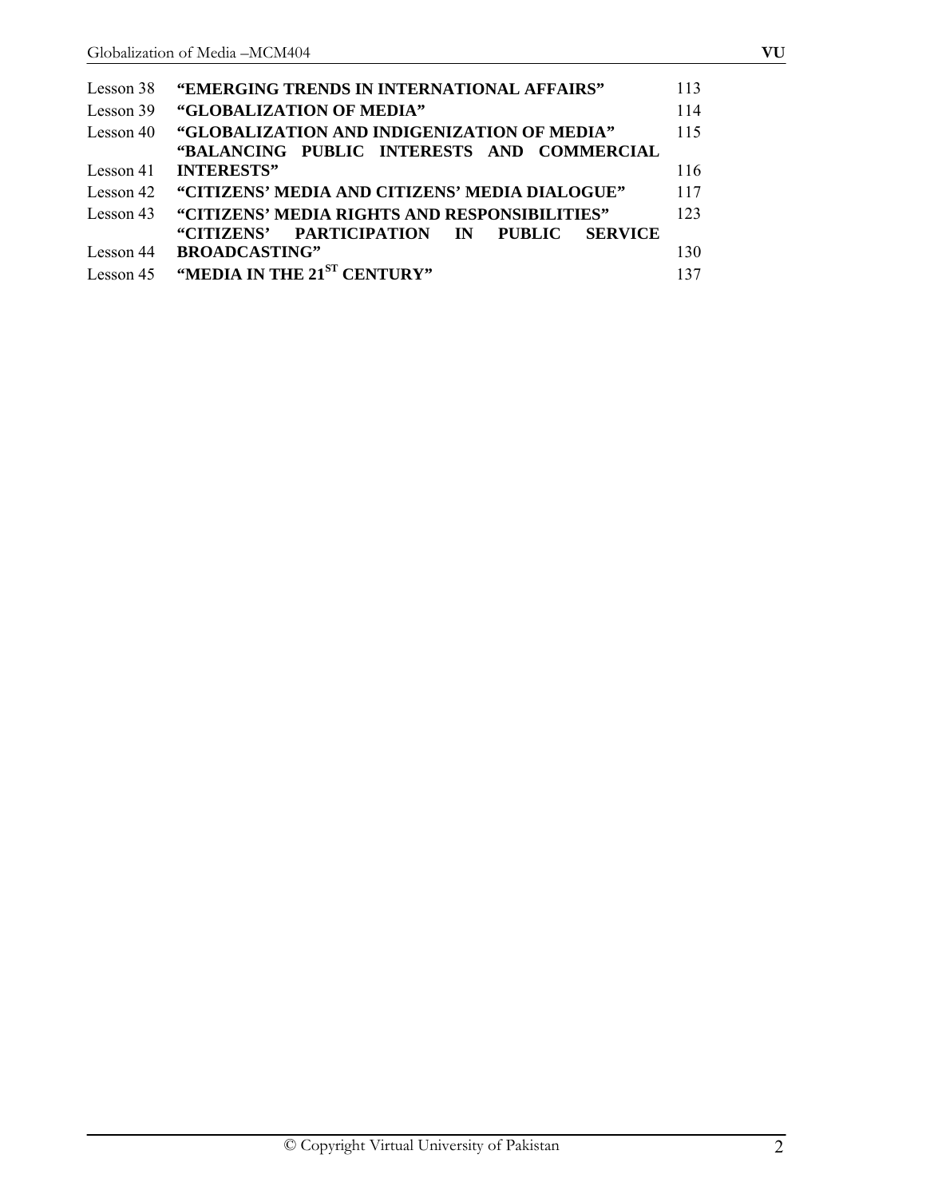| | | |
|---|---|---|
| Lesson 38 | **"EMERGING TRENDS IN INTERNATIONAL AFFAIRS"** | 113 |
| Lesson 39 | **"GLOBALIZATION OF MEDIA"** | 114 |
| Lesson 40 | **"GLOBALIZATION AND INDIGENIZATION OF MEDIA"** | 115 |
| Lesson 41 | **"BALANCING PUBLIC INTERESTS AND COMMERCIAL INTERESTS"** | 116 |
| Lesson 42 | **"CITIZENS' MEDIA AND CITIZENS' MEDIA DIALOGUE"** | 117 |
| Lesson 43 | **"CITIZENS' MEDIA RIGHTS AND RESPONSIBILITIES"** | 123 |
| Lesson 44 | **"CITIZENS' PARTICIPATION IN PUBLIC SERVICE BROADCASTING"** | 130 |
| Lesson 45 | **"MEDIA IN THE 21ST CENTURY"** | 137 |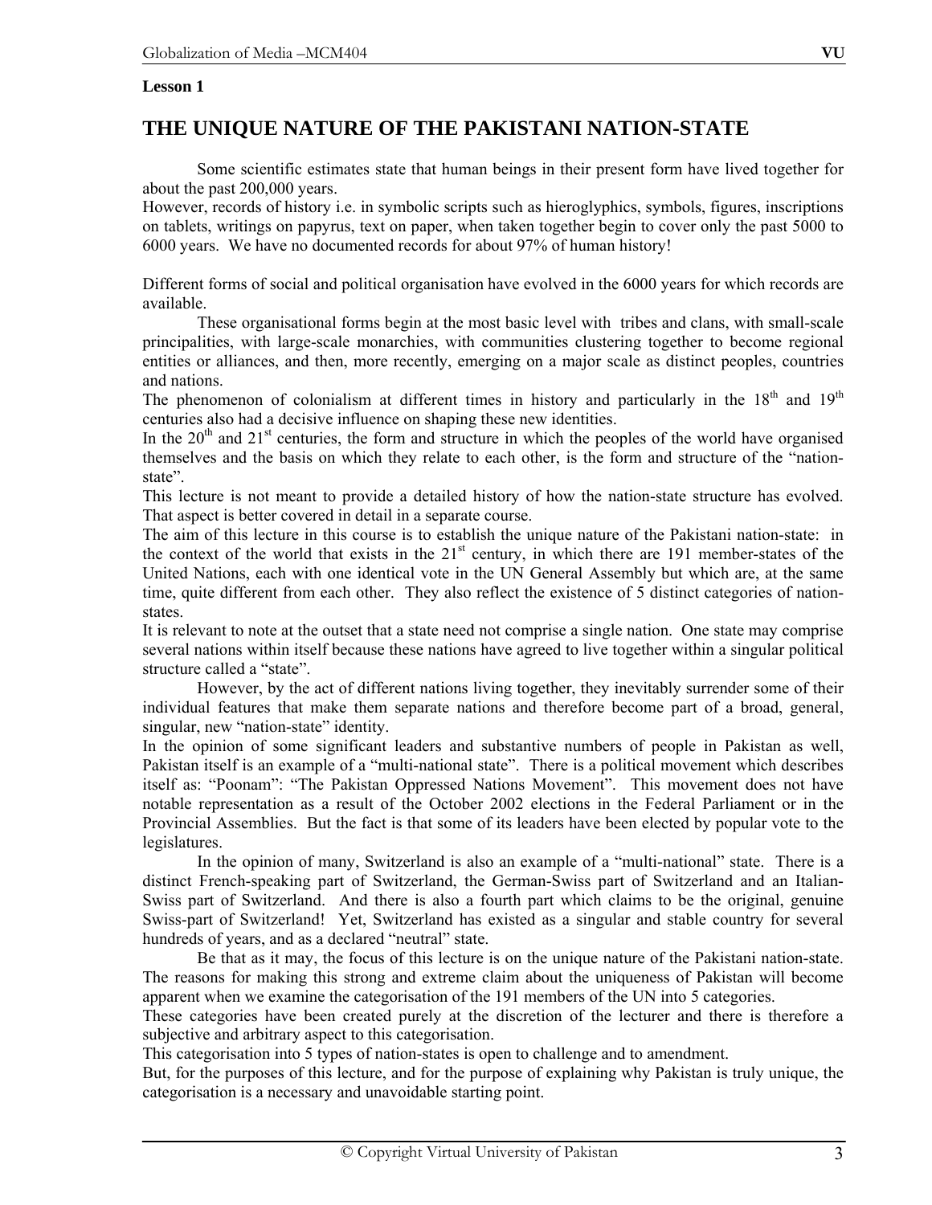**Lesson 1**

# THE UNIQUE NATURE OF THE PAKISTANI NATION-STATE

Some scientific estimates state that human beings in their present form have lived together for about the past 200,000 years.

However, records of history i.e. in symbolic scripts such as hieroglyphics, symbols, figures, inscriptions on tablets, writings on papyrus, text on paper, when taken together begin to cover only the past 5000 to 6000 years. We have no documented records for about 97% of human history!

Different forms of social and political organisation have evolved in the 6000 years for which records are available.

These organisational forms begin at the most basic level with tribes and clans, with small-scale principalities, with large-scale monarchies, with communities clustering together to become regional entities or alliances, and then, more recently, emerging on a major scale as distinct peoples, countries and nations.

The phenomenon of colonialism at different times in history and particularly in the 18th and 19th centuries also had a decisive influence on shaping these new identities.

In the 20th and 21st centuries, the form and structure in which the peoples of the world have organised themselves and the basis on which they relate to each other, is the form and structure of the "nation-state".

This lecture is not meant to provide a detailed history of how the nation-state structure has evolved. That aspect is better covered in detail in a separate course.

The aim of this lecture in this course is to establish the unique nature of the Pakistani nation-state: in the context of the world that exists in the 21st century, in which there are 191 member-states of the United Nations, each with one identical vote in the UN General Assembly but which are, at the same time, quite different from each other. They also reflect the existence of 5 distinct categories of nation-states.

It is relevant to note at the outset that a state need not comprise a single nation. One state may comprise several nations within itself because these nations have agreed to live together within a singular political structure called a "state".

However, by the act of different nations living together, they inevitably surrender some of their individual features that make them separate nations and therefore become part of a broad, general, singular, new "nation-state" identity.

In the opinion of some significant leaders and substantive numbers of people in Pakistan as well, Pakistan itself is an example of a "multi-national state". There is a political movement which describes itself as: "Poonam": "The Pakistan Oppressed Nations Movement". This movement does not have notable representation as a result of the October 2002 elections in the Federal Parliament or in the Provincial Assemblies. But the fact is that some of its leaders have been elected by popular vote to the legislatures.

In the opinion of many, Switzerland is also an example of a "multi-national" state. There is a distinct French-speaking part of Switzerland, the German-Swiss part of Switzerland and an Italian-Swiss part of Switzerland. And there is also a fourth part which claims to be the original, genuine Swiss-part of Switzerland! Yet, Switzerland has existed as a singular and stable country for several hundreds of years, and as a declared "neutral" state.

Be that as it may, the focus of this lecture is on the unique nature of the Pakistani nation-state. The reasons for making this strong and extreme claim about the uniqueness of Pakistan will become apparent when we examine the categorisation of the 191 members of the UN into 5 categories.

These categories have been created purely at the discretion of the lecturer and there is therefore a subjective and arbitrary aspect to this categorisation.

This categorisation into 5 types of nation-states is open to challenge and to amendment.

But, for the purposes of this lecture, and for the purpose of explaining why Pakistan is truly unique, the categorisation is a necessary and unavoidable starting point.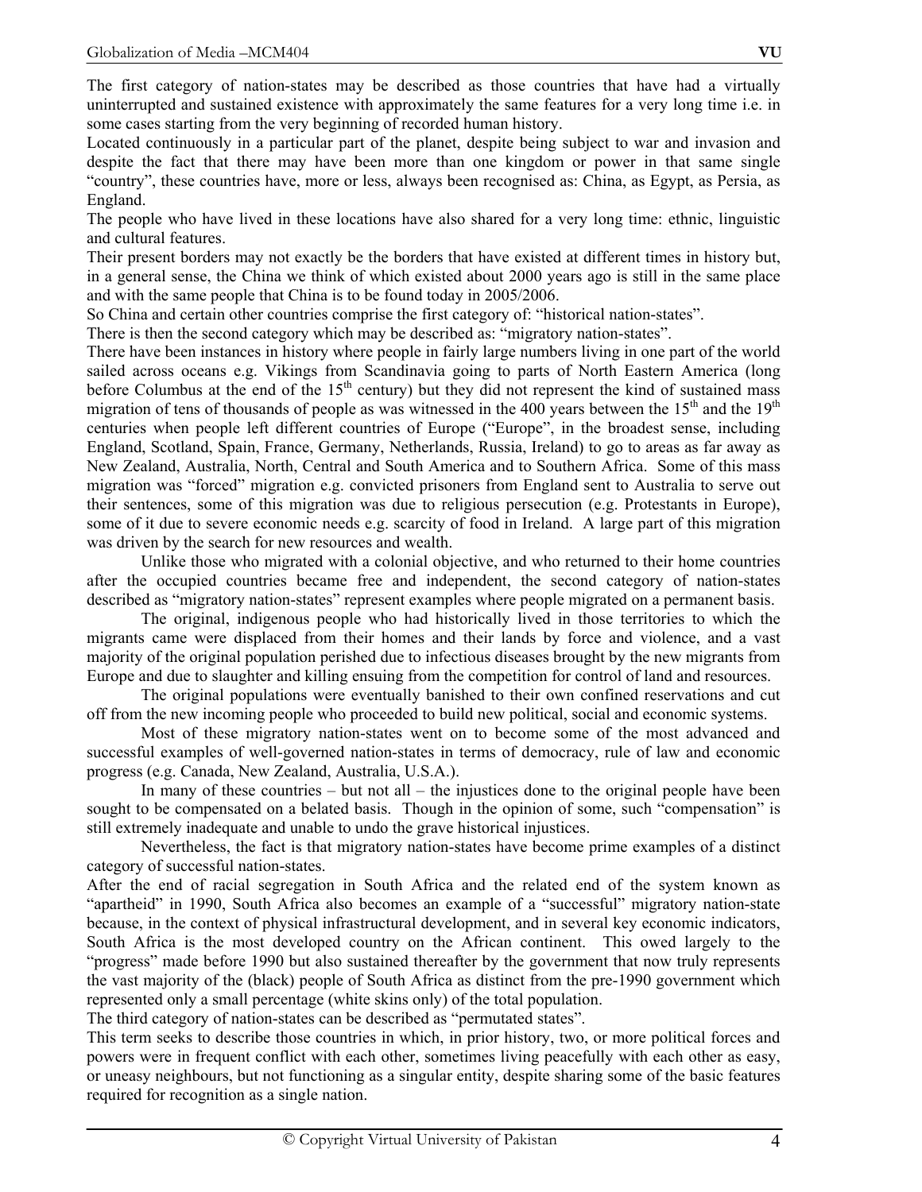The first category of nation-states may be described as those countries that have had a virtually uninterrupted and sustained existence with approximately the same features for a very long time i.e. in some cases starting from the very beginning of recorded human history.

Located continuously in a particular part of the planet, despite being subject to war and invasion and despite the fact that there may have been more than one kingdom or power in that same single "country", these countries have, more or less, always been recognised as: China, as Egypt, as Persia, as England.

The people who have lived in these locations have also shared for a very long time: ethnic, linguistic and cultural features.

Their present borders may not exactly be the borders that have existed at different times in history but, in a general sense, the China we think of which existed about 2000 years ago is still in the same place and with the same people that China is to be found today in 2005/2006.

So China and certain other countries comprise the first category of: "historical nation-states".

There is then the second category which may be described as: "migratory nation-states".

There have been instances in history where people in fairly large numbers living in one part of the world sailed across oceans e.g. Vikings from Scandinavia going to parts of North Eastern America (long before Columbus at the end of the 15th century) but they did not represent the kind of sustained mass migration of tens of thousands of people as was witnessed in the 400 years between the 15th and the 19th centuries when people left different countries of Europe ("Europe", in the broadest sense, including England, Scotland, Spain, France, Germany, Netherlands, Russia, Ireland) to go to areas as far away as New Zealand, Australia, North, Central and South America and to Southern Africa. Some of this mass migration was "forced" migration e.g. convicted prisoners from England sent to Australia to serve out their sentences, some of this migration was due to religious persecution (e.g. Protestants in Europe), some of it due to severe economic needs e.g. scarcity of food in Ireland. A large part of this migration was driven by the search for new resources and wealth.

Unlike those who migrated with a colonial objective, and who returned to their home countries after the occupied countries became free and independent, the second category of nation-states described as "migratory nation-states" represent examples where people migrated on a permanent basis.

The original, indigenous people who had historically lived in those territories to which the migrants came were displaced from their homes and their lands by force and violence, and a vast majority of the original population perished due to infectious diseases brought by the new migrants from Europe and due to slaughter and killing ensuing from the competition for control of land and resources.

The original populations were eventually banished to their own confined reservations and cut off from the new incoming people who proceeded to build new political, social and economic systems.

Most of these migratory nation-states went on to become some of the most advanced and successful examples of well-governed nation-states in terms of democracy, rule of law and economic progress (e.g. Canada, New Zealand, Australia, U.S.A.).

In many of these countries – but not all – the injustices done to the original people have been sought to be compensated on a belated basis. Though in the opinion of some, such "compensation" is still extremely inadequate and unable to undo the grave historical injustices.

Nevertheless, the fact is that migratory nation-states have become prime examples of a distinct category of successful nation-states.

After the end of racial segregation in South Africa and the related end of the system known as "apartheid" in 1990, South Africa also becomes an example of a "successful" migratory nation-state because, in the context of physical infrastructural development, and in several key economic indicators, South Africa is the most developed country on the African continent. This owed largely to the "progress" made before 1990 but also sustained thereafter by the government that now truly represents the vast majority of the (black) people of South Africa as distinct from the pre-1990 government which represented only a small percentage (white skins only) of the total population.

The third category of nation-states can be described as "permutated states".

This term seeks to describe those countries in which, in prior history, two, or more political forces and powers were in frequent conflict with each other, sometimes living peacefully with each other as easy, or uneasy neighbours, but not functioning as a singular entity, despite sharing some of the basic features required for recognition as a single nation.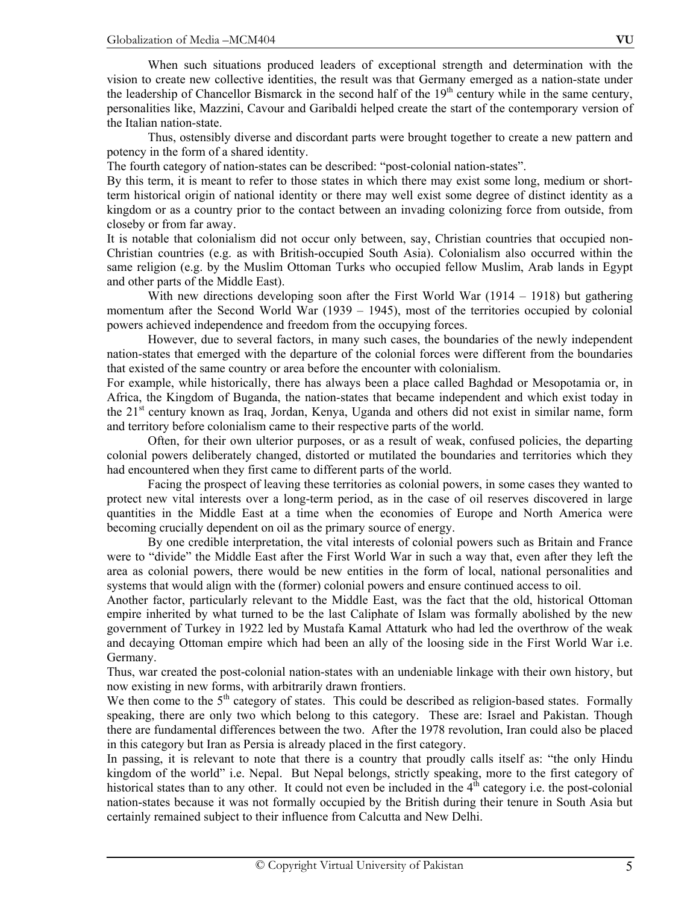When such situations produced leaders of exceptional strength and determination with the vision to create new collective identities, the result was that Germany emerged as a nation-state under the leadership of Chancellor Bismarck in the second half of the 19th century while in the same century, personalities like, Mazzini, Cavour and Garibaldi helped create the start of the contemporary version of the Italian nation-state.

Thus, ostensibly diverse and discordant parts were brought together to create a new pattern and potency in the form of a shared identity.

The fourth category of nation-states can be described: "post-colonial nation-states".

By this term, it is meant to refer to those states in which there may exist some long, medium or short-term historical origin of national identity or there may well exist some degree of distinct identity as a kingdom or as a country prior to the contact between an invading colonizing force from outside, from closeby or from far away.

It is notable that colonialism did not occur only between, say, Christian countries that occupied non-Christian countries (e.g. as with British-occupied South Asia). Colonialism also occurred within the same religion (e.g. by the Muslim Ottoman Turks who occupied fellow Muslim, Arab lands in Egypt and other parts of the Middle East).

With new directions developing soon after the First World War (1914 – 1918) but gathering momentum after the Second World War (1939 – 1945), most of the territories occupied by colonial powers achieved independence and freedom from the occupying forces.

However, due to several factors, in many such cases, the boundaries of the newly independent nation-states that emerged with the departure of the colonial forces were different from the boundaries that existed of the same country or area before the encounter with colonialism.

For example, while historically, there has always been a place called Baghdad or Mesopotamia or, in Africa, the Kingdom of Buganda, the nation-states that became independent and which exist today in the 21st century known as Iraq, Jordan, Kenya, Uganda and others did not exist in similar name, form and territory before colonialism came to their respective parts of the world.

Often, for their own ulterior purposes, or as a result of weak, confused policies, the departing colonial powers deliberately changed, distorted or mutilated the boundaries and territories which they had encountered when they first came to different parts of the world.

Facing the prospect of leaving these territories as colonial powers, in some cases they wanted to protect new vital interests over a long-term period, as in the case of oil reserves discovered in large quantities in the Middle East at a time when the economies of Europe and North America were becoming crucially dependent on oil as the primary source of energy.

By one credible interpretation, the vital interests of colonial powers such as Britain and France were to "divide" the Middle East after the First World War in such a way that, even after they left the area as colonial powers, there would be new entities in the form of local, national personalities and systems that would align with the (former) colonial powers and ensure continued access to oil.

Another factor, particularly relevant to the Middle East, was the fact that the old, historical Ottoman empire inherited by what turned to be the last Caliphate of Islam was formally abolished by the new government of Turkey in 1922 led by Mustafa Kamal Attaturk who had led the overthrow of the weak and decaying Ottoman empire which had been an ally of the loosing side in the First World War i.e. Germany.

Thus, war created the post-colonial nation-states with an undeniable linkage with their own history, but now existing in new forms, with arbitrarily drawn frontiers.

We then come to the 5th category of states. This could be described as religion-based states. Formally speaking, there are only two which belong to this category. These are: Israel and Pakistan. Though there are fundamental differences between the two. After the 1978 revolution, Iran could also be placed in this category but Iran as Persia is already placed in the first category.

In passing, it is relevant to note that there is a country that proudly calls itself as: "the only Hindu kingdom of the world" i.e. Nepal. But Nepal belongs, strictly speaking, more to the first category of historical states than to any other. It could not even be included in the 4th category i.e. the post-colonial nation-states because it was not formally occupied by the British during their tenure in South Asia but certainly remained subject to their influence from Calcutta and New Delhi.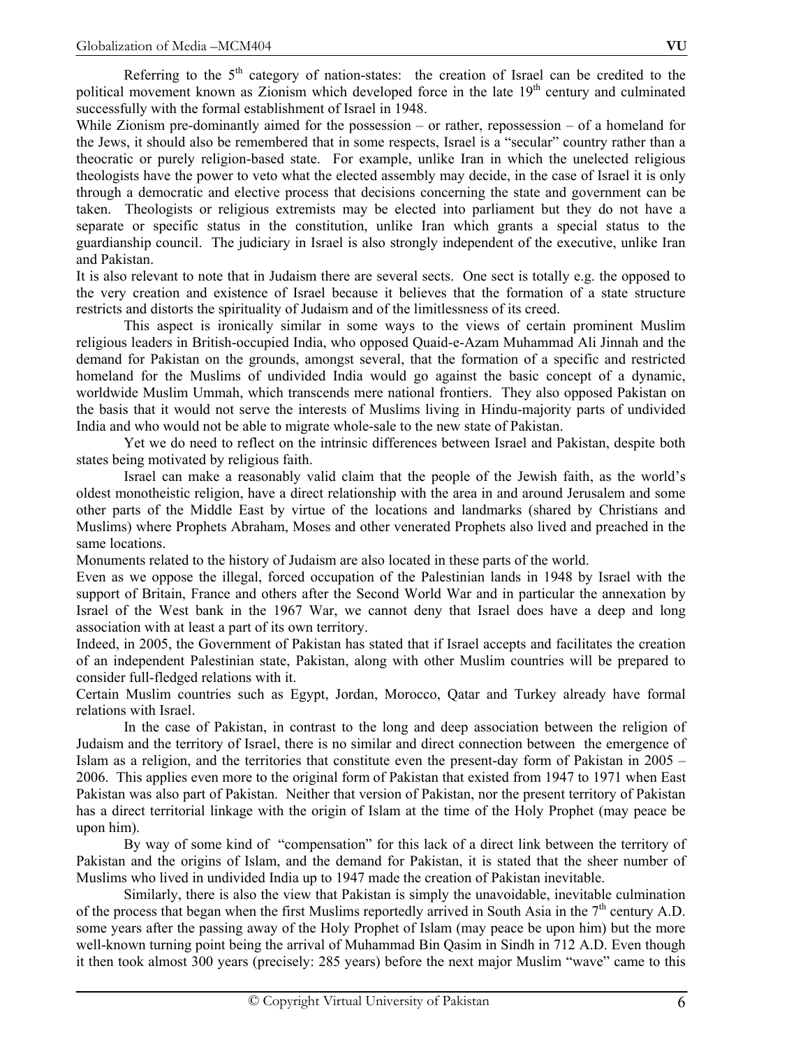Referring to the 5th category of nation-states: the creation of Israel can be credited to the political movement known as Zionism which developed force in the late 19th century and culminated successfully with the formal establishment of Israel in 1948.

While Zionism pre-dominantly aimed for the possession – or rather, repossession – of a homeland for the Jews, it should also be remembered that in some respects, Israel is a "secular" country rather than a theocratic or purely religion-based state. For example, unlike Iran in which the unelected religious theologists have the power to veto what the elected assembly may decide, in the case of Israel it is only through a democratic and elective process that decisions concerning the state and government can be taken. Theologists or religious extremists may be elected into parliament but they do not have a separate or specific status in the constitution, unlike Iran which grants a special status to the guardianship council. The judiciary in Israel is also strongly independent of the executive, unlike Iran and Pakistan.

It is also relevant to note that in Judaism there are several sects. One sect is totally e.g. the opposed to the very creation and existence of Israel because it believes that the formation of a state structure restricts and distorts the spirituality of Judaism and of the limitlessness of its creed.

This aspect is ironically similar in some ways to the views of certain prominent Muslim religious leaders in British-occupied India, who opposed Quaid-e-Azam Muhammad Ali Jinnah and the demand for Pakistan on the grounds, amongst several, that the formation of a specific and restricted homeland for the Muslims of undivided India would go against the basic concept of a dynamic, worldwide Muslim Ummah, which transcends mere national frontiers. They also opposed Pakistan on the basis that it would not serve the interests of Muslims living in Hindu-majority parts of undivided India and who would not be able to migrate whole-sale to the new state of Pakistan.

Yet we do need to reflect on the intrinsic differences between Israel and Pakistan, despite both states being motivated by religious faith.

Israel can make a reasonably valid claim that the people of the Jewish faith, as the world's oldest monotheistic religion, have a direct relationship with the area in and around Jerusalem and some other parts of the Middle East by virtue of the locations and landmarks (shared by Christians and Muslims) where Prophets Abraham, Moses and other venerated Prophets also lived and preached in the same locations.

Monuments related to the history of Judaism are also located in these parts of the world.

Even as we oppose the illegal, forced occupation of the Palestinian lands in 1948 by Israel with the support of Britain, France and others after the Second World War and in particular the annexation by Israel of the West bank in the 1967 War, we cannot deny that Israel does have a deep and long association with at least a part of its own territory.

Indeed, in 2005, the Government of Pakistan has stated that if Israel accepts and facilitates the creation of an independent Palestinian state, Pakistan, along with other Muslim countries will be prepared to consider full-fledged relations with it.

Certain Muslim countries such as Egypt, Jordan, Morocco, Qatar and Turkey already have formal relations with Israel.

In the case of Pakistan, in contrast to the long and deep association between the religion of Judaism and the territory of Israel, there is no similar and direct connection between the emergence of Islam as a religion, and the territories that constitute even the present-day form of Pakistan in 2005 – 2006. This applies even more to the original form of Pakistan that existed from 1947 to 1971 when East Pakistan was also part of Pakistan. Neither that version of Pakistan, nor the present territory of Pakistan has a direct territorial linkage with the origin of Islam at the time of the Holy Prophet (may peace be upon him).

By way of some kind of "compensation" for this lack of a direct link between the territory of Pakistan and the origins of Islam, and the demand for Pakistan, it is stated that the sheer number of Muslims who lived in undivided India up to 1947 made the creation of Pakistan inevitable.

Similarly, there is also the view that Pakistan is simply the unavoidable, inevitable culmination of the process that began when the first Muslims reportedly arrived in South Asia in the 7th century A.D. some years after the passing away of the Holy Prophet of Islam (may peace be upon him) but the more well-known turning point being the arrival of Muhammad Bin Qasim in Sindh in 712 A.D. Even though it then took almost 300 years (precisely: 285 years) before the next major Muslim "wave" came to this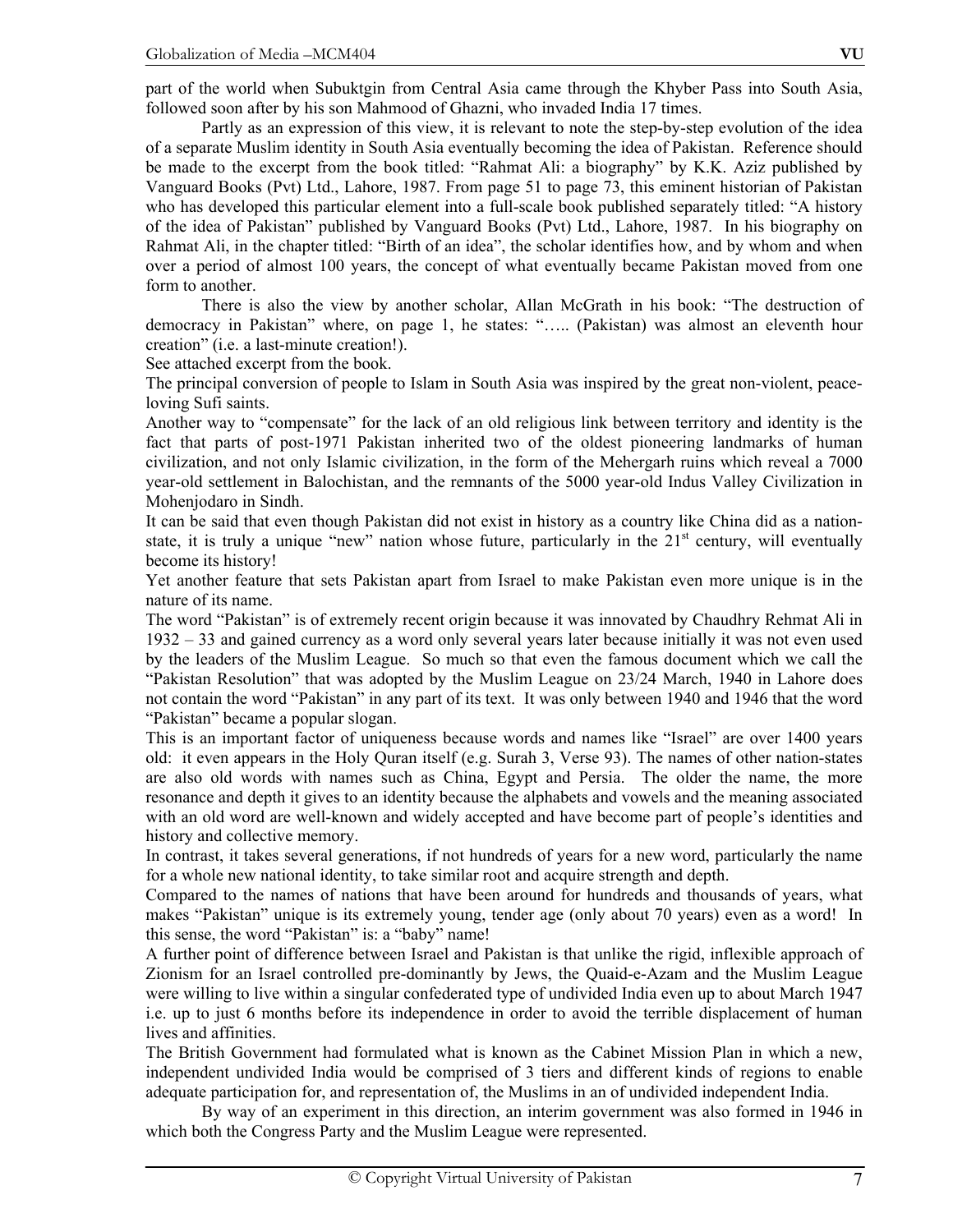part of the world when Subuktgin from Central Asia came through the Khyber Pass into South Asia, followed soon after by his son Mahmood of Ghazni, who invaded India 17 times.

Partly as an expression of this view, it is relevant to note the step-by-step evolution of the idea of a separate Muslim identity in South Asia eventually becoming the idea of Pakistan. Reference should be made to the excerpt from the book titled: "Rahmat Ali: a biography" by K.K. Aziz published by Vanguard Books (Pvt) Ltd., Lahore, 1987. From page 51 to page 73, this eminent historian of Pakistan who has developed this particular element into a full-scale book published separately titled: "A history of the idea of Pakistan" published by Vanguard Books (Pvt) Ltd., Lahore, 1987. In his biography on Rahmat Ali, in the chapter titled: "Birth of an idea", the scholar identifies how, and by whom and when over a period of almost 100 years, the concept of what eventually became Pakistan moved from one form to another.

There is also the view by another scholar, Allan McGrath in his book: "The destruction of democracy in Pakistan" where, on page 1, he states: "….. (Pakistan) was almost an eleventh hour creation" (i.e. a last-minute creation!).

See attached excerpt from the book.

The principal conversion of people to Islam in South Asia was inspired by the great non-violent, peace-loving Sufi saints.

Another way to "compensate" for the lack of an old religious link between territory and identity is the fact that parts of post-1971 Pakistan inherited two of the oldest pioneering landmarks of human civilization, and not only Islamic civilization, in the form of the Mehergarh ruins which reveal a 7000 year-old settlement in Balochistan, and the remnants of the 5000 year-old Indus Valley Civilization in Mohenjodaro in Sindh.

It can be said that even though Pakistan did not exist in history as a country like China did as a nation-state, it is truly a unique "new" nation whose future, particularly in the 21st century, will eventually become its history!

Yet another feature that sets Pakistan apart from Israel to make Pakistan even more unique is in the nature of its name.

The word "Pakistan" is of extremely recent origin because it was innovated by Chaudhry Rehmat Ali in 1932 – 33 and gained currency as a word only several years later because initially it was not even used by the leaders of the Muslim League. So much so that even the famous document which we call the "Pakistan Resolution" that was adopted by the Muslim League on 23/24 March, 1940 in Lahore does not contain the word "Pakistan" in any part of its text. It was only between 1940 and 1946 that the word "Pakistan" became a popular slogan.

This is an important factor of uniqueness because words and names like "Israel" are over 1400 years old: it even appears in the Holy Quran itself (e.g. Surah 3, Verse 93). The names of other nation-states are also old words with names such as China, Egypt and Persia. The older the name, the more resonance and depth it gives to an identity because the alphabets and vowels and the meaning associated with an old word are well-known and widely accepted and have become part of people's identities and history and collective memory.

In contrast, it takes several generations, if not hundreds of years for a new word, particularly the name for a whole new national identity, to take similar root and acquire strength and depth.

Compared to the names of nations that have been around for hundreds and thousands of years, what makes "Pakistan" unique is its extremely young, tender age (only about 70 years) even as a word! In this sense, the word "Pakistan" is: a "baby" name!

A further point of difference between Israel and Pakistan is that unlike the rigid, inflexible approach of Zionism for an Israel controlled pre-dominantly by Jews, the Quaid-e-Azam and the Muslim League were willing to live within a singular confederated type of undivided India even up to about March 1947 i.e. up to just 6 months before its independence in order to avoid the terrible displacement of human lives and affinities.

The British Government had formulated what is known as the Cabinet Mission Plan in which a new, independent undivided India would be comprised of 3 tiers and different kinds of regions to enable adequate participation for, and representation of, the Muslims in an of undivided independent India.

By way of an experiment in this direction, an interim government was also formed in 1946 in which both the Congress Party and the Muslim League were represented.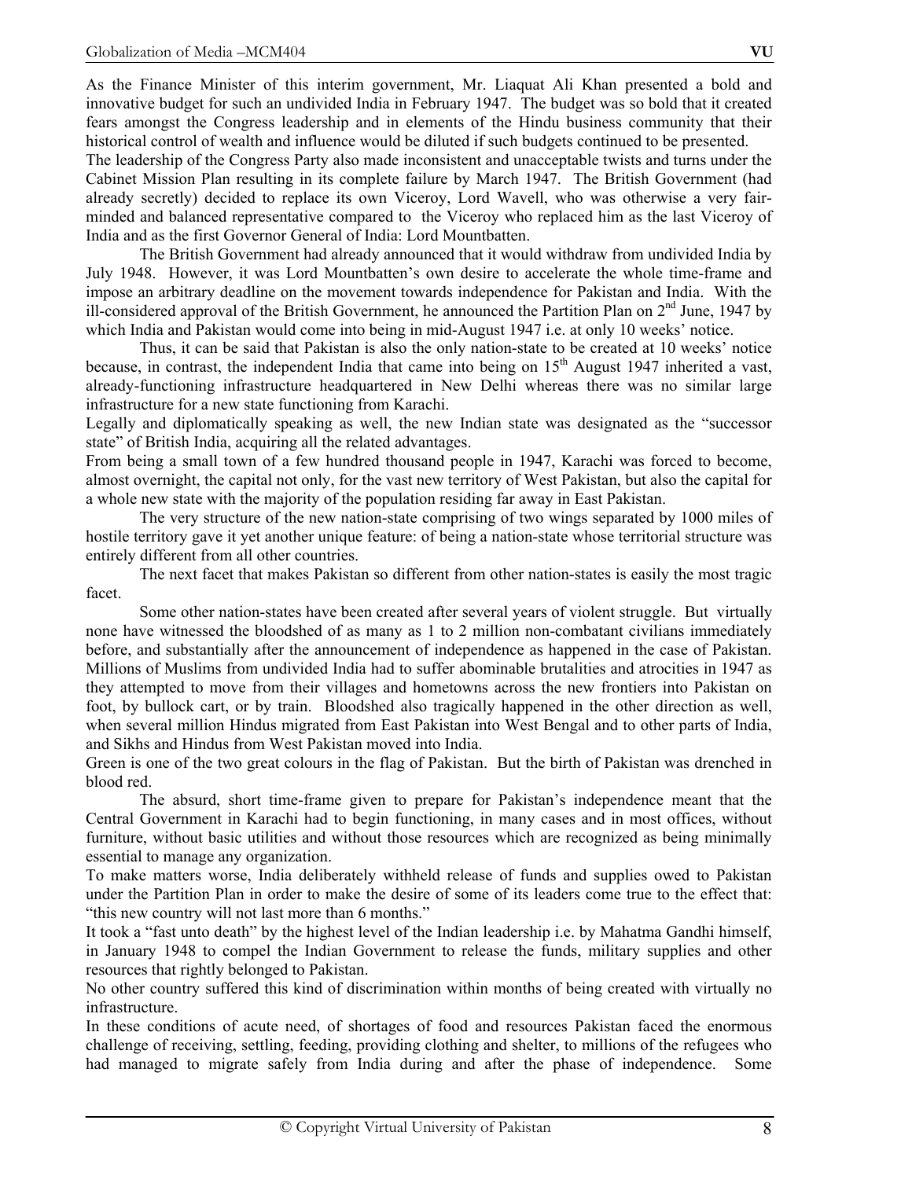As the Finance Minister of this interim government, Mr. Liaquat Ali Khan presented a bold and innovative budget for such an undivided India in February 1947. The budget was so bold that it created fears amongst the Congress leadership and in elements of the Hindu business community that their historical control of wealth and influence would be diluted if such budgets continued to be presented.

The leadership of the Congress Party also made inconsistent and unacceptable twists and turns under the Cabinet Mission Plan resulting in its complete failure by March 1947. The British Government (had already secretly) decided to replace its own Viceroy, Lord Wavell, who was otherwise a very fair-minded and balanced representative compared to the Viceroy who replaced him as the last Viceroy of India and as the first Governor General of India: Lord Mountbatten.

The British Government had already announced that it would withdraw from undivided India by July 1948. However, it was Lord Mountbatten's own desire to accelerate the whole time-frame and impose an arbitrary deadline on the movement towards independence for Pakistan and India. With the ill-considered approval of the British Government, he announced the Partition Plan on 2nd June, 1947 by which India and Pakistan would come into being in mid-August 1947 i.e. at only 10 weeks' notice.

Thus, it can be said that Pakistan is also the only nation-state to be created at 10 weeks' notice because, in contrast, the independent India that came into being on 15th August 1947 inherited a vast, already-functioning infrastructure headquartered in New Delhi whereas there was no similar large infrastructure for a new state functioning from Karachi.

Legally and diplomatically speaking as well, the new Indian state was designated as the "successor state" of British India, acquiring all the related advantages.

From being a small town of a few hundred thousand people in 1947, Karachi was forced to become, almost overnight, the capital not only, for the vast new territory of West Pakistan, but also the capital for a whole new state with the majority of the population residing far away in East Pakistan.

The very structure of the new nation-state comprising of two wings separated by 1000 miles of hostile territory gave it yet another unique feature: of being a nation-state whose territorial structure was entirely different from all other countries.

The next facet that makes Pakistan so different from other nation-states is easily the most tragic facet.

Some other nation-states have been created after several years of violent struggle. But virtually none have witnessed the bloodshed of as many as 1 to 2 million non-combatant civilians immediately before, and substantially after the announcement of independence as happened in the case of Pakistan. Millions of Muslims from undivided India had to suffer abominable brutalities and atrocities in 1947 as they attempted to move from their villages and hometowns across the new frontiers into Pakistan on foot, by bullock cart, or by train. Bloodshed also tragically happened in the other direction as well, when several million Hindus migrated from East Pakistan into West Bengal and to other parts of India, and Sikhs and Hindus from West Pakistan moved into India.

Green is one of the two great colours in the flag of Pakistan. But the birth of Pakistan was drenched in blood red.

The absurd, short time-frame given to prepare for Pakistan's independence meant that the Central Government in Karachi had to begin functioning, in many cases and in most offices, without furniture, without basic utilities and without those resources which are recognized as being minimally essential to manage any organization.

To make matters worse, India deliberately withheld release of funds and supplies owed to Pakistan under the Partition Plan in order to make the desire of some of its leaders come true to the effect that: "this new country will not last more than 6 months."

It took a "fast unto death" by the highest level of the Indian leadership i.e. by Mahatma Gandhi himself, in January 1948 to compel the Indian Government to release the funds, military supplies and other resources that rightly belonged to Pakistan.

No other country suffered this kind of discrimination within months of being created with virtually no infrastructure.

In these conditions of acute need, of shortages of food and resources Pakistan faced the enormous challenge of receiving, settling, feeding, providing clothing and shelter, to millions of the refugees who had managed to migrate safely from India during and after the phase of independence. Some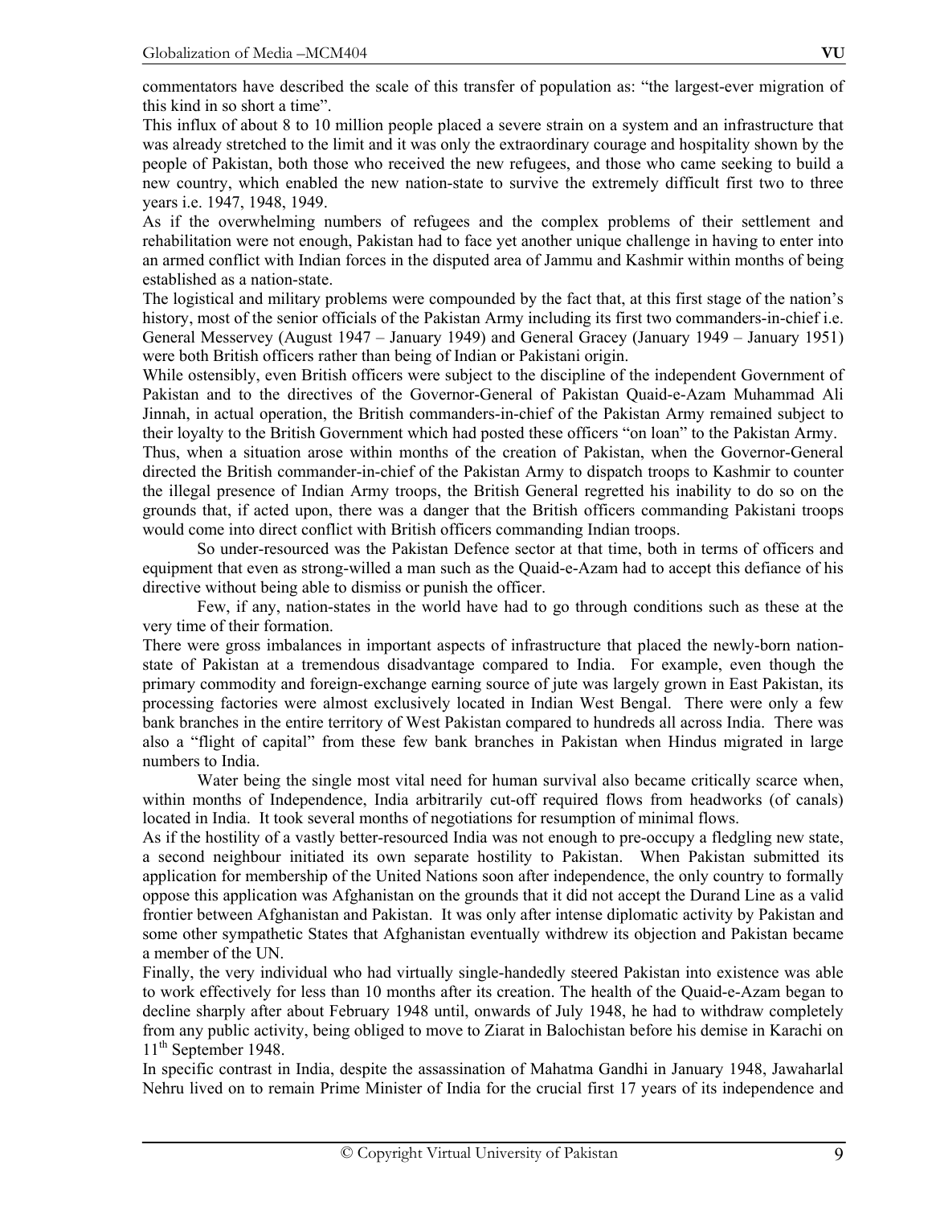commentators have described the scale of this transfer of population as: "the largest-ever migration of this kind in so short a time".

This influx of about 8 to 10 million people placed a severe strain on a system and an infrastructure that was already stretched to the limit and it was only the extraordinary courage and hospitality shown by the people of Pakistan, both those who received the new refugees, and those who came seeking to build a new country, which enabled the new nation-state to survive the extremely difficult first two to three years i.e. 1947, 1948, 1949.

As if the overwhelming numbers of refugees and the complex problems of their settlement and rehabilitation were not enough, Pakistan had to face yet another unique challenge in having to enter into an armed conflict with Indian forces in the disputed area of Jammu and Kashmir within months of being established as a nation-state.

The logistical and military problems were compounded by the fact that, at this first stage of the nation's history, most of the senior officials of the Pakistan Army including its first two commanders-in-chief i.e. General Messervey (August 1947 – January 1949) and General Gracey (January 1949 – January 1951) were both British officers rather than being of Indian or Pakistani origin.

While ostensibly, even British officers were subject to the discipline of the independent Government of Pakistan and to the directives of the Governor-General of Pakistan Quaid-e-Azam Muhammad Ali Jinnah, in actual operation, the British commanders-in-chief of the Pakistan Army remained subject to their loyalty to the British Government which had posted these officers "on loan" to the Pakistan Army.

Thus, when a situation arose within months of the creation of Pakistan, when the Governor-General directed the British commander-in-chief of the Pakistan Army to dispatch troops to Kashmir to counter the illegal presence of Indian Army troops, the British General regretted his inability to do so on the grounds that, if acted upon, there was a danger that the British officers commanding Pakistani troops would come into direct conflict with British officers commanding Indian troops.

So under-resourced was the Pakistan Defence sector at that time, both in terms of officers and equipment that even as strong-willed a man such as the Quaid-e-Azam had to accept this defiance of his directive without being able to dismiss or punish the officer.

Few, if any, nation-states in the world have had to go through conditions such as these at the very time of their formation.

There were gross imbalances in important aspects of infrastructure that placed the newly-born nation-state of Pakistan at a tremendous disadvantage compared to India. For example, even though the primary commodity and foreign-exchange earning source of jute was largely grown in East Pakistan, its processing factories were almost exclusively located in Indian West Bengal. There were only a few bank branches in the entire territory of West Pakistan compared to hundreds all across India. There was also a "flight of capital" from these few bank branches in Pakistan when Hindus migrated in large numbers to India.

Water being the single most vital need for human survival also became critically scarce when, within months of Independence, India arbitrarily cut-off required flows from headworks (of canals) located in India. It took several months of negotiations for resumption of minimal flows.

As if the hostility of a vastly better-resourced India was not enough to pre-occupy a fledgling new state, a second neighbour initiated its own separate hostility to Pakistan. When Pakistan submitted its application for membership of the United Nations soon after independence, the only country to formally oppose this application was Afghanistan on the grounds that it did not accept the Durand Line as a valid frontier between Afghanistan and Pakistan. It was only after intense diplomatic activity by Pakistan and some other sympathetic States that Afghanistan eventually withdrew its objection and Pakistan became a member of the UN.

Finally, the very individual who had virtually single-handedly steered Pakistan into existence was able to work effectively for less than 10 months after its creation. The health of the Quaid-e-Azam began to decline sharply after about February 1948 until, onwards of July 1948, he had to withdraw completely from any public activity, being obliged to move to Ziarat in Balochistan before his demise in Karachi on 11th September 1948.

In specific contrast in India, despite the assassination of Mahatma Gandhi in January 1948, Jawaharlal Nehru lived on to remain Prime Minister of India for the crucial first 17 years of its independence and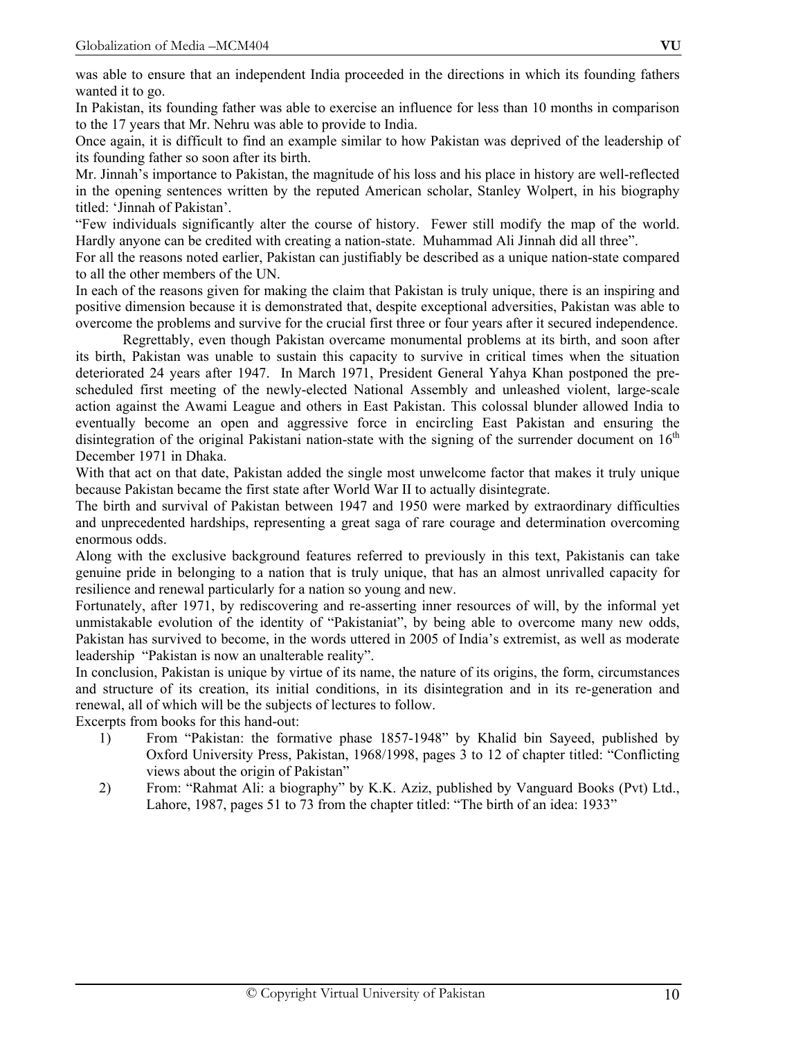was able to ensure that an independent India proceeded in the directions in which its founding fathers wanted it to go.

In Pakistan, its founding father was able to exercise an influence for less than 10 months in comparison to the 17 years that Mr. Nehru was able to provide to India.

Once again, it is difficult to find an example similar to how Pakistan was deprived of the leadership of its founding father so soon after its birth.

Mr. Jinnah's importance to Pakistan, the magnitude of his loss and his place in history are well-reflected in the opening sentences written by the reputed American scholar, Stanley Wolpert, in his biography titled: 'Jinnah of Pakistan'.

"Few individuals significantly alter the course of history. Fewer still modify the map of the world. Hardly anyone can be credited with creating a nation-state. Muhammad Ali Jinnah did all three".

For all the reasons noted earlier, Pakistan can justifiably be described as a unique nation-state compared to all the other members of the UN.

In each of the reasons given for making the claim that Pakistan is truly unique, there is an inspiring and positive dimension because it is demonstrated that, despite exceptional adversities, Pakistan was able to overcome the problems and survive for the crucial first three or four years after it secured independence.

Regrettably, even though Pakistan overcame monumental problems at its birth, and soon after its birth, Pakistan was unable to sustain this capacity to survive in critical times when the situation deteriorated 24 years after 1947. In March 1971, President General Yahya Khan postponed the pre-scheduled first meeting of the newly-elected National Assembly and unleashed violent, large-scale action against the Awami League and others in East Pakistan. This colossal blunder allowed India to eventually become an open and aggressive force in encircling East Pakistan and ensuring the disintegration of the original Pakistani nation-state with the signing of the surrender document on 16th December 1971 in Dhaka.

With that act on that date, Pakistan added the single most unwelcome factor that makes it truly unique because Pakistan became the first state after World War II to actually disintegrate.

The birth and survival of Pakistan between 1947 and 1950 were marked by extraordinary difficulties and unprecedented hardships, representing a great saga of rare courage and determination overcoming enormous odds.

Along with the exclusive background features referred to previously in this text, Pakistanis can take genuine pride in belonging to a nation that is truly unique, that has an almost unrivalled capacity for resilience and renewal particularly for a nation so young and new.

Fortunately, after 1971, by rediscovering and re-asserting inner resources of will, by the informal yet unmistakable evolution of the identity of "Pakistaniat", by being able to overcome many new odds, Pakistan has survived to become, in the words uttered in 2005 of India's extremist, as well as moderate leadership "Pakistan is now an unalterable reality".

In conclusion, Pakistan is unique by virtue of its name, the nature of its origins, the form, circumstances and structure of its creation, its initial conditions, in its disintegration and in its re-generation and renewal, all of which will be the subjects of lectures to follow.

Excerpts from books for this hand-out:

1) From "Pakistan: the formative phase 1857-1948" by Khalid bin Sayeed, published by Oxford University Press, Pakistan, 1968/1998, pages 3 to 12 of chapter titled: "Conflicting views about the origin of Pakistan"
2) From: "Rahmat Ali: a biography" by K.K. Aziz, published by Vanguard Books (Pvt) Ltd., Lahore, 1987, pages 51 to 73 from the chapter titled: "The birth of an idea: 1933"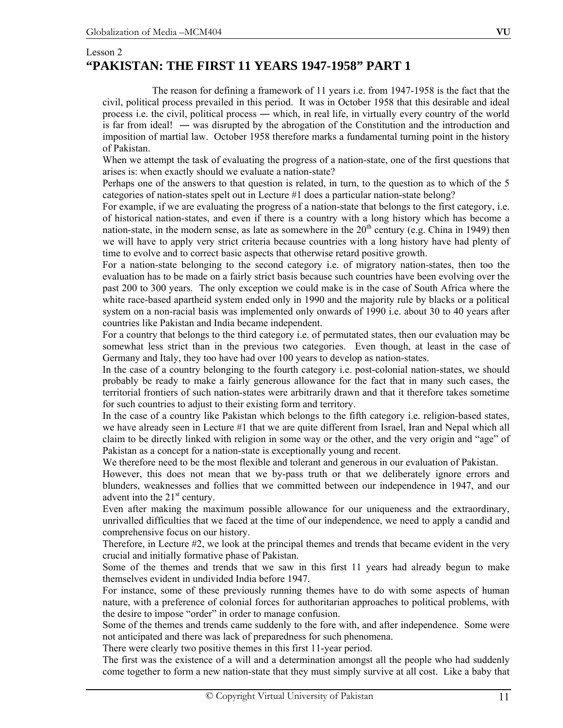Lesson 2

# "PAKISTAN: THE FIRST 11 YEARS 1947-1958" PART 1

The reason for defining a framework of 11 years i.e. from 1947-1958 is the fact that the civil, political process prevailed in this period. It was in October 1958 that this desirable and ideal process i.e. the civil, political process ― which, in real life, in virtually every country of the world is far from ideal! ― was disrupted by the abrogation of the Constitution and the introduction and imposition of martial law. October 1958 therefore marks a fundamental turning point in the history of Pakistan.

When we attempt the task of evaluating the progress of a nation-state, one of the first questions that arises is: when exactly should we evaluate a nation-state?

Perhaps one of the answers to that question is related, in turn, to the question as to which of the 5 categories of nation-states spelt out in Lecture #1 does a particular nation-state belong?

For example, if we are evaluating the progress of a nation-state that belongs to the first category, i.e. of historical nation-states, and even if there is a country with a long history which has become a nation-state, in the modern sense, as late as somewhere in the 20th century (e.g. China in 1949) then we will have to apply very strict criteria because countries with a long history have had plenty of time to evolve and to correct basic aspects that otherwise retard positive growth.

For a nation-state belonging to the second category i.e. of migratory nation-states, then too the evaluation has to be made on a fairly strict basis because such countries have been evolving over the past 200 to 300 years. The only exception we could make is in the case of South Africa where the white race-based apartheid system ended only in 1990 and the majority rule by blacks or a political system on a non-racial basis was implemented only onwards of 1990 i.e. about 30 to 40 years after countries like Pakistan and India became independent.

For a country that belongs to the third category i.e. of permutated states, then our evaluation may be somewhat less strict than in the previous two categories. Even though, at least in the case of Germany and Italy, they too have had over 100 years to develop as nation-states.

In the case of a country belonging to the fourth category i.e. post-colonial nation-states, we should probably be ready to make a fairly generous allowance for the fact that in many such cases, the territorial frontiers of such nation-states were arbitrarily drawn and that it therefore takes sometime for such countries to adjust to their existing form and territory.

In the case of a country like Pakistan which belongs to the fifth category i.e. religion-based states, we have already seen in Lecture #1 that we are quite different from Israel, Iran and Nepal which all claim to be directly linked with religion in some way or the other, and the very origin and "age" of Pakistan as a concept for a nation-state is exceptionally young and recent.

We therefore need to be the most flexible and tolerant and generous in our evaluation of Pakistan.

However, this does not mean that we by-pass truth or that we deliberately ignore errors and blunders, weaknesses and follies that we committed between our independence in 1947, and our advent into the 21st century.

Even after making the maximum possible allowance for our uniqueness and the extraordinary, unrivalled difficulties that we faced at the time of our independence, we need to apply a candid and comprehensive focus on our history.

Therefore, in Lecture #2, we look at the principal themes and trends that became evident in the very crucial and initially formative phase of Pakistan.

Some of the themes and trends that we saw in this first 11 years had already begun to make themselves evident in undivided India before 1947.

For instance, some of these previously running themes have to do with some aspects of human nature, with a preference of colonial forces for authoritarian approaches to political problems, with the desire to impose "order" in order to manage confusion.

Some of the themes and trends came suddenly to the fore with, and after independence. Some were not anticipated and there was lack of preparedness for such phenomena.

There were clearly two positive themes in this first 11-year period.

The first was the existence of a will and a determination amongst all the people who had suddenly come together to form a new nation-state that they must simply survive at all cost. Like a baby that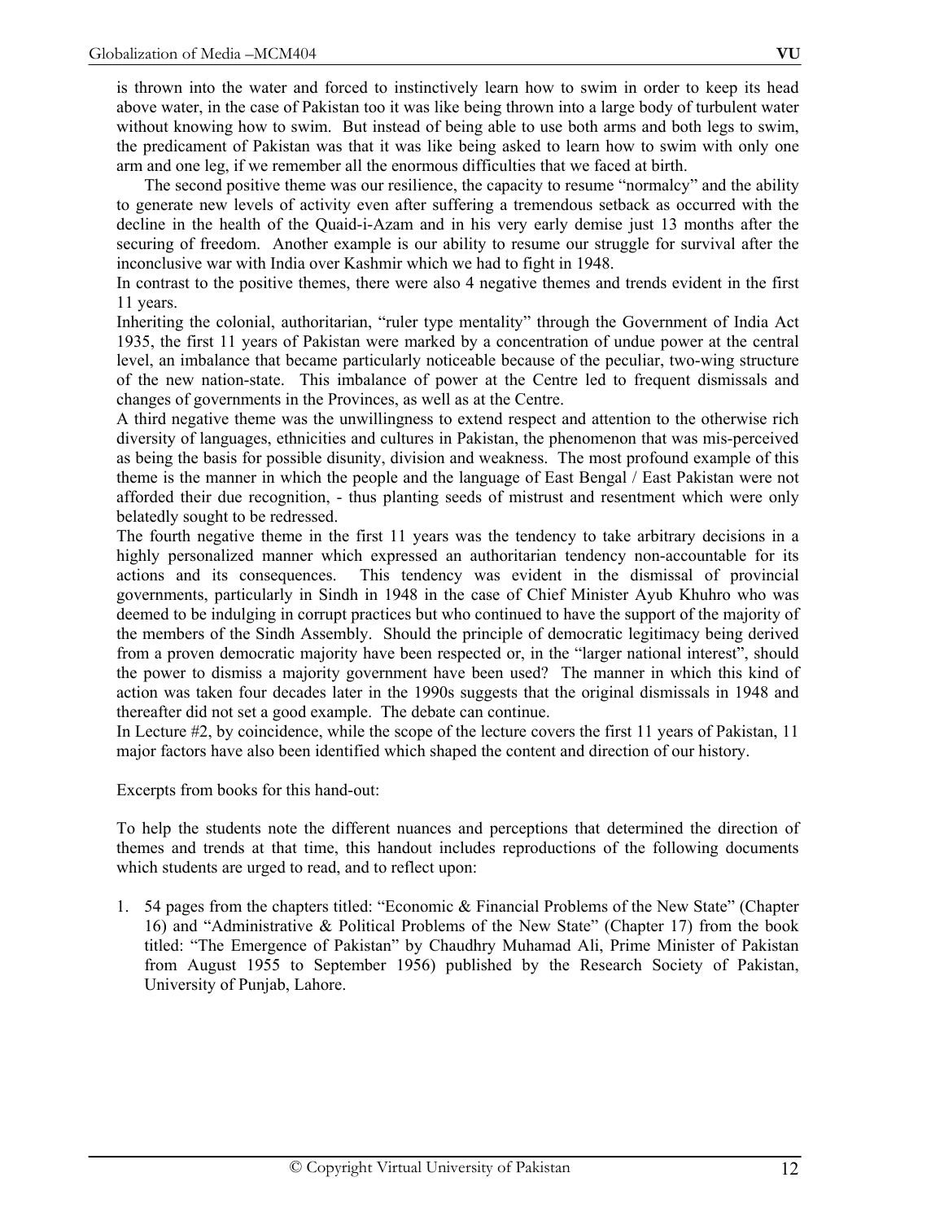is thrown into the water and forced to instinctively learn how to swim in order to keep its head above water, in the case of Pakistan too it was like being thrown into a large body of turbulent water without knowing how to swim. But instead of being able to use both arms and both legs to swim, the predicament of Pakistan was that it was like being asked to learn how to swim with only one arm and one leg, if we remember all the enormous difficulties that we faced at birth.

The second positive theme was our resilience, the capacity to resume "normalcy" and the ability to generate new levels of activity even after suffering a tremendous setback as occurred with the decline in the health of the Quaid-i-Azam and in his very early demise just 13 months after the securing of freedom. Another example is our ability to resume our struggle for survival after the inconclusive war with India over Kashmir which we had to fight in 1948.

In contrast to the positive themes, there were also 4 negative themes and trends evident in the first 11 years.

Inheriting the colonial, authoritarian, "ruler type mentality" through the Government of India Act 1935, the first 11 years of Pakistan were marked by a concentration of undue power at the central level, an imbalance that became particularly noticeable because of the peculiar, two-wing structure of the new nation-state. This imbalance of power at the Centre led to frequent dismissals and changes of governments in the Provinces, as well as at the Centre.

A third negative theme was the unwillingness to extend respect and attention to the otherwise rich diversity of languages, ethnicities and cultures in Pakistan, the phenomenon that was mis-perceived as being the basis for possible disunity, division and weakness. The most profound example of this theme is the manner in which the people and the language of East Bengal / East Pakistan were not afforded their due recognition, - thus planting seeds of mistrust and resentment which were only belatedly sought to be redressed.

The fourth negative theme in the first 11 years was the tendency to take arbitrary decisions in a highly personalized manner which expressed an authoritarian tendency non-accountable for its actions and its consequences. This tendency was evident in the dismissal of provincial governments, particularly in Sindh in 1948 in the case of Chief Minister Ayub Khuhro who was deemed to be indulging in corrupt practices but who continued to have the support of the majority of the members of the Sindh Assembly. Should the principle of democratic legitimacy being derived from a proven democratic majority have been respected or, in the "larger national interest", should the power to dismiss a majority government have been used? The manner in which this kind of action was taken four decades later in the 1990s suggests that the original dismissals in 1948 and thereafter did not set a good example. The debate can continue.

In Lecture #2, by coincidence, while the scope of the lecture covers the first 11 years of Pakistan, 11 major factors have also been identified which shaped the content and direction of our history.

Excerpts from books for this hand-out:

To help the students note the different nuances and perceptions that determined the direction of themes and trends at that time, this handout includes reproductions of the following documents which students are urged to read, and to reflect upon:

1. 54 pages from the chapters titled: "Economic & Financial Problems of the New State" (Chapter 16) and "Administrative & Political Problems of the New State" (Chapter 17) from the book titled: "The Emergence of Pakistan" by Chaudhry Muhamad Ali, Prime Minister of Pakistan from August 1955 to September 1956) published by the Research Society of Pakistan, University of Punjab, Lahore.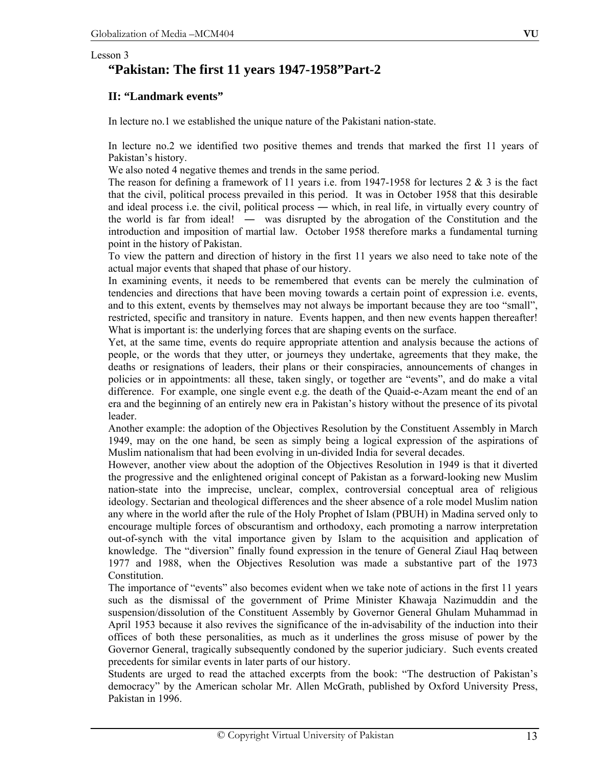Lesson 3

# "Pakistan: The first 11 years 1947-1958"Part-2

## II: "Landmark events"

In lecture no.1 we established the unique nature of the Pakistani nation-state.

In lecture no.2 we identified two positive themes and trends that marked the first 11 years of Pakistan's history.

We also noted 4 negative themes and trends in the same period.

The reason for defining a framework of 11 years i.e. from 1947-1958 for lectures 2 & 3 is the fact that the civil, political process prevailed in this period. It was in October 1958 that this desirable and ideal process i.e. the civil, political process ― which, in real life, in virtually every country of the world is far from ideal! ― was disrupted by the abrogation of the Constitution and the introduction and imposition of martial law. October 1958 therefore marks a fundamental turning point in the history of Pakistan.

To view the pattern and direction of history in the first 11 years we also need to take note of the actual major events that shaped that phase of our history.

In examining events, it needs to be remembered that events can be merely the culmination of tendencies and directions that have been moving towards a certain point of expression i.e. events, and to this extent, events by themselves may not always be important because they are too "small", restricted, specific and transitory in nature. Events happen, and then new events happen thereafter! What is important is: the underlying forces that are shaping events on the surface.

Yet, at the same time, events do require appropriate attention and analysis because the actions of people, or the words that they utter, or journeys they undertake, agreements that they make, the deaths or resignations of leaders, their plans or their conspiracies, announcements of changes in policies or in appointments: all these, taken singly, or together are "events", and do make a vital difference. For example, one single event e.g. the death of the Quaid-e-Azam meant the end of an era and the beginning of an entirely new era in Pakistan's history without the presence of its pivotal leader.

Another example: the adoption of the Objectives Resolution by the Constituent Assembly in March 1949, may on the one hand, be seen as simply being a logical expression of the aspirations of Muslim nationalism that had been evolving in un-divided India for several decades.

However, another view about the adoption of the Objectives Resolution in 1949 is that it diverted the progressive and the enlightened original concept of Pakistan as a forward-looking new Muslim nation-state into the imprecise, unclear, complex, controversial conceptual area of religious ideology. Sectarian and theological differences and the sheer absence of a role model Muslim nation any where in the world after the rule of the Holy Prophet of Islam (PBUH) in Madina served only to encourage multiple forces of obscurantism and orthodoxy, each promoting a narrow interpretation out-of-synch with the vital importance given by Islam to the acquisition and application of knowledge. The "diversion" finally found expression in the tenure of General Ziaul Haq between 1977 and 1988, when the Objectives Resolution was made a substantive part of the 1973 Constitution.

The importance of "events" also becomes evident when we take note of actions in the first 11 years such as the dismissal of the government of Prime Minister Khawaja Nazimuddin and the suspension/dissolution of the Constituent Assembly by Governor General Ghulam Muhammad in April 1953 because it also revives the significance of the in-advisability of the induction into their offices of both these personalities, as much as it underlines the gross misuse of power by the Governor General, tragically subsequently condoned by the superior judiciary. Such events created precedents for similar events in later parts of our history.

Students are urged to read the attached excerpts from the book: "The destruction of Pakistan's democracy" by the American scholar Mr. Allen McGrath, published by Oxford University Press, Pakistan in 1996.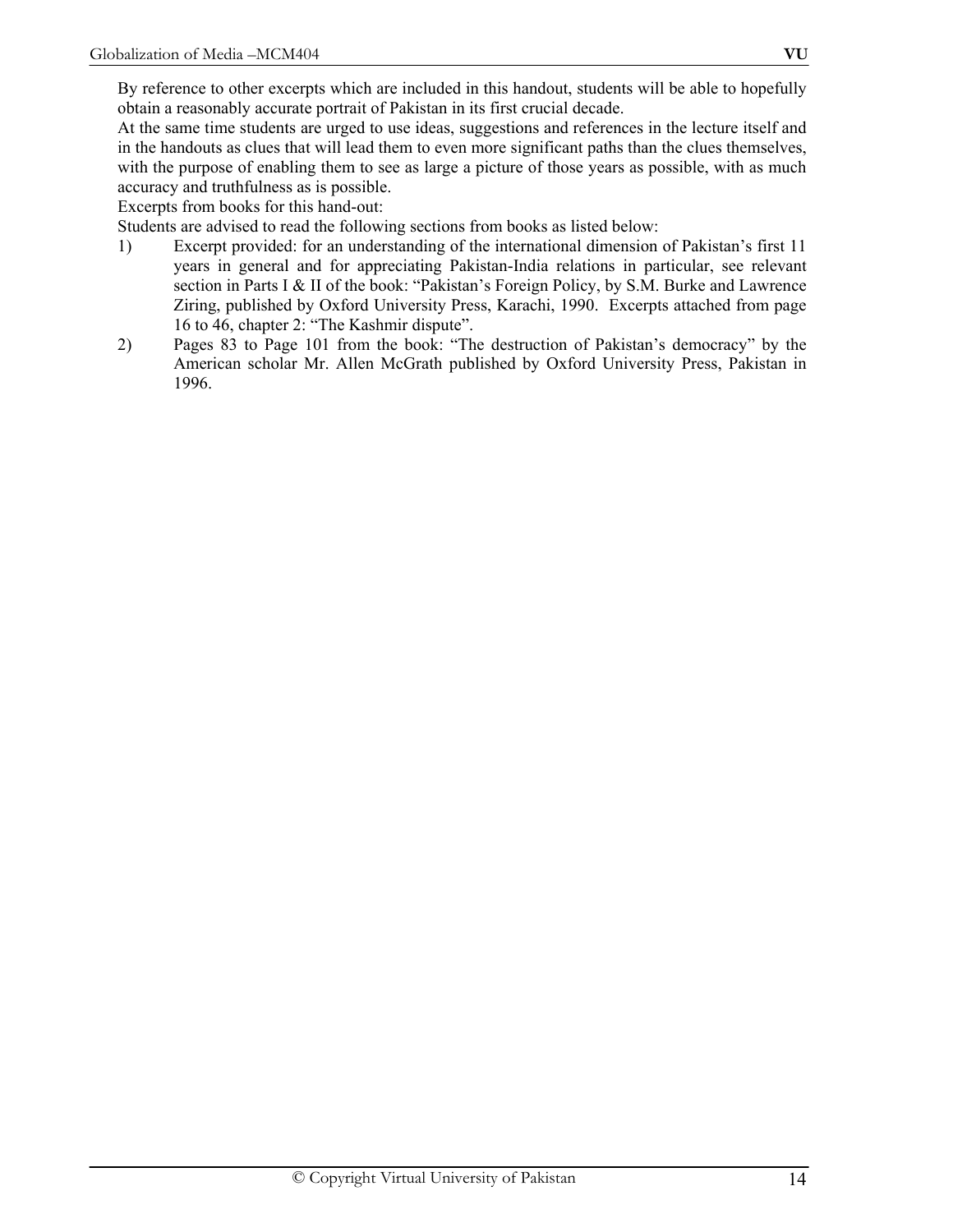By reference to other excerpts which are included in this handout, students will be able to hopefully obtain a reasonably accurate portrait of Pakistan in its first crucial decade.

At the same time students are urged to use ideas, suggestions and references in the lecture itself and in the handouts as clues that will lead them to even more significant paths than the clues themselves, with the purpose of enabling them to see as large a picture of those years as possible, with as much accuracy and truthfulness as is possible.

Excerpts from books for this hand-out:

Students are advised to read the following sections from books as listed below:

1) Excerpt provided: for an understanding of the international dimension of Pakistan's first 11 years in general and for appreciating Pakistan-India relations in particular, see relevant section in Parts I & II of the book: "Pakistan's Foreign Policy, by S.M. Burke and Lawrence Ziring, published by Oxford University Press, Karachi, 1990. Excerpts attached from page 16 to 46, chapter 2: "The Kashmir dispute".
2) Pages 83 to Page 101 from the book: "The destruction of Pakistan's democracy" by the American scholar Mr. Allen McGrath published by Oxford University Press, Pakistan in 1996.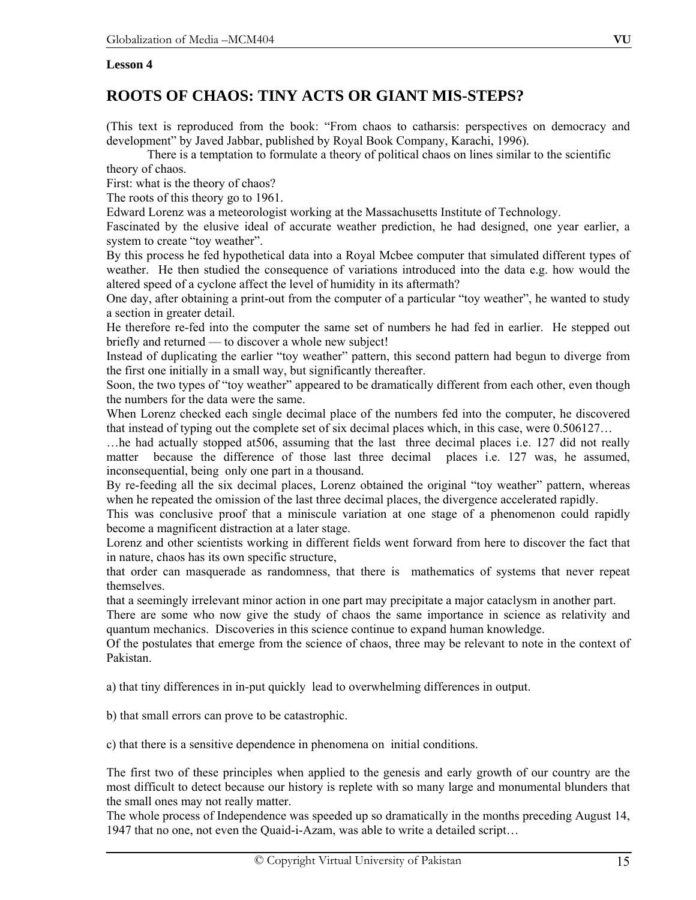**Lesson 4**

# ROOTS OF CHAOS: TINY ACTS OR GIANT MIS-STEPS?

(This text is reproduced from the book: "From chaos to catharsis: perspectives on democracy and development" by Javed Jabbar, published by Royal Book Company, Karachi, 1996).

There is a temptation to formulate a theory of political chaos on lines similar to the scientific theory of chaos.

First: what is the theory of chaos?

The roots of this theory go to 1961.

Edward Lorenz was a meteorologist working at the Massachusetts Institute of Technology.

Fascinated by the elusive ideal of accurate weather prediction, he had designed, one year earlier, a system to create "toy weather".

By this process he fed hypothetical data into a Royal Mcbee computer that simulated different types of weather. He then studied the consequence of variations introduced into the data e.g. how would the altered speed of a cyclone affect the level of humidity in its aftermath?

One day, after obtaining a print-out from the computer of a particular "toy weather", he wanted to study a section in greater detail.

He therefore re-fed into the computer the same set of numbers he had fed in earlier. He stepped out briefly and returned — to discover a whole new subject!

Instead of duplicating the earlier "toy weather" pattern, this second pattern had begun to diverge from the first one initially in a small way, but significantly thereafter.

Soon, the two types of "toy weather" appeared to be dramatically different from each other, even though the numbers for the data were the same.

When Lorenz checked each single decimal place of the numbers fed into the computer, he discovered that instead of typing out the complete set of six decimal places which, in this case, were 0.506127…

…he had actually stopped at506, assuming that the last three decimal places i.e. 127 did not really matter because the difference of those last three decimal places i.e. 127 was, he assumed, inconsequential, being only one part in a thousand.

By re-feeding all the six decimal places, Lorenz obtained the original "toy weather" pattern, whereas when he repeated the omission of the last three decimal places, the divergence accelerated rapidly.

This was conclusive proof that a miniscule variation at one stage of a phenomenon could rapidly become a magnificent distraction at a later stage.

Lorenz and other scientists working in different fields went forward from here to discover the fact that in nature, chaos has its own specific structure,

that order can masquerade as randomness, that there is mathematics of systems that never repeat themselves.

that a seemingly irrelevant minor action in one part may precipitate a major cataclysm in another part.

There are some who now give the study of chaos the same importance in science as relativity and quantum mechanics. Discoveries in this science continue to expand human knowledge.

Of the postulates that emerge from the science of chaos, three may be relevant to note in the context of Pakistan.

a) that tiny differences in in-put quickly lead to overwhelming differences in output.

b) that small errors can prove to be catastrophic.

c) that there is a sensitive dependence in phenomena on initial conditions.

The first two of these principles when applied to the genesis and early growth of our country are the most difficult to detect because our history is replete with so many large and monumental blunders that the small ones may not really matter.

The whole process of Independence was speeded up so dramatically in the months preceding August 14, 1947 that no one, not even the Quaid-i-Azam, was able to write a detailed script…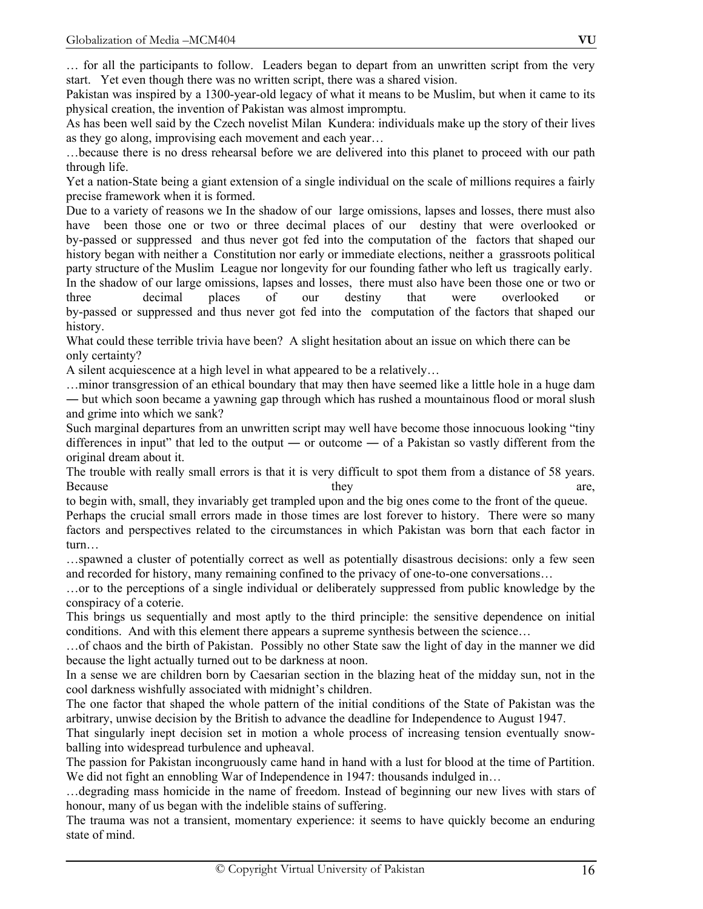… for all the participants to follow. Leaders began to depart from an unwritten script from the very start. Yet even though there was no written script, there was a shared vision.

Pakistan was inspired by a 1300-year-old legacy of what it means to be Muslim, but when it came to its physical creation, the invention of Pakistan was almost impromptu.

As has been well said by the Czech novelist Milan Kundera: individuals make up the story of their lives as they go along, improvising each movement and each year…

…because there is no dress rehearsal before we are delivered into this planet to proceed with our path through life.

Yet a nation-State being a giant extension of a single individual on the scale of millions requires a fairly precise framework when it is formed.

Due to a variety of reasons we In the shadow of our large omissions, lapses and losses, there must also have been those one or two or three decimal places of our destiny that were overlooked or by-passed or suppressed and thus never got fed into the computation of the factors that shaped our history began with neither a Constitution nor early or immediate elections, neither a grassroots political party structure of the Muslim League nor longevity for our founding father who left us tragically early.

In the shadow of our large omissions, lapses and losses, there must also have been those one or two or three decimal places of our destiny that were overlooked or by-passed or suppressed and thus never got fed into the computation of the factors that shaped our history.

What could these terrible trivia have been? A slight hesitation about an issue on which there can be only certainty?

A silent acquiescence at a high level in what appeared to be a relatively…

…minor transgression of an ethical boundary that may then have seemed like a little hole in a huge dam ― but which soon became a yawning gap through which has rushed a mountainous flood or moral slush and grime into which we sank?

Such marginal departures from an unwritten script may well have become those innocuous looking "tiny differences in input" that led to the output ― or outcome ― of a Pakistan so vastly different from the original dream about it.

The trouble with really small errors is that it is very difficult to spot them from a distance of 58 years. Because they are, to begin with, small, they invariably get trampled upon and the big ones come to the front of the queue.

Perhaps the crucial small errors made in those times are lost forever to history. There were so many factors and perspectives related to the circumstances in which Pakistan was born that each factor in turn…

…spawned a cluster of potentially correct as well as potentially disastrous decisions: only a few seen and recorded for history, many remaining confined to the privacy of one-to-one conversations…

…or to the perceptions of a single individual or deliberately suppressed from public knowledge by the conspiracy of a coterie.

This brings us sequentially and most aptly to the third principle: the sensitive dependence on initial conditions. And with this element there appears a supreme synthesis between the science…

…of chaos and the birth of Pakistan. Possibly no other State saw the light of day in the manner we did because the light actually turned out to be darkness at noon.

In a sense we are children born by Caesarian section in the blazing heat of the midday sun, not in the cool darkness wishfully associated with midnight's children.

The one factor that shaped the whole pattern of the initial conditions of the State of Pakistan was the arbitrary, unwise decision by the British to advance the deadline for Independence to August 1947.

That singularly inept decision set in motion a whole process of increasing tension eventually snow-balling into widespread turbulence and upheaval.

The passion for Pakistan incongruously came hand in hand with a lust for blood at the time of Partition. We did not fight an ennobling War of Independence in 1947: thousands indulged in…

…degrading mass homicide in the name of freedom. Instead of beginning our new lives with stars of honour, many of us began with the indelible stains of suffering.

The trauma was not a transient, momentary experience: it seems to have quickly become an enduring state of mind.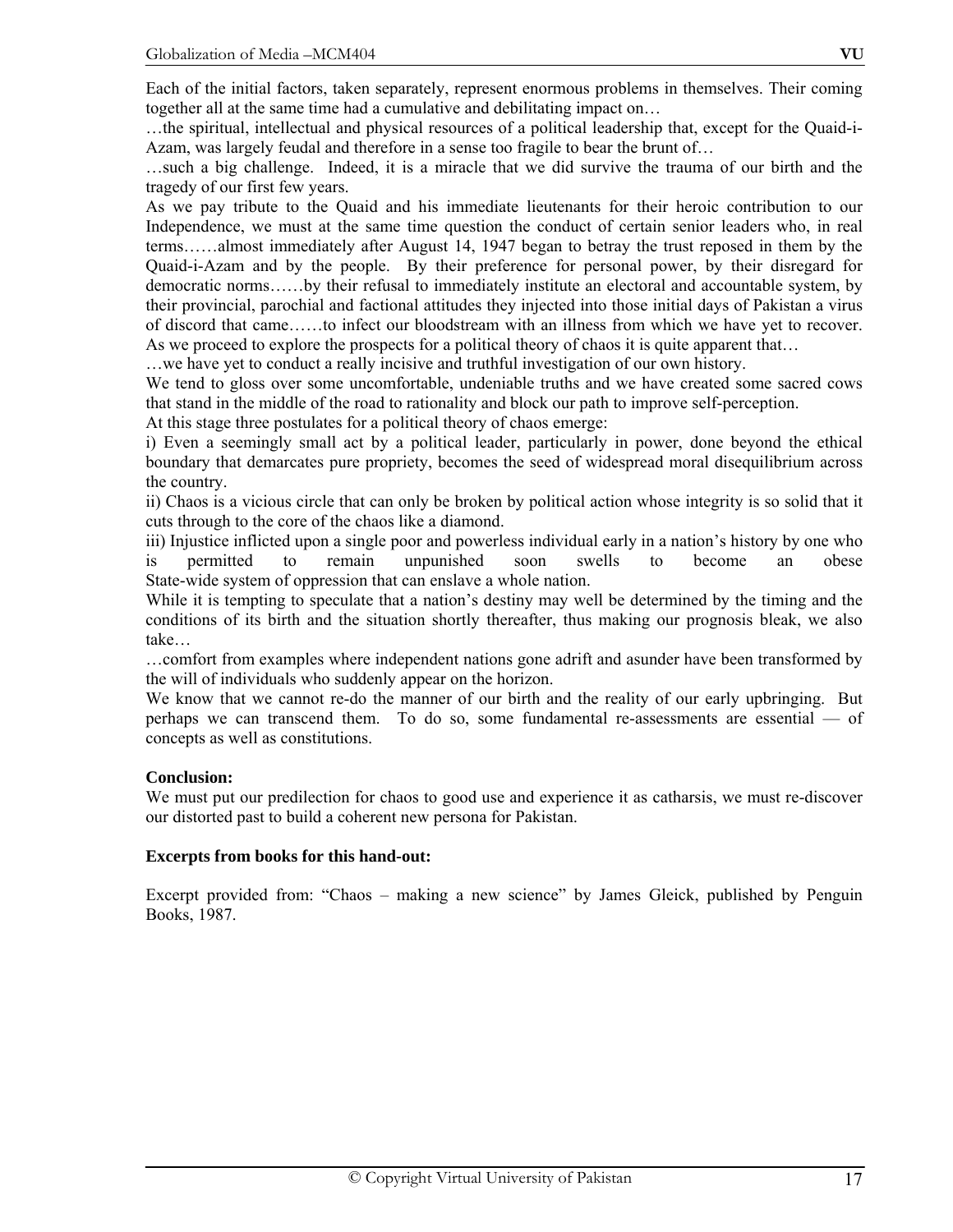Each of the initial factors, taken separately, represent enormous problems in themselves. Their coming together all at the same time had a cumulative and debilitating impact on…

…the spiritual, intellectual and physical resources of a political leadership that, except for the Quaid-i-Azam, was largely feudal and therefore in a sense too fragile to bear the brunt of…

…such a big challenge. Indeed, it is a miracle that we did survive the trauma of our birth and the tragedy of our first few years.

As we pay tribute to the Quaid and his immediate lieutenants for their heroic contribution to our Independence, we must at the same time question the conduct of certain senior leaders who, in real terms……almost immediately after August 14, 1947 began to betray the trust reposed in them by the Quaid-i-Azam and by the people. By their preference for personal power, by their disregard for democratic norms……by their refusal to immediately institute an electoral and accountable system, by their provincial, parochial and factional attitudes they injected into those initial days of Pakistan a virus of discord that came……to infect our bloodstream with an illness from which we have yet to recover.

As we proceed to explore the prospects for a political theory of chaos it is quite apparent that…

…we have yet to conduct a really incisive and truthful investigation of our own history.

We tend to gloss over some uncomfortable, undeniable truths and we have created some sacred cows that stand in the middle of the road to rationality and block our path to improve self-perception.

At this stage three postulates for a political theory of chaos emerge:

i) Even a seemingly small act by a political leader, particularly in power, done beyond the ethical boundary that demarcates pure propriety, becomes the seed of widespread moral disequilibrium across the country.

ii) Chaos is a vicious circle that can only be broken by political action whose integrity is so solid that it cuts through to the core of the chaos like a diamond.

iii) Injustice inflicted upon a single poor and powerless individual early in a nation's history by one who is permitted to remain unpunished soon swells to become an obese State-wide system of oppression that can enslave a whole nation.

While it is tempting to speculate that a nation's destiny may well be determined by the timing and the conditions of its birth and the situation shortly thereafter, thus making our prognosis bleak, we also take…

…comfort from examples where independent nations gone adrift and asunder have been transformed by the will of individuals who suddenly appear on the horizon.

We know that we cannot re-do the manner of our birth and the reality of our early upbringing. But perhaps we can transcend them. To do so, some fundamental re-assessments are essential — of concepts as well as constitutions.

**Conclusion:**

We must put our predilection for chaos to good use and experience it as catharsis, we must re-discover our distorted past to build a coherent new persona for Pakistan.

**Excerpts from books for this hand-out:**

Excerpt provided from: "Chaos – making a new science" by James Gleick, published by Penguin Books, 1987.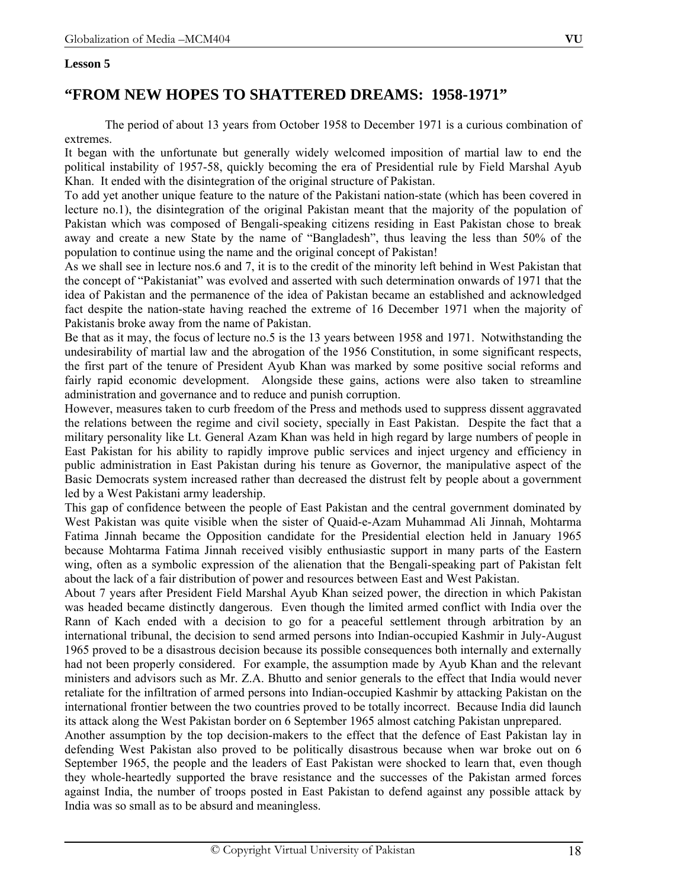**Lesson 5**

## "FROM NEW HOPES TO SHATTERED DREAMS: 1958-1971"

The period of about 13 years from October 1958 to December 1971 is a curious combination of extremes.

It began with the unfortunate but generally widely welcomed imposition of martial law to end the political instability of 1957-58, quickly becoming the era of Presidential rule by Field Marshal Ayub Khan. It ended with the disintegration of the original structure of Pakistan.

To add yet another unique feature to the nature of the Pakistani nation-state (which has been covered in lecture no.1), the disintegration of the original Pakistan meant that the majority of the population of Pakistan which was composed of Bengali-speaking citizens residing in East Pakistan chose to break away and create a new State by the name of "Bangladesh", thus leaving the less than 50% of the population to continue using the name and the original concept of Pakistan!

As we shall see in lecture nos.6 and 7, it is to the credit of the minority left behind in West Pakistan that the concept of "Pakistaniat" was evolved and asserted with such determination onwards of 1971 that the idea of Pakistan and the permanence of the idea of Pakistan became an established and acknowledged fact despite the nation-state having reached the extreme of 16 December 1971 when the majority of Pakistanis broke away from the name of Pakistan.

Be that as it may, the focus of lecture no.5 is the 13 years between 1958 and 1971. Notwithstanding the undesirability of martial law and the abrogation of the 1956 Constitution, in some significant respects, the first part of the tenure of President Ayub Khan was marked by some positive social reforms and fairly rapid economic development. Alongside these gains, actions were also taken to streamline administration and governance and to reduce and punish corruption.

However, measures taken to curb freedom of the Press and methods used to suppress dissent aggravated the relations between the regime and civil society, specially in East Pakistan. Despite the fact that a military personality like Lt. General Azam Khan was held in high regard by large numbers of people in East Pakistan for his ability to rapidly improve public services and inject urgency and efficiency in public administration in East Pakistan during his tenure as Governor, the manipulative aspect of the Basic Democrats system increased rather than decreased the distrust felt by people about a government led by a West Pakistani army leadership.

This gap of confidence between the people of East Pakistan and the central government dominated by West Pakistan was quite visible when the sister of Quaid-e-Azam Muhammad Ali Jinnah, Mohtarma Fatima Jinnah became the Opposition candidate for the Presidential election held in January 1965 because Mohtarma Fatima Jinnah received visibly enthusiastic support in many parts of the Eastern wing, often as a symbolic expression of the alienation that the Bengali-speaking part of Pakistan felt about the lack of a fair distribution of power and resources between East and West Pakistan.

About 7 years after President Field Marshal Ayub Khan seized power, the direction in which Pakistan was headed became distinctly dangerous. Even though the limited armed conflict with India over the Rann of Kach ended with a decision to go for a peaceful settlement through arbitration by an international tribunal, the decision to send armed persons into Indian-occupied Kashmir in July-August 1965 proved to be a disastrous decision because its possible consequences both internally and externally had not been properly considered. For example, the assumption made by Ayub Khan and the relevant ministers and advisors such as Mr. Z.A. Bhutto and senior generals to the effect that India would never retaliate for the infiltration of armed persons into Indian-occupied Kashmir by attacking Pakistan on the international frontier between the two countries proved to be totally incorrect. Because India did launch its attack along the West Pakistan border on 6 September 1965 almost catching Pakistan unprepared.

Another assumption by the top decision-makers to the effect that the defence of East Pakistan lay in defending West Pakistan also proved to be politically disastrous because when war broke out on 6 September 1965, the people and the leaders of East Pakistan were shocked to learn that, even though they whole-heartedly supported the brave resistance and the successes of the Pakistan armed forces against India, the number of troops posted in East Pakistan to defend against any possible attack by India was so small as to be absurd and meaningless.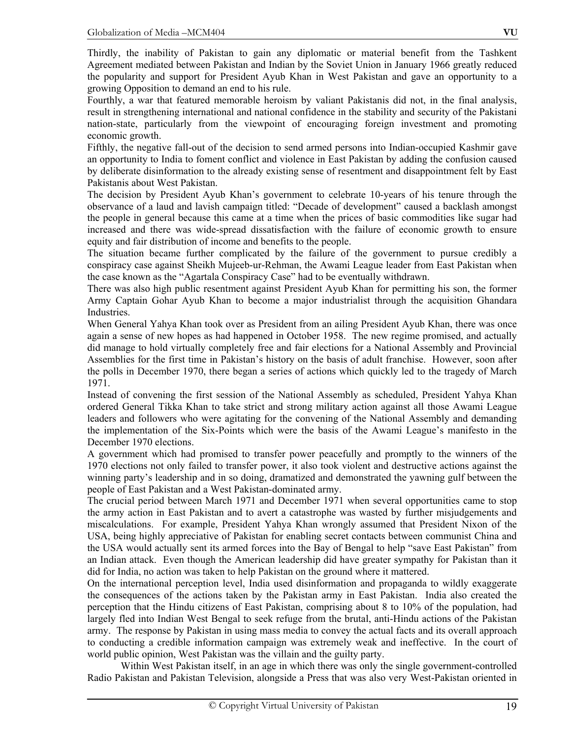Thirdly, the inability of Pakistan to gain any diplomatic or material benefit from the Tashkent Agreement mediated between Pakistan and Indian by the Soviet Union in January 1966 greatly reduced the popularity and support for President Ayub Khan in West Pakistan and gave an opportunity to a growing Opposition to demand an end to his rule.

Fourthly, a war that featured memorable heroism by valiant Pakistanis did not, in the final analysis, result in strengthening international and national confidence in the stability and security of the Pakistani nation-state, particularly from the viewpoint of encouraging foreign investment and promoting economic growth.

Fifthly, the negative fall-out of the decision to send armed persons into Indian-occupied Kashmir gave an opportunity to India to foment conflict and violence in East Pakistan by adding the confusion caused by deliberate disinformation to the already existing sense of resentment and disappointment felt by East Pakistanis about West Pakistan.

The decision by President Ayub Khan's government to celebrate 10-years of his tenure through the observance of a laud and lavish campaign titled: "Decade of development" caused a backlash amongst the people in general because this came at a time when the prices of basic commodities like sugar had increased and there was wide-spread dissatisfaction with the failure of economic growth to ensure equity and fair distribution of income and benefits to the people.

The situation became further complicated by the failure of the government to pursue credibly a conspiracy case against Sheikh Mujeeb-ur-Rehman, the Awami League leader from East Pakistan when the case known as the "Agartala Conspiracy Case" had to be eventually withdrawn.

There was also high public resentment against President Ayub Khan for permitting his son, the former Army Captain Gohar Ayub Khan to become a major industrialist through the acquisition Ghandara Industries.

When General Yahya Khan took over as President from an ailing President Ayub Khan, there was once again a sense of new hopes as had happened in October 1958. The new regime promised, and actually did manage to hold virtually completely free and fair elections for a National Assembly and Provincial Assemblies for the first time in Pakistan's history on the basis of adult franchise. However, soon after the polls in December 1970, there began a series of actions which quickly led to the tragedy of March 1971.

Instead of convening the first session of the National Assembly as scheduled, President Yahya Khan ordered General Tikka Khan to take strict and strong military action against all those Awami League leaders and followers who were agitating for the convening of the National Assembly and demanding the implementation of the Six-Points which were the basis of the Awami League's manifesto in the December 1970 elections.

A government which had promised to transfer power peacefully and promptly to the winners of the 1970 elections not only failed to transfer power, it also took violent and destructive actions against the winning party's leadership and in so doing, dramatized and demonstrated the yawning gulf between the people of East Pakistan and a West Pakistan-dominated army.

The crucial period between March 1971 and December 1971 when several opportunities came to stop the army action in East Pakistan and to avert a catastrophe was wasted by further misjudgements and miscalculations. For example, President Yahya Khan wrongly assumed that President Nixon of the USA, being highly appreciative of Pakistan for enabling secret contacts between communist China and the USA would actually sent its armed forces into the Bay of Bengal to help "save East Pakistan" from an Indian attack. Even though the American leadership did have greater sympathy for Pakistan than it did for India, no action was taken to help Pakistan on the ground where it mattered.

On the international perception level, India used disinformation and propaganda to wildly exaggerate the consequences of the actions taken by the Pakistan army in East Pakistan. India also created the perception that the Hindu citizens of East Pakistan, comprising about 8 to 10% of the population, had largely fled into Indian West Bengal to seek refuge from the brutal, anti-Hindu actions of the Pakistan army. The response by Pakistan in using mass media to convey the actual facts and its overall approach to conducting a credible information campaign was extremely weak and ineffective. In the court of world public opinion, West Pakistan was the villain and the guilty party.

Within West Pakistan itself, in an age in which there was only the single government-controlled Radio Pakistan and Pakistan Television, alongside a Press that was also very West-Pakistan oriented in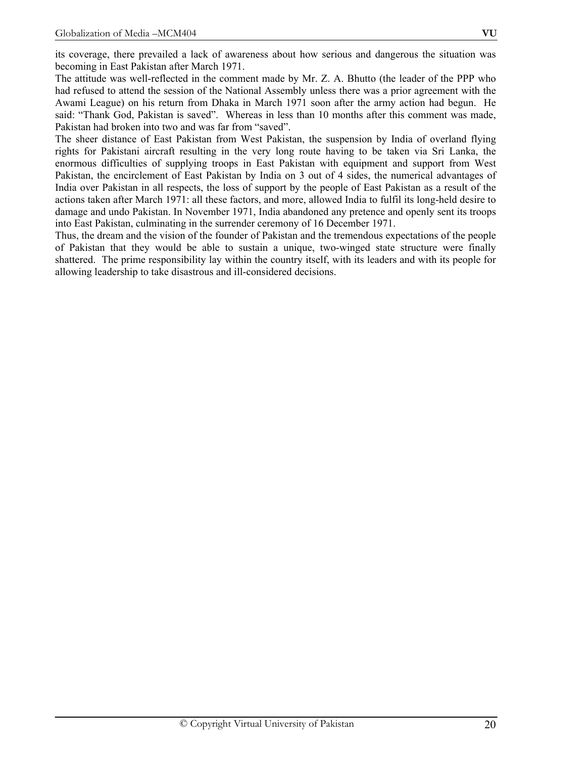its coverage, there prevailed a lack of awareness about how serious and dangerous the situation was becoming in East Pakistan after March 1971.

The attitude was well-reflected in the comment made by Mr. Z. A. Bhutto (the leader of the PPP who had refused to attend the session of the National Assembly unless there was a prior agreement with the Awami League) on his return from Dhaka in March 1971 soon after the army action had begun. He said: "Thank God, Pakistan is saved". Whereas in less than 10 months after this comment was made, Pakistan had broken into two and was far from "saved".

The sheer distance of East Pakistan from West Pakistan, the suspension by India of overland flying rights for Pakistani aircraft resulting in the very long route having to be taken via Sri Lanka, the enormous difficulties of supplying troops in East Pakistan with equipment and support from West Pakistan, the encirclement of East Pakistan by India on 3 out of 4 sides, the numerical advantages of India over Pakistan in all respects, the loss of support by the people of East Pakistan as a result of the actions taken after March 1971: all these factors, and more, allowed India to fulfil its long-held desire to damage and undo Pakistan. In November 1971, India abandoned any pretence and openly sent its troops into East Pakistan, culminating in the surrender ceremony of 16 December 1971.

Thus, the dream and the vision of the founder of Pakistan and the tremendous expectations of the people of Pakistan that they would be able to sustain a unique, two-winged state structure were finally shattered. The prime responsibility lay within the country itself, with its leaders and with its people for allowing leadership to take disastrous and ill-considered decisions.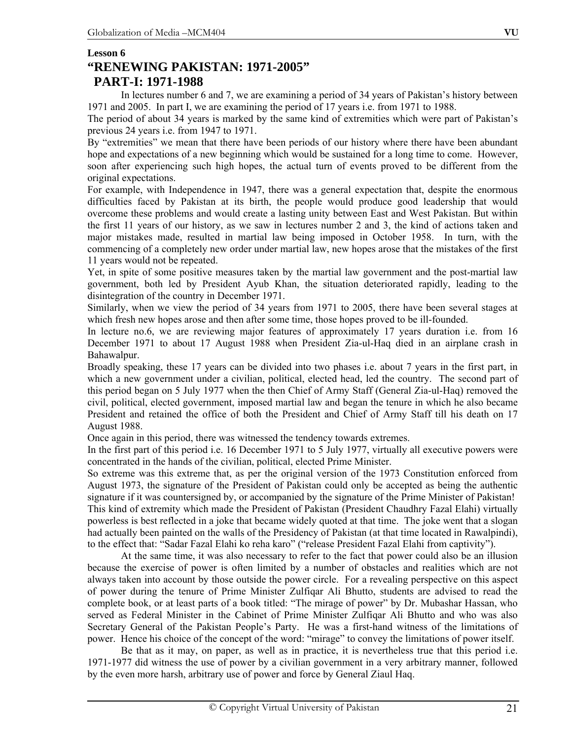**Lesson 6**

# "RENEWING PAKISTAN: 1971-2005"

## PART-I: 1971-1988

In lectures number 6 and 7, we are examining a period of 34 years of Pakistan's history between 1971 and 2005. In part I, we are examining the period of 17 years i.e. from 1971 to 1988.

The period of about 34 years is marked by the same kind of extremities which were part of Pakistan's previous 24 years i.e. from 1947 to 1971.

By "extremities" we mean that there have been periods of our history where there have been abundant hope and expectations of a new beginning which would be sustained for a long time to come. However, soon after experiencing such high hopes, the actual turn of events proved to be different from the original expectations.

For example, with Independence in 1947, there was a general expectation that, despite the enormous difficulties faced by Pakistan at its birth, the people would produce good leadership that would overcome these problems and would create a lasting unity between East and West Pakistan. But within the first 11 years of our history, as we saw in lectures number 2 and 3, the kind of actions taken and major mistakes made, resulted in martial law being imposed in October 1958. In turn, with the commencing of a completely new order under martial law, new hopes arose that the mistakes of the first 11 years would not be repeated.

Yet, in spite of some positive measures taken by the martial law government and the post-martial law government, both led by President Ayub Khan, the situation deteriorated rapidly, leading to the disintegration of the country in December 1971.

Similarly, when we view the period of 34 years from 1971 to 2005, there have been several stages at which fresh new hopes arose and then after some time, those hopes proved to be ill-founded.

In lecture no.6, we are reviewing major features of approximately 17 years duration i.e. from 16 December 1971 to about 17 August 1988 when President Zia-ul-Haq died in an airplane crash in Bahawalpur.

Broadly speaking, these 17 years can be divided into two phases i.e. about 7 years in the first part, in which a new government under a civilian, political, elected head, led the country. The second part of this period began on 5 July 1977 when the then Chief of Army Staff (General Zia-ul-Haq) removed the civil, political, elected government, imposed martial law and began the tenure in which he also became President and retained the office of both the President and Chief of Army Staff till his death on 17 August 1988.

Once again in this period, there was witnessed the tendency towards extremes.

In the first part of this period i.e. 16 December 1971 to 5 July 1977, virtually all executive powers were concentrated in the hands of the civilian, political, elected Prime Minister.

So extreme was this extreme that, as per the original version of the 1973 Constitution enforced from August 1973, the signature of the President of Pakistan could only be accepted as being the authentic signature if it was countersigned by, or accompanied by the signature of the Prime Minister of Pakistan!

This kind of extremity which made the President of Pakistan (President Chaudhry Fazal Elahi) virtually powerless is best reflected in a joke that became widely quoted at that time. The joke went that a slogan had actually been painted on the walls of the Presidency of Pakistan (at that time located in Rawalpindi), to the effect that: "Sadar Fazal Elahi ko reha karo" ("release President Fazal Elahi from captivity").

At the same time, it was also necessary to refer to the fact that power could also be an illusion because the exercise of power is often limited by a number of obstacles and realities which are not always taken into account by those outside the power circle. For a revealing perspective on this aspect of power during the tenure of Prime Minister Zulfiqar Ali Bhutto, students are advised to read the complete book, or at least parts of a book titled: "The mirage of power" by Dr. Mubashar Hassan, who served as Federal Minister in the Cabinet of Prime Minister Zulfiqar Ali Bhutto and who was also Secretary General of the Pakistan People's Party. He was a first-hand witness of the limitations of power. Hence his choice of the concept of the word: "mirage" to convey the limitations of power itself.

Be that as it may, on paper, as well as in practice, it is nevertheless true that this period i.e. 1971-1977 did witness the use of power by a civilian government in a very arbitrary manner, followed by the even more harsh, arbitrary use of power and force by General Ziaul Haq.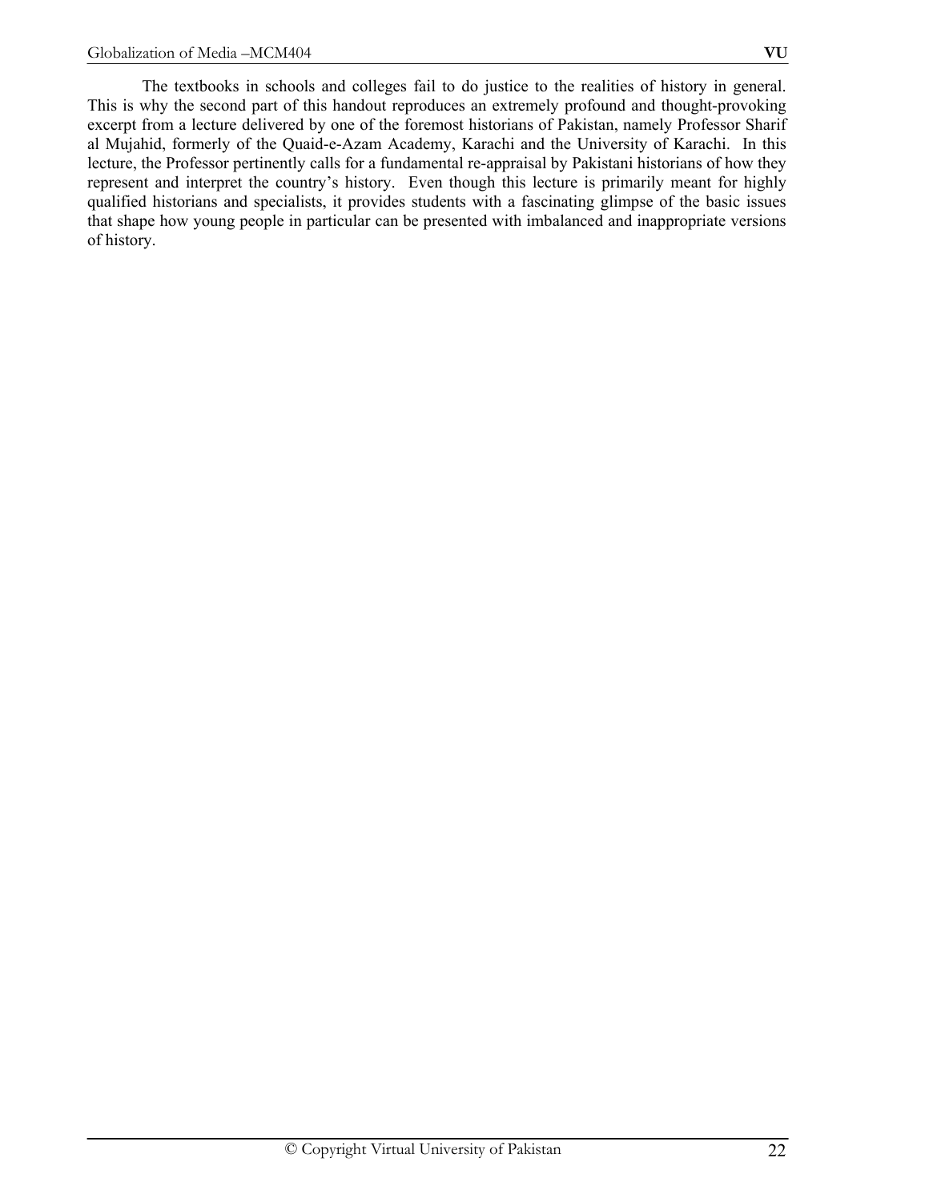The textbooks in schools and colleges fail to do justice to the realities of history in general. This is why the second part of this handout reproduces an extremely profound and thought-provoking excerpt from a lecture delivered by one of the foremost historians of Pakistan, namely Professor Sharif al Mujahid, formerly of the Quaid-e-Azam Academy, Karachi and the University of Karachi. In this lecture, the Professor pertinently calls for a fundamental re-appraisal by Pakistani historians of how they represent and interpret the country's history. Even though this lecture is primarily meant for highly qualified historians and specialists, it provides students with a fascinating glimpse of the basic issues that shape how young people in particular can be presented with imbalanced and inappropriate versions of history.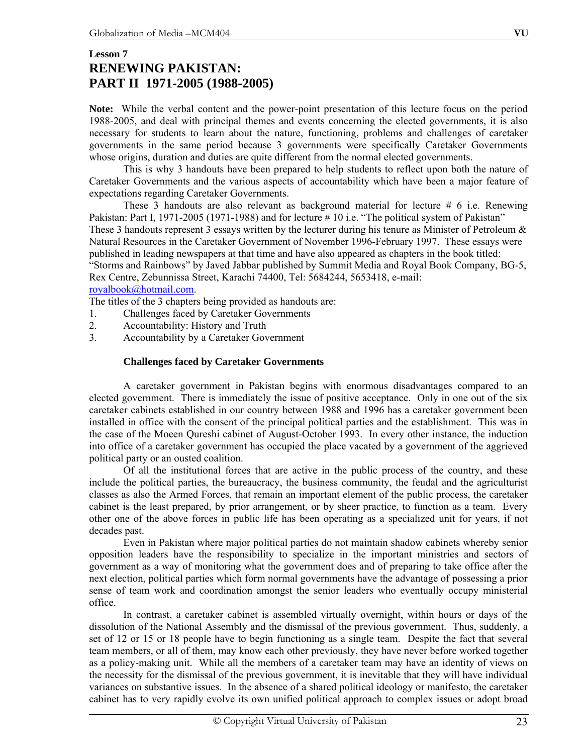**Lesson 7**

# RENEWING PAKISTAN: PART II 1971-2005 (1988-2005)

**Note:** While the verbal content and the power-point presentation of this lecture focus on the period 1988-2005, and deal with principal themes and events concerning the elected governments, it is also necessary for students to learn about the nature, functioning, problems and challenges of caretaker governments in the same period because 3 governments were specifically Caretaker Governments whose origins, duration and duties are quite different from the normal elected governments.

This is why 3 handouts have been prepared to help students to reflect upon both the nature of Caretaker Governments and the various aspects of accountability which have been a major feature of expectations regarding Caretaker Governments.

These 3 handouts are also relevant as background material for lecture # 6 i.e. Renewing Pakistan: Part I, 1971-2005 (1971-1988) and for lecture # 10 i.e. "The political system of Pakistan" These 3 handouts represent 3 essays written by the lecturer during his tenure as Minister of Petroleum & Natural Resources in the Caretaker Government of November 1996-February 1997. These essays were published in leading newspapers at that time and have also appeared as chapters in the book titled: "Storms and Rainbows" by Javed Jabbar published by Summit Media and Royal Book Company, BG-5, Rex Centre, Zebunnissa Street, Karachi 74400, Tel: 5684244, 5653418, e-mail: royalbook@hotmail.com.

The titles of the 3 chapters being provided as handouts are:

1. Challenges faced by Caretaker Governments
2. Accountability: History and Truth
3. Accountability by a Caretaker Government

### Challenges faced by Caretaker Governments

A caretaker government in Pakistan begins with enormous disadvantages compared to an elected government. There is immediately the issue of positive acceptance. Only in one out of the six caretaker cabinets established in our country between 1988 and 1996 has a caretaker government been installed in office with the consent of the principal political parties and the establishment. This was in the case of the Moeen Qureshi cabinet of August-October 1993. In every other instance, the induction into office of a caretaker government has occupied the place vacated by a government of the aggrieved political party or an ousted coalition.

Of all the institutional forces that are active in the public process of the country, and these include the political parties, the bureaucracy, the business community, the feudal and the agriculturist classes as also the Armed Forces, that remain an important element of the public process, the caretaker cabinet is the least prepared, by prior arrangement, or by sheer practice, to function as a team. Every other one of the above forces in public life has been operating as a specialized unit for years, if not decades past.

Even in Pakistan where major political parties do not maintain shadow cabinets whereby senior opposition leaders have the responsibility to specialize in the important ministries and sectors of government as a way of monitoring what the government does and of preparing to take office after the next election, political parties which form normal governments have the advantage of possessing a prior sense of team work and coordination amongst the senior leaders who eventually occupy ministerial office.

In contrast, a caretaker cabinet is assembled virtually overnight, within hours or days of the dissolution of the National Assembly and the dismissal of the previous government. Thus, suddenly, a set of 12 or 15 or 18 people have to begin functioning as a single team. Despite the fact that several team members, or all of them, may know each other previously, they have never before worked together as a policy-making unit. While all the members of a caretaker team may have an identity of views on the necessity for the dismissal of the previous government, it is inevitable that they will have individual variances on substantive issues. In the absence of a shared political ideology or manifesto, the caretaker cabinet has to very rapidly evolve its own unified political approach to complex issues or adopt broad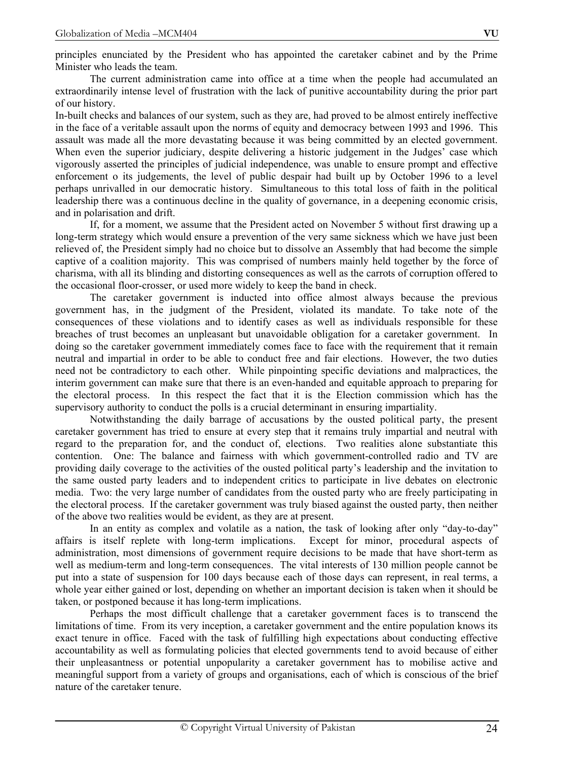principles enunciated by the President who has appointed the caretaker cabinet and by the Prime Minister who leads the team.

The current administration came into office at a time when the people had accumulated an extraordinarily intense level of frustration with the lack of punitive accountability during the prior part of our history.

In-built checks and balances of our system, such as they are, had proved to be almost entirely ineffective in the face of a veritable assault upon the norms of equity and democracy between 1993 and 1996. This assault was made all the more devastating because it was being committed by an elected government. When even the superior judiciary, despite delivering a historic judgement in the Judges' case which vigorously asserted the principles of judicial independence, was unable to ensure prompt and effective enforcement o its judgements, the level of public despair had built up by October 1996 to a level perhaps unrivalled in our democratic history. Simultaneous to this total loss of faith in the political leadership there was a continuous decline in the quality of governance, in a deepening economic crisis, and in polarisation and drift.

If, for a moment, we assume that the President acted on November 5 without first drawing up a long-term strategy which would ensure a prevention of the very same sickness which we have just been relieved of, the President simply had no choice but to dissolve an Assembly that had become the simple captive of a coalition majority. This was comprised of numbers mainly held together by the force of charisma, with all its blinding and distorting consequences as well as the carrots of corruption offered to the occasional floor-crosser, or used more widely to keep the band in check.

The caretaker government is inducted into office almost always because the previous government has, in the judgment of the President, violated its mandate. To take note of the consequences of these violations and to identify cases as well as individuals responsible for these breaches of trust becomes an unpleasant but unavoidable obligation for a caretaker government. In doing so the caretaker government immediately comes face to face with the requirement that it remain neutral and impartial in order to be able to conduct free and fair elections. However, the two duties need not be contradictory to each other. While pinpointing specific deviations and malpractices, the interim government can make sure that there is an even-handed and equitable approach to preparing for the electoral process. In this respect the fact that it is the Election commission which has the supervisory authority to conduct the polls is a crucial determinant in ensuring impartiality.

Notwithstanding the daily barrage of accusations by the ousted political party, the present caretaker government has tried to ensure at every step that it remains truly impartial and neutral with regard to the preparation for, and the conduct of, elections. Two realities alone substantiate this contention. One: The balance and fairness with which government-controlled radio and TV are providing daily coverage to the activities of the ousted political party's leadership and the invitation to the same ousted party leaders and to independent critics to participate in live debates on electronic media. Two: the very large number of candidates from the ousted party who are freely participating in the electoral process. If the caretaker government was truly biased against the ousted party, then neither of the above two realities would be evident, as they are at present.

In an entity as complex and volatile as a nation, the task of looking after only "day-to-day" affairs is itself replete with long-term implications. Except for minor, procedural aspects of administration, most dimensions of government require decisions to be made that have short-term as well as medium-term and long-term consequences. The vital interests of 130 million people cannot be put into a state of suspension for 100 days because each of those days can represent, in real terms, a whole year either gained or lost, depending on whether an important decision is taken when it should be taken, or postponed because it has long-term implications.

Perhaps the most difficult challenge that a caretaker government faces is to transcend the limitations of time. From its very inception, a caretaker government and the entire population knows its exact tenure in office. Faced with the task of fulfilling high expectations about conducting effective accountability as well as formulating policies that elected governments tend to avoid because of either their unpleasantness or potential unpopularity a caretaker government has to mobilise active and meaningful support from a variety of groups and organisations, each of which is conscious of the brief nature of the caretaker tenure.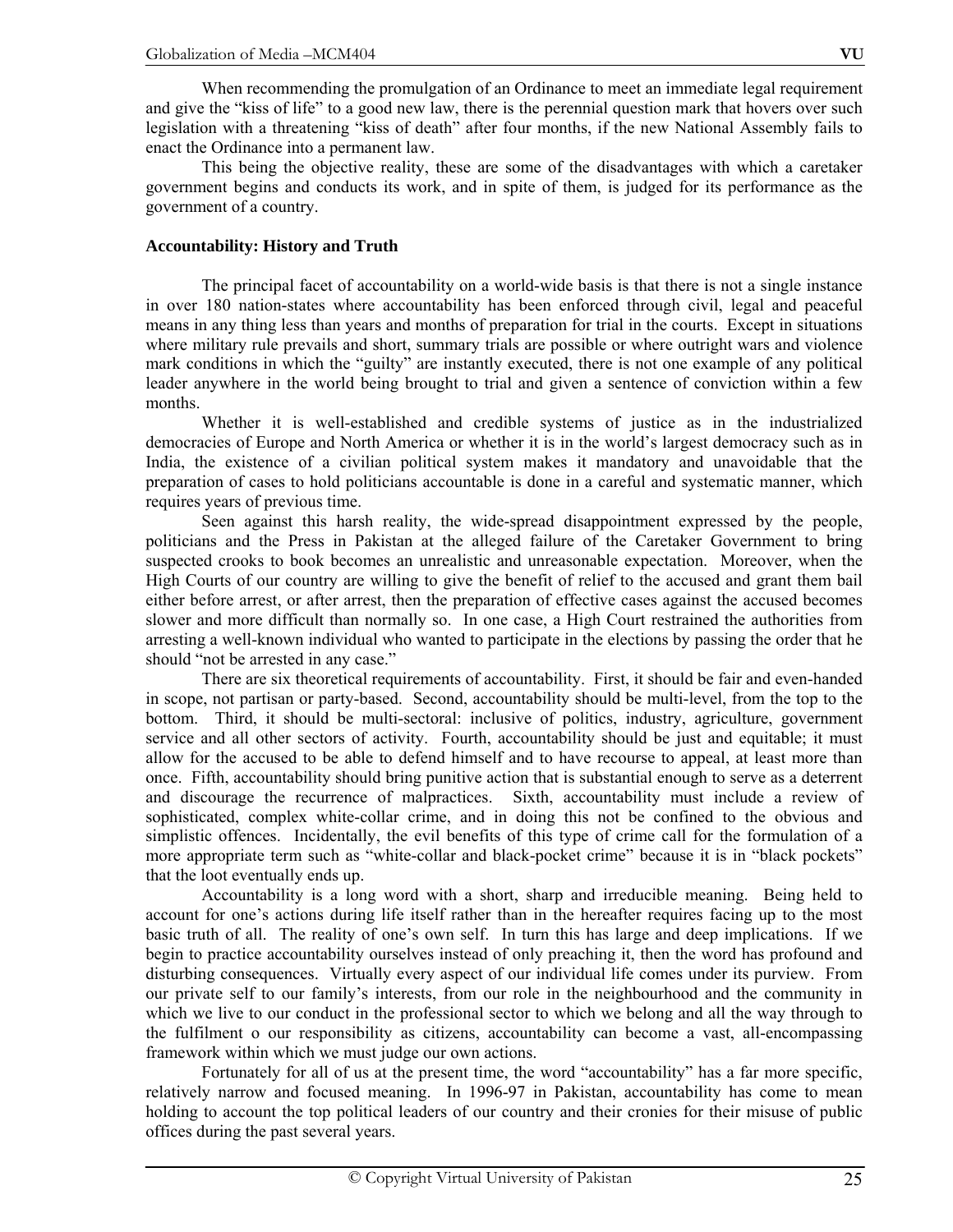When recommending the promulgation of an Ordinance to meet an immediate legal requirement and give the "kiss of life" to a good new law, there is the perennial question mark that hovers over such legislation with a threatening "kiss of death" after four months, if the new National Assembly fails to enact the Ordinance into a permanent law.

This being the objective reality, these are some of the disadvantages with which a caretaker government begins and conducts its work, and in spite of them, is judged for its performance as the government of a country.

**Accountability: History and Truth**

The principal facet of accountability on a world-wide basis is that there is not a single instance in over 180 nation-states where accountability has been enforced through civil, legal and peaceful means in any thing less than years and months of preparation for trial in the courts. Except in situations where military rule prevails and short, summary trials are possible or where outright wars and violence mark conditions in which the "guilty" are instantly executed, there is not one example of any political leader anywhere in the world being brought to trial and given a sentence of conviction within a few months.

Whether it is well-established and credible systems of justice as in the industrialized democracies of Europe and North America or whether it is in the world's largest democracy such as in India, the existence of a civilian political system makes it mandatory and unavoidable that the preparation of cases to hold politicians accountable is done in a careful and systematic manner, which requires years of previous time.

Seen against this harsh reality, the wide-spread disappointment expressed by the people, politicians and the Press in Pakistan at the alleged failure of the Caretaker Government to bring suspected crooks to book becomes an unrealistic and unreasonable expectation. Moreover, when the High Courts of our country are willing to give the benefit of relief to the accused and grant them bail either before arrest, or after arrest, then the preparation of effective cases against the accused becomes slower and more difficult than normally so. In one case, a High Court restrained the authorities from arresting a well-known individual who wanted to participate in the elections by passing the order that he should "not be arrested in any case."

There are six theoretical requirements of accountability. First, it should be fair and even-handed in scope, not partisan or party-based. Second, accountability should be multi-level, from the top to the bottom. Third, it should be multi-sectoral: inclusive of politics, industry, agriculture, government service and all other sectors of activity. Fourth, accountability should be just and equitable; it must allow for the accused to be able to defend himself and to have recourse to appeal, at least more than once. Fifth, accountability should bring punitive action that is substantial enough to serve as a deterrent and discourage the recurrence of malpractices. Sixth, accountability must include a review of sophisticated, complex white-collar crime, and in doing this not be confined to the obvious and simplistic offences. Incidentally, the evil benefits of this type of crime call for the formulation of a more appropriate term such as "white-collar and black-pocket crime" because it is in "black pockets" that the loot eventually ends up.

Accountability is a long word with a short, sharp and irreducible meaning. Being held to account for one's actions during life itself rather than in the hereafter requires facing up to the most basic truth of all. The reality of one's own self. In turn this has large and deep implications. If we begin to practice accountability ourselves instead of only preaching it, then the word has profound and disturbing consequences. Virtually every aspect of our individual life comes under its purview. From our private self to our family's interests, from our role in the neighbourhood and the community in which we live to our conduct in the professional sector to which we belong and all the way through to the fulfilment o our responsibility as citizens, accountability can become a vast, all-encompassing framework within which we must judge our own actions.

Fortunately for all of us at the present time, the word "accountability" has a far more specific, relatively narrow and focused meaning. In 1996-97 in Pakistan, accountability has come to mean holding to account the top political leaders of our country and their cronies for their misuse of public offices during the past several years.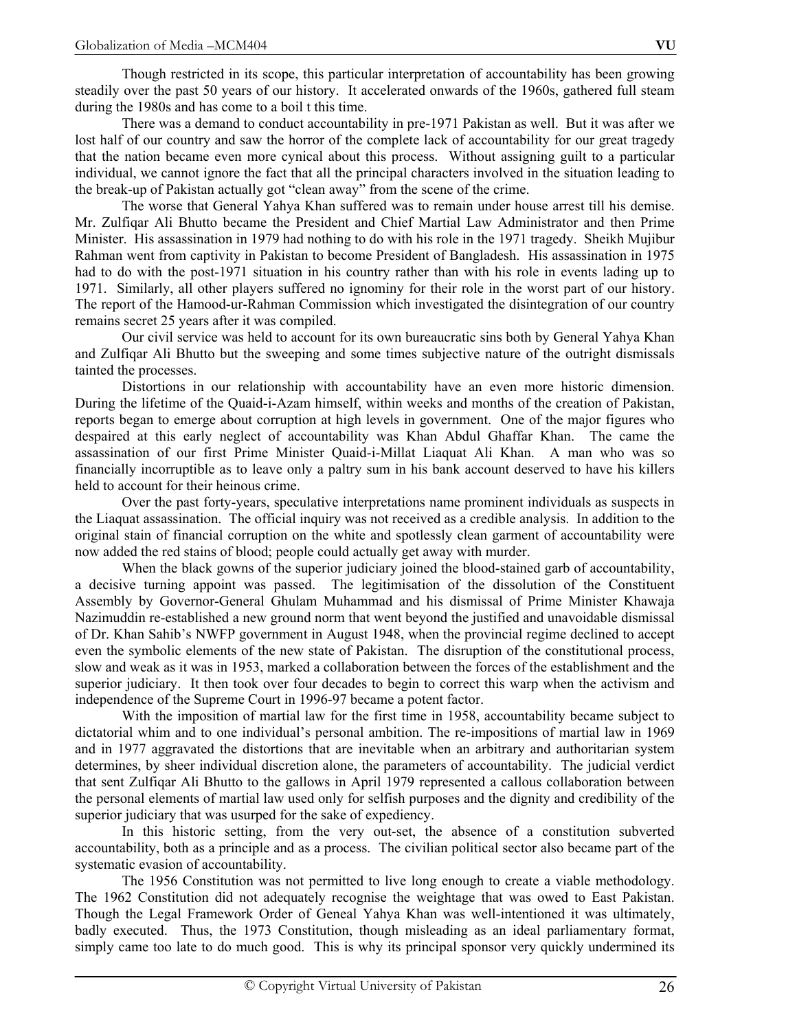Though restricted in its scope, this particular interpretation of accountability has been growing steadily over the past 50 years of our history. It accelerated onwards of the 1960s, gathered full steam during the 1980s and has come to a boil t this time.

There was a demand to conduct accountability in pre-1971 Pakistan as well. But it was after we lost half of our country and saw the horror of the complete lack of accountability for our great tragedy that the nation became even more cynical about this process. Without assigning guilt to a particular individual, we cannot ignore the fact that all the principal characters involved in the situation leading to the break-up of Pakistan actually got "clean away" from the scene of the crime.

The worse that General Yahya Khan suffered was to remain under house arrest till his demise. Mr. Zulfiqar Ali Bhutto became the President and Chief Martial Law Administrator and then Prime Minister. His assassination in 1979 had nothing to do with his role in the 1971 tragedy. Sheikh Mujibur Rahman went from captivity in Pakistan to become President of Bangladesh. His assassination in 1975 had to do with the post-1971 situation in his country rather than with his role in events lading up to 1971. Similarly, all other players suffered no ignominy for their role in the worst part of our history. The report of the Hamood-ur-Rahman Commission which investigated the disintegration of our country remains secret 25 years after it was compiled.

Our civil service was held to account for its own bureaucratic sins both by General Yahya Khan and Zulfiqar Ali Bhutto but the sweeping and some times subjective nature of the outright dismissals tainted the processes.

Distortions in our relationship with accountability have an even more historic dimension. During the lifetime of the Quaid-i-Azam himself, within weeks and months of the creation of Pakistan, reports began to emerge about corruption at high levels in government. One of the major figures who despaired at this early neglect of accountability was Khan Abdul Ghaffar Khan. The came the assassination of our first Prime Minister Quaid-i-Millat Liaquat Ali Khan. A man who was so financially incorruptible as to leave only a paltry sum in his bank account deserved to have his killers held to account for their heinous crime.

Over the past forty-years, speculative interpretations name prominent individuals as suspects in the Liaquat assassination. The official inquiry was not received as a credible analysis. In addition to the original stain of financial corruption on the white and spotlessly clean garment of accountability were now added the red stains of blood; people could actually get away with murder.

When the black gowns of the superior judiciary joined the blood-stained garb of accountability, a decisive turning appoint was passed. The legitimisation of the dissolution of the Constituent Assembly by Governor-General Ghulam Muhammad and his dismissal of Prime Minister Khawaja Nazimuddin re-established a new ground norm that went beyond the justified and unavoidable dismissal of Dr. Khan Sahib's NWFP government in August 1948, when the provincial regime declined to accept even the symbolic elements of the new state of Pakistan. The disruption of the constitutional process, slow and weak as it was in 1953, marked a collaboration between the forces of the establishment and the superior judiciary. It then took over four decades to begin to correct this warp when the activism and independence of the Supreme Court in 1996-97 became a potent factor.

With the imposition of martial law for the first time in 1958, accountability became subject to dictatorial whim and to one individual's personal ambition. The re-impositions of martial law in 1969 and in 1977 aggravated the distortions that are inevitable when an arbitrary and authoritarian system determines, by sheer individual discretion alone, the parameters of accountability. The judicial verdict that sent Zulfiqar Ali Bhutto to the gallows in April 1979 represented a callous collaboration between the personal elements of martial law used only for selfish purposes and the dignity and credibility of the superior judiciary that was usurped for the sake of expediency.

In this historic setting, from the very out-set, the absence of a constitution subverted accountability, both as a principle and as a process. The civilian political sector also became part of the systematic evasion of accountability.

The 1956 Constitution was not permitted to live long enough to create a viable methodology. The 1962 Constitution did not adequately recognise the weightage that was owed to East Pakistan. Though the Legal Framework Order of Geneal Yahya Khan was well-intentioned it was ultimately, badly executed. Thus, the 1973 Constitution, though misleading as an ideal parliamentary format, simply came too late to do much good. This is why its principal sponsor very quickly undermined its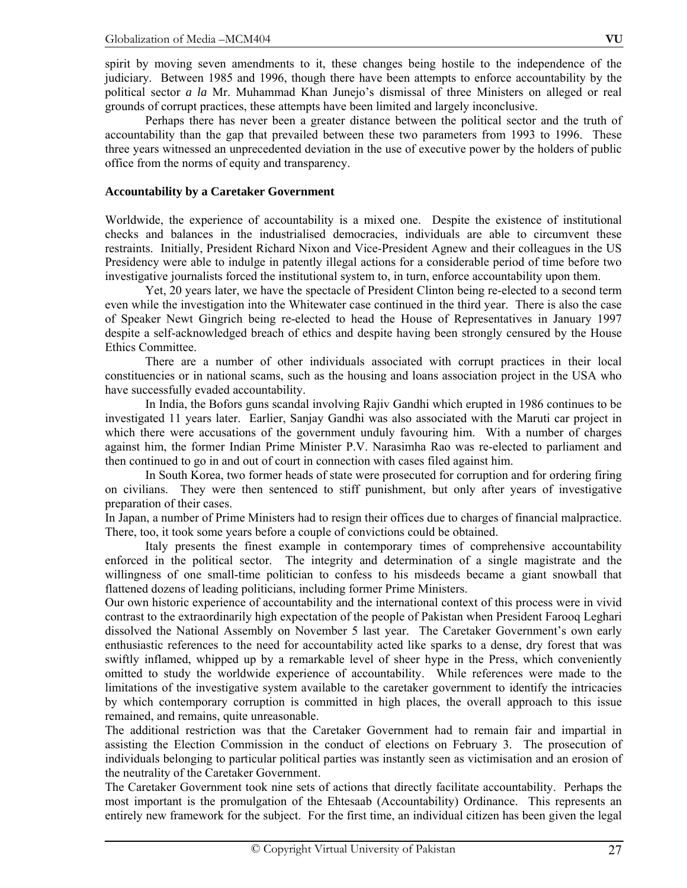spirit by moving seven amendments to it, these changes being hostile to the independence of the judiciary. Between 1985 and 1996, though there have been attempts to enforce accountability by the political sector *a la* Mr. Muhammad Khan Junejo's dismissal of three Ministers on alleged or real grounds of corrupt practices, these attempts have been limited and largely inconclusive.

Perhaps there has never been a greater distance between the political sector and the truth of accountability than the gap that prevailed between these two parameters from 1993 to 1996. These three years witnessed an unprecedented deviation in the use of executive power by the holders of public office from the norms of equity and transparency.

**Accountability by a Caretaker Government**

Worldwide, the experience of accountability is a mixed one. Despite the existence of institutional checks and balances in the industrialised democracies, individuals are able to circumvent these restraints. Initially, President Richard Nixon and Vice-President Agnew and their colleagues in the US Presidency were able to indulge in patently illegal actions for a considerable period of time before two investigative journalists forced the institutional system to, in turn, enforce accountability upon them.

Yet, 20 years later, we have the spectacle of President Clinton being re-elected to a second term even while the investigation into the Whitewater case continued in the third year. There is also the case of Speaker Newt Gingrich being re-elected to head the House of Representatives in January 1997 despite a self-acknowledged breach of ethics and despite having been strongly censured by the House Ethics Committee.

There are a number of other individuals associated with corrupt practices in their local constituencies or in national scams, such as the housing and loans association project in the USA who have successfully evaded accountability.

In India, the Bofors guns scandal involving Rajiv Gandhi which erupted in 1986 continues to be investigated 11 years later. Earlier, Sanjay Gandhi was also associated with the Maruti car project in which there were accusations of the government unduly favouring him. With a number of charges against him, the former Indian Prime Minister P.V. Narasimha Rao was re-elected to parliament and then continued to go in and out of court in connection with cases filed against him.

In South Korea, two former heads of state were prosecuted for corruption and for ordering firing on civilians. They were then sentenced to stiff punishment, but only after years of investigative preparation of their cases.

In Japan, a number of Prime Ministers had to resign their offices due to charges of financial malpractice. There, too, it took some years before a couple of convictions could be obtained.

Italy presents the finest example in contemporary times of comprehensive accountability enforced in the political sector. The integrity and determination of a single magistrate and the willingness of one small-time politician to confess to his misdeeds became a giant snowball that flattened dozens of leading politicians, including former Prime Ministers.

Our own historic experience of accountability and the international context of this process were in vivid contrast to the extraordinarily high expectation of the people of Pakistan when President Farooq Leghari dissolved the National Assembly on November 5 last year. The Caretaker Government's own early enthusiastic references to the need for accountability acted like sparks to a dense, dry forest that was swiftly inflamed, whipped up by a remarkable level of sheer hype in the Press, which conveniently omitted to study the worldwide experience of accountability. While references were made to the limitations of the investigative system available to the caretaker government to identify the intricacies by which contemporary corruption is committed in high places, the overall approach to this issue remained, and remains, quite unreasonable.

The additional restriction was that the Caretaker Government had to remain fair and impartial in assisting the Election Commission in the conduct of elections on February 3. The prosecution of individuals belonging to particular political parties was instantly seen as victimisation and an erosion of the neutrality of the Caretaker Government.

The Caretaker Government took nine sets of actions that directly facilitate accountability. Perhaps the most important is the promulgation of the Ehtesaab (Accountability) Ordinance. This represents an entirely new framework for the subject. For the first time, an individual citizen has been given the legal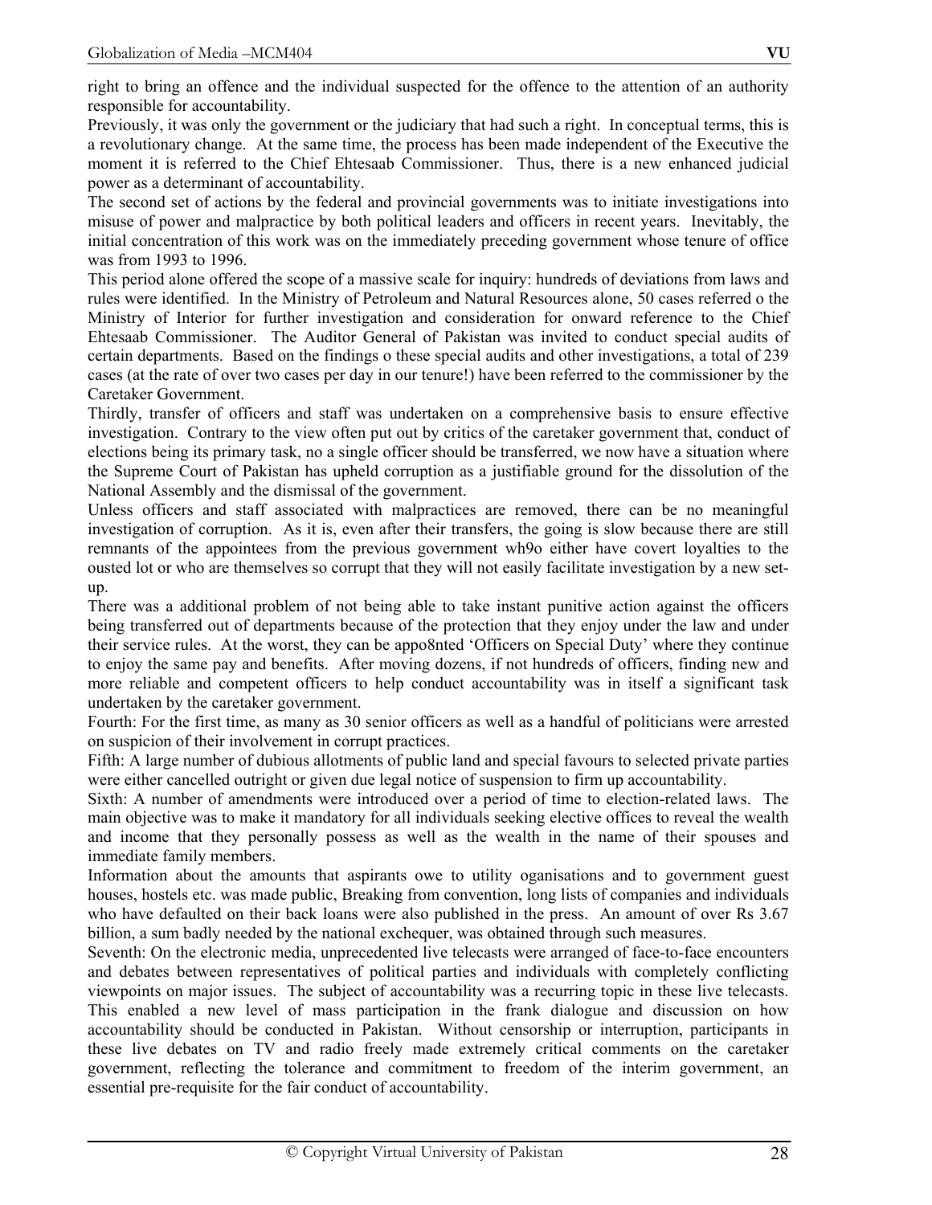right to bring an offence and the individual suspected for the offence to the attention of an authority responsible for accountability.

Previously, it was only the government or the judiciary that had such a right. In conceptual terms, this is a revolutionary change. At the same time, the process has been made independent of the Executive the moment it is referred to the Chief Ehtesaab Commissioner. Thus, there is a new enhanced judicial power as a determinant of accountability.

The second set of actions by the federal and provincial governments was to initiate investigations into misuse of power and malpractice by both political leaders and officers in recent years. Inevitably, the initial concentration of this work was on the immediately preceding government whose tenure of office was from 1993 to 1996.

This period alone offered the scope of a massive scale for inquiry: hundreds of deviations from laws and rules were identified. In the Ministry of Petroleum and Natural Resources alone, 50 cases referred o the Ministry of Interior for further investigation and consideration for onward reference to the Chief Ehtesaab Commissioner. The Auditor General of Pakistan was invited to conduct special audits of certain departments. Based on the findings o these special audits and other investigations, a total of 239 cases (at the rate of over two cases per day in our tenure!) have been referred to the commissioner by the Caretaker Government.

Thirdly, transfer of officers and staff was undertaken on a comprehensive basis to ensure effective investigation. Contrary to the view often put out by critics of the caretaker government that, conduct of elections being its primary task, no a single officer should be transferred, we now have a situation where the Supreme Court of Pakistan has upheld corruption as a justifiable ground for the dissolution of the National Assembly and the dismissal of the government.

Unless officers and staff associated with malpractices are removed, there can be no meaningful investigation of corruption. As it is, even after their transfers, the going is slow because there are still remnants of the appointees from the previous government wh9o either have covert loyalties to the ousted lot or who are themselves so corrupt that they will not easily facilitate investigation by a new set-up.

There was a additional problem of not being able to take instant punitive action against the officers being transferred out of departments because of the protection that they enjoy under the law and under their service rules. At the worst, they can be appo8nted 'Officers on Special Duty' where they continue to enjoy the same pay and benefits. After moving dozens, if not hundreds of officers, finding new and more reliable and competent officers to help conduct accountability was in itself a significant task undertaken by the caretaker government.

Fourth: For the first time, as many as 30 senior officers as well as a handful of politicians were arrested on suspicion of their involvement in corrupt practices.

Fifth: A large number of dubious allotments of public land and special favours to selected private parties were either cancelled outright or given due legal notice of suspension to firm up accountability.

Sixth: A number of amendments were introduced over a period of time to election-related laws. The main objective was to make it mandatory for all individuals seeking elective offices to reveal the wealth and income that they personally possess as well as the wealth in the name of their spouses and immediate family members.

Information about the amounts that aspirants owe to utility oganisations and to government guest houses, hostels etc. was made public, Breaking from convention, long lists of companies and individuals who have defaulted on their back loans were also published in the press. An amount of over Rs 3.67 billion, a sum badly needed by the national exchequer, was obtained through such measures.

Seventh: On the electronic media, unprecedented live telecasts were arranged of face-to-face encounters and debates between representatives of political parties and individuals with completely conflicting viewpoints on major issues. The subject of accountability was a recurring topic in these live telecasts. This enabled a new level of mass participation in the frank dialogue and discussion on how accountability should be conducted in Pakistan. Without censorship or interruption, participants in these live debates on TV and radio freely made extremely critical comments on the caretaker government, reflecting the tolerance and commitment to freedom of the interim government, an essential pre-requisite for the fair conduct of accountability.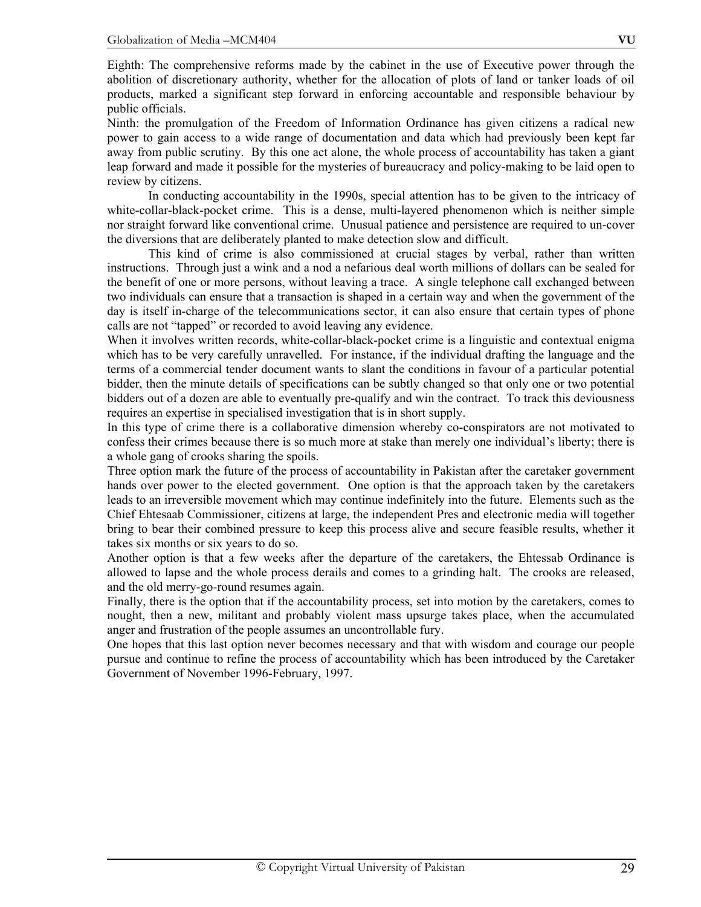Eighth: The comprehensive reforms made by the cabinet in the use of Executive power through the abolition of discretionary authority, whether for the allocation of plots of land or tanker loads of oil products, marked a significant step forward in enforcing accountable and responsible behaviour by public officials.

Ninth: the promulgation of the Freedom of Information Ordinance has given citizens a radical new power to gain access to a wide range of documentation and data which had previously been kept far away from public scrutiny. By this one act alone, the whole process of accountability has taken a giant leap forward and made it possible for the mysteries of bureaucracy and policy-making to be laid open to review by citizens.

In conducting accountability in the 1990s, special attention has to be given to the intricacy of white-collar-black-pocket crime. This is a dense, multi-layered phenomenon which is neither simple nor straight forward like conventional crime. Unusual patience and persistence are required to un-cover the diversions that are deliberately planted to make detection slow and difficult.

This kind of crime is also commissioned at crucial stages by verbal, rather than written instructions. Through just a wink and a nod a nefarious deal worth millions of dollars can be sealed for the benefit of one or more persons, without leaving a trace. A single telephone call exchanged between two individuals can ensure that a transaction is shaped in a certain way and when the government of the day is itself in-charge of the telecommunications sector, it can also ensure that certain types of phone calls are not "tapped" or recorded to avoid leaving any evidence.

When it involves written records, white-collar-black-pocket crime is a linguistic and contextual enigma which has to be very carefully unravelled. For instance, if the individual drafting the language and the terms of a commercial tender document wants to slant the conditions in favour of a particular potential bidder, then the minute details of specifications can be subtly changed so that only one or two potential bidders out of a dozen are able to eventually pre-qualify and win the contract. To track this deviousness requires an expertise in specialised investigation that is in short supply.

In this type of crime there is a collaborative dimension whereby co-conspirators are not motivated to confess their crimes because there is so much more at stake than merely one individual's liberty; there is a whole gang of crooks sharing the spoils.

Three option mark the future of the process of accountability in Pakistan after the caretaker government hands over power to the elected government. One option is that the approach taken by the caretakers leads to an irreversible movement which may continue indefinitely into the future. Elements such as the Chief Ehtesaab Commissioner, citizens at large, the independent Pres and electronic media will together bring to bear their combined pressure to keep this process alive and secure feasible results, whether it takes six months or six years to do so.

Another option is that a few weeks after the departure of the caretakers, the Ehtessab Ordinance is allowed to lapse and the whole process derails and comes to a grinding halt. The crooks are released, and the old merry-go-round resumes again.

Finally, there is the option that if the accountability process, set into motion by the caretakers, comes to nought, then a new, militant and probably violent mass upsurge takes place, when the accumulated anger and frustration of the people assumes an uncontrollable fury.

One hopes that this last option never becomes necessary and that with wisdom and courage our people pursue and continue to refine the process of accountability which has been introduced by the Caretaker Government of November 1996-February, 1997.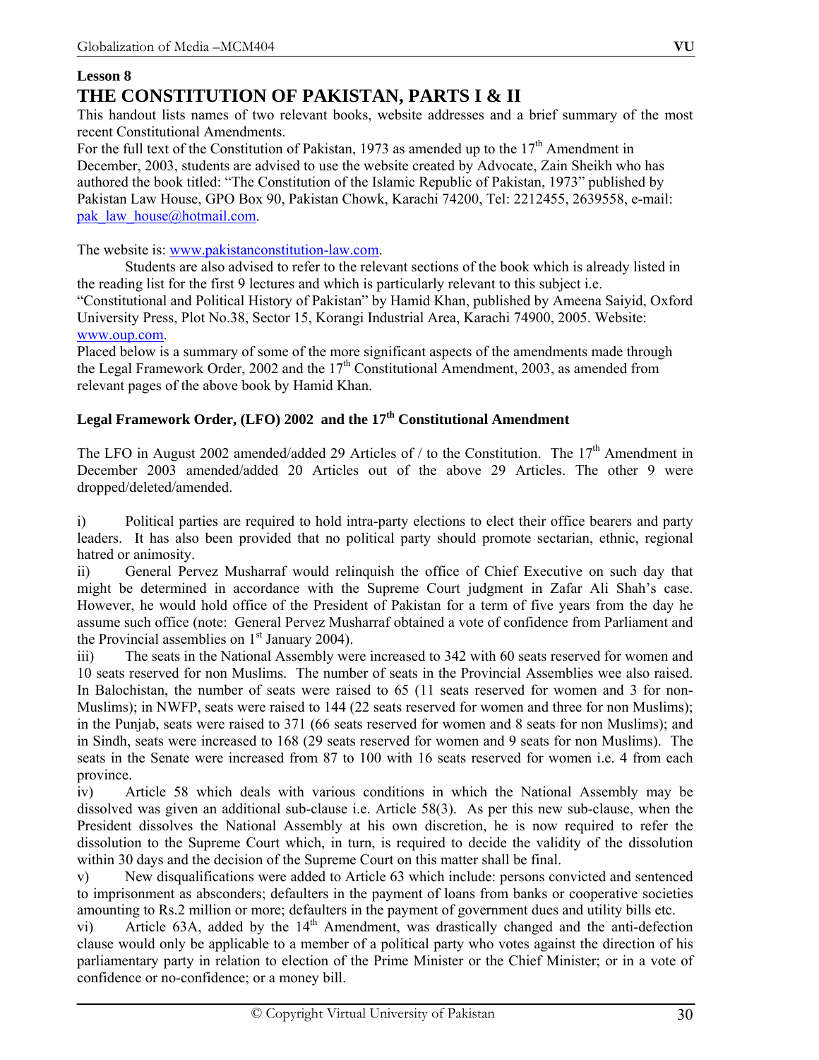**Lesson 8**

# THE CONSTITUTION OF PAKISTAN, PARTS I & II

This handout lists names of two relevant books, website addresses and a brief summary of the most recent Constitutional Amendments.

For the full text of the Constitution of Pakistan, 1973 as amended up to the 17th Amendment in December, 2003, students are advised to use the website created by Advocate, Zain Sheikh who has authored the book titled: "The Constitution of the Islamic Republic of Pakistan, 1973" published by Pakistan Law House, GPO Box 90, Pakistan Chowk, Karachi 74200, Tel: 2212455, 2639558, e-mail: pak_law_house@hotmail.com.

The website is: www.pakistanconstitution-law.com.

Students are also advised to refer to the relevant sections of the book which is already listed in the reading list for the first 9 lectures and which is particularly relevant to this subject i.e. "Constitutional and Political History of Pakistan" by Hamid Khan, published by Ameena Saiyid, Oxford University Press, Plot No.38, Sector 15, Korangi Industrial Area, Karachi 74900, 2005. Website: www.oup.com.

Placed below is a summary of some of the more significant aspects of the amendments made through the Legal Framework Order, 2002 and the 17th Constitutional Amendment, 2003, as amended from relevant pages of the above book by Hamid Khan.

### Legal Framework Order, (LFO) 2002 and the 17th Constitutional Amendment

The LFO in August 2002 amended/added 29 Articles of / to the Constitution. The 17th Amendment in December 2003 amended/added 20 Articles out of the above 29 Articles. The other 9 were dropped/deleted/amended.

i) Political parties are required to hold intra-party elections to elect their office bearers and party leaders. It has also been provided that no political party should promote sectarian, ethnic, regional hatred or animosity.

ii) General Pervez Musharraf would relinquish the office of Chief Executive on such day that might be determined in accordance with the Supreme Court judgment in Zafar Ali Shah's case. However, he would hold office of the President of Pakistan for a term of five years from the day he assume such office (note: General Pervez Musharraf obtained a vote of confidence from Parliament and the Provincial assemblies on 1st January 2004).

iii) The seats in the National Assembly were increased to 342 with 60 seats reserved for women and 10 seats reserved for non Muslims. The number of seats in the Provincial Assemblies wee also raised. In Balochistan, the number of seats were raised to 65 (11 seats reserved for women and 3 for non-Muslims); in NWFP, seats were raised to 144 (22 seats reserved for women and three for non Muslims); in the Punjab, seats were raised to 371 (66 seats reserved for women and 8 seats for non Muslims); and in Sindh, seats were increased to 168 (29 seats reserved for women and 9 seats for non Muslims). The seats in the Senate were increased from 87 to 100 with 16 seats reserved for women i.e. 4 from each province.

iv) Article 58 which deals with various conditions in which the National Assembly may be dissolved was given an additional sub-clause i.e. Article 58(3). As per this new sub-clause, when the President dissolves the National Assembly at his own discretion, he is now required to refer the dissolution to the Supreme Court which, in turn, is required to decide the validity of the dissolution within 30 days and the decision of the Supreme Court on this matter shall be final.

v) New disqualifications were added to Article 63 which include: persons convicted and sentenced to imprisonment as absconders; defaulters in the payment of loans from banks or cooperative societies amounting to Rs.2 million or more; defaulters in the payment of government dues and utility bills etc.

vi) Article 63A, added by the 14th Amendment, was drastically changed and the anti-defection clause would only be applicable to a member of a political party who votes against the direction of his parliamentary party in relation to election of the Prime Minister or the Chief Minister; or in a vote of confidence or no-confidence; or a money bill.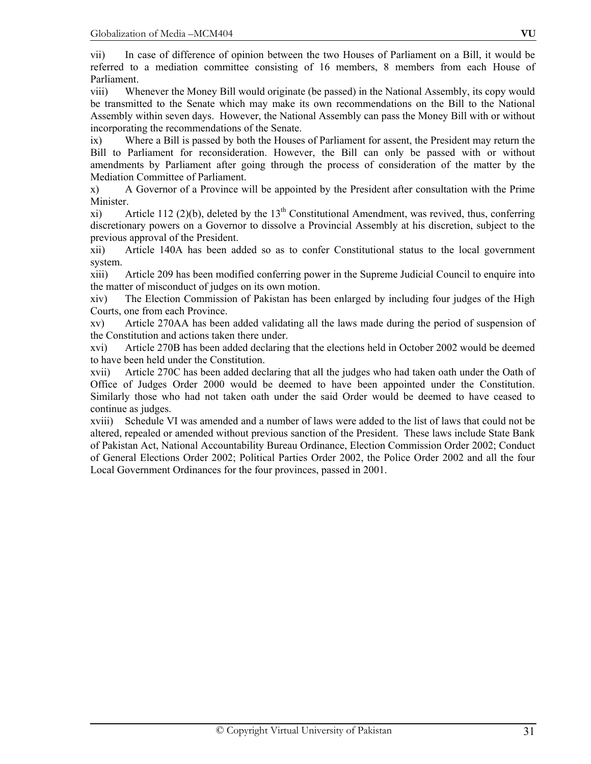vii) In case of difference of opinion between the two Houses of Parliament on a Bill, it would be referred to a mediation committee consisting of 16 members, 8 members from each House of Parliament.

viii) Whenever the Money Bill would originate (be passed) in the National Assembly, its copy would be transmitted to the Senate which may make its own recommendations on the Bill to the National Assembly within seven days. However, the National Assembly can pass the Money Bill with or without incorporating the recommendations of the Senate.

ix) Where a Bill is passed by both the Houses of Parliament for assent, the President may return the Bill to Parliament for reconsideration. However, the Bill can only be passed with or without amendments by Parliament after going through the process of consideration of the matter by the Mediation Committee of Parliament.

x) A Governor of a Province will be appointed by the President after consultation with the Prime Minister.

xi) Article 112 (2)(b), deleted by the 13th Constitutional Amendment, was revived, thus, conferring discretionary powers on a Governor to dissolve a Provincial Assembly at his discretion, subject to the previous approval of the President.

xii) Article 140A has been added so as to confer Constitutional status to the local government system.

xiii) Article 209 has been modified conferring power in the Supreme Judicial Council to enquire into the matter of misconduct of judges on its own motion.

xiv) The Election Commission of Pakistan has been enlarged by including four judges of the High Courts, one from each Province.

xv) Article 270AA has been added validating all the laws made during the period of suspension of the Constitution and actions taken there under.

xvi) Article 270B has been added declaring that the elections held in October 2002 would be deemed to have been held under the Constitution.

xvii) Article 270C has been added declaring that all the judges who had taken oath under the Oath of Office of Judges Order 2000 would be deemed to have been appointed under the Constitution. Similarly those who had not taken oath under the said Order would be deemed to have ceased to continue as judges.

xviii) Schedule VI was amended and a number of laws were added to the list of laws that could not be altered, repealed or amended without previous sanction of the President. These laws include State Bank of Pakistan Act, National Accountability Bureau Ordinance, Election Commission Order 2002; Conduct of General Elections Order 2002; Political Parties Order 2002, the Police Order 2002 and all the four Local Government Ordinances for the four provinces, passed in 2001.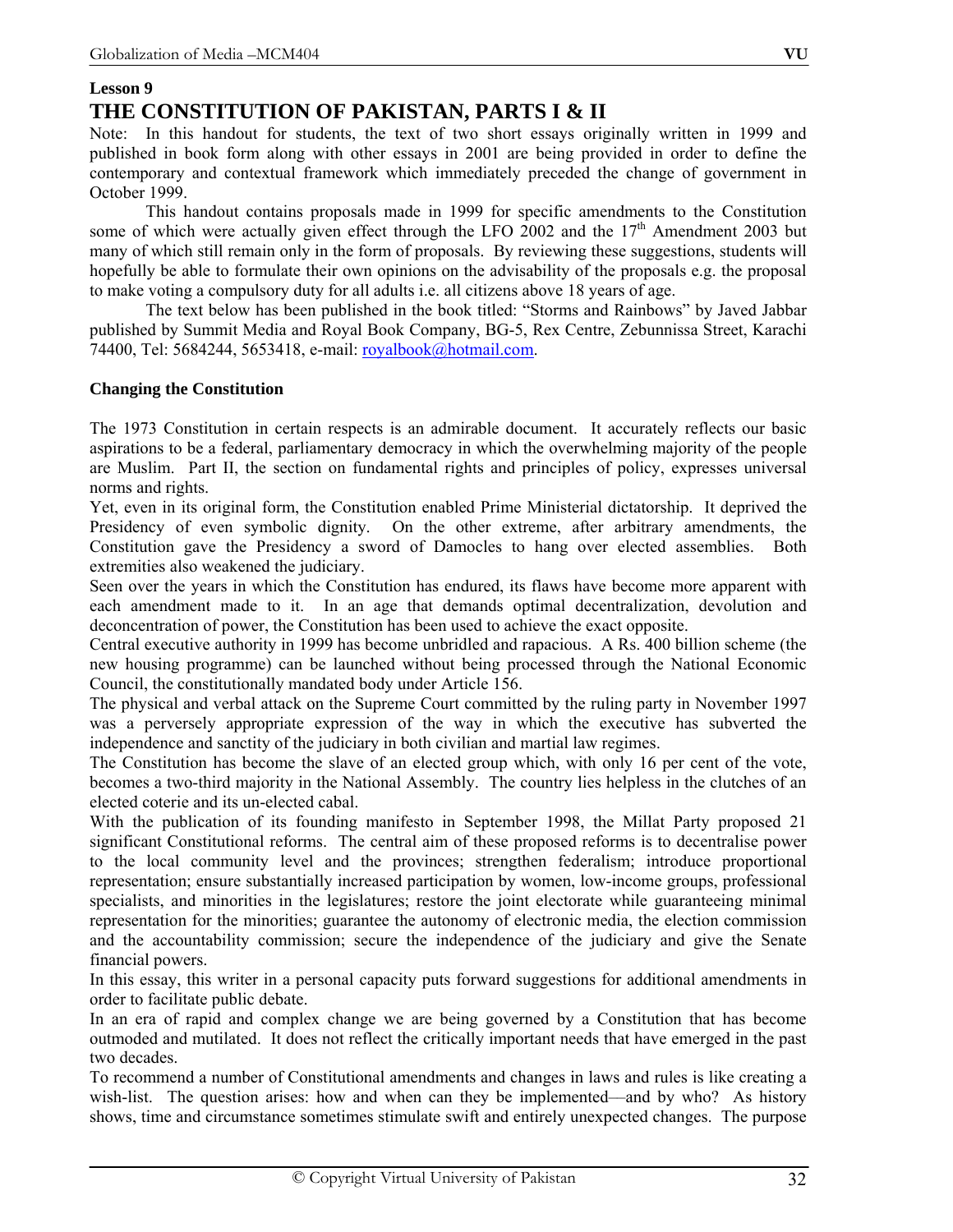**Lesson 9**

# THE CONSTITUTION OF PAKISTAN, PARTS I & II

Note: In this handout for students, the text of two short essays originally written in 1999 and published in book form along with other essays in 2001 are being provided in order to define the contemporary and contextual framework which immediately preceded the change of government in October 1999.

This handout contains proposals made in 1999 for specific amendments to the Constitution some of which were actually given effect through the LFO 2002 and the 17th Amendment 2003 but many of which still remain only in the form of proposals. By reviewing these suggestions, students will hopefully be able to formulate their own opinions on the advisability of the proposals e.g. the proposal to make voting a compulsory duty for all adults i.e. all citizens above 18 years of age.

The text below has been published in the book titled: "Storms and Rainbows" by Javed Jabbar published by Summit Media and Royal Book Company, BG-5, Rex Centre, Zebunnissa Street, Karachi 74400, Tel: 5684244, 5653418, e-mail: royalbook@hotmail.com.

**Changing the Constitution**

The 1973 Constitution in certain respects is an admirable document. It accurately reflects our basic aspirations to be a federal, parliamentary democracy in which the overwhelming majority of the people are Muslim. Part II, the section on fundamental rights and principles of policy, expresses universal norms and rights.

Yet, even in its original form, the Constitution enabled Prime Ministerial dictatorship. It deprived the Presidency of even symbolic dignity. On the other extreme, after arbitrary amendments, the Constitution gave the Presidency a sword of Damocles to hang over elected assemblies. Both extremities also weakened the judiciary.

Seen over the years in which the Constitution has endured, its flaws have become more apparent with each amendment made to it. In an age that demands optimal decentralization, devolution and deconcentration of power, the Constitution has been used to achieve the exact opposite.

Central executive authority in 1999 has become unbridled and rapacious. A Rs. 400 billion scheme (the new housing programme) can be launched without being processed through the National Economic Council, the constitutionally mandated body under Article 156.

The physical and verbal attack on the Supreme Court committed by the ruling party in November 1997 was a perversely appropriate expression of the way in which the executive has subverted the independence and sanctity of the judiciary in both civilian and martial law regimes.

The Constitution has become the slave of an elected group which, with only 16 per cent of the vote, becomes a two-third majority in the National Assembly. The country lies helpless in the clutches of an elected coterie and its un-elected cabal.

With the publication of its founding manifesto in September 1998, the Millat Party proposed 21 significant Constitutional reforms. The central aim of these proposed reforms is to decentralise power to the local community level and the provinces; strengthen federalism; introduce proportional representation; ensure substantially increased participation by women, low-income groups, professional specialists, and minorities in the legislatures; restore the joint electorate while guaranteeing minimal representation for the minorities; guarantee the autonomy of electronic media, the election commission and the accountability commission; secure the independence of the judiciary and give the Senate financial powers.

In this essay, this writer in a personal capacity puts forward suggestions for additional amendments in order to facilitate public debate.

In an era of rapid and complex change we are being governed by a Constitution that has become outmoded and mutilated. It does not reflect the critically important needs that have emerged in the past two decades.

To recommend a number of Constitutional amendments and changes in laws and rules is like creating a wish-list. The question arises: how and when can they be implemented—and by who? As history shows, time and circumstance sometimes stimulate swift and entirely unexpected changes. The purpose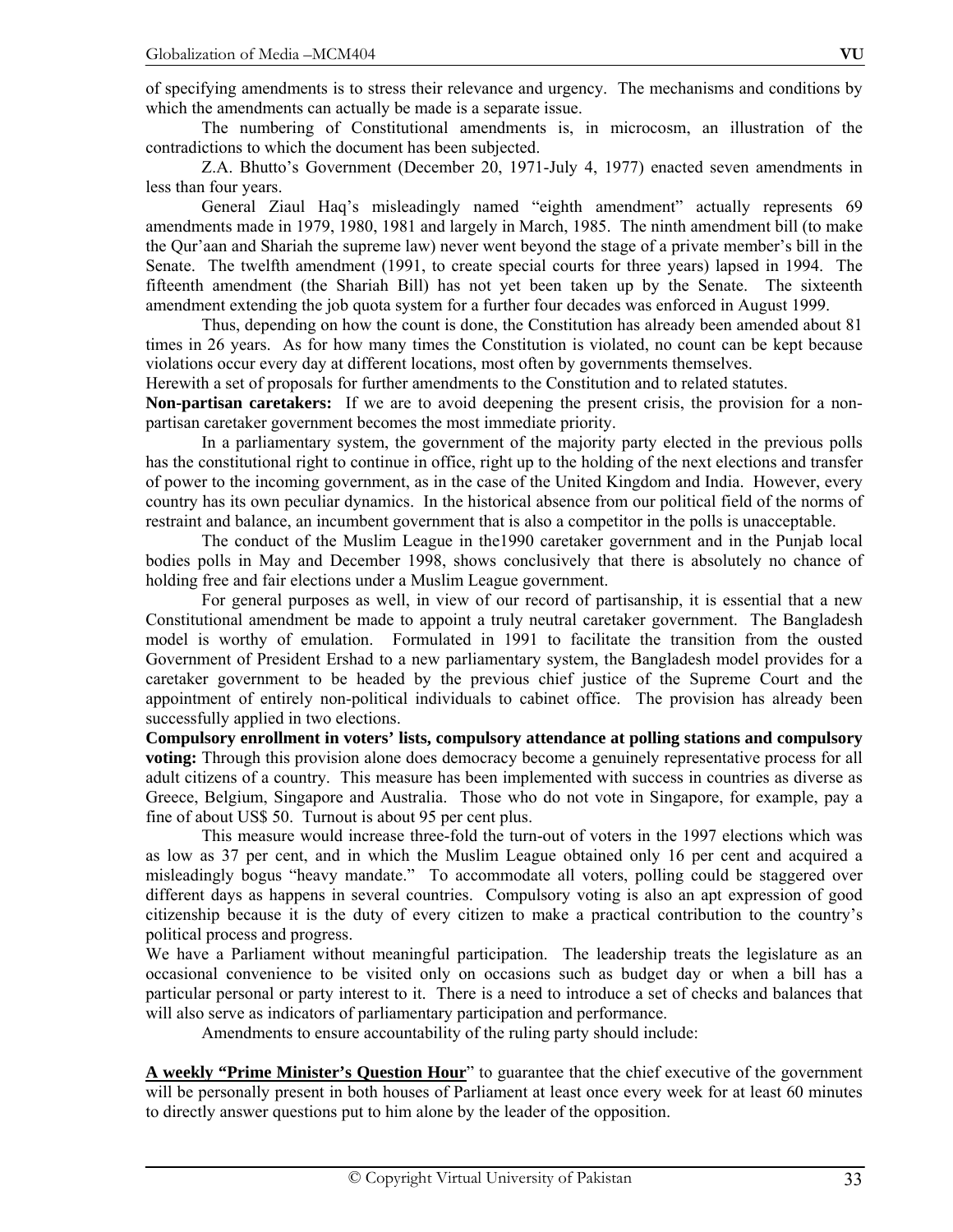of specifying amendments is to stress their relevance and urgency. The mechanisms and conditions by which the amendments can actually be made is a separate issue.

The numbering of Constitutional amendments is, in microcosm, an illustration of the contradictions to which the document has been subjected.

Z.A. Bhutto's Government (December 20, 1971-July 4, 1977) enacted seven amendments in less than four years.

General Ziaul Haq's misleadingly named "eighth amendment" actually represents 69 amendments made in 1979, 1980, 1981 and largely in March, 1985. The ninth amendment bill (to make the Qur'aan and Shariah the supreme law) never went beyond the stage of a private member's bill in the Senate. The twelfth amendment (1991, to create special courts for three years) lapsed in 1994. The fifteenth amendment (the Shariah Bill) has not yet been taken up by the Senate. The sixteenth amendment extending the job quota system for a further four decades was enforced in August 1999.

Thus, depending on how the count is done, the Constitution has already been amended about 81 times in 26 years. As for how many times the Constitution is violated, no count can be kept because violations occur every day at different locations, most often by governments themselves.

Herewith a set of proposals for further amendments to the Constitution and to related statutes.

**Non-partisan caretakers:** If we are to avoid deepening the present crisis, the provision for a non-partisan caretaker government becomes the most immediate priority.

In a parliamentary system, the government of the majority party elected in the previous polls has the constitutional right to continue in office, right up to the holding of the next elections and transfer of power to the incoming government, as in the case of the United Kingdom and India. However, every country has its own peculiar dynamics. In the historical absence from our political field of the norms of restraint and balance, an incumbent government that is also a competitor in the polls is unacceptable.

The conduct of the Muslim League in the1990 caretaker government and in the Punjab local bodies polls in May and December 1998, shows conclusively that there is absolutely no chance of holding free and fair elections under a Muslim League government.

For general purposes as well, in view of our record of partisanship, it is essential that a new Constitutional amendment be made to appoint a truly neutral caretaker government. The Bangladesh model is worthy of emulation. Formulated in 1991 to facilitate the transition from the ousted Government of President Ershad to a new parliamentary system, the Bangladesh model provides for a caretaker government to be headed by the previous chief justice of the Supreme Court and the appointment of entirely non-political individuals to cabinet office. The provision has already been successfully applied in two elections.

**Compulsory enrollment in voters' lists, compulsory attendance at polling stations and compulsory voting:** Through this provision alone does democracy become a genuinely representative process for all adult citizens of a country. This measure has been implemented with success in countries as diverse as Greece, Belgium, Singapore and Australia. Those who do not vote in Singapore, for example, pay a fine of about US$ 50. Turnout is about 95 per cent plus.

This measure would increase three-fold the turn-out of voters in the 1997 elections which was as low as 37 per cent, and in which the Muslim League obtained only 16 per cent and acquired a misleadingly bogus "heavy mandate." To accommodate all voters, polling could be staggered over different days as happens in several countries. Compulsory voting is also an apt expression of good citizenship because it is the duty of every citizen to make a practical contribution to the country's political process and progress.

We have a Parliament without meaningful participation. The leadership treats the legislature as an occasional convenience to be visited only on occasions such as budget day or when a bill has a particular personal or party interest to it. There is a need to introduce a set of checks and balances that will also serve as indicators of parliamentary participation and performance.

Amendments to ensure accountability of the ruling party should include:

**A weekly "Prime Minister's Question Hour**" to guarantee that the chief executive of the government will be personally present in both houses of Parliament at least once every week for at least 60 minutes to directly answer questions put to him alone by the leader of the opposition.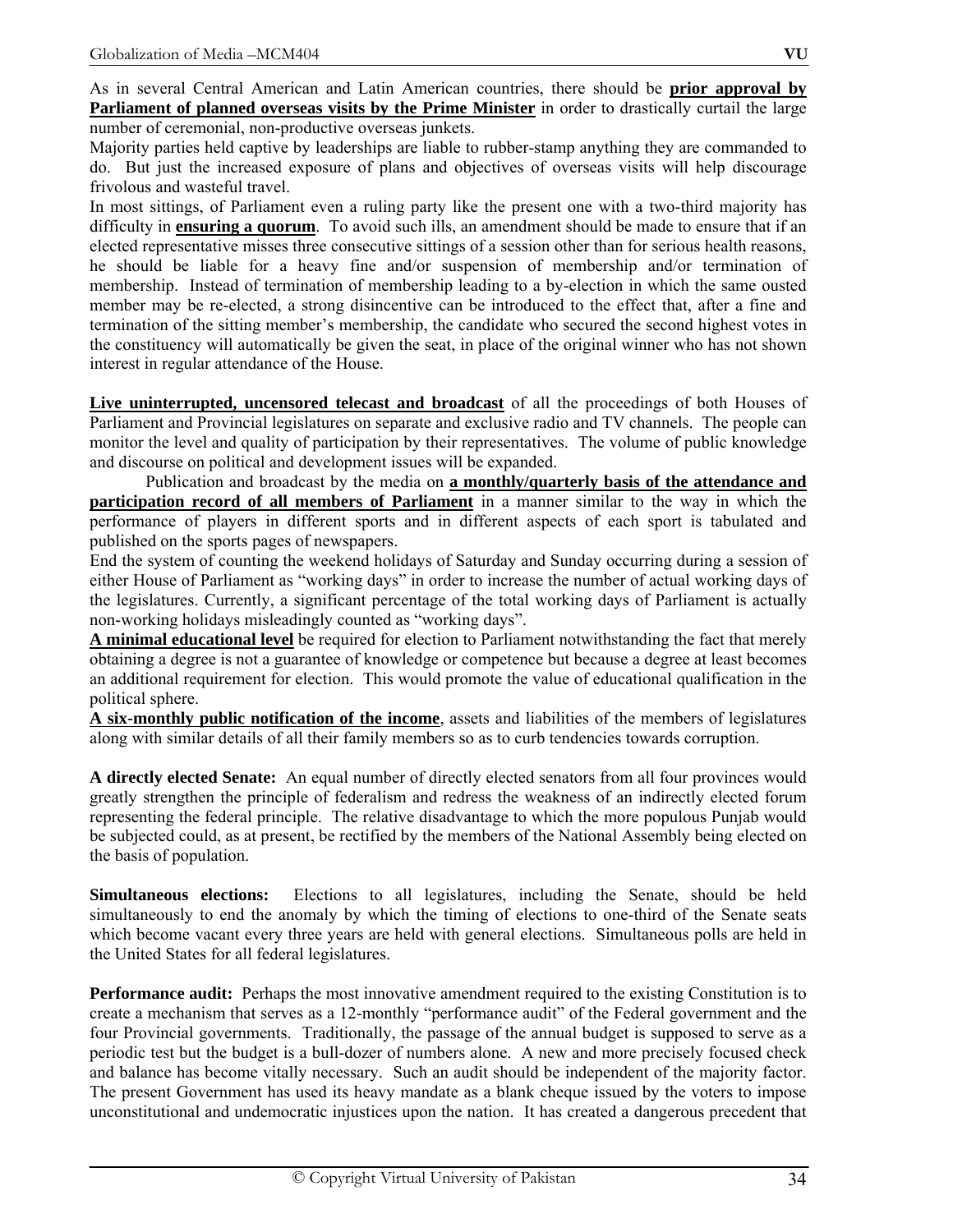As in several Central American and Latin American countries, there should be **prior approval by Parliament of planned overseas visits by the Prime Minister** in order to drastically curtail the large number of ceremonial, non-productive overseas junkets.

Majority parties held captive by leaderships are liable to rubber-stamp anything they are commanded to do. But just the increased exposure of plans and objectives of overseas visits will help discourage frivolous and wasteful travel.

In most sittings, of Parliament even a ruling party like the present one with a two-third majority has difficulty in **ensuring a quorum**. To avoid such ills, an amendment should be made to ensure that if an elected representative misses three consecutive sittings of a session other than for serious health reasons, he should be liable for a heavy fine and/or suspension of membership and/or termination of membership. Instead of termination of membership leading to a by-election in which the same ousted member may be re-elected, a strong disincentive can be introduced to the effect that, after a fine and termination of the sitting member's membership, the candidate who secured the second highest votes in the constituency will automatically be given the seat, in place of the original winner who has not shown interest in regular attendance of the House.

**Live uninterrupted, uncensored telecast and broadcast** of all the proceedings of both Houses of Parliament and Provincial legislatures on separate and exclusive radio and TV channels. The people can monitor the level and quality of participation by their representatives. The volume of public knowledge and discourse on political and development issues will be expanded.

Publication and broadcast by the media on **a monthly/quarterly basis of the attendance and participation record of all members of Parliament** in a manner similar to the way in which the performance of players in different sports and in different aspects of each sport is tabulated and published on the sports pages of newspapers.

End the system of counting the weekend holidays of Saturday and Sunday occurring during a session of either House of Parliament as "working days" in order to increase the number of actual working days of the legislatures. Currently, a significant percentage of the total working days of Parliament is actually non-working holidays misleadingly counted as "working days".

**A minimal educational level** be required for election to Parliament notwithstanding the fact that merely obtaining a degree is not a guarantee of knowledge or competence but because a degree at least becomes an additional requirement for election. This would promote the value of educational qualification in the political sphere.

**A six-monthly public notification of the income**, assets and liabilities of the members of legislatures along with similar details of all their family members so as to curb tendencies towards corruption.

**A directly elected Senate:** An equal number of directly elected senators from all four provinces would greatly strengthen the principle of federalism and redress the weakness of an indirectly elected forum representing the federal principle. The relative disadvantage to which the more populous Punjab would be subjected could, as at present, be rectified by the members of the National Assembly being elected on the basis of population.

**Simultaneous elections:** Elections to all legislatures, including the Senate, should be held simultaneously to end the anomaly by which the timing of elections to one-third of the Senate seats which become vacant every three years are held with general elections. Simultaneous polls are held in the United States for all federal legislatures.

**Performance audit:** Perhaps the most innovative amendment required to the existing Constitution is to create a mechanism that serves as a 12-monthly "performance audit" of the Federal government and the four Provincial governments. Traditionally, the passage of the annual budget is supposed to serve as a periodic test but the budget is a bull-dozer of numbers alone. A new and more precisely focused check and balance has become vitally necessary. Such an audit should be independent of the majority factor. The present Government has used its heavy mandate as a blank cheque issued by the voters to impose unconstitutional and undemocratic injustices upon the nation. It has created a dangerous precedent that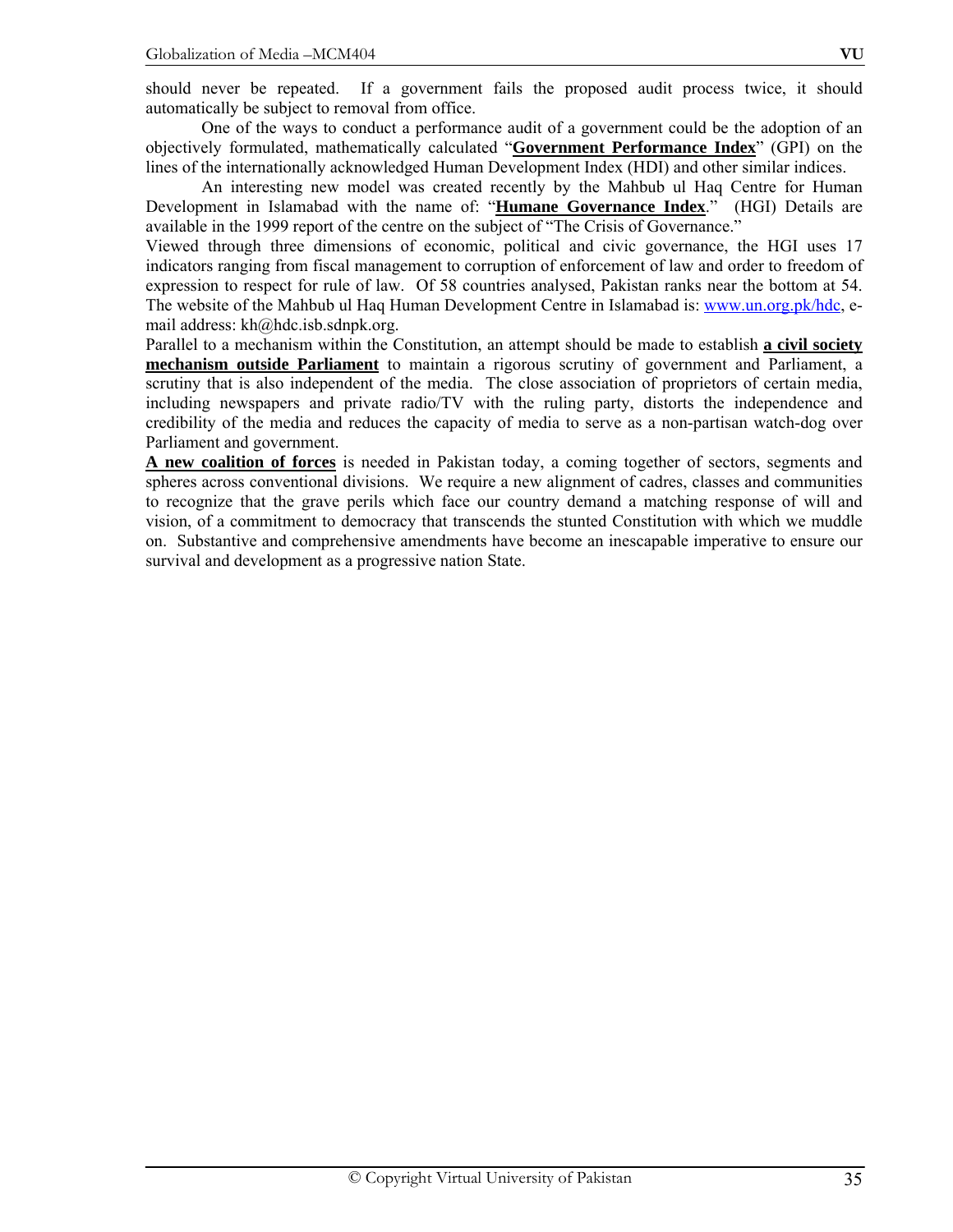should never be repeated. If a government fails the proposed audit process twice, it should automatically be subject to removal from office.

One of the ways to conduct a performance audit of a government could be the adoption of an objectively formulated, mathematically calculated "**Government Performance Index**" (GPI) on the lines of the internationally acknowledged Human Development Index (HDI) and other similar indices.

An interesting new model was created recently by the Mahbub ul Haq Centre for Human Development in Islamabad with the name of: "**Humane Governance Index**." (HGI) Details are available in the 1999 report of the centre on the subject of "The Crisis of Governance."

Viewed through three dimensions of economic, political and civic governance, the HGI uses 17 indicators ranging from fiscal management to corruption of enforcement of law and order to freedom of expression to respect for rule of law. Of 58 countries analysed, Pakistan ranks near the bottom at 54. The website of the Mahbub ul Haq Human Development Centre in Islamabad is: www.un.org.pk/hdc, e-mail address: kh@hdc.isb.sdnpk.org.

Parallel to a mechanism within the Constitution, an attempt should be made to establish **a civil society mechanism outside Parliament** to maintain a rigorous scrutiny of government and Parliament, a scrutiny that is also independent of the media. The close association of proprietors of certain media, including newspapers and private radio/TV with the ruling party, distorts the independence and credibility of the media and reduces the capacity of media to serve as a non-partisan watch-dog over Parliament and government.

**A new coalition of forces** is needed in Pakistan today, a coming together of sectors, segments and spheres across conventional divisions. We require a new alignment of cadres, classes and communities to recognize that the grave perils which face our country demand a matching response of will and vision, of a commitment to democracy that transcends the stunted Constitution with which we muddle on. Substantive and comprehensive amendments have become an inescapable imperative to ensure our survival and development as a progressive nation State.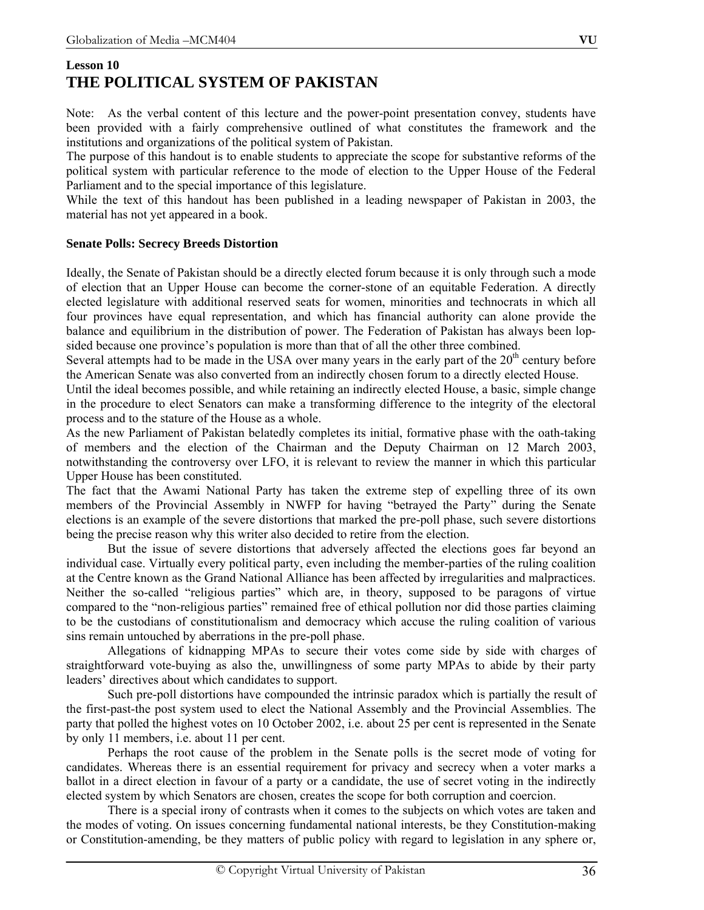## Lesson 10
# THE POLITICAL SYSTEM OF PAKISTAN

Note: As the verbal content of this lecture and the power-point presentation convey, students have been provided with a fairly comprehensive outlined of what constitutes the framework and the institutions and organizations of the political system of Pakistan.

The purpose of this handout is to enable students to appreciate the scope for substantive reforms of the political system with particular reference to the mode of election to the Upper House of the Federal Parliament and to the special importance of this legislature.

While the text of this handout has been published in a leading newspaper of Pakistan in 2003, the material has not yet appeared in a book.

**Senate Polls: Secrecy Breeds Distortion**

Ideally, the Senate of Pakistan should be a directly elected forum because it is only through such a mode of election that an Upper House can become the corner-stone of an equitable Federation. A directly elected legislature with additional reserved seats for women, minorities and technocrats in which all four provinces have equal representation, and which has financial authority can alone provide the balance and equilibrium in the distribution of power. The Federation of Pakistan has always been lop-sided because one province's population is more than that of all the other three combined.

Several attempts had to be made in the USA over many years in the early part of the 20th century before the American Senate was also converted from an indirectly chosen forum to a directly elected House.

Until the ideal becomes possible, and while retaining an indirectly elected House, a basic, simple change in the procedure to elect Senators can make a transforming difference to the integrity of the electoral process and to the stature of the House as a whole.

As the new Parliament of Pakistan belatedly completes its initial, formative phase with the oath-taking of members and the election of the Chairman and the Deputy Chairman on 12 March 2003, notwithstanding the controversy over LFO, it is relevant to review the manner in which this particular Upper House has been constituted.

The fact that the Awami National Party has taken the extreme step of expelling three of its own members of the Provincial Assembly in NWFP for having "betrayed the Party" during the Senate elections is an example of the severe distortions that marked the pre-poll phase, such severe distortions being the precise reason why this writer also decided to retire from the election.

But the issue of severe distortions that adversely affected the elections goes far beyond an individual case. Virtually every political party, even including the member-parties of the ruling coalition at the Centre known as the Grand National Alliance has been affected by irregularities and malpractices. Neither the so-called "religious parties" which are, in theory, supposed to be paragons of virtue compared to the "non-religious parties" remained free of ethical pollution nor did those parties claiming to be the custodians of constitutionalism and democracy which accuse the ruling coalition of various sins remain untouched by aberrations in the pre-poll phase.

Allegations of kidnapping MPAs to secure their votes come side by side with charges of straightforward vote-buying as also the, unwillingness of some party MPAs to abide by their party leaders' directives about which candidates to support.

Such pre-poll distortions have compounded the intrinsic paradox which is partially the result of the first-past-the post system used to elect the National Assembly and the Provincial Assemblies. The party that polled the highest votes on 10 October 2002, i.e. about 25 per cent is represented in the Senate by only 11 members, i.e. about 11 per cent.

Perhaps the root cause of the problem in the Senate polls is the secret mode of voting for candidates. Whereas there is an essential requirement for privacy and secrecy when a voter marks a ballot in a direct election in favour of a party or a candidate, the use of secret voting in the indirectly elected system by which Senators are chosen, creates the scope for both corruption and coercion.

There is a special irony of contrasts when it comes to the subjects on which votes are taken and the modes of voting. On issues concerning fundamental national interests, be they Constitution-making or Constitution-amending, be they matters of public policy with regard to legislation in any sphere or,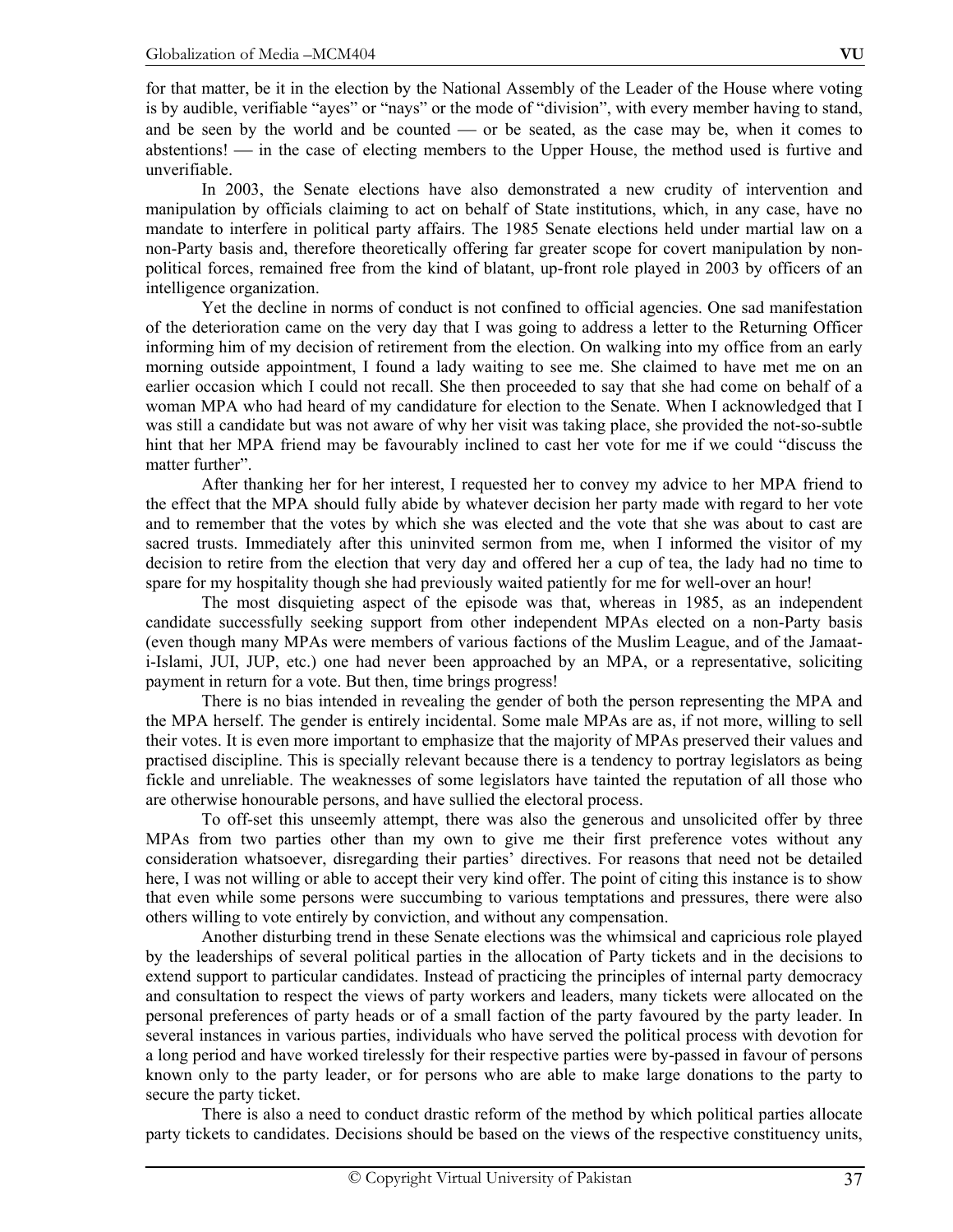for that matter, be it in the election by the National Assembly of the Leader of the House where voting is by audible, verifiable "ayes" or "nays" or the mode of "division", with every member having to stand, and be seen by the world and be counted — or be seated, as the case may be, when it comes to abstentions! — in the case of electing members to the Upper House, the method used is furtive and unverifiable.

In 2003, the Senate elections have also demonstrated a new crudity of intervention and manipulation by officials claiming to act on behalf of State institutions, which, in any case, have no mandate to interfere in political party affairs. The 1985 Senate elections held under martial law on a non-Party basis and, therefore theoretically offering far greater scope for covert manipulation by non-political forces, remained free from the kind of blatant, up-front role played in 2003 by officers of an intelligence organization.

Yet the decline in norms of conduct is not confined to official agencies. One sad manifestation of the deterioration came on the very day that I was going to address a letter to the Returning Officer informing him of my decision of retirement from the election. On walking into my office from an early morning outside appointment, I found a lady waiting to see me. She claimed to have met me on an earlier occasion which I could not recall. She then proceeded to say that she had come on behalf of a woman MPA who had heard of my candidature for election to the Senate. When I acknowledged that I was still a candidate but was not aware of why her visit was taking place, she provided the not-so-subtle hint that her MPA friend may be favourably inclined to cast her vote for me if we could "discuss the matter further".

After thanking her for her interest, I requested her to convey my advice to her MPA friend to the effect that the MPA should fully abide by whatever decision her party made with regard to her vote and to remember that the votes by which she was elected and the vote that she was about to cast are sacred trusts. Immediately after this uninvited sermon from me, when I informed the visitor of my decision to retire from the election that very day and offered her a cup of tea, the lady had no time to spare for my hospitality though she had previously waited patiently for me for well-over an hour!

The most disquieting aspect of the episode was that, whereas in 1985, as an independent candidate successfully seeking support from other independent MPAs elected on a non-Party basis (even though many MPAs were members of various factions of the Muslim League, and of the Jamaat-i-Islami, JUI, JUP, etc.) one had never been approached by an MPA, or a representative, soliciting payment in return for a vote. But then, time brings progress!

There is no bias intended in revealing the gender of both the person representing the MPA and the MPA herself. The gender is entirely incidental. Some male MPAs are as, if not more, willing to sell their votes. It is even more important to emphasize that the majority of MPAs preserved their values and practised discipline. This is specially relevant because there is a tendency to portray legislators as being fickle and unreliable. The weaknesses of some legislators have tainted the reputation of all those who are otherwise honourable persons, and have sullied the electoral process.

To off-set this unseemly attempt, there was also the generous and unsolicited offer by three MPAs from two parties other than my own to give me their first preference votes without any consideration whatsoever, disregarding their parties' directives. For reasons that need not be detailed here, I was not willing or able to accept their very kind offer. The point of citing this instance is to show that even while some persons were succumbing to various temptations and pressures, there were also others willing to vote entirely by conviction, and without any compensation.

Another disturbing trend in these Senate elections was the whimsical and capricious role played by the leaderships of several political parties in the allocation of Party tickets and in the decisions to extend support to particular candidates. Instead of practicing the principles of internal party democracy and consultation to respect the views of party workers and leaders, many tickets were allocated on the personal preferences of party heads or of a small faction of the party favoured by the party leader. In several instances in various parties, individuals who have served the political process with devotion for a long period and have worked tirelessly for their respective parties were by-passed in favour of persons known only to the party leader, or for persons who are able to make large donations to the party to secure the party ticket.

There is also a need to conduct drastic reform of the method by which political parties allocate party tickets to candidates. Decisions should be based on the views of the respective constituency units,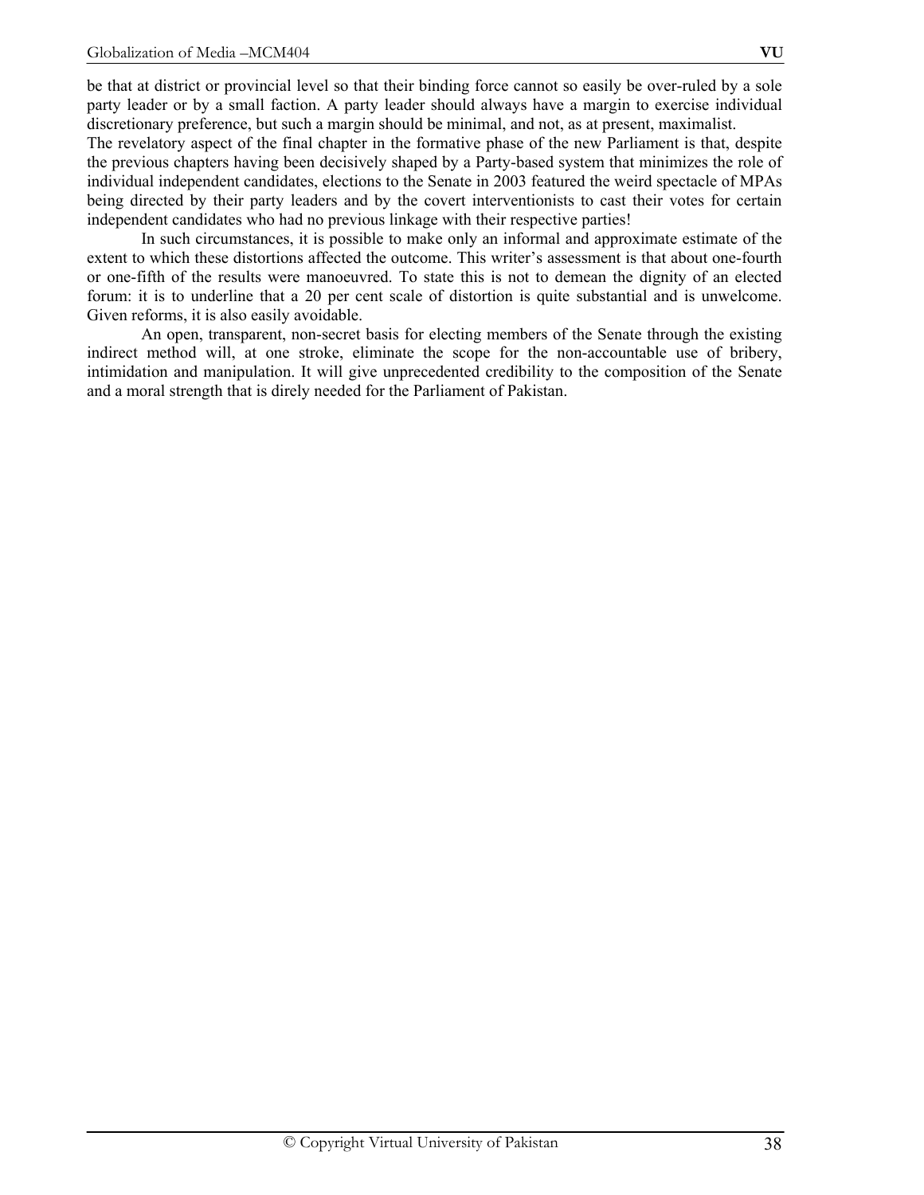be that at district or provincial level so that their binding force cannot so easily be over-ruled by a sole party leader or by a small faction. A party leader should always have a margin to exercise individual discretionary preference, but such a margin should be minimal, and not, as at present, maximalist.

The revelatory aspect of the final chapter in the formative phase of the new Parliament is that, despite the previous chapters having been decisively shaped by a Party-based system that minimizes the role of individual independent candidates, elections to the Senate in 2003 featured the weird spectacle of MPAs being directed by their party leaders and by the covert interventionists to cast their votes for certain independent candidates who had no previous linkage with their respective parties!

In such circumstances, it is possible to make only an informal and approximate estimate of the extent to which these distortions affected the outcome. This writer's assessment is that about one-fourth or one-fifth of the results were manoeuvred. To state this is not to demean the dignity of an elected forum: it is to underline that a 20 per cent scale of distortion is quite substantial and is unwelcome. Given reforms, it is also easily avoidable.

An open, transparent, non-secret basis for electing members of the Senate through the existing indirect method will, at one stroke, eliminate the scope for the non-accountable use of bribery, intimidation and manipulation. It will give unprecedented credibility to the composition of the Senate and a moral strength that is direly needed for the Parliament of Pakistan.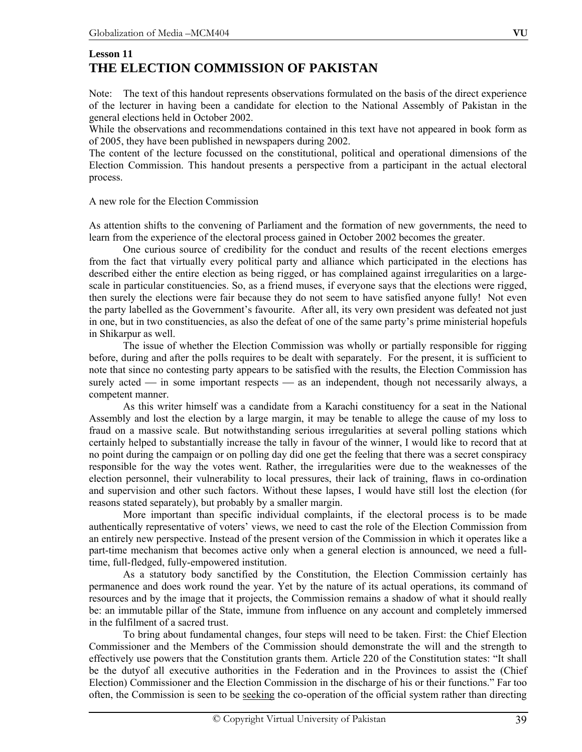## Lesson 11

# THE ELECTION COMMISSION OF PAKISTAN

Note: The text of this handout represents observations formulated on the basis of the direct experience of the lecturer in having been a candidate for election to the National Assembly of Pakistan in the general elections held in October 2002.

While the observations and recommendations contained in this text have not appeared in book form as of 2005, they have been published in newspapers during 2002.

The content of the lecture focussed on the constitutional, political and operational dimensions of the Election Commission. This handout presents a perspective from a participant in the actual electoral process.

A new role for the Election Commission

As attention shifts to the convening of Parliament and the formation of new governments, the need to learn from the experience of the electoral process gained in October 2002 becomes the greater.

One curious source of credibility for the conduct and results of the recent elections emerges from the fact that virtually every political party and alliance which participated in the elections has described either the entire election as being rigged, or has complained against irregularities on a large-scale in particular constituencies. So, as a friend muses, if everyone says that the elections were rigged, then surely the elections were fair because they do not seem to have satisfied anyone fully! Not even the party labelled as the Government's favourite. After all, its very own president was defeated not just in one, but in two constituencies, as also the defeat of one of the same party's prime ministerial hopefuls in Shikarpur as well.

The issue of whether the Election Commission was wholly or partially responsible for rigging before, during and after the polls requires to be dealt with separately. For the present, it is sufficient to note that since no contesting party appears to be satisfied with the results, the Election Commission has surely acted — in some important respects — as an independent, though not necessarily always, a competent manner.

As this writer himself was a candidate from a Karachi constituency for a seat in the National Assembly and lost the election by a large margin, it may be tenable to allege the cause of my loss to fraud on a massive scale. But notwithstanding serious irregularities at several polling stations which certainly helped to substantially increase the tally in favour of the winner, I would like to record that at no point during the campaign or on polling day did one get the feeling that there was a secret conspiracy responsible for the way the votes went. Rather, the irregularities were due to the weaknesses of the election personnel, their vulnerability to local pressures, their lack of training, flaws in co-ordination and supervision and other such factors. Without these lapses, I would have still lost the election (for reasons stated separately), but probably by a smaller margin.

More important than specific individual complaints, if the electoral process is to be made authentically representative of voters' views, we need to cast the role of the Election Commission from an entirely new perspective. Instead of the present version of the Commission in which it operates like a part-time mechanism that becomes active only when a general election is announced, we need a full-time, full-fledged, fully-empowered institution.

As a statutory body sanctified by the Constitution, the Election Commission certainly has permanence and does work round the year. Yet by the nature of its actual operations, its command of resources and by the image that it projects, the Commission remains a shadow of what it should really be: an immutable pillar of the State, immune from influence on any account and completely immersed in the fulfilment of a sacred trust.

To bring about fundamental changes, four steps will need to be taken. First: the Chief Election Commissioner and the Members of the Commission should demonstrate the will and the strength to effectively use powers that the Constitution grants them. Article 220 of the Constitution states: "It shall be the dutyof all executive authorities in the Federation and in the Provinces to assist the (Chief Election) Commissioner and the Election Commission in the discharge of his or their functions." Far too often, the Commission is seen to be seeking the co-operation of the official system rather than directing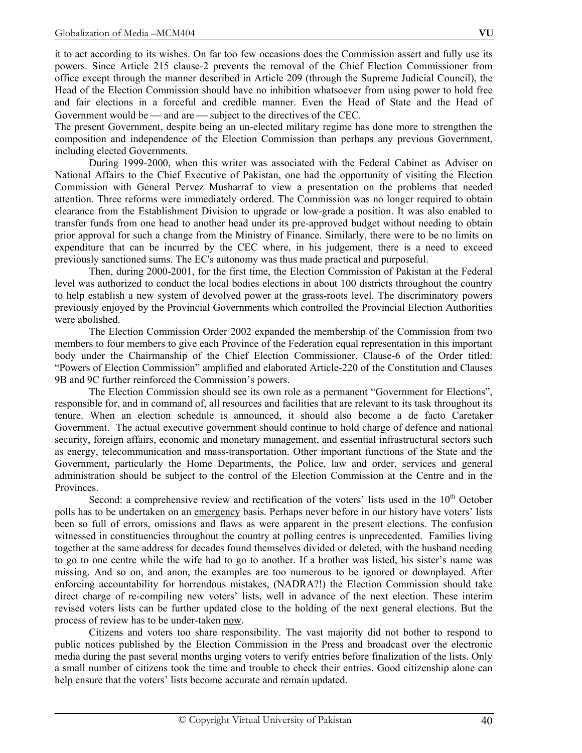it to act according to its wishes. On far too few occasions does the Commission assert and fully use its powers. Since Article 215 clause-2 prevents the removal of the Chief Election Commissioner from office except through the manner described in Article 209 (through the Supreme Judicial Council), the Head of the Election Commission should have no inhibition whatsoever from using power to hold free and fair elections in a forceful and credible manner. Even the Head of State and the Head of Government would be — and are — subject to the directives of the CEC.

The present Government, despite being an un-elected military regime has done more to strengthen the composition and independence of the Election Commission than perhaps any previous Government, including elected Governments.

During 1999-2000, when this writer was associated with the Federal Cabinet as Adviser on National Affairs to the Chief Executive of Pakistan, one had the opportunity of visiting the Election Commission with General Pervez Musharraf to view a presentation on the problems that needed attention. Three reforms were immediately ordered. The Commission was no longer required to obtain clearance from the Establishment Division to upgrade or low-grade a position. It was also enabled to transfer funds from one head to another head under its pre-approved budget without needing to obtain prior approval for such a change from the Ministry of Finance. Similarly, there were to be no limits on expenditure that can be incurred by the CEC where, in his judgement, there is a need to exceed previously sanctioned sums. The EC's autonomy was thus made practical and purposeful.

Then, during 2000-2001, for the first time, the Election Commission of Pakistan at the Federal level was authorized to conduct the local bodies elections in about 100 districts throughout the country to help establish a new system of devolved power at the grass-roots level. The discriminatory powers previously enjoyed by the Provincial Governments which controlled the Provincial Election Authorities were abolished.

The Election Commission Order 2002 expanded the membership of the Commission from two members to four members to give each Province of the Federation equal representation in this important body under the Chairmanship of the Chief Election Commissioner. Clause-6 of the Order titled: "Powers of Election Commission" amplified and elaborated Article-220 of the Constitution and Clauses 9B and 9C further reinforced the Commission's powers.

The Election Commission should see its own role as a permanent "Government for Elections", responsible for, and in command of, all resources and facilities that are relevant to its task throughout its tenure. When an election schedule is announced, it should also become a de facto Caretaker Government. The actual executive government should continue to hold charge of defence and national security, foreign affairs, economic and monetary management, and essential infrastructural sectors such as energy, telecommunication and mass-transportation. Other important functions of the State and the Government, particularly the Home Departments, the Police, law and order, services and general administration should be subject to the control of the Election Commission at the Centre and in the Provinces.

Second: a comprehensive review and rectification of the voters' lists used in the 10th October polls has to be undertaken on an emergency basis. Perhaps never before in our history have voters' lists been so full of errors, omissions and flaws as were apparent in the present elections. The confusion witnessed in constituencies throughout the country at polling centres is unprecedented. Families living together at the same address for decades found themselves divided or deleted, with the husband needing to go to one centre while the wife had to go to another. If a brother was listed, his sister's name was missing. And so on, and anon, the examples are too numerous to be ignored or downplayed. After enforcing accountability for horrendous mistakes, (NADRA?!) the Election Commission should take direct charge of re-compiling new voters' lists, well in advance of the next election. These interim revised voters lists can be further updated close to the holding of the next general elections. But the process of review has to be under-taken now.

Citizens and voters too share responsibility. The vast majority did not bother to respond to public notices published by the Election Commission in the Press and broadcast over the electronic media during the past several months urging voters to verify entries before finalization of the lists. Only a small number of citizens took the time and trouble to check their entries. Good citizenship alone can help ensure that the voters' lists become accurate and remain updated.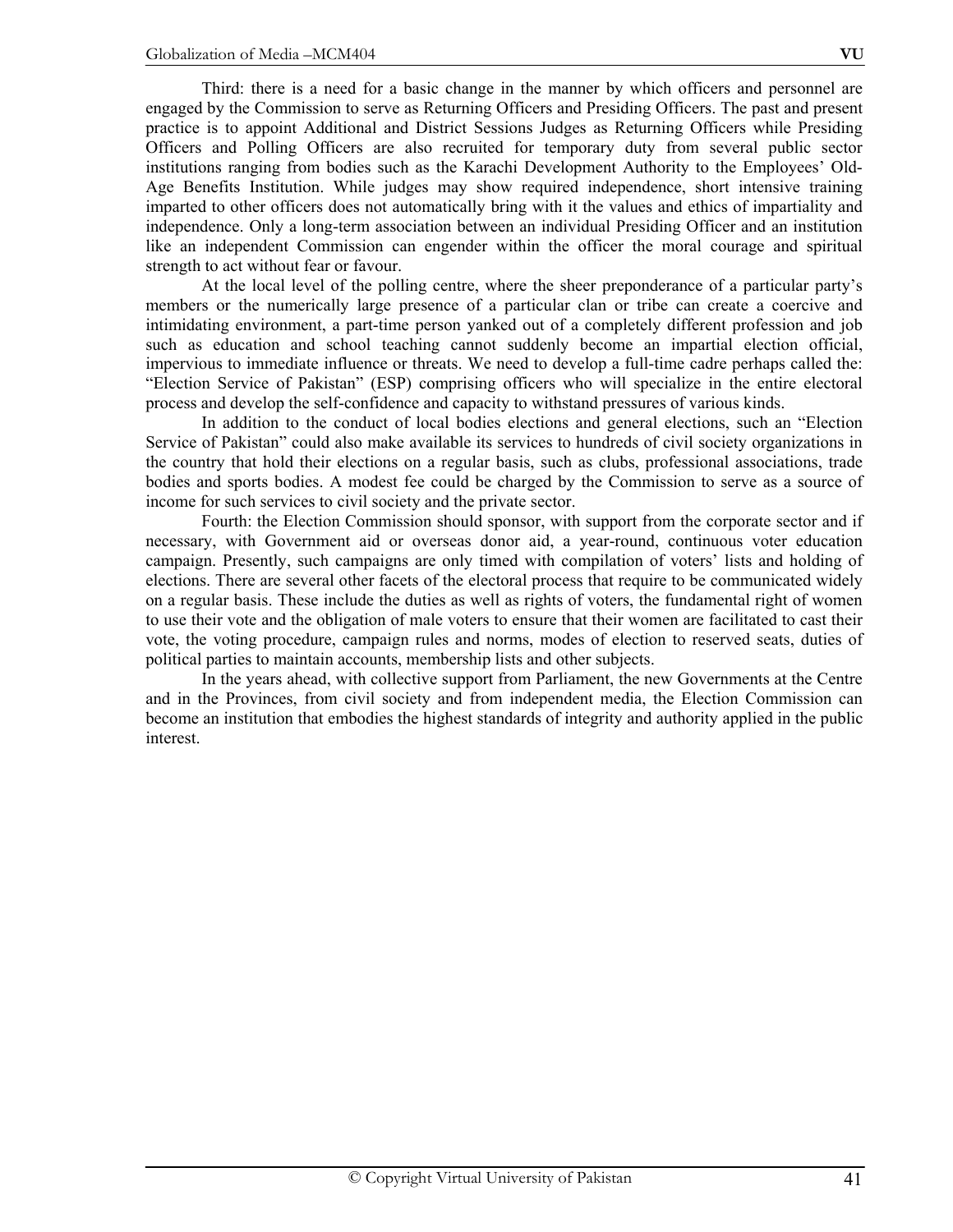Third: there is a need for a basic change in the manner by which officers and personnel are engaged by the Commission to serve as Returning Officers and Presiding Officers. The past and present practice is to appoint Additional and District Sessions Judges as Returning Officers while Presiding Officers and Polling Officers are also recruited for temporary duty from several public sector institutions ranging from bodies such as the Karachi Development Authority to the Employees' Old-Age Benefits Institution. While judges may show required independence, short intensive training imparted to other officers does not automatically bring with it the values and ethics of impartiality and independence. Only a long-term association between an individual Presiding Officer and an institution like an independent Commission can engender within the officer the moral courage and spiritual strength to act without fear or favour.

At the local level of the polling centre, where the sheer preponderance of a particular party's members or the numerically large presence of a particular clan or tribe can create a coercive and intimidating environment, a part-time person yanked out of a completely different profession and job such as education and school teaching cannot suddenly become an impartial election official, impervious to immediate influence or threats. We need to develop a full-time cadre perhaps called the: "Election Service of Pakistan" (ESP) comprising officers who will specialize in the entire electoral process and develop the self-confidence and capacity to withstand pressures of various kinds.

In addition to the conduct of local bodies elections and general elections, such an "Election Service of Pakistan" could also make available its services to hundreds of civil society organizations in the country that hold their elections on a regular basis, such as clubs, professional associations, trade bodies and sports bodies. A modest fee could be charged by the Commission to serve as a source of income for such services to civil society and the private sector.

Fourth: the Election Commission should sponsor, with support from the corporate sector and if necessary, with Government aid or overseas donor aid, a year-round, continuous voter education campaign. Presently, such campaigns are only timed with compilation of voters' lists and holding of elections. There are several other facets of the electoral process that require to be communicated widely on a regular basis. These include the duties as well as rights of voters, the fundamental right of women to use their vote and the obligation of male voters to ensure that their women are facilitated to cast their vote, the voting procedure, campaign rules and norms, modes of election to reserved seats, duties of political parties to maintain accounts, membership lists and other subjects.

In the years ahead, with collective support from Parliament, the new Governments at the Centre and in the Provinces, from civil society and from independent media, the Election Commission can become an institution that embodies the highest standards of integrity and authority applied in the public interest.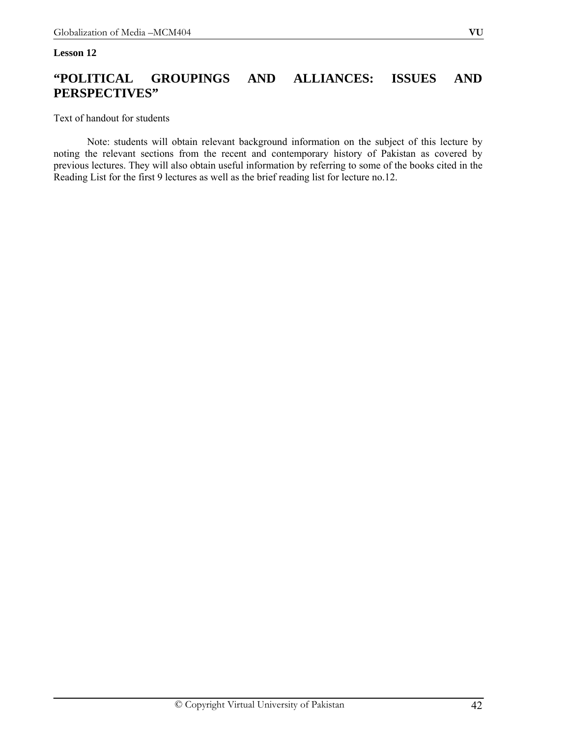**Lesson 12**

# "POLITICAL GROUPINGS AND ALLIANCES: ISSUES AND PERSPECTIVES"

Text of handout for students

Note: students will obtain relevant background information on the subject of this lecture by noting the relevant sections from the recent and contemporary history of Pakistan as covered by previous lectures. They will also obtain useful information by referring to some of the books cited in the Reading List for the first 9 lectures as well as the brief reading list for lecture no.12.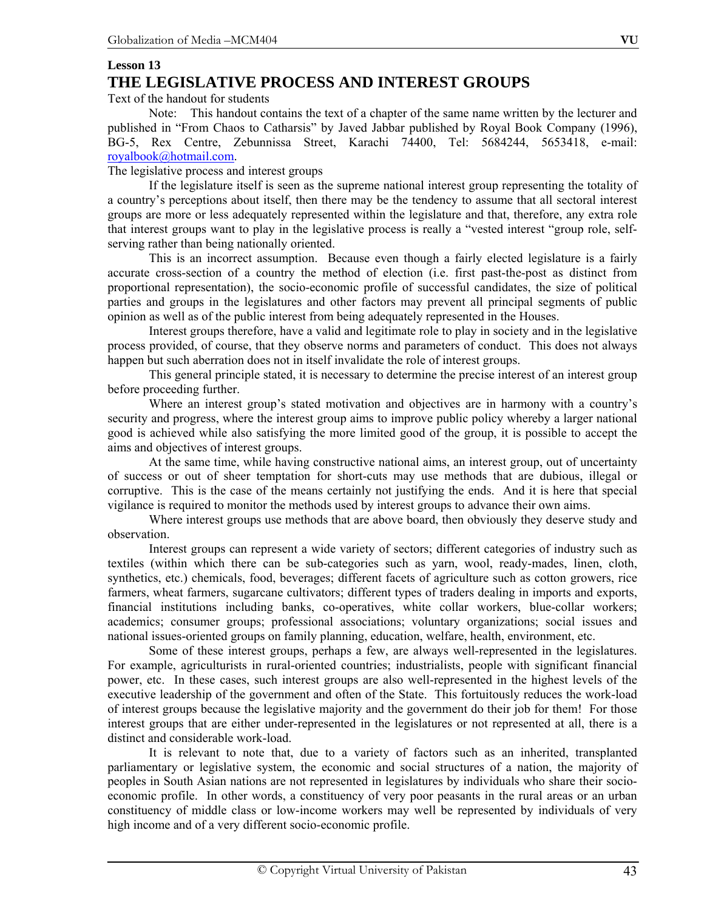## Lesson 13

# THE LEGISLATIVE PROCESS AND INTEREST GROUPS

Text of the handout for students

Note: This handout contains the text of a chapter of the same name written by the lecturer and published in "From Chaos to Catharsis" by Javed Jabbar published by Royal Book Company (1996), BG-5, Rex Centre, Zebunnissa Street, Karachi 74400, Tel: 5684244, 5653418, e-mail: royalbook@hotmail.com.

The legislative process and interest groups

If the legislature itself is seen as the supreme national interest group representing the totality of a country's perceptions about itself, then there may be the tendency to assume that all sectoral interest groups are more or less adequately represented within the legislature and that, therefore, any extra role that interest groups want to play in the legislative process is really a "vested interest "group role, self-serving rather than being nationally oriented.

This is an incorrect assumption. Because even though a fairly elected legislature is a fairly accurate cross-section of a country the method of election (i.e. first past-the-post as distinct from proportional representation), the socio-economic profile of successful candidates, the size of political parties and groups in the legislatures and other factors may prevent all principal segments of public opinion as well as of the public interest from being adequately represented in the Houses.

Interest groups therefore, have a valid and legitimate role to play in society and in the legislative process provided, of course, that they observe norms and parameters of conduct. This does not always happen but such aberration does not in itself invalidate the role of interest groups.

This general principle stated, it is necessary to determine the precise interest of an interest group before proceeding further.

Where an interest group's stated motivation and objectives are in harmony with a country's security and progress, where the interest group aims to improve public policy whereby a larger national good is achieved while also satisfying the more limited good of the group, it is possible to accept the aims and objectives of interest groups.

At the same time, while having constructive national aims, an interest group, out of uncertainty of success or out of sheer temptation for short-cuts may use methods that are dubious, illegal or corruptive. This is the case of the means certainly not justifying the ends. And it is here that special vigilance is required to monitor the methods used by interest groups to advance their own aims.

Where interest groups use methods that are above board, then obviously they deserve study and observation.

Interest groups can represent a wide variety of sectors; different categories of industry such as textiles (within which there can be sub-categories such as yarn, wool, ready-mades, linen, cloth, synthetics, etc.) chemicals, food, beverages; different facets of agriculture such as cotton growers, rice farmers, wheat farmers, sugarcane cultivators; different types of traders dealing in imports and exports, financial institutions including banks, co-operatives, white collar workers, blue-collar workers; academics; consumer groups; professional associations; voluntary organizations; social issues and national issues-oriented groups on family planning, education, welfare, health, environment, etc.

Some of these interest groups, perhaps a few, are always well-represented in the legislatures. For example, agriculturists in rural-oriented countries; industrialists, people with significant financial power, etc. In these cases, such interest groups are also well-represented in the highest levels of the executive leadership of the government and often of the State. This fortuitously reduces the work-load of interest groups because the legislative majority and the government do their job for them! For those interest groups that are either under-represented in the legislatures or not represented at all, there is a distinct and considerable work-load.

It is relevant to note that, due to a variety of factors such as an inherited, transplanted parliamentary or legislative system, the economic and social structures of a nation, the majority of peoples in South Asian nations are not represented in legislatures by individuals who share their socio-economic profile. In other words, a constituency of very poor peasants in the rural areas or an urban constituency of middle class or low-income workers may well be represented by individuals of very high income and of a very different socio-economic profile.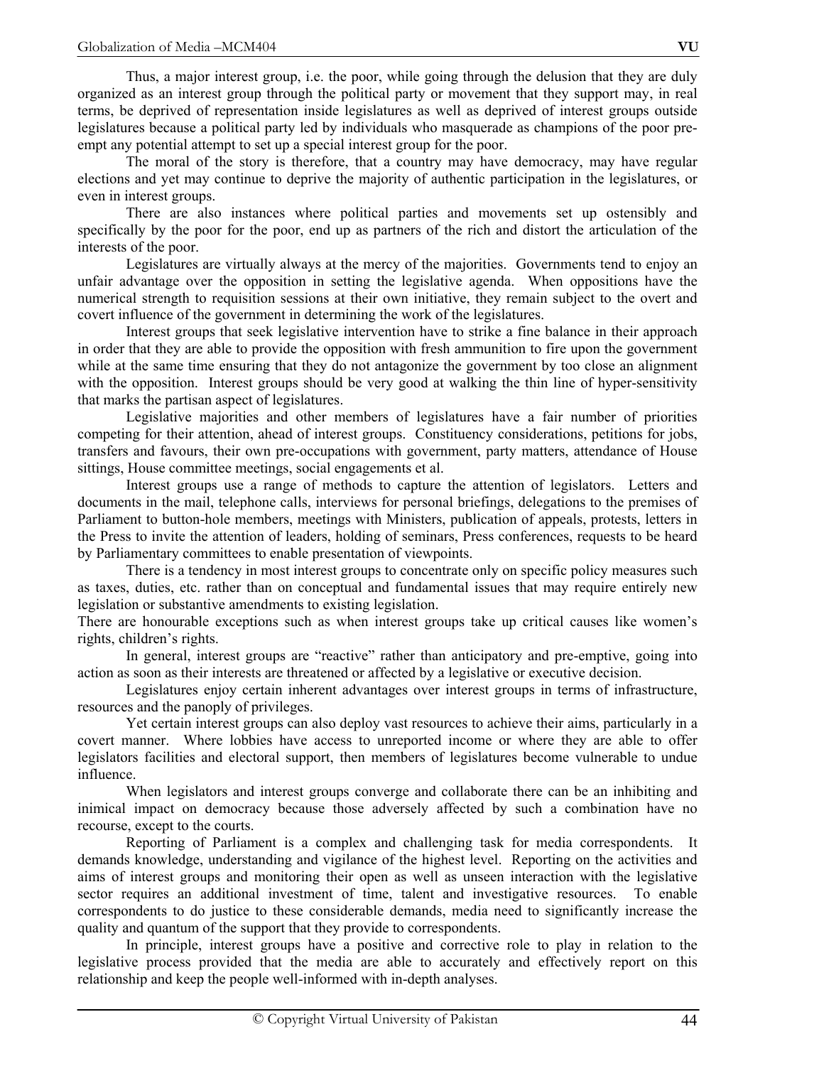Thus, a major interest group, i.e. the poor, while going through the delusion that they are duly organized as an interest group through the political party or movement that they support may, in real terms, be deprived of representation inside legislatures as well as deprived of interest groups outside legislatures because a political party led by individuals who masquerade as champions of the poor pre-empt any potential attempt to set up a special interest group for the poor.

The moral of the story is therefore, that a country may have democracy, may have regular elections and yet may continue to deprive the majority of authentic participation in the legislatures, or even in interest groups.

There are also instances where political parties and movements set up ostensibly and specifically by the poor for the poor, end up as partners of the rich and distort the articulation of the interests of the poor.

Legislatures are virtually always at the mercy of the majorities. Governments tend to enjoy an unfair advantage over the opposition in setting the legislative agenda. When oppositions have the numerical strength to requisition sessions at their own initiative, they remain subject to the overt and covert influence of the government in determining the work of the legislatures.

Interest groups that seek legislative intervention have to strike a fine balance in their approach in order that they are able to provide the opposition with fresh ammunition to fire upon the government while at the same time ensuring that they do not antagonize the government by too close an alignment with the opposition. Interest groups should be very good at walking the thin line of hyper-sensitivity that marks the partisan aspect of legislatures.

Legislative majorities and other members of legislatures have a fair number of priorities competing for their attention, ahead of interest groups. Constituency considerations, petitions for jobs, transfers and favours, their own pre-occupations with government, party matters, attendance of House sittings, House committee meetings, social engagements et al.

Interest groups use a range of methods to capture the attention of legislators. Letters and documents in the mail, telephone calls, interviews for personal briefings, delegations to the premises of Parliament to button-hole members, meetings with Ministers, publication of appeals, protests, letters in the Press to invite the attention of leaders, holding of seminars, Press conferences, requests to be heard by Parliamentary committees to enable presentation of viewpoints.

There is a tendency in most interest groups to concentrate only on specific policy measures such as taxes, duties, etc. rather than on conceptual and fundamental issues that may require entirely new legislation or substantive amendments to existing legislation.

There are honourable exceptions such as when interest groups take up critical causes like women's rights, children's rights.

In general, interest groups are "reactive" rather than anticipatory and pre-emptive, going into action as soon as their interests are threatened or affected by a legislative or executive decision.

Legislatures enjoy certain inherent advantages over interest groups in terms of infrastructure, resources and the panoply of privileges.

Yet certain interest groups can also deploy vast resources to achieve their aims, particularly in a covert manner. Where lobbies have access to unreported income or where they are able to offer legislators facilities and electoral support, then members of legislatures become vulnerable to undue influence.

When legislators and interest groups converge and collaborate there can be an inhibiting and inimical impact on democracy because those adversely affected by such a combination have no recourse, except to the courts.

Reporting of Parliament is a complex and challenging task for media correspondents. It demands knowledge, understanding and vigilance of the highest level. Reporting on the activities and aims of interest groups and monitoring their open as well as unseen interaction with the legislative sector requires an additional investment of time, talent and investigative resources. To enable correspondents to do justice to these considerable demands, media need to significantly increase the quality and quantum of the support that they provide to correspondents.

In principle, interest groups have a positive and corrective role to play in relation to the legislative process provided that the media are able to accurately and effectively report on this relationship and keep the people well-informed with in-depth analyses.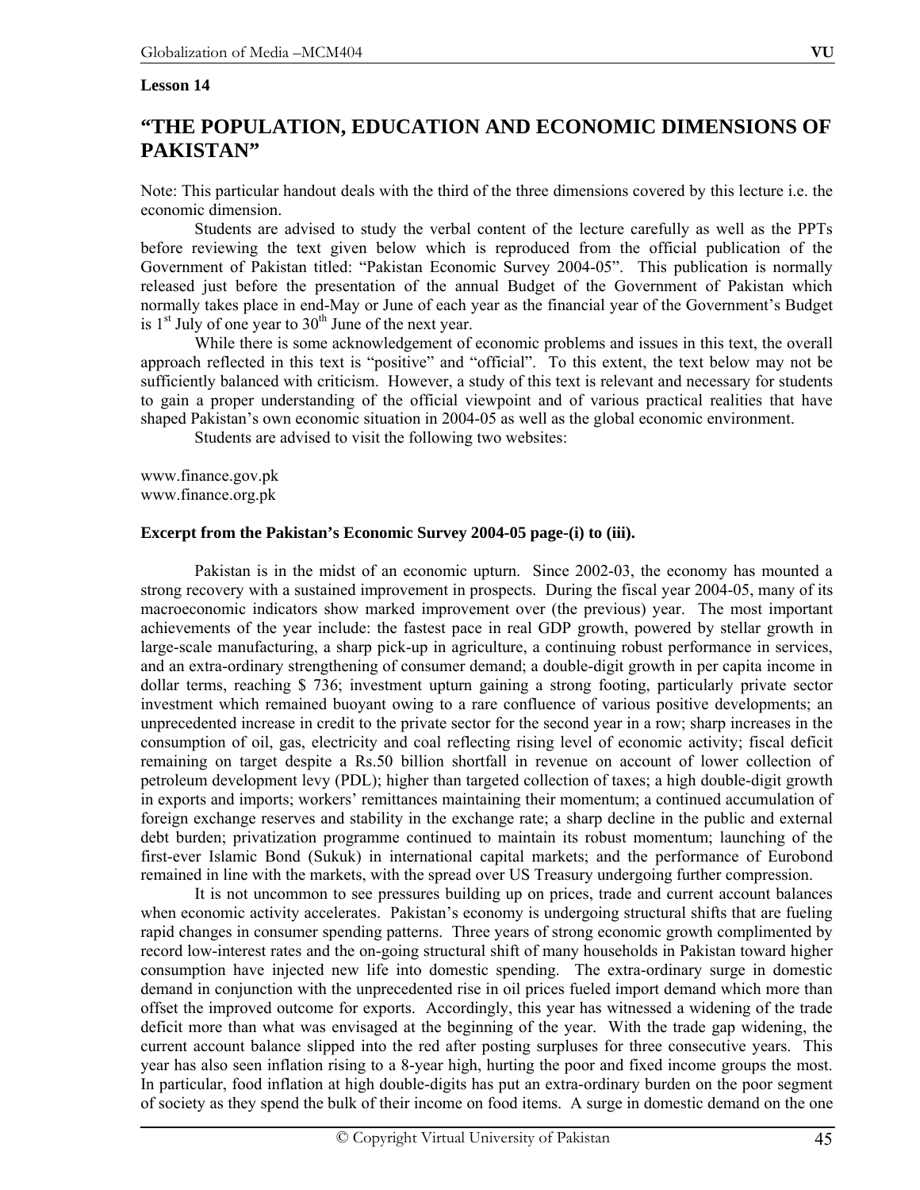**Lesson 14**

# "THE POPULATION, EDUCATION AND ECONOMIC DIMENSIONS OF PAKISTAN"

Note: This particular handout deals with the third of the three dimensions covered by this lecture i.e. the economic dimension.

Students are advised to study the verbal content of the lecture carefully as well as the PPTs before reviewing the text given below which is reproduced from the official publication of the Government of Pakistan titled: "Pakistan Economic Survey 2004-05". This publication is normally released just before the presentation of the annual Budget of the Government of Pakistan which normally takes place in end-May or June of each year as the financial year of the Government's Budget is 1st July of one year to 30th June of the next year.

While there is some acknowledgement of economic problems and issues in this text, the overall approach reflected in this text is "positive" and "official". To this extent, the text below may not be sufficiently balanced with criticism. However, a study of this text is relevant and necessary for students to gain a proper understanding of the official viewpoint and of various practical realities that have shaped Pakistan's own economic situation in 2004-05 as well as the global economic environment.

Students are advised to visit the following two websites:

www.finance.gov.pk
www.finance.org.pk

**Excerpt from the Pakistan's Economic Survey 2004-05 page-(i) to (iii).**

Pakistan is in the midst of an economic upturn. Since 2002-03, the economy has mounted a strong recovery with a sustained improvement in prospects. During the fiscal year 2004-05, many of its macroeconomic indicators show marked improvement over (the previous) year. The most important achievements of the year include: the fastest pace in real GDP growth, powered by stellar growth in large-scale manufacturing, a sharp pick-up in agriculture, a continuing robust performance in services, and an extra-ordinary strengthening of consumer demand; a double-digit growth in per capita income in dollar terms, reaching $ 736; investment upturn gaining a strong footing, particularly private sector investment which remained buoyant owing to a rare confluence of various positive developments; an unprecedented increase in credit to the private sector for the second year in a row; sharp increases in the consumption of oil, gas, electricity and coal reflecting rising level of economic activity; fiscal deficit remaining on target despite a Rs.50 billion shortfall in revenue on account of lower collection of petroleum development levy (PDL); higher than targeted collection of taxes; a high double-digit growth in exports and imports; workers' remittances maintaining their momentum; a continued accumulation of foreign exchange reserves and stability in the exchange rate; a sharp decline in the public and external debt burden; privatization programme continued to maintain its robust momentum; launching of the first-ever Islamic Bond (Sukuk) in international capital markets; and the performance of Eurobond remained in line with the markets, with the spread over US Treasury undergoing further compression.

It is not uncommon to see pressures building up on prices, trade and current account balances when economic activity accelerates. Pakistan's economy is undergoing structural shifts that are fueling rapid changes in consumer spending patterns. Three years of strong economic growth complimented by record low-interest rates and the on-going structural shift of many households in Pakistan toward higher consumption have injected new life into domestic spending. The extra-ordinary surge in domestic demand in conjunction with the unprecedented rise in oil prices fueled import demand which more than offset the improved outcome for exports. Accordingly, this year has witnessed a widening of the trade deficit more than what was envisaged at the beginning of the year. With the trade gap widening, the current account balance slipped into the red after posting surpluses for three consecutive years. This year has also seen inflation rising to a 8-year high, hurting the poor and fixed income groups the most. In particular, food inflation at high double-digits has put an extra-ordinary burden on the poor segment of society as they spend the bulk of their income on food items. A surge in domestic demand on the one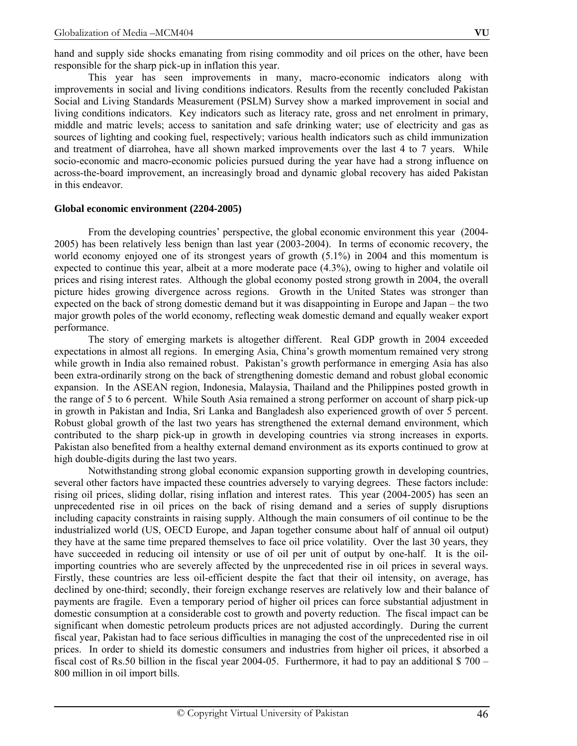hand and supply side shocks emanating from rising commodity and oil prices on the other, have been responsible for the sharp pick-up in inflation this year.

This year has seen improvements in many, macro-economic indicators along with improvements in social and living conditions indicators. Results from the recently concluded Pakistan Social and Living Standards Measurement (PSLM) Survey show a marked improvement in social and living conditions indicators. Key indicators such as literacy rate, gross and net enrolment in primary, middle and matric levels; access to sanitation and safe drinking water; use of electricity and gas as sources of lighting and cooking fuel, respectively; various health indicators such as child immunization and treatment of diarrohea, have all shown marked improvements over the last 4 to 7 years. While socio-economic and macro-economic policies pursued during the year have had a strong influence on across-the-board improvement, an increasingly broad and dynamic global recovery has aided Pakistan in this endeavor.

**Global economic environment (2204-2005)**

From the developing countries' perspective, the global economic environment this year (2004-2005) has been relatively less benign than last year (2003-2004). In terms of economic recovery, the world economy enjoyed one of its strongest years of growth (5.1%) in 2004 and this momentum is expected to continue this year, albeit at a more moderate pace (4.3%), owing to higher and volatile oil prices and rising interest rates. Although the global economy posted strong growth in 2004, the overall picture hides growing divergence across regions. Growth in the United States was stronger than expected on the back of strong domestic demand but it was disappointing in Europe and Japan – the two major growth poles of the world economy, reflecting weak domestic demand and equally weaker export performance.

The story of emerging markets is altogether different. Real GDP growth in 2004 exceeded expectations in almost all regions. In emerging Asia, China's growth momentum remained very strong while growth in India also remained robust. Pakistan's growth performance in emerging Asia has also been extra-ordinarily strong on the back of strengthening domestic demand and robust global economic expansion. In the ASEAN region, Indonesia, Malaysia, Thailand and the Philippines posted growth in the range of 5 to 6 percent. While South Asia remained a strong performer on account of sharp pick-up in growth in Pakistan and India, Sri Lanka and Bangladesh also experienced growth of over 5 percent. Robust global growth of the last two years has strengthened the external demand environment, which contributed to the sharp pick-up in growth in developing countries via strong increases in exports. Pakistan also benefited from a healthy external demand environment as its exports continued to grow at high double-digits during the last two years.

Notwithstanding strong global economic expansion supporting growth in developing countries, several other factors have impacted these countries adversely to varying degrees. These factors include: rising oil prices, sliding dollar, rising inflation and interest rates. This year (2004-2005) has seen an unprecedented rise in oil prices on the back of rising demand and a series of supply disruptions including capacity constraints in raising supply. Although the main consumers of oil continue to be the industrialized world (US, OECD Europe, and Japan together consume about half of annual oil output) they have at the same time prepared themselves to face oil price volatility. Over the last 30 years, they have succeeded in reducing oil intensity or use of oil per unit of output by one-half. It is the oil-importing countries who are severely affected by the unprecedented rise in oil prices in several ways. Firstly, these countries are less oil-efficient despite the fact that their oil intensity, on average, has declined by one-third; secondly, their foreign exchange reserves are relatively low and their balance of payments are fragile. Even a temporary period of higher oil prices can force substantial adjustment in domestic consumption at a considerable cost to growth and poverty reduction. The fiscal impact can be significant when domestic petroleum products prices are not adjusted accordingly. During the current fiscal year, Pakistan had to face serious difficulties in managing the cost of the unprecedented rise in oil prices. In order to shield its domestic consumers and industries from higher oil prices, it absorbed a fiscal cost of Rs.50 billion in the fiscal year 2004-05. Furthermore, it had to pay an additional $ 700 – 800 million in oil import bills.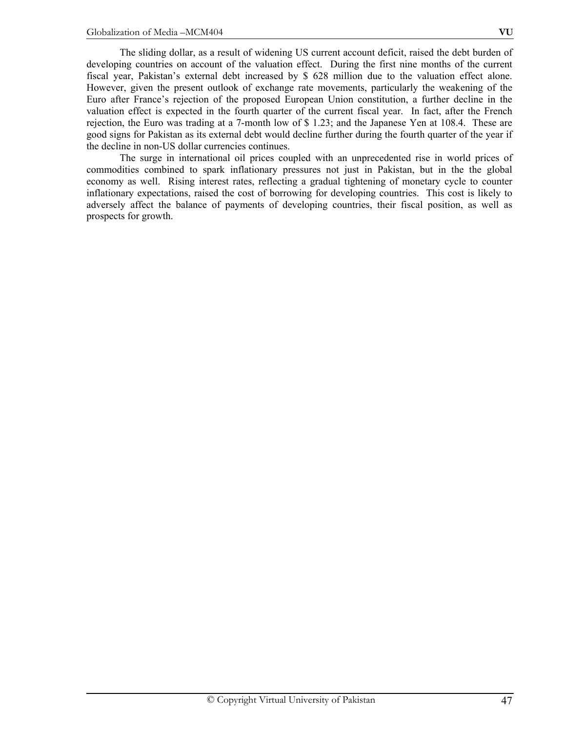The sliding dollar, as a result of widening US current account deficit, raised the debt burden of developing countries on account of the valuation effect. During the first nine months of the current fiscal year, Pakistan's external debt increased by $ 628 million due to the valuation effect alone. However, given the present outlook of exchange rate movements, particularly the weakening of the Euro after France's rejection of the proposed European Union constitution, a further decline in the valuation effect is expected in the fourth quarter of the current fiscal year. In fact, after the French rejection, the Euro was trading at a 7-month low of $ 1.23; and the Japanese Yen at 108.4. These are good signs for Pakistan as its external debt would decline further during the fourth quarter of the year if the decline in non-US dollar currencies continues.

The surge in international oil prices coupled with an unprecedented rise in world prices of commodities combined to spark inflationary pressures not just in Pakistan, but in the the global economy as well. Rising interest rates, reflecting a gradual tightening of monetary cycle to counter inflationary expectations, raised the cost of borrowing for developing countries. This cost is likely to adversely affect the balance of payments of developing countries, their fiscal position, as well as prospects for growth.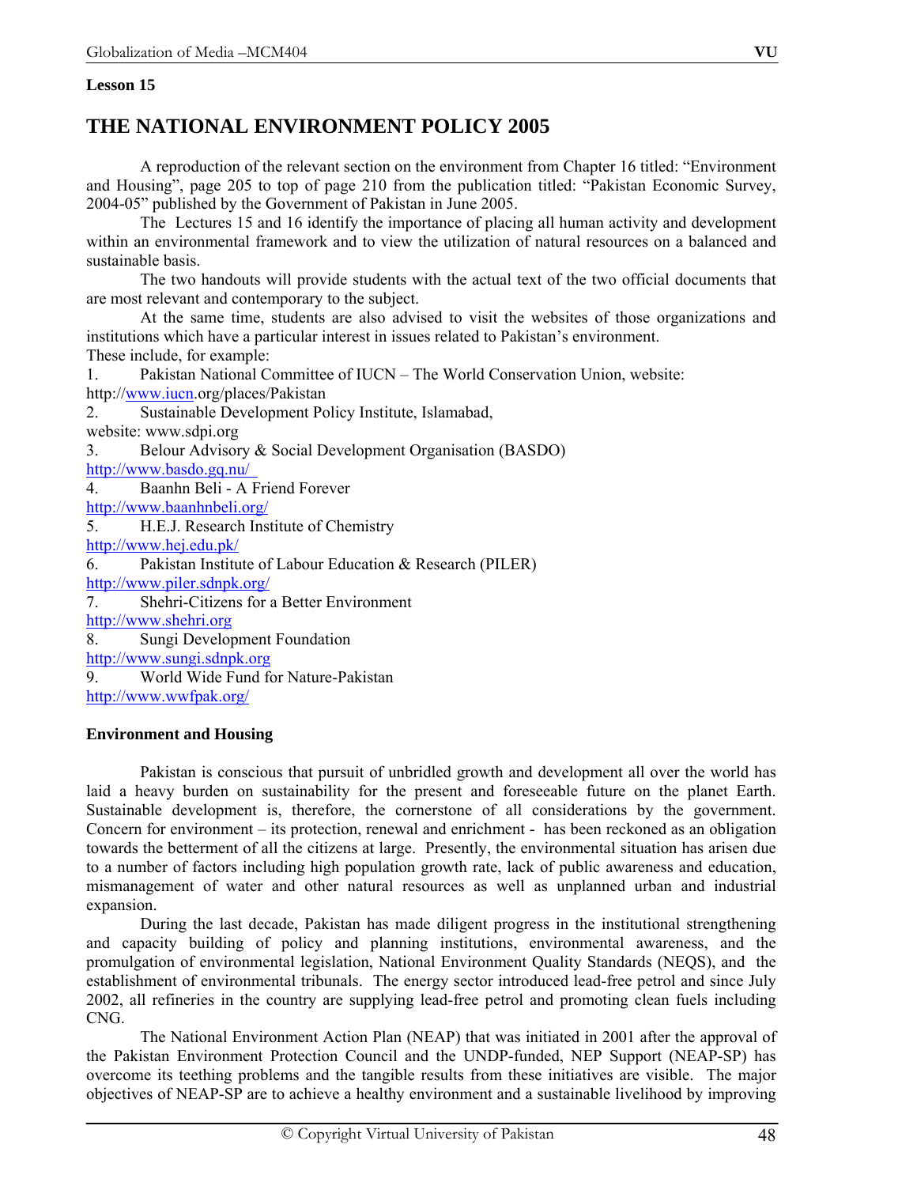**Lesson 15**

# THE NATIONAL ENVIRONMENT POLICY 2005

A reproduction of the relevant section on the environment from Chapter 16 titled: "Environment and Housing", page 205 to top of page 210 from the publication titled: "Pakistan Economic Survey, 2004-05" published by the Government of Pakistan in June 2005.

The Lectures 15 and 16 identify the importance of placing all human activity and development within an environmental framework and to view the utilization of natural resources on a balanced and sustainable basis.

The two handouts will provide students with the actual text of the two official documents that are most relevant and contemporary to the subject.

At the same time, students are also advised to visit the websites of those organizations and institutions which have a particular interest in issues related to Pakistan's environment.

These include, for example:

1. Pakistan National Committee of IUCN – The World Conservation Union, website: http://www.iucn.org/places/Pakistan
2. Sustainable Development Policy Institute, Islamabad, website: www.sdpi.org
3. Belour Advisory & Social Development Organisation (BASDO) http://www.basdo.gq.nu/
4. Baanhn Beli - A Friend Forever http://www.baanhnbeli.org/
5. H.E.J. Research Institute of Chemistry http://www.hej.edu.pk/
6. Pakistan Institute of Labour Education & Research (PILER) http://www.piler.sdnpk.org/
7. Shehri-Citizens for a Better Environment http://www.shehri.org
8. Sungi Development Foundation http://www.sungi.sdnpk.org
9. World Wide Fund for Nature-Pakistan http://www.wwfpak.org/

**Environment and Housing**

Pakistan is conscious that pursuit of unbridled growth and development all over the world has laid a heavy burden on sustainability for the present and foreseeable future on the planet Earth. Sustainable development is, therefore, the cornerstone of all considerations by the government. Concern for environment – its protection, renewal and enrichment - has been reckoned as an obligation towards the betterment of all the citizens at large. Presently, the environmental situation has arisen due to a number of factors including high population growth rate, lack of public awareness and education, mismanagement of water and other natural resources as well as unplanned urban and industrial expansion.

During the last decade, Pakistan has made diligent progress in the institutional strengthening and capacity building of policy and planning institutions, environmental awareness, and the promulgation of environmental legislation, National Environment Quality Standards (NEQS), and the establishment of environmental tribunals. The energy sector introduced lead-free petrol and since July 2002, all refineries in the country are supplying lead-free petrol and promoting clean fuels including CNG.

The National Environment Action Plan (NEAP) that was initiated in 2001 after the approval of the Pakistan Environment Protection Council and the UNDP-funded, NEP Support (NEAP-SP) has overcome its teething problems and the tangible results from these initiatives are visible. The major objectives of NEAP-SP are to achieve a healthy environment and a sustainable livelihood by improving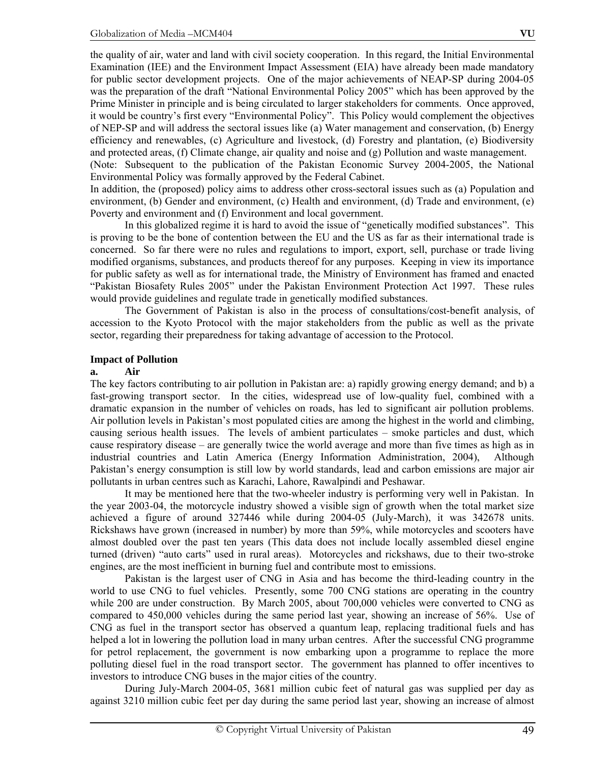the quality of air, water and land with civil society cooperation. In this regard, the Initial Environmental Examination (IEE) and the Environment Impact Assessment (EIA) have already been made mandatory for public sector development projects. One of the major achievements of NEAP-SP during 2004-05 was the preparation of the draft "National Environmental Policy 2005" which has been approved by the Prime Minister in principle and is being circulated to larger stakeholders for comments. Once approved, it would be country's first every "Environmental Policy". This Policy would complement the objectives of NEP-SP and will address the sectoral issues like (a) Water management and conservation, (b) Energy efficiency and renewables, (c) Agriculture and livestock, (d) Forestry and plantation, (e) Biodiversity and protected areas, (f) Climate change, air quality and noise and (g) Pollution and waste management.

(Note: Subsequent to the publication of the Pakistan Economic Survey 2004-2005, the National Environmental Policy was formally approved by the Federal Cabinet.

In addition, the (proposed) policy aims to address other cross-sectoral issues such as (a) Population and environment, (b) Gender and environment, (c) Health and environment, (d) Trade and environment, (e) Poverty and environment and (f) Environment and local government.

In this globalized regime it is hard to avoid the issue of "genetically modified substances". This is proving to be the bone of contention between the EU and the US as far as their international trade is concerned. So far there were no rules and regulations to import, export, sell, purchase or trade living modified organisms, substances, and products thereof for any purposes. Keeping in view its importance for public safety as well as for international trade, the Ministry of Environment has framed and enacted "Pakistan Biosafety Rules 2005" under the Pakistan Environment Protection Act 1997. These rules would provide guidelines and regulate trade in genetically modified substances.

The Government of Pakistan is also in the process of consultations/cost-benefit analysis, of accession to the Kyoto Protocol with the major stakeholders from the public as well as the private sector, regarding their preparedness for taking advantage of accession to the Protocol.

**Impact of Pollution**

**a. Air**

The key factors contributing to air pollution in Pakistan are: a) rapidly growing energy demand; and b) a fast-growing transport sector. In the cities, widespread use of low-quality fuel, combined with a dramatic expansion in the number of vehicles on roads, has led to significant air pollution problems. Air pollution levels in Pakistan's most populated cities are among the highest in the world and climbing, causing serious health issues. The levels of ambient particulates – smoke particles and dust, which cause respiratory disease – are generally twice the world average and more than five times as high as in industrial countries and Latin America (Energy Information Administration, 2004), Although Pakistan's energy consumption is still low by world standards, lead and carbon emissions are major air pollutants in urban centres such as Karachi, Lahore, Rawalpindi and Peshawar.

It may be mentioned here that the two-wheeler industry is performing very well in Pakistan. In the year 2003-04, the motorcycle industry showed a visible sign of growth when the total market size achieved a figure of around 327446 while during 2004-05 (July-March), it was 342678 units. Rickshaws have grown (increased in number) by more than 59%, while motorcycles and scooters have almost doubled over the past ten years (This data does not include locally assembled diesel engine turned (driven) "auto carts" used in rural areas). Motorcycles and rickshaws, due to their two-stroke engines, are the most inefficient in burning fuel and contribute most to emissions.

Pakistan is the largest user of CNG in Asia and has become the third-leading country in the world to use CNG to fuel vehicles. Presently, some 700 CNG stations are operating in the country while 200 are under construction. By March 2005, about 700,000 vehicles were converted to CNG as compared to 450,000 vehicles during the same period last year, showing an increase of 56%. Use of CNG as fuel in the transport sector has observed a quantum leap, replacing traditional fuels and has helped a lot in lowering the pollution load in many urban centres. After the successful CNG programme for petrol replacement, the government is now embarking upon a programme to replace the more polluting diesel fuel in the road transport sector. The government has planned to offer incentives to investors to introduce CNG buses in the major cities of the country.

During July-March 2004-05, 3681 million cubic feet of natural gas was supplied per day as against 3210 million cubic feet per day during the same period last year, showing an increase of almost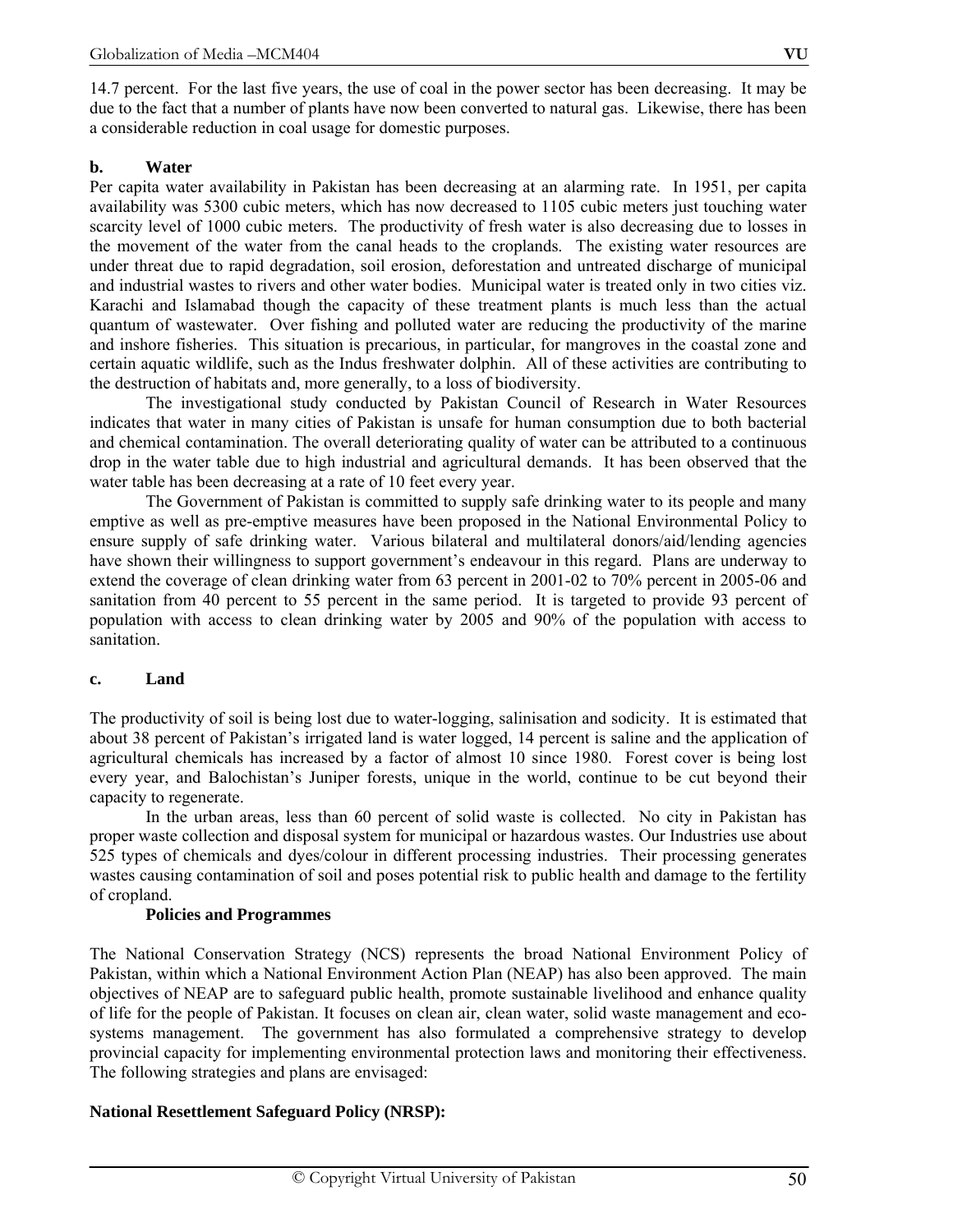14.7 percent. For the last five years, the use of coal in the power sector has been decreasing. It may be due to the fact that a number of plants have now been converted to natural gas. Likewise, there has been a considerable reduction in coal usage for domestic purposes.

**b. Water**

Per capita water availability in Pakistan has been decreasing at an alarming rate. In 1951, per capita availability was 5300 cubic meters, which has now decreased to 1105 cubic meters just touching water scarcity level of 1000 cubic meters. The productivity of fresh water is also decreasing due to losses in the movement of the water from the canal heads to the croplands. The existing water resources are under threat due to rapid degradation, soil erosion, deforestation and untreated discharge of municipal and industrial wastes to rivers and other water bodies. Municipal water is treated only in two cities viz. Karachi and Islamabad though the capacity of these treatment plants is much less than the actual quantum of wastewater. Over fishing and polluted water are reducing the productivity of the marine and inshore fisheries. This situation is precarious, in particular, for mangroves in the coastal zone and certain aquatic wildlife, such as the Indus freshwater dolphin. All of these activities are contributing to the destruction of habitats and, more generally, to a loss of biodiversity.

The investigational study conducted by Pakistan Council of Research in Water Resources indicates that water in many cities of Pakistan is unsafe for human consumption due to both bacterial and chemical contamination. The overall deteriorating quality of water can be attributed to a continuous drop in the water table due to high industrial and agricultural demands. It has been observed that the water table has been decreasing at a rate of 10 feet every year.

The Government of Pakistan is committed to supply safe drinking water to its people and many emptive as well as pre-emptive measures have been proposed in the National Environmental Policy to ensure supply of safe drinking water. Various bilateral and multilateral donors/aid/lending agencies have shown their willingness to support government's endeavour in this regard. Plans are underway to extend the coverage of clean drinking water from 63 percent in 2001-02 to 70% percent in 2005-06 and sanitation from 40 percent to 55 percent in the same period. It is targeted to provide 93 percent of population with access to clean drinking water by 2005 and 90% of the population with access to sanitation.

**c. Land**

The productivity of soil is being lost due to water-logging, salinisation and sodicity. It is estimated that about 38 percent of Pakistan's irrigated land is water logged, 14 percent is saline and the application of agricultural chemicals has increased by a factor of almost 10 since 1980. Forest cover is being lost every year, and Balochistan's Juniper forests, unique in the world, continue to be cut beyond their capacity to regenerate.

In the urban areas, less than 60 percent of solid waste is collected. No city in Pakistan has proper waste collection and disposal system for municipal or hazardous wastes. Our Industries use about 525 types of chemicals and dyes/colour in different processing industries. Their processing generates wastes causing contamination of soil and poses potential risk to public health and damage to the fertility of cropland.

**Policies and Programmes**

The National Conservation Strategy (NCS) represents the broad National Environment Policy of Pakistan, within which a National Environment Action Plan (NEAP) has also been approved. The main objectives of NEAP are to safeguard public health, promote sustainable livelihood and enhance quality of life for the people of Pakistan. It focuses on clean air, clean water, solid waste management and eco-systems management. The government has also formulated a comprehensive strategy to develop provincial capacity for implementing environmental protection laws and monitoring their effectiveness. The following strategies and plans are envisaged:

**National Resettlement Safeguard Policy (NRSP):**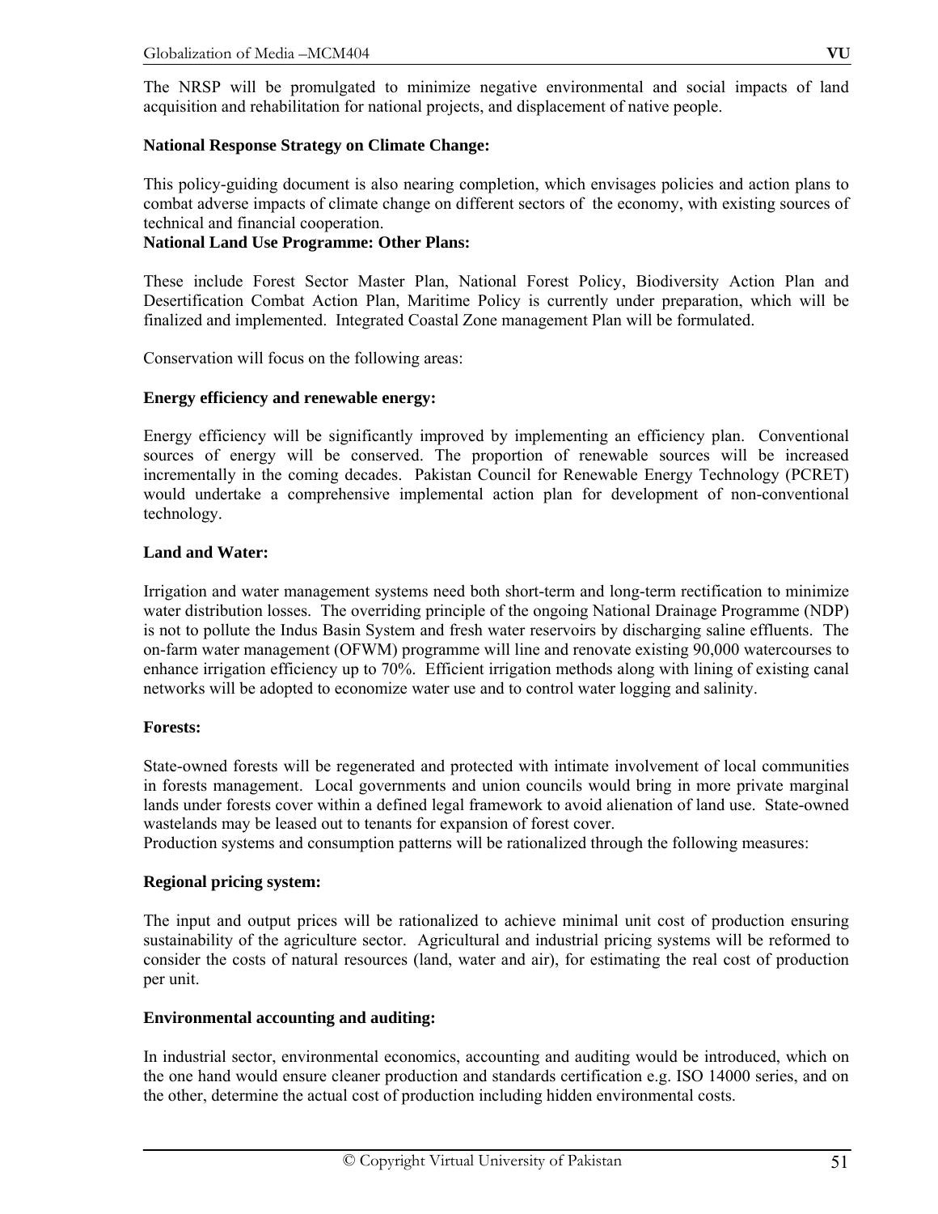The NRSP will be promulgated to minimize negative environmental and social impacts of land acquisition and rehabilitation for national projects, and displacement of native people.

**National Response Strategy on Climate Change:**

This policy-guiding document is also nearing completion, which envisages policies and action plans to combat adverse impacts of climate change on different sectors of the economy, with existing sources of technical and financial cooperation.

**National Land Use Programme: Other Plans:**

These include Forest Sector Master Plan, National Forest Policy, Biodiversity Action Plan and Desertification Combat Action Plan, Maritime Policy is currently under preparation, which will be finalized and implemented. Integrated Coastal Zone management Plan will be formulated.

Conservation will focus on the following areas:

**Energy efficiency and renewable energy:**

Energy efficiency will be significantly improved by implementing an efficiency plan. Conventional sources of energy will be conserved. The proportion of renewable sources will be increased incrementally in the coming decades. Pakistan Council for Renewable Energy Technology (PCRET) would undertake a comprehensive implemental action plan for development of non-conventional technology.

**Land and Water:**

Irrigation and water management systems need both short-term and long-term rectification to minimize water distribution losses. The overriding principle of the ongoing National Drainage Programme (NDP) is not to pollute the Indus Basin System and fresh water reservoirs by discharging saline effluents. The on-farm water management (OFWM) programme will line and renovate existing 90,000 watercourses to enhance irrigation efficiency up to 70%. Efficient irrigation methods along with lining of existing canal networks will be adopted to economize water use and to control water logging and salinity.

**Forests:**

State-owned forests will be regenerated and protected with intimate involvement of local communities in forests management. Local governments and union councils would bring in more private marginal lands under forests cover within a defined legal framework to avoid alienation of land use. State-owned wastelands may be leased out to tenants for expansion of forest cover.

Production systems and consumption patterns will be rationalized through the following measures:

**Regional pricing system:**

The input and output prices will be rationalized to achieve minimal unit cost of production ensuring sustainability of the agriculture sector. Agricultural and industrial pricing systems will be reformed to consider the costs of natural resources (land, water and air), for estimating the real cost of production per unit.

**Environmental accounting and auditing:**

In industrial sector, environmental economics, accounting and auditing would be introduced, which on the one hand would ensure cleaner production and standards certification e.g. ISO 14000 series, and on the other, determine the actual cost of production including hidden environmental costs.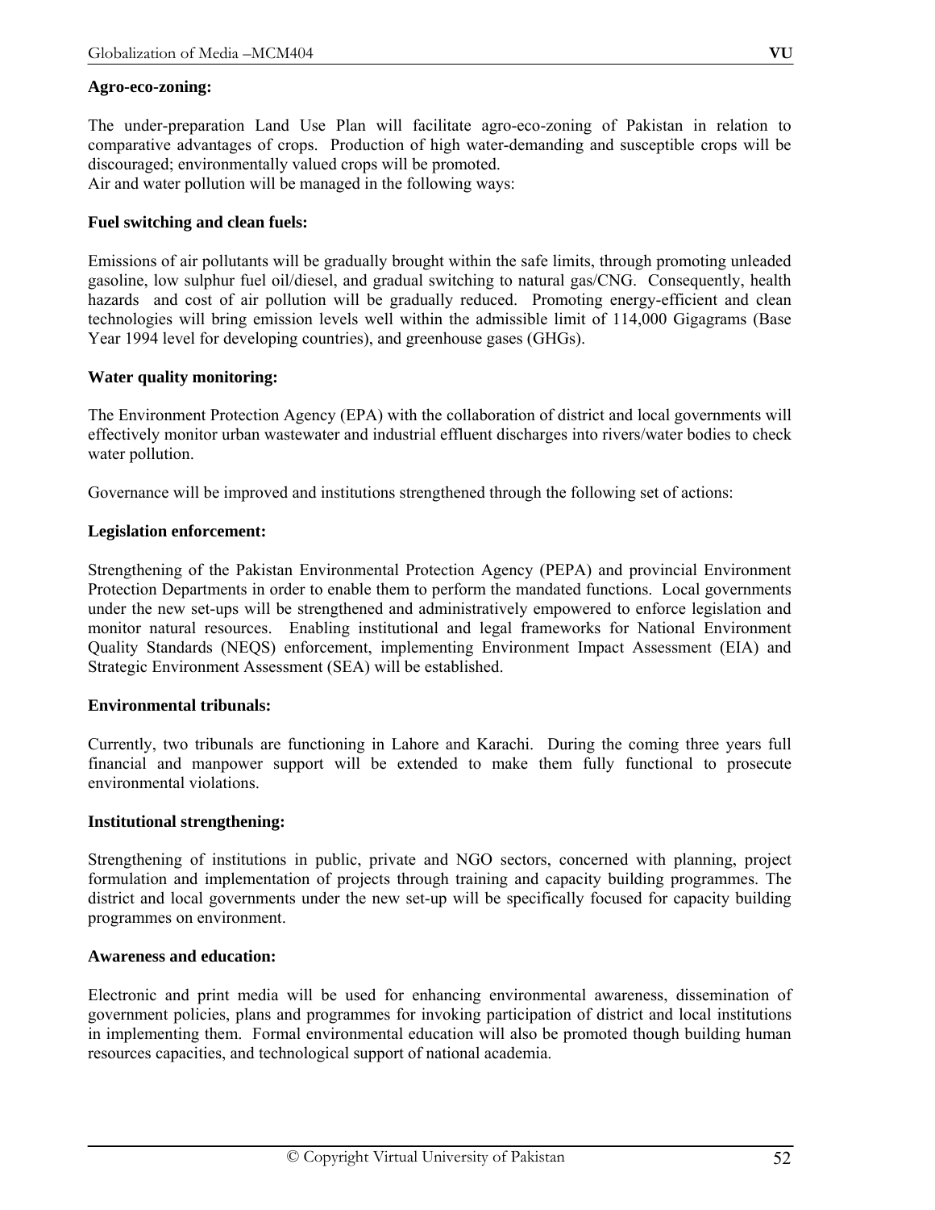**Agro-eco-zoning:**

The under-preparation Land Use Plan will facilitate agro-eco-zoning of Pakistan in relation to comparative advantages of crops. Production of high water-demanding and susceptible crops will be discouraged; environmentally valued crops will be promoted.
Air and water pollution will be managed in the following ways:

**Fuel switching and clean fuels:**

Emissions of air pollutants will be gradually brought within the safe limits, through promoting unleaded gasoline, low sulphur fuel oil/diesel, and gradual switching to natural gas/CNG. Consequently, health hazards and cost of air pollution will be gradually reduced. Promoting energy-efficient and clean technologies will bring emission levels well within the admissible limit of 114,000 Gigagrams (Base Year 1994 level for developing countries), and greenhouse gases (GHGs).

**Water quality monitoring:**

The Environment Protection Agency (EPA) with the collaboration of district and local governments will effectively monitor urban wastewater and industrial effluent discharges into rivers/water bodies to check water pollution.

Governance will be improved and institutions strengthened through the following set of actions:

**Legislation enforcement:**

Strengthening of the Pakistan Environmental Protection Agency (PEPA) and provincial Environment Protection Departments in order to enable them to perform the mandated functions. Local governments under the new set-ups will be strengthened and administratively empowered to enforce legislation and monitor natural resources. Enabling institutional and legal frameworks for National Environment Quality Standards (NEQS) enforcement, implementing Environment Impact Assessment (EIA) and Strategic Environment Assessment (SEA) will be established.

**Environmental tribunals:**

Currently, two tribunals are functioning in Lahore and Karachi. During the coming three years full financial and manpower support will be extended to make them fully functional to prosecute environmental violations.

**Institutional strengthening:**

Strengthening of institutions in public, private and NGO sectors, concerned with planning, project formulation and implementation of projects through training and capacity building programmes. The district and local governments under the new set-up will be specifically focused for capacity building programmes on environment.

**Awareness and education:**

Electronic and print media will be used for enhancing environmental awareness, dissemination of government policies, plans and programmes for invoking participation of district and local institutions in implementing them. Formal environmental education will also be promoted though building human resources capacities, and technological support of national academia.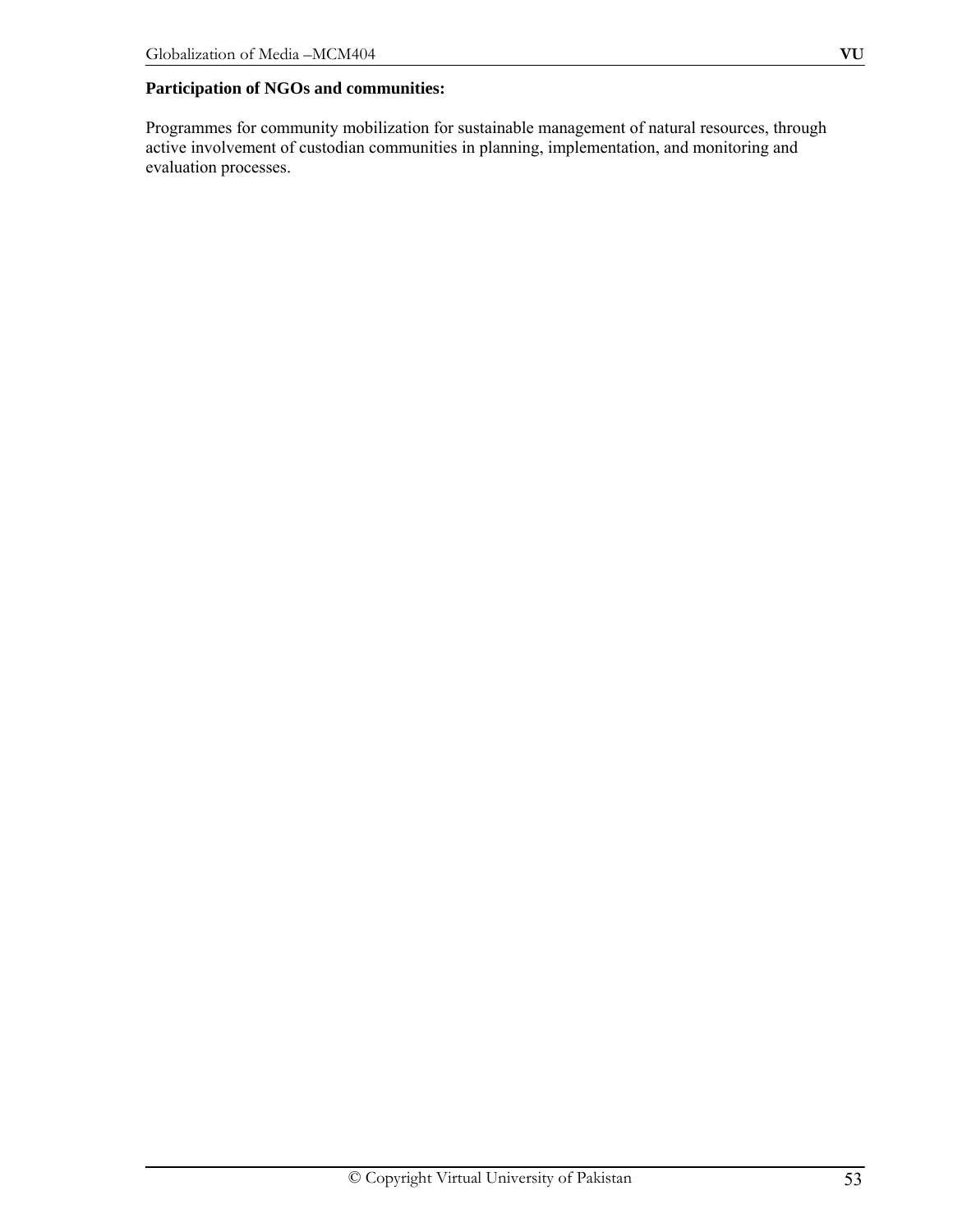**Participation of NGOs and communities:**

Programmes for community mobilization for sustainable management of natural resources, through active involvement of custodian communities in planning, implementation, and monitoring and evaluation processes.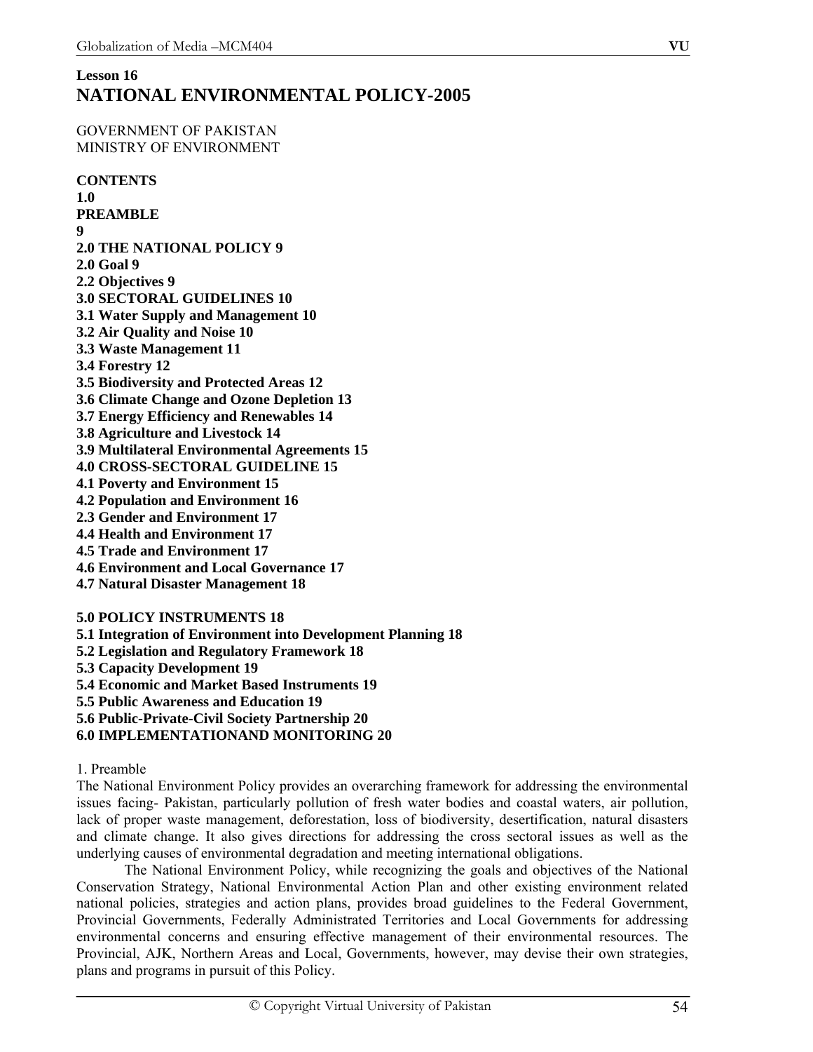## Lesson 16

# NATIONAL ENVIRONMENTAL POLICY-2005

GOVERNMENT OF PAKISTAN
MINISTRY OF ENVIRONMENT

**CONTENTS**

**1.0**
**PREAMBLE**
**9**
**2.0 THE NATIONAL POLICY 9**
**2.0 Goal 9**
**2.2 Objectives 9**
**3.0 SECTORAL GUIDELINES 10**
**3.1 Water Supply and Management 10**
**3.2 Air Quality and Noise 10**
**3.3 Waste Management 11**
**3.4 Forestry 12**
**3.5 Biodiversity and Protected Areas 12**
**3.6 Climate Change and Ozone Depletion 13**
**3.7 Energy Efficiency and Renewables 14**
**3.8 Agriculture and Livestock 14**
**3.9 Multilateral Environmental Agreements 15**
**4.0 CROSS-SECTORAL GUIDELINE 15**
**4.1 Poverty and Environment 15**
**4.2 Population and Environment 16**
**2.3 Gender and Environment 17**
**4.4 Health and Environment 17**
**4.5 Trade and Environment 17**
**4.6 Environment and Local Governance 17**
**4.7 Natural Disaster Management 18**

**5.0 POLICY INSTRUMENTS 18**
**5.1 Integration of Environment into Development Planning 18**
**5.2 Legislation and Regulatory Framework 18**
**5.3 Capacity Development 19**
**5.4 Economic and Market Based Instruments 19**
**5.5 Public Awareness and Education 19**
**5.6 Public-Private-Civil Society Partnership 20**
**6.0 IMPLEMENTATIONAND MONITORING 20**

1. Preamble

The National Environment Policy provides an overarching framework for addressing the environmental issues facing- Pakistan, particularly pollution of fresh water bodies and coastal waters, air pollution, lack of proper waste management, deforestation, loss of biodiversity, desertification, natural disasters and climate change. It also gives directions for addressing the cross sectoral issues as well as the underlying causes of environmental degradation and meeting international obligations.

The National Environment Policy, while recognizing the goals and objectives of the National Conservation Strategy, National Environmental Action Plan and other existing environment related national policies, strategies and action plans, provides broad guidelines to the Federal Government, Provincial Governments, Federally Administrated Territories and Local Governments for addressing environmental concerns and ensuring effective management of their environmental resources. The Provincial, AJK, Northern Areas and Local, Governments, however, may devise their own strategies, plans and programs in pursuit of this Policy.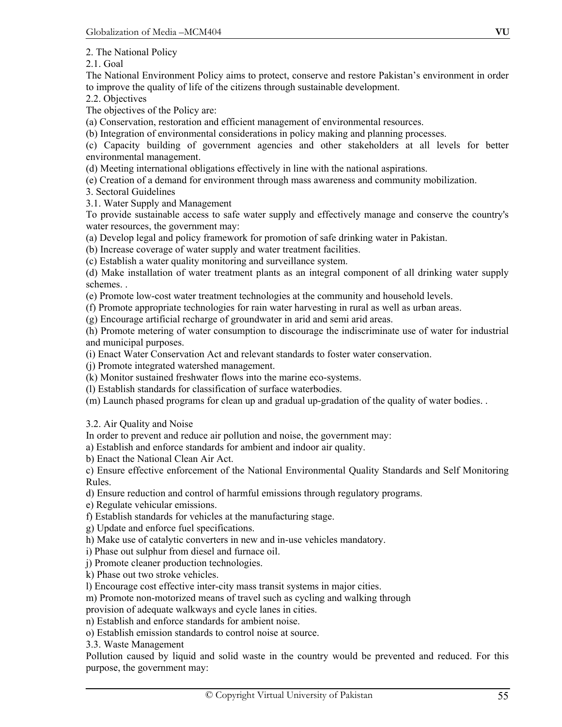2. The National Policy

2.1. Goal

The National Environment Policy aims to protect, conserve and restore Pakistan's environment in order to improve the quality of life of the citizens through sustainable development.

2.2. Objectives

The objectives of the Policy are:

(a) Conservation, restoration and efficient management of environmental resources.

(b) Integration of environmental considerations in policy making and planning processes.

(c) Capacity building of government agencies and other stakeholders at all levels for better environmental management.

(d) Meeting international obligations effectively in line with the national aspirations.

(e) Creation of a demand for environment through mass awareness and community mobilization.

3. Sectoral Guidelines

3.1. Water Supply and Management

To provide sustainable access to safe water supply and effectively manage and conserve the country's water resources, the government may:

(a) Develop legal and policy framework for promotion of safe drinking water in Pakistan.

(b) Increase coverage of water supply and water treatment facilities.

(c) Establish a water quality monitoring and surveillance system.

(d) Make installation of water treatment plants as an integral component of all drinking water supply schemes. .

(e) Promote low-cost water treatment technologies at the community and household levels.

(f) Promote appropriate technologies for rain water harvesting in rural as well as urban areas.

(g) Encourage artificial recharge of groundwater in arid and semi arid areas.

(h) Promote metering of water consumption to discourage the indiscriminate use of water for industrial and municipal purposes.

(i) Enact Water Conservation Act and relevant standards to foster water conservation.

(j) Promote integrated watershed management.

(k) Monitor sustained freshwater flows into the marine eco-systems.

(l) Establish standards for classification of surface waterbodies.

(m) Launch phased programs for clean up and gradual up-gradation of the quality of water bodies. .

3.2. Air Quality and Noise

In order to prevent and reduce air pollution and noise, the government may:

a) Establish and enforce standards for ambient and indoor air quality.

b) Enact the National Clean Air Act.

c) Ensure effective enforcement of the National Environmental Quality Standards and Self Monitoring Rules.

d) Ensure reduction and control of harmful emissions through regulatory programs.

e) Regulate vehicular emissions.

f) Establish standards for vehicles at the manufacturing stage.

g) Update and enforce fuel specifications.

h) Make use of catalytic converters in new and in-use vehicles mandatory.

i) Phase out sulphur from diesel and furnace oil.

j) Promote cleaner production technologies.

k) Phase out two stroke vehicles.

l) Encourage cost effective inter-city mass transit systems in major cities.

m) Promote non-motorized means of travel such as cycling and walking through provision of adequate walkways and cycle lanes in cities.

n) Establish and enforce standards for ambient noise.

o) Establish emission standards to control noise at source.

3.3. Waste Management

Pollution caused by liquid and solid waste in the country would be prevented and reduced. For this purpose, the government may: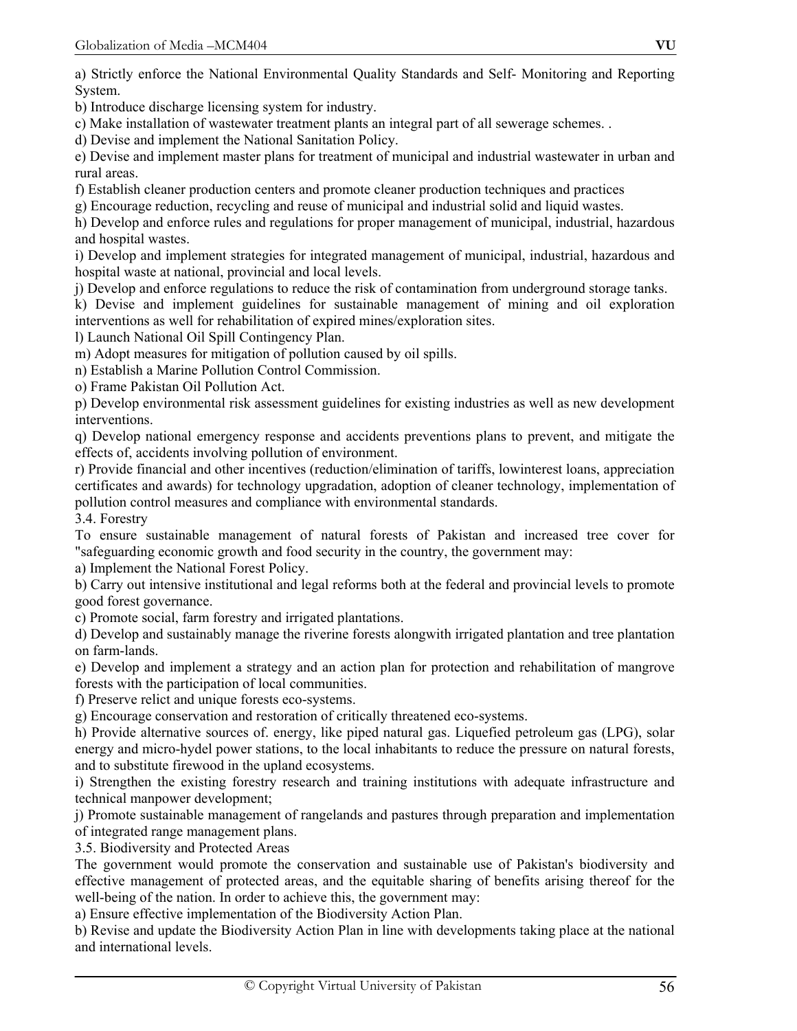a) Strictly enforce the National Environmental Quality Standards and Self- Monitoring and Reporting System.

b) Introduce discharge licensing system for industry.

c) Make installation of wastewater treatment plants an integral part of all sewerage schemes. .

d) Devise and implement the National Sanitation Policy.

e) Devise and implement master plans for treatment of municipal and industrial wastewater in urban and rural areas.

f) Establish cleaner production centers and promote cleaner production techniques and practices

g) Encourage reduction, recycling and reuse of municipal and industrial solid and liquid wastes.

h) Develop and enforce rules and regulations for proper management of municipal, industrial, hazardous and hospital wastes.

i) Develop and implement strategies for integrated management of municipal, industrial, hazardous and hospital waste at national, provincial and local levels.

j) Develop and enforce regulations to reduce the risk of contamination from underground storage tanks.

k) Devise and implement guidelines for sustainable management of mining and oil exploration interventions as well for rehabilitation of expired mines/exploration sites.

l) Launch National Oil Spill Contingency Plan.

m) Adopt measures for mitigation of pollution caused by oil spills.

n) Establish a Marine Pollution Control Commission.

o) Frame Pakistan Oil Pollution Act.

p) Develop environmental risk assessment guidelines for existing industries as well as new development interventions.

q) Develop national emergency response and accidents preventions plans to prevent, and mitigate the effects of, accidents involving pollution of environment.

r) Provide financial and other incentives (reduction/elimination of tariffs, lowinterest loans, appreciation certificates and awards) for technology upgradation, adoption of cleaner technology, implementation of pollution control measures and compliance with environmental standards.

3.4. Forestry

To ensure sustainable management of natural forests of Pakistan and increased tree cover for "safeguarding economic growth and food security in the country, the government may:

a) Implement the National Forest Policy.

b) Carry out intensive institutional and legal reforms both at the federal and provincial levels to promote good forest governance.

c) Promote social, farm forestry and irrigated plantations.

d) Develop and sustainably manage the riverine forests alongwith irrigated plantation and tree plantation on farm-lands.

e) Develop and implement a strategy and an action plan for protection and rehabilitation of mangrove forests with the participation of local communities.

f) Preserve relict and unique forests eco-systems.

g) Encourage conservation and restoration of critically threatened eco-systems.

h) Provide alternative sources of. energy, like piped natural gas. Liquefied petroleum gas (LPG), solar energy and micro-hydel power stations, to the local inhabitants to reduce the pressure on natural forests, and to substitute firewood in the upland ecosystems.

i) Strengthen the existing forestry research and training institutions with adequate infrastructure and technical manpower development;

j) Promote sustainable management of rangelands and pastures through preparation and implementation of integrated range management plans.

3.5. Biodiversity and Protected Areas

The government would promote the conservation and sustainable use of Pakistan's biodiversity and effective management of protected areas, and the equitable sharing of benefits arising thereof for the well-being of the nation. In order to achieve this, the government may:

a) Ensure effective implementation of the Biodiversity Action Plan.

b) Revise and update the Biodiversity Action Plan in line with developments taking place at the national and international levels.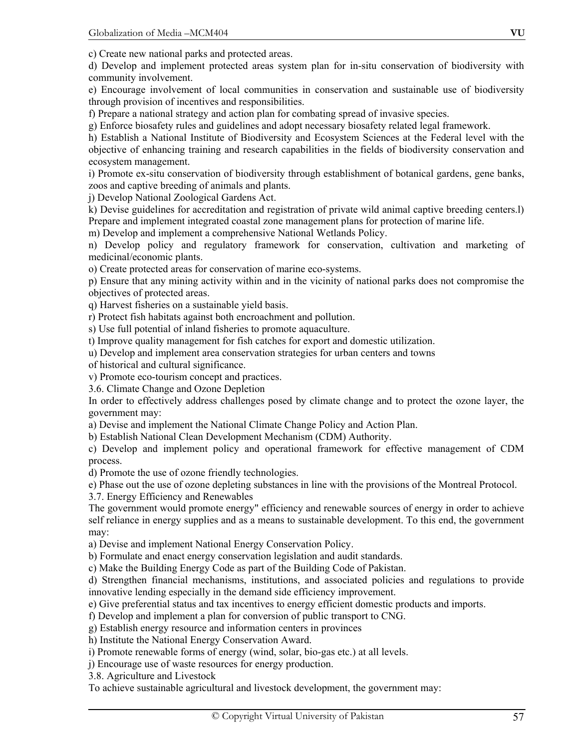c) Create new national parks and protected areas.

d) Develop and implement protected areas system plan for in-situ conservation of biodiversity with community involvement.

e) Encourage involvement of local communities in conservation and sustainable use of biodiversity through provision of incentives and responsibilities.

f) Prepare a national strategy and action plan for combating spread of invasive species.

g) Enforce biosafety rules and guidelines and adopt necessary biosafety related legal framework.

h) Establish a National Institute of Biodiversity and Ecosystem Sciences at the Federal level with the objective of enhancing training and research capabilities in the fields of biodiversity conservation and ecosystem management.

i) Promote ex-situ conservation of biodiversity through establishment of botanical gardens, gene banks, zoos and captive breeding of animals and plants.

j) Develop National Zoological Gardens Act.

k) Devise guidelines for accreditation and registration of private wild animal captive breeding centers.l) Prepare and implement integrated coastal zone management plans for protection of marine life.

m) Develop and implement a comprehensive National Wetlands Policy.

n) Develop policy and regulatory framework for conservation, cultivation and marketing of medicinal/economic plants.

o) Create protected areas for conservation of marine eco-systems.

p) Ensure that any mining activity within and in the vicinity of national parks does not compromise the objectives of protected areas.

q) Harvest fisheries on a sustainable yield basis.

r) Protect fish habitats against both encroachment and pollution.

s) Use full potential of inland fisheries to promote aquaculture.

t) Improve quality management for fish catches for export and domestic utilization.

u) Develop and implement area conservation strategies for urban centers and towns
of historical and cultural significance.

v) Promote eco-tourism concept and practices.

3.6. Climate Change and Ozone Depletion

In order to effectively address challenges posed by climate change and to protect the ozone layer, the government may:

a) Devise and implement the National Climate Change Policy and Action Plan.

b) Establish National Clean Development Mechanism (CDM) Authority.

c) Develop and implement policy and operational framework for effective management of CDM process.

d) Promote the use of ozone friendly technologies.

e) Phase out the use of ozone depleting substances in line with the provisions of the Montreal Protocol.

3.7. Energy Efficiency and Renewables

The government would promote energy" efficiency and renewable sources of energy in order to achieve self reliance in energy supplies and as a means to sustainable development. To this end, the government may:

a) Devise and implement National Energy Conservation Policy.

b) Formulate and enact energy conservation legislation and audit standards.

c) Make the Building Energy Code as part of the Building Code of Pakistan.

d) Strengthen financial mechanisms, institutions, and associated policies and regulations to provide innovative lending especially in the demand side efficiency improvement.

e) Give preferential status and tax incentives to energy efficient domestic products and imports.

f) Develop and implement a plan for conversion of public transport to CNG.

g) Establish energy resource and information centers in provinces

h) Institute the National Energy Conservation Award.

i) Promote renewable forms of energy (wind, solar, bio-gas etc.) at all levels.

j) Encourage use of waste resources for energy production.

3.8. Agriculture and Livestock

To achieve sustainable agricultural and livestock development, the government may: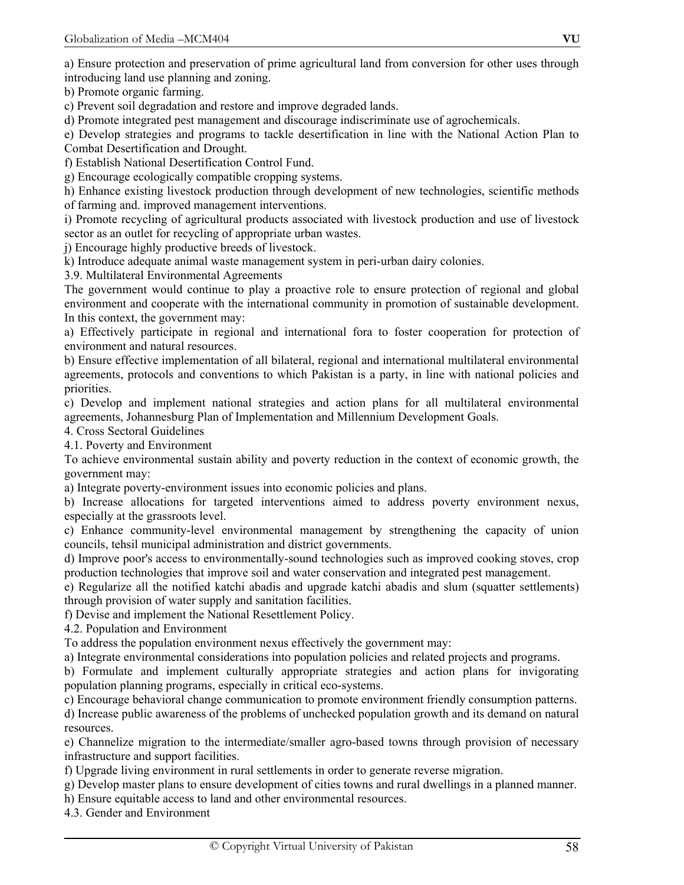a) Ensure protection and preservation of prime agricultural land from conversion for other uses through introducing land use planning and zoning.

b) Promote organic farming.

c) Prevent soil degradation and restore and improve degraded lands.

d) Promote integrated pest management and discourage indiscriminate use of agrochemicals.

e) Develop strategies and programs to tackle desertification in line with the National Action Plan to Combat Desertification and Drought.

f) Establish National Desertification Control Fund.

g) Encourage ecologically compatible cropping systems.

h) Enhance existing livestock production through development of new technologies, scientific methods of farming and. improved management interventions.

i) Promote recycling of agricultural products associated with livestock production and use of livestock sector as an outlet for recycling of appropriate urban wastes.

j) Encourage highly productive breeds of livestock.

k) Introduce adequate animal waste management system in peri-urban dairy colonies.

3.9. Multilateral Environmental Agreements

The government would continue to play a proactive role to ensure protection of regional and global environment and cooperate with the international community in promotion of sustainable development. In this context, the government may:

a) Effectively participate in regional and international fora to foster cooperation for protection of environment and natural resources.

b) Ensure effective implementation of all bilateral, regional and international multilateral environmental agreements, protocols and conventions to which Pakistan is a party, in line with national policies and priorities.

c) Develop and implement national strategies and action plans for all multilateral environmental agreements, Johannesburg Plan of Implementation and Millennium Development Goals.

4. Cross Sectoral Guidelines

4.1. Poverty and Environment

To achieve environmental sustain ability and poverty reduction in the context of economic growth, the government may:

a) Integrate poverty-environment issues into economic policies and plans.

b) Increase allocations for targeted interventions aimed to address poverty environment nexus, especially at the grassroots level.

c) Enhance community-level environmental management by strengthening the capacity of union councils, tehsil municipal administration and district governments.

d) Improve poor's access to environmentally-sound technologies such as improved cooking stoves, crop production technologies that improve soil and water conservation and integrated pest management.

e) Regularize all the notified katchi abadis and upgrade katchi abadis and slum (squatter settlements) through provision of water supply and sanitation facilities.

f) Devise and implement the National Resettlement Policy.

4.2. Population and Environment

To address the population environment nexus effectively the government may:

a) Integrate environmental considerations into population policies and related projects and programs.

b) Formulate and implement culturally appropriate strategies and action plans for invigorating population planning programs, especially in critical eco-systems.

c) Encourage behavioral change communication to promote environment friendly consumption patterns.

d) Increase public awareness of the problems of unchecked population growth and its demand on natural resources.

e) Channelize migration to the intermediate/smaller agro-based towns through provision of necessary infrastructure and support facilities.

f) Upgrade living environment in rural settlements in order to generate reverse migration.

g) Develop master plans to ensure development of cities towns and rural dwellings in a planned manner.

h) Ensure equitable access to land and other environmental resources.

4.3. Gender and Environment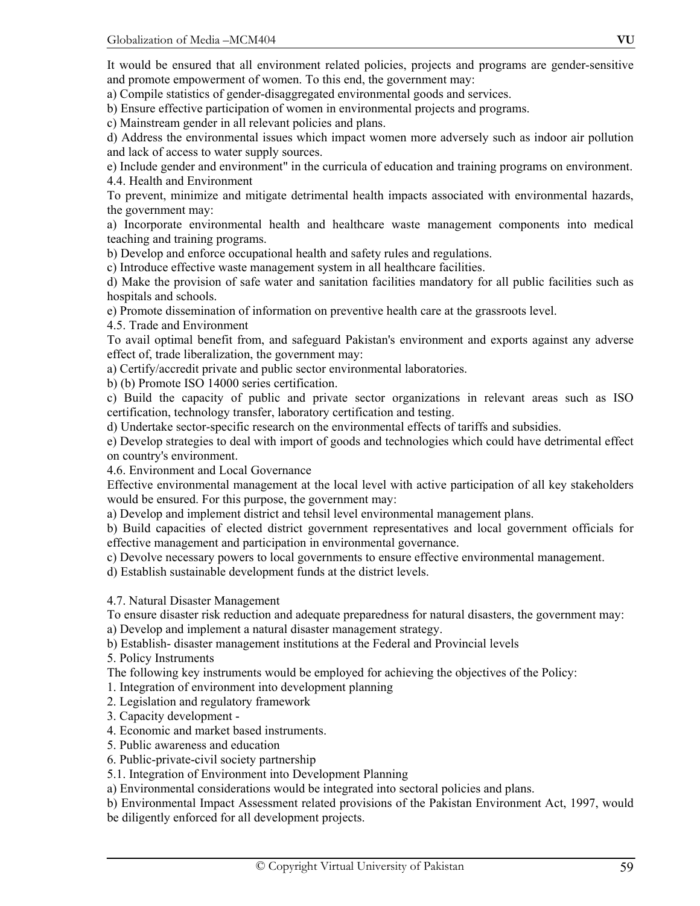It would be ensured that all environment related policies, projects and programs are gender-sensitive and promote empowerment of women. To this end, the government may:

a) Compile statistics of gender-disaggregated environmental goods and services.

b) Ensure effective participation of women in environmental projects and programs.

c) Mainstream gender in all relevant policies and plans.

d) Address the environmental issues which impact women more adversely such as indoor air pollution and lack of access to water supply sources.

e) Include gender and environment" in the curricula of education and training programs on environment.

4.4. Health and Environment

To prevent, minimize and mitigate detrimental health impacts associated with environmental hazards, the government may:

a) Incorporate environmental health and healthcare waste management components into medical teaching and training programs.

b) Develop and enforce occupational health and safety rules and regulations.

c) Introduce effective waste management system in all healthcare facilities.

d) Make the provision of safe water and sanitation facilities mandatory for all public facilities such as hospitals and schools.

e) Promote dissemination of information on preventive health care at the grassroots level.

4.5. Trade and Environment

To avail optimal benefit from, and safeguard Pakistan's environment and exports against any adverse effect of, trade liberalization, the government may:

a) Certify/accredit private and public sector environmental laboratories.

b) (b) Promote ISO 14000 series certification.

c) Build the capacity of public and private sector organizations in relevant areas such as ISO certification, technology transfer, laboratory certification and testing.

d) Undertake sector-specific research on the environmental effects of tariffs and subsidies.

e) Develop strategies to deal with import of goods and technologies which could have detrimental effect on country's environment.

4.6. Environment and Local Governance

Effective environmental management at the local level with active participation of all key stakeholders would be ensured. For this purpose, the government may:

a) Develop and implement district and tehsil level environmental management plans.

b) Build capacities of elected district government representatives and local government officials for effective management and participation in environmental governance.

c) Devolve necessary powers to local governments to ensure effective environmental management.

d) Establish sustainable development funds at the district levels.

4.7. Natural Disaster Management

To ensure disaster risk reduction and adequate preparedness for natural disasters, the government may:

a) Develop and implement a natural disaster management strategy.

b) Establish- disaster management institutions at the Federal and Provincial levels

5. Policy Instruments

The following key instruments would be employed for achieving the objectives of the Policy:

1. Integration of environment into development planning
2. Legislation and regulatory framework
3. Capacity development -
4. Economic and market based instruments.
5. Public awareness and education
6. Public-private-civil society partnership

5.1. Integration of Environment into Development Planning

a) Environmental considerations would be integrated into sectoral policies and plans.

b) Environmental Impact Assessment related provisions of the Pakistan Environment Act, 1997, would be diligently enforced for all development projects.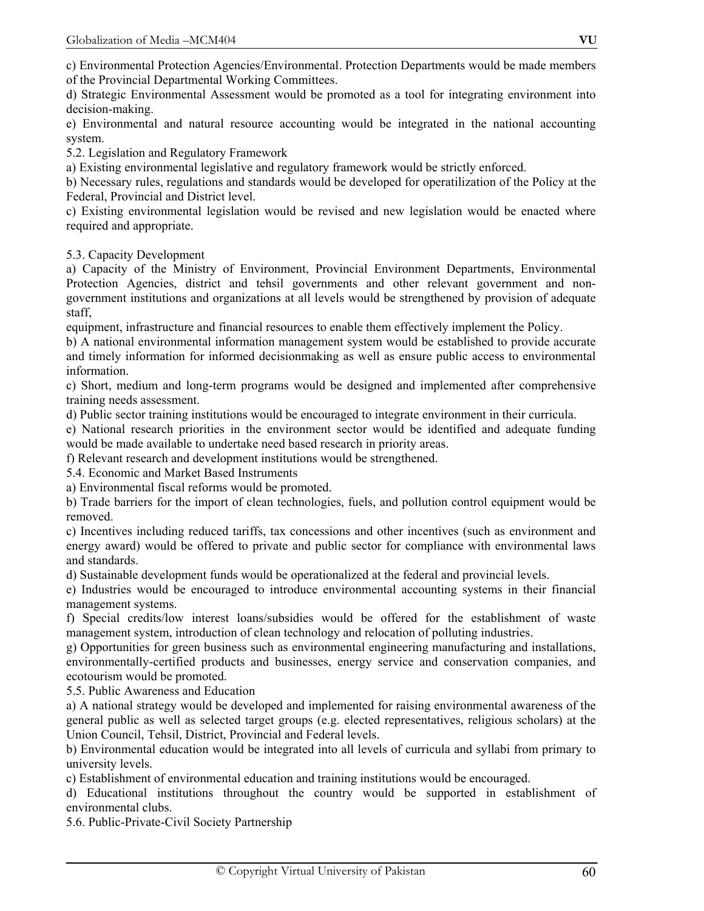c) Environmental Protection Agencies/Environmental. Protection Departments would be made members of the Provincial Departmental Working Committees.

d) Strategic Environmental Assessment would be promoted as a tool for integrating environment into decision-making.

e) Environmental and natural resource accounting would be integrated in the national accounting system.

5.2. Legislation and Regulatory Framework

a) Existing environmental legislative and regulatory framework would be strictly enforced.

b) Necessary rules, regulations and standards would be developed for operatilization of the Policy at the Federal, Provincial and District level.

c) Existing environmental legislation would be revised and new legislation would be enacted where required and appropriate.

5.3. Capacity Development

a) Capacity of the Ministry of Environment, Provincial Environment Departments, Environmental Protection Agencies, district and tehsil governments and other relevant government and non-government institutions and organizations at all levels would be strengthened by provision of adequate staff,

equipment, infrastructure and financial resources to enable them effectively implement the Policy.

b) A national environmental information management system would be established to provide accurate and timely information for informed decisionmaking as well as ensure public access to environmental information.

c) Short, medium and long-term programs would be designed and implemented after comprehensive training needs assessment.

d) Public sector training institutions would be encouraged to integrate environment in their curricula.

e) National research priorities in the environment sector would be identified and adequate funding would be made available to undertake need based research in priority areas.

f) Relevant research and development institutions would be strengthened.

5.4. Economic and Market Based Instruments

a) Environmental fiscal reforms would be promoted.

b) Trade barriers for the import of clean technologies, fuels, and pollution control equipment would be removed.

c) Incentives including reduced tariffs, tax concessions and other incentives (such as environment and energy award) would be offered to private and public sector for compliance with environmental laws and standards.

d) Sustainable development funds would be operationalized at the federal and provincial levels.

e) Industries would be encouraged to introduce environmental accounting systems in their financial management systems.

f) Special credits/low interest loans/subsidies would be offered for the establishment of waste management system, introduction of clean technology and relocation of polluting industries.

g) Opportunities for green business such as environmental engineering manufacturing and installations, environmentally-certified products and businesses, energy service and conservation companies, and ecotourism would be promoted.

5.5. Public Awareness and Education

a) A national strategy would be developed and implemented for raising environmental awareness of the general public as well as selected target groups (e.g. elected representatives, religious scholars) at the Union Council, Tehsil, District, Provincial and Federal levels.

b) Environmental education would be integrated into all levels of curricula and syllabi from primary to university levels.

c) Establishment of environmental education and training institutions would be encouraged.

d) Educational institutions throughout the country would be supported in establishment of environmental clubs.

5.6. Public-Private-Civil Society Partnership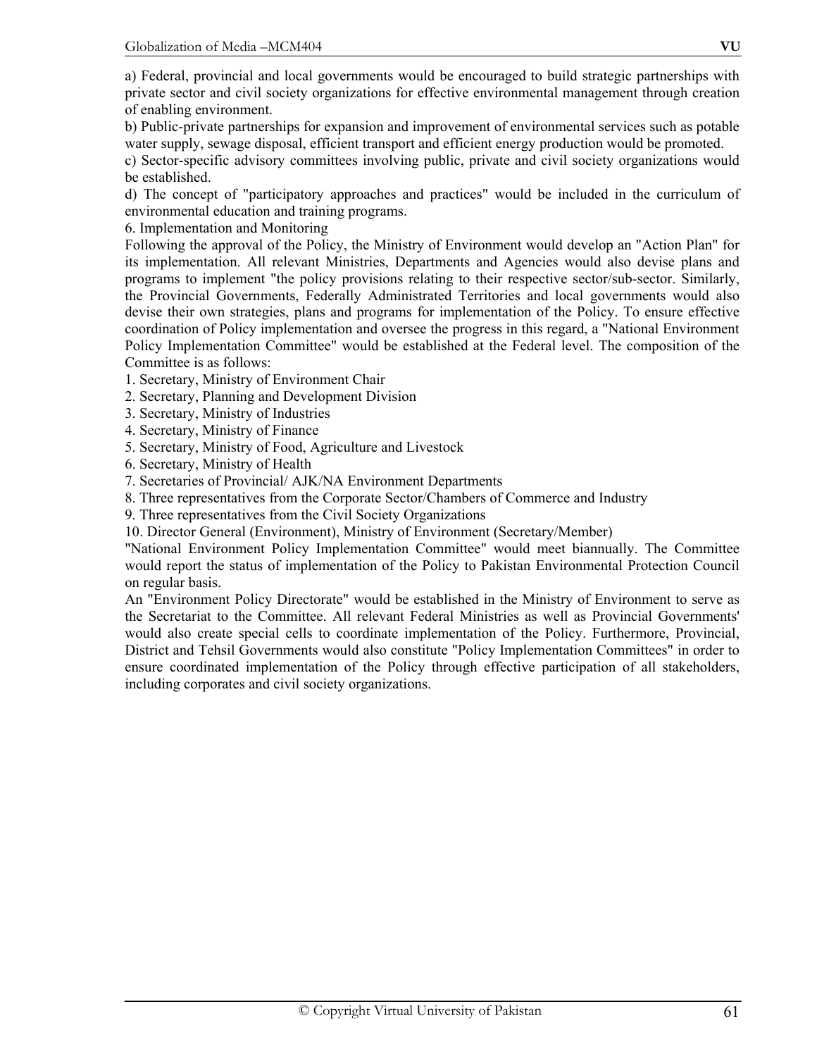a) Federal, provincial and local governments would be encouraged to build strategic partnerships with private sector and civil society organizations for effective environmental management through creation of enabling environment.

b) Public-private partnerships for expansion and improvement of environmental services such as potable water supply, sewage disposal, efficient transport and efficient energy production would be promoted.

c) Sector-specific advisory committees involving public, private and civil society organizations would be established.

d) The concept of "participatory approaches and practices" would be included in the curriculum of environmental education and training programs.

6. Implementation and Monitoring

Following the approval of the Policy, the Ministry of Environment would develop an "Action Plan" for its implementation. All relevant Ministries, Departments and Agencies would also devise plans and programs to implement "the policy provisions relating to their respective sector/sub-sector. Similarly, the Provincial Governments, Federally Administrated Territories and local governments would also devise their own strategies, plans and programs for implementation of the Policy. To ensure effective coordination of Policy implementation and oversee the progress in this regard, a "National Environment Policy Implementation Committee" would be established at the Federal level. The composition of the Committee is as follows:

1. Secretary, Ministry of Environment Chair
2. Secretary, Planning and Development Division
3. Secretary, Ministry of Industries
4. Secretary, Ministry of Finance
5. Secretary, Ministry of Food, Agriculture and Livestock
6. Secretary, Ministry of Health
7. Secretaries of Provincial/ AJK/NA Environment Departments
8. Three representatives from the Corporate Sector/Chambers of Commerce and Industry
9. Three representatives from the Civil Society Organizations
10. Director General (Environment), Ministry of Environment (Secretary/Member)

"National Environment Policy Implementation Committee" would meet biannually. The Committee would report the status of implementation of the Policy to Pakistan Environmental Protection Council on regular basis.

An "Environment Policy Directorate" would be established in the Ministry of Environment to serve as the Secretariat to the Committee. All relevant Federal Ministries as well as Provincial Governments' would also create special cells to coordinate implementation of the Policy. Furthermore, Provincial, District and Tehsil Governments would also constitute "Policy Implementation Committees" in order to ensure coordinated implementation of the Policy through effective participation of all stakeholders, including corporates and civil society organizations.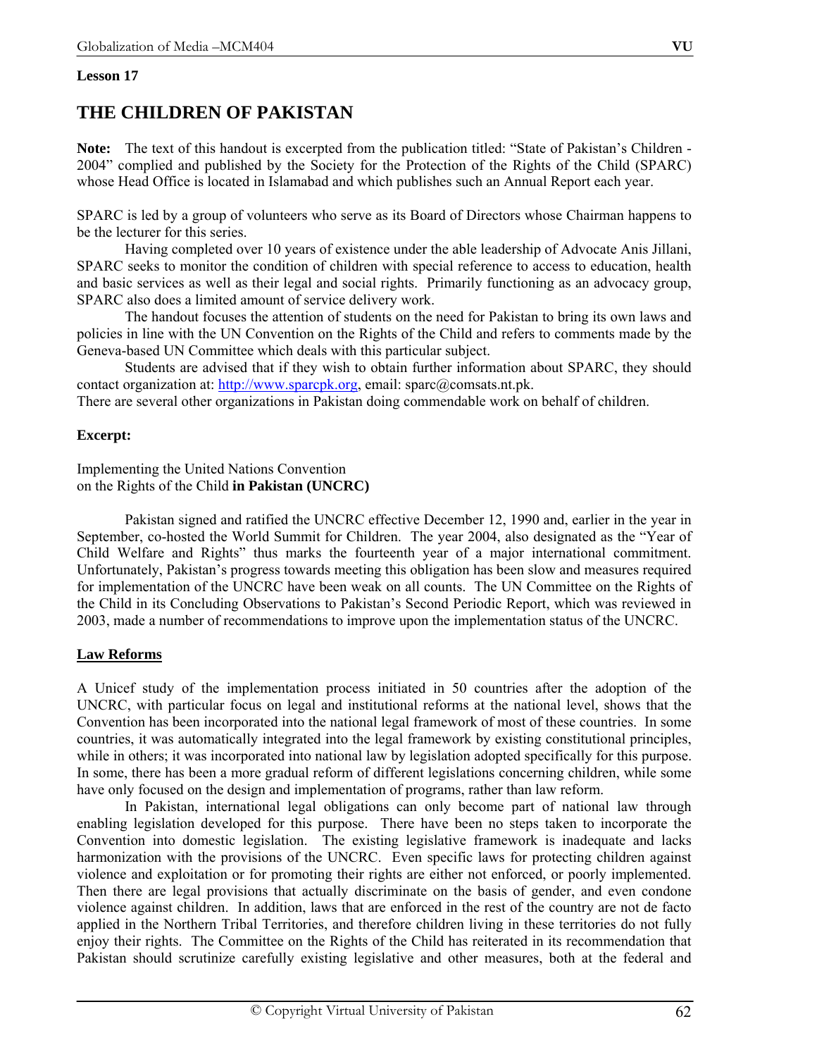**Lesson 17**

# THE CHILDREN OF PAKISTAN

**Note:** The text of this handout is excerpted from the publication titled: "State of Pakistan's Children - 2004" complied and published by the Society for the Protection of the Rights of the Child (SPARC) whose Head Office is located in Islamabad and which publishes such an Annual Report each year.

SPARC is led by a group of volunteers who serve as its Board of Directors whose Chairman happens to be the lecturer for this series.

Having completed over 10 years of existence under the able leadership of Advocate Anis Jillani, SPARC seeks to monitor the condition of children with special reference to access to education, health and basic services as well as their legal and social rights. Primarily functioning as an advocacy group, SPARC also does a limited amount of service delivery work.

The handout focuses the attention of students on the need for Pakistan to bring its own laws and policies in line with the UN Convention on the Rights of the Child and refers to comments made by the Geneva-based UN Committee which deals with this particular subject.

Students are advised that if they wish to obtain further information about SPARC, they should contact organization at: http://www.sparcpk.org, email: sparc@comsats.nt.pk.
There are several other organizations in Pakistan doing commendable work on behalf of children.

**Excerpt:**

Implementing the United Nations Convention
on the Rights of the Child **in Pakistan (UNCRC)**

Pakistan signed and ratified the UNCRC effective December 12, 1990 and, earlier in the year in September, co-hosted the World Summit for Children. The year 2004, also designated as the "Year of Child Welfare and Rights" thus marks the fourteenth year of a major international commitment. Unfortunately, Pakistan's progress towards meeting this obligation has been slow and measures required for implementation of the UNCRC have been weak on all counts. The UN Committee on the Rights of the Child in its Concluding Observations to Pakistan's Second Periodic Report, which was reviewed in 2003, made a number of recommendations to improve upon the implementation status of the UNCRC.

**Law Reforms**

A Unicef study of the implementation process initiated in 50 countries after the adoption of the UNCRC, with particular focus on legal and institutional reforms at the national level, shows that the Convention has been incorporated into the national legal framework of most of these countries. In some countries, it was automatically integrated into the legal framework by existing constitutional principles, while in others; it was incorporated into national law by legislation adopted specifically for this purpose. In some, there has been a more gradual reform of different legislations concerning children, while some have only focused on the design and implementation of programs, rather than law reform.

In Pakistan, international legal obligations can only become part of national law through enabling legislation developed for this purpose. There have been no steps taken to incorporate the Convention into domestic legislation. The existing legislative framework is inadequate and lacks harmonization with the provisions of the UNCRC. Even specific laws for protecting children against violence and exploitation or for promoting their rights are either not enforced, or poorly implemented. Then there are legal provisions that actually discriminate on the basis of gender, and even condone violence against children. In addition, laws that are enforced in the rest of the country are not de facto applied in the Northern Tribal Territories, and therefore children living in these territories do not fully enjoy their rights. The Committee on the Rights of the Child has reiterated in its recommendation that Pakistan should scrutinize carefully existing legislative and other measures, both at the federal and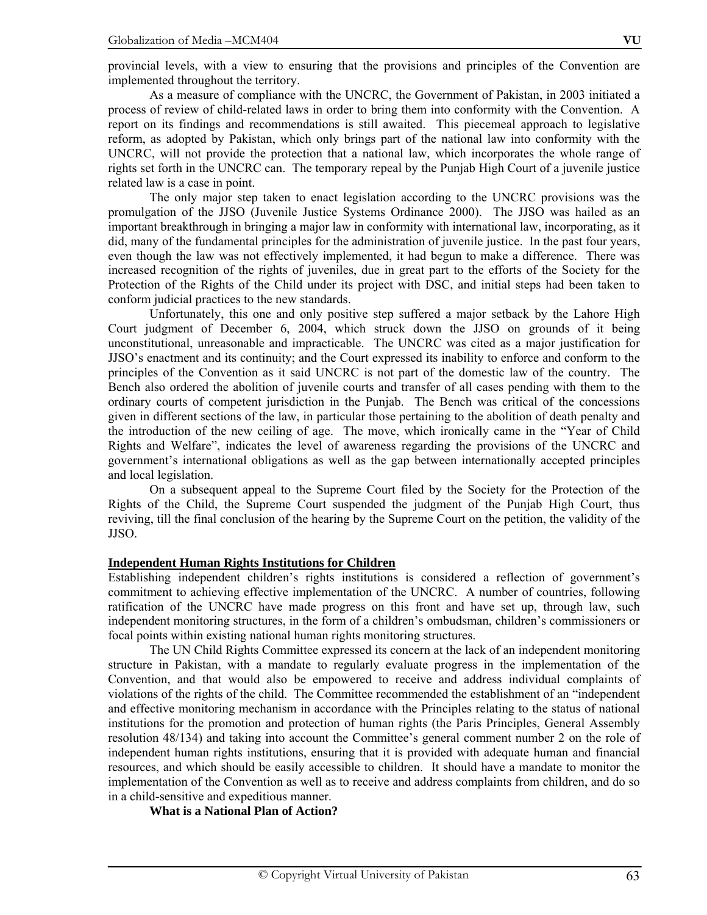provincial levels, with a view to ensuring that the provisions and principles of the Convention are implemented throughout the territory.

As a measure of compliance with the UNCRC, the Government of Pakistan, in 2003 initiated a process of review of child-related laws in order to bring them into conformity with the Convention. A report on its findings and recommendations is still awaited. This piecemeal approach to legislative reform, as adopted by Pakistan, which only brings part of the national law into conformity with the UNCRC, will not provide the protection that a national law, which incorporates the whole range of rights set forth in the UNCRC can. The temporary repeal by the Punjab High Court of a juvenile justice related law is a case in point.

The only major step taken to enact legislation according to the UNCRC provisions was the promulgation of the JJSO (Juvenile Justice Systems Ordinance 2000). The JJSO was hailed as an important breakthrough in bringing a major law in conformity with international law, incorporating, as it did, many of the fundamental principles for the administration of juvenile justice. In the past four years, even though the law was not effectively implemented, it had begun to make a difference. There was increased recognition of the rights of juveniles, due in great part to the efforts of the Society for the Protection of the Rights of the Child under its project with DSC, and initial steps had been taken to conform judicial practices to the new standards.

Unfortunately, this one and only positive step suffered a major setback by the Lahore High Court judgment of December 6, 2004, which struck down the JJSO on grounds of it being unconstitutional, unreasonable and impracticable. The UNCRC was cited as a major justification for JJSO's enactment and its continuity; and the Court expressed its inability to enforce and conform to the principles of the Convention as it said UNCRC is not part of the domestic law of the country. The Bench also ordered the abolition of juvenile courts and transfer of all cases pending with them to the ordinary courts of competent jurisdiction in the Punjab. The Bench was critical of the concessions given in different sections of the law, in particular those pertaining to the abolition of death penalty and the introduction of the new ceiling of age. The move, which ironically came in the "Year of Child Rights and Welfare", indicates the level of awareness regarding the provisions of the UNCRC and government's international obligations as well as the gap between internationally accepted principles and local legislation.

On a subsequent appeal to the Supreme Court filed by the Society for the Protection of the Rights of the Child, the Supreme Court suspended the judgment of the Punjab High Court, thus reviving, till the final conclusion of the hearing by the Supreme Court on the petition, the validity of the JJSO.

## Independent Human Rights Institutions for Children

Establishing independent children's rights institutions is considered a reflection of government's commitment to achieving effective implementation of the UNCRC. A number of countries, following ratification of the UNCRC have made progress on this front and have set up, through law, such independent monitoring structures, in the form of a children's ombudsman, children's commissioners or focal points within existing national human rights monitoring structures.

The UN Child Rights Committee expressed its concern at the lack of an independent monitoring structure in Pakistan, with a mandate to regularly evaluate progress in the implementation of the Convention, and that would also be empowered to receive and address individual complaints of violations of the rights of the child. The Committee recommended the establishment of an "independent and effective monitoring mechanism in accordance with the Principles relating to the status of national institutions for the promotion and protection of human rights (the Paris Principles, General Assembly resolution 48/134) and taking into account the Committee's general comment number 2 on the role of independent human rights institutions, ensuring that it is provided with adequate human and financial resources, and which should be easily accessible to children. It should have a mandate to monitor the implementation of the Convention as well as to receive and address complaints from children, and do so in a child-sensitive and expeditious manner.

**What is a National Plan of Action?**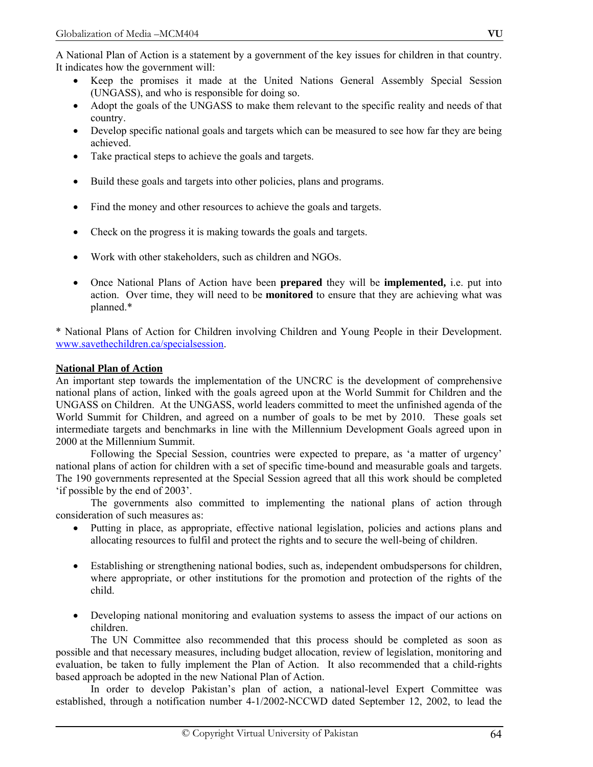A National Plan of Action is a statement by a government of the key issues for children in that country. It indicates how the government will:

- Keep the promises it made at the United Nations General Assembly Special Session (UNGASS), and who is responsible for doing so.
- Adopt the goals of the UNGASS to make them relevant to the specific reality and needs of that country.
- Develop specific national goals and targets which can be measured to see how far they are being achieved.
- Take practical steps to achieve the goals and targets.
- Build these goals and targets into other policies, plans and programs.
- Find the money and other resources to achieve the goals and targets.
- Check on the progress it is making towards the goals and targets.
- Work with other stakeholders, such as children and NGOs.
- Once National Plans of Action have been **prepared** they will be **implemented,** i.e. put into action. Over time, they will need to be **monitored** to ensure that they are achieving what was planned.*

* National Plans of Action for Children involving Children and Young People in their Development. www.savethechildren.ca/specialsession.

**National Plan of Action**

An important step towards the implementation of the UNCRC is the development of comprehensive national plans of action, linked with the goals agreed upon at the World Summit for Children and the UNGASS on Children. At the UNGASS, world leaders committed to meet the unfinished agenda of the World Summit for Children, and agreed on a number of goals to be met by 2010. These goals set intermediate targets and benchmarks in line with the Millennium Development Goals agreed upon in 2000 at the Millennium Summit.

Following the Special Session, countries were expected to prepare, as 'a matter of urgency' national plans of action for children with a set of specific time-bound and measurable goals and targets. The 190 governments represented at the Special Session agreed that all this work should be completed 'if possible by the end of 2003'.

The governments also committed to implementing the national plans of action through consideration of such measures as:

- Putting in place, as appropriate, effective national legislation, policies and actions plans and allocating resources to fulfil and protect the rights and to secure the well-being of children.
- Establishing or strengthening national bodies, such as, independent ombudspersons for children, where appropriate, or other institutions for the promotion and protection of the rights of the child.
- Developing national monitoring and evaluation systems to assess the impact of our actions on children.

The UN Committee also recommended that this process should be completed as soon as possible and that necessary measures, including budget allocation, review of legislation, monitoring and evaluation, be taken to fully implement the Plan of Action. It also recommended that a child-rights based approach be adopted in the new National Plan of Action.

In order to develop Pakistan's plan of action, a national-level Expert Committee was established, through a notification number 4-1/2002-NCCWD dated September 12, 2002, to lead the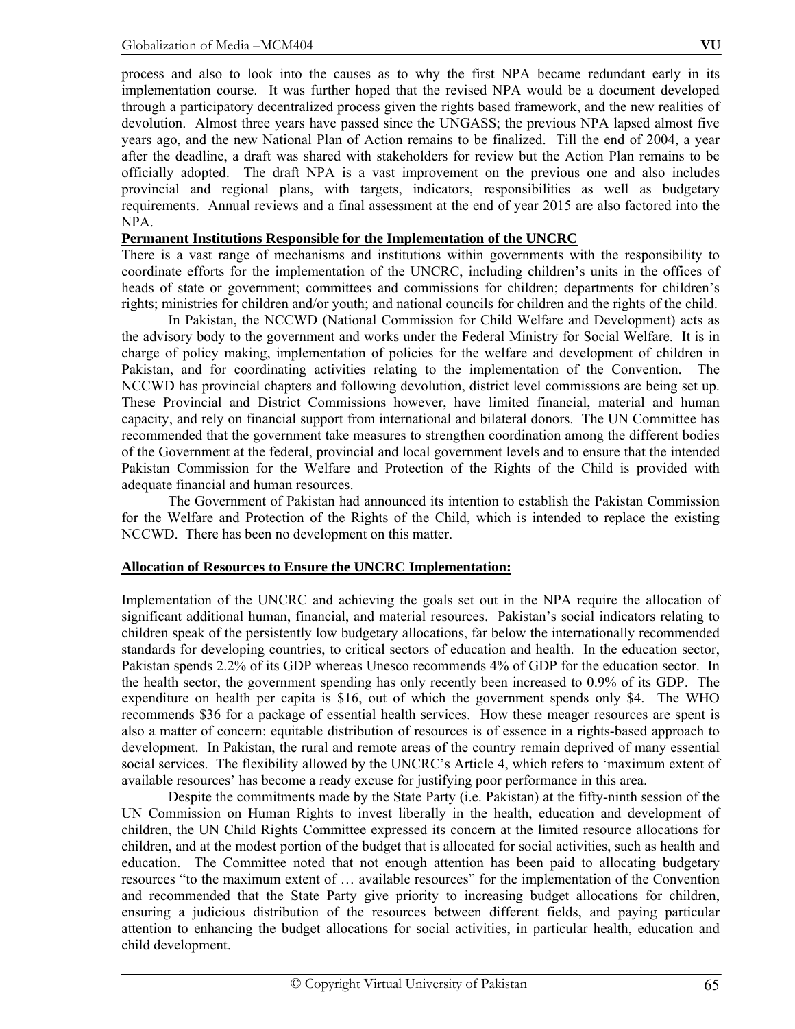process and also to look into the causes as to why the first NPA became redundant early in its implementation course. It was further hoped that the revised NPA would be a document developed through a participatory decentralized process given the rights based framework, and the new realities of devolution. Almost three years have passed since the UNGASS; the previous NPA lapsed almost five years ago, and the new National Plan of Action remains to be finalized. Till the end of 2004, a year after the deadline, a draft was shared with stakeholders for review but the Action Plan remains to be officially adopted. The draft NPA is a vast improvement on the previous one and also includes provincial and regional plans, with targets, indicators, responsibilities as well as budgetary requirements. Annual reviews and a final assessment at the end of year 2015 are also factored into the NPA.

**Permanent Institutions Responsible for the Implementation of the UNCRC**

There is a vast range of mechanisms and institutions within governments with the responsibility to coordinate efforts for the implementation of the UNCRC, including children's units in the offices of heads of state or government; committees and commissions for children; departments for children's rights; ministries for children and/or youth; and national councils for children and the rights of the child.

In Pakistan, the NCCWD (National Commission for Child Welfare and Development) acts as the advisory body to the government and works under the Federal Ministry for Social Welfare. It is in charge of policy making, implementation of policies for the welfare and development of children in Pakistan, and for coordinating activities relating to the implementation of the Convention. The NCCWD has provincial chapters and following devolution, district level commissions are being set up. These Provincial and District Commissions however, have limited financial, material and human capacity, and rely on financial support from international and bilateral donors. The UN Committee has recommended that the government take measures to strengthen coordination among the different bodies of the Government at the federal, provincial and local government levels and to ensure that the intended Pakistan Commission for the Welfare and Protection of the Rights of the Child is provided with adequate financial and human resources.

The Government of Pakistan had announced its intention to establish the Pakistan Commission for the Welfare and Protection of the Rights of the Child, which is intended to replace the existing NCCWD. There has been no development on this matter.

**Allocation of Resources to Ensure the UNCRC Implementation:**

Implementation of the UNCRC and achieving the goals set out in the NPA require the allocation of significant additional human, financial, and material resources. Pakistan's social indicators relating to children speak of the persistently low budgetary allocations, far below the internationally recommended standards for developing countries, to critical sectors of education and health. In the education sector, Pakistan spends 2.2% of its GDP whereas Unesco recommends 4% of GDP for the education sector. In the health sector, the government spending has only recently been increased to 0.9% of its GDP. The expenditure on health per capita is $16, out of which the government spends only $4. The WHO recommends $36 for a package of essential health services. How these meager resources are spent is also a matter of concern: equitable distribution of resources is of essence in a rights-based approach to development. In Pakistan, the rural and remote areas of the country remain deprived of many essential social services. The flexibility allowed by the UNCRC's Article 4, which refers to 'maximum extent of available resources' has become a ready excuse for justifying poor performance in this area.

Despite the commitments made by the State Party (i.e. Pakistan) at the fifty-ninth session of the UN Commission on Human Rights to invest liberally in the health, education and development of children, the UN Child Rights Committee expressed its concern at the limited resource allocations for children, and at the modest portion of the budget that is allocated for social activities, such as health and education. The Committee noted that not enough attention has been paid to allocating budgetary resources "to the maximum extent of … available resources" for the implementation of the Convention and recommended that the State Party give priority to increasing budget allocations for children, ensuring a judicious distribution of the resources between different fields, and paying particular attention to enhancing the budget allocations for social activities, in particular health, education and child development.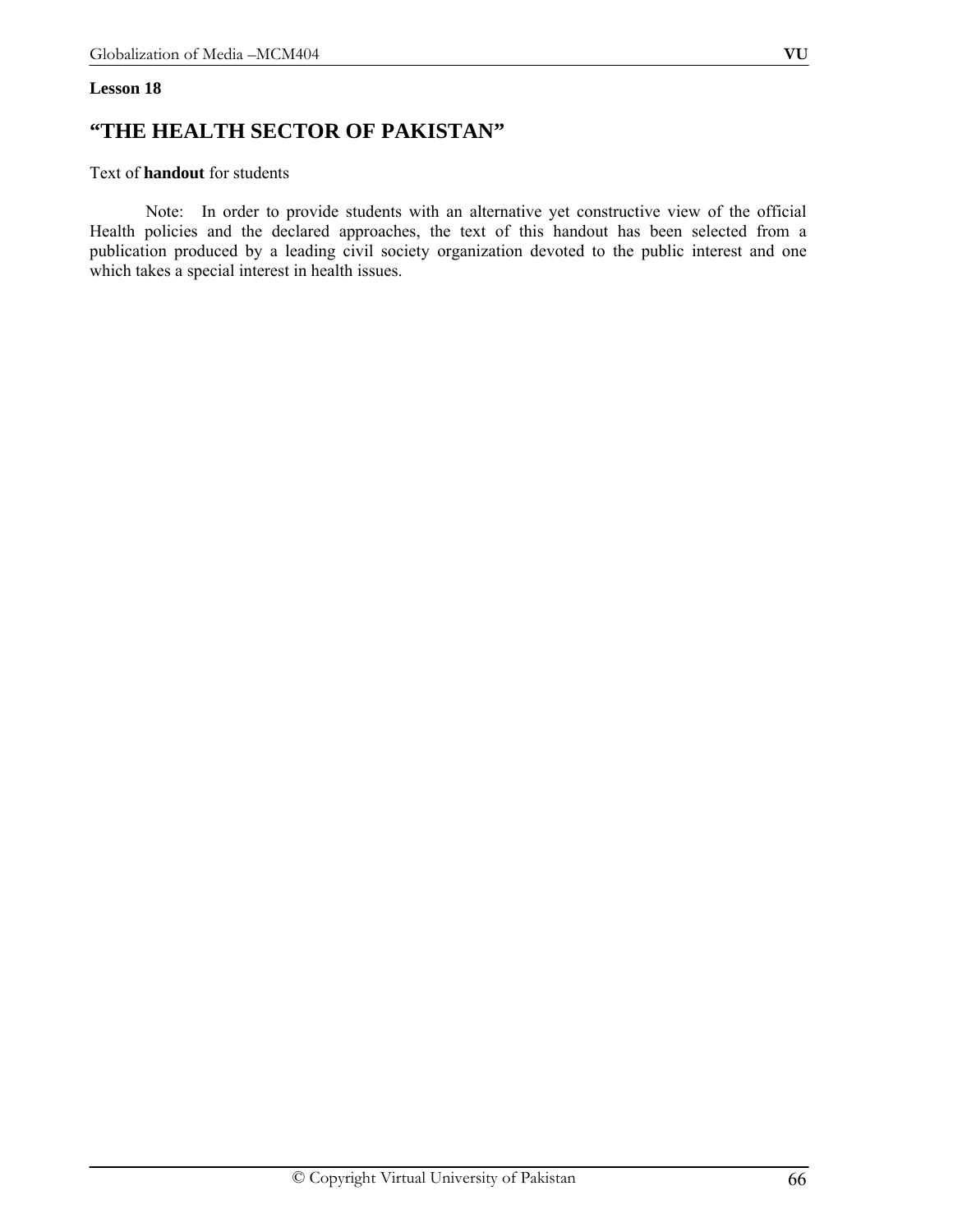**Lesson 18**

# "THE HEALTH SECTOR OF PAKISTAN"

Text of **handout** for students

Note: In order to provide students with an alternative yet constructive view of the official Health policies and the declared approaches, the text of this handout has been selected from a publication produced by a leading civil society organization devoted to the public interest and one which takes a special interest in health issues.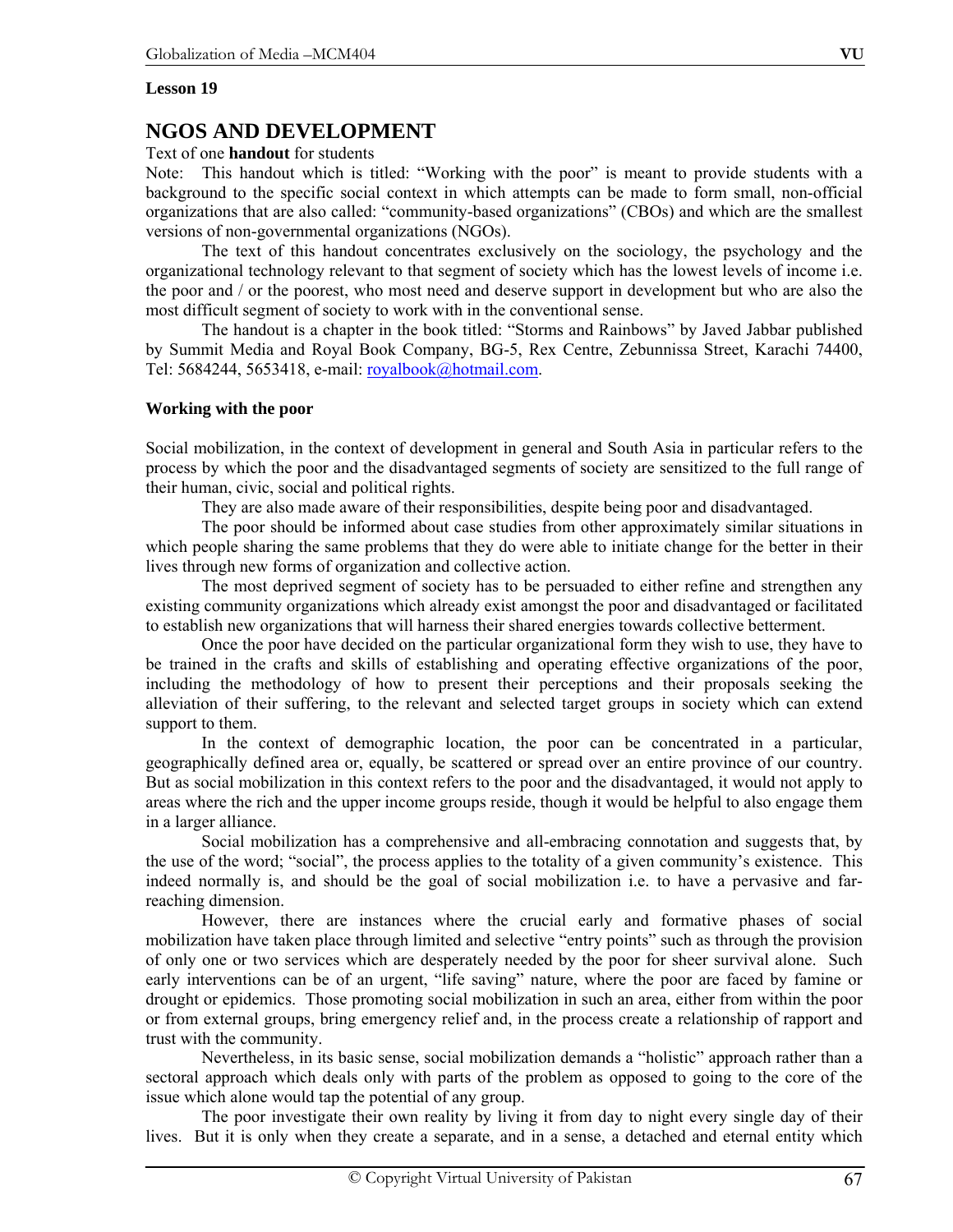**Lesson 19**

# NGOS AND DEVELOPMENT

Text of one **handout** for students

Note: This handout which is titled: "Working with the poor" is meant to provide students with a background to the specific social context in which attempts can be made to form small, non-official organizations that are also called: "community-based organizations" (CBOs) and which are the smallest versions of non-governmental organizations (NGOs).

The text of this handout concentrates exclusively on the sociology, the psychology and the organizational technology relevant to that segment of society which has the lowest levels of income i.e. the poor and / or the poorest, who most need and deserve support in development but who are also the most difficult segment of society to work with in the conventional sense.

The handout is a chapter in the book titled: "Storms and Rainbows" by Javed Jabbar published by Summit Media and Royal Book Company, BG-5, Rex Centre, Zebunnissa Street, Karachi 74400, Tel: 5684244, 5653418, e-mail: royalbook@hotmail.com.

**Working with the poor**

Social mobilization, in the context of development in general and South Asia in particular refers to the process by which the poor and the disadvantaged segments of society are sensitized to the full range of their human, civic, social and political rights.

They are also made aware of their responsibilities, despite being poor and disadvantaged.

The poor should be informed about case studies from other approximately similar situations in which people sharing the same problems that they do were able to initiate change for the better in their lives through new forms of organization and collective action.

The most deprived segment of society has to be persuaded to either refine and strengthen any existing community organizations which already exist amongst the poor and disadvantaged or facilitated to establish new organizations that will harness their shared energies towards collective betterment.

Once the poor have decided on the particular organizational form they wish to use, they have to be trained in the crafts and skills of establishing and operating effective organizations of the poor, including the methodology of how to present their perceptions and their proposals seeking the alleviation of their suffering, to the relevant and selected target groups in society which can extend support to them.

In the context of demographic location, the poor can be concentrated in a particular, geographically defined area or, equally, be scattered or spread over an entire province of our country. But as social mobilization in this context refers to the poor and the disadvantaged, it would not apply to areas where the rich and the upper income groups reside, though it would be helpful to also engage them in a larger alliance.

Social mobilization has a comprehensive and all-embracing connotation and suggests that, by the use of the word; "social", the process applies to the totality of a given community's existence. This indeed normally is, and should be the goal of social mobilization i.e. to have a pervasive and far-reaching dimension.

However, there are instances where the crucial early and formative phases of social mobilization have taken place through limited and selective "entry points" such as through the provision of only one or two services which are desperately needed by the poor for sheer survival alone. Such early interventions can be of an urgent, "life saving" nature, where the poor are faced by famine or drought or epidemics. Those promoting social mobilization in such an area, either from within the poor or from external groups, bring emergency relief and, in the process create a relationship of rapport and trust with the community.

Nevertheless, in its basic sense, social mobilization demands a "holistic" approach rather than a sectoral approach which deals only with parts of the problem as opposed to going to the core of the issue which alone would tap the potential of any group.

The poor investigate their own reality by living it from day to night every single day of their lives. But it is only when they create a separate, and in a sense, a detached and eternal entity which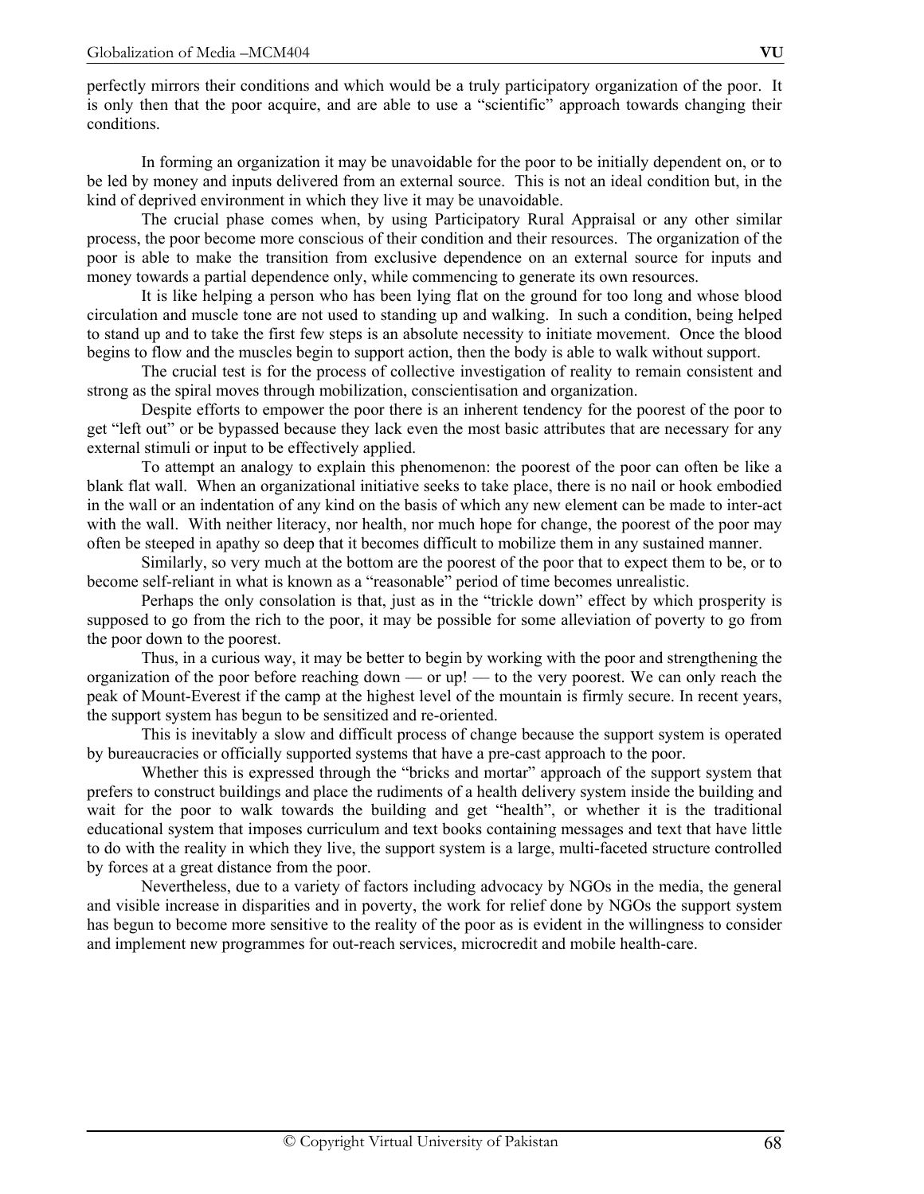perfectly mirrors their conditions and which would be a truly participatory organization of the poor. It is only then that the poor acquire, and are able to use a "scientific" approach towards changing their conditions.

In forming an organization it may be unavoidable for the poor to be initially dependent on, or to be led by money and inputs delivered from an external source. This is not an ideal condition but, in the kind of deprived environment in which they live it may be unavoidable.

The crucial phase comes when, by using Participatory Rural Appraisal or any other similar process, the poor become more conscious of their condition and their resources. The organization of the poor is able to make the transition from exclusive dependence on an external source for inputs and money towards a partial dependence only, while commencing to generate its own resources.

It is like helping a person who has been lying flat on the ground for too long and whose blood circulation and muscle tone are not used to standing up and walking. In such a condition, being helped to stand up and to take the first few steps is an absolute necessity to initiate movement. Once the blood begins to flow and the muscles begin to support action, then the body is able to walk without support.

The crucial test is for the process of collective investigation of reality to remain consistent and strong as the spiral moves through mobilization, conscientisation and organization.

Despite efforts to empower the poor there is an inherent tendency for the poorest of the poor to get "left out" or be bypassed because they lack even the most basic attributes that are necessary for any external stimuli or input to be effectively applied.

To attempt an analogy to explain this phenomenon: the poorest of the poor can often be like a blank flat wall. When an organizational initiative seeks to take place, there is no nail or hook embodied in the wall or an indentation of any kind on the basis of which any new element can be made to inter-act with the wall. With neither literacy, nor health, nor much hope for change, the poorest of the poor may often be steeped in apathy so deep that it becomes difficult to mobilize them in any sustained manner.

Similarly, so very much at the bottom are the poorest of the poor that to expect them to be, or to become self-reliant in what is known as a "reasonable" period of time becomes unrealistic.

Perhaps the only consolation is that, just as in the "trickle down" effect by which prosperity is supposed to go from the rich to the poor, it may be possible for some alleviation of poverty to go from the poor down to the poorest.

Thus, in a curious way, it may be better to begin by working with the poor and strengthening the organization of the poor before reaching down — or up! — to the very poorest. We can only reach the peak of Mount-Everest if the camp at the highest level of the mountain is firmly secure. In recent years, the support system has begun to be sensitized and re-oriented.

This is inevitably a slow and difficult process of change because the support system is operated by bureaucracies or officially supported systems that have a pre-cast approach to the poor.

Whether this is expressed through the "bricks and mortar" approach of the support system that prefers to construct buildings and place the rudiments of a health delivery system inside the building and wait for the poor to walk towards the building and get "health", or whether it is the traditional educational system that imposes curriculum and text books containing messages and text that have little to do with the reality in which they live, the support system is a large, multi-faceted structure controlled by forces at a great distance from the poor.

Nevertheless, due to a variety of factors including advocacy by NGOs in the media, the general and visible increase in disparities and in poverty, the work for relief done by NGOs the support system has begun to become more sensitive to the reality of the poor as is evident in the willingness to consider and implement new programmes for out-reach services, microcredit and mobile health-care.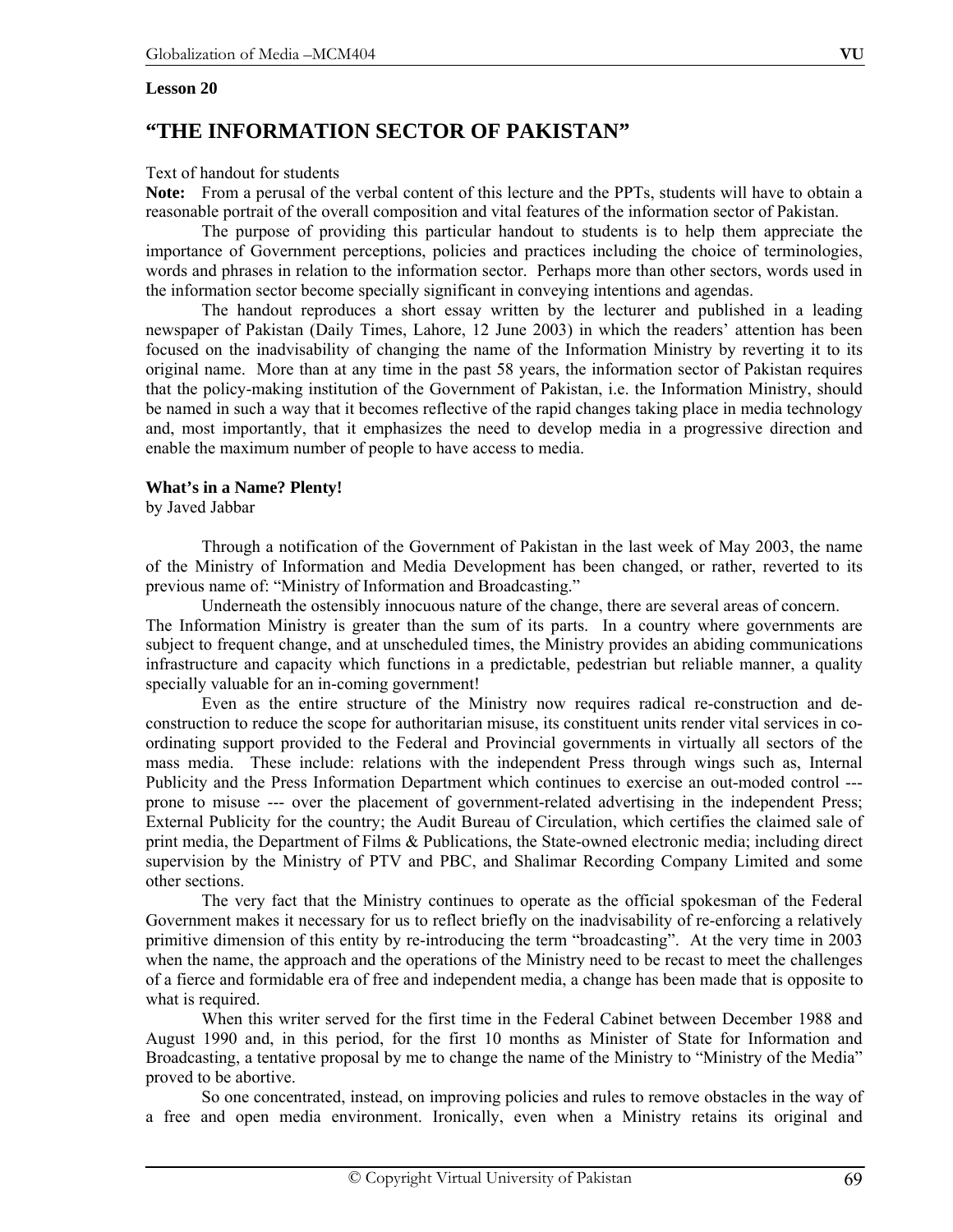**Lesson 20**

# "THE INFORMATION SECTOR OF PAKISTAN"

Text of handout for students

**Note:** From a perusal of the verbal content of this lecture and the PPTs, students will have to obtain a reasonable portrait of the overall composition and vital features of the information sector of Pakistan.

The purpose of providing this particular handout to students is to help them appreciate the importance of Government perceptions, policies and practices including the choice of terminologies, words and phrases in relation to the information sector. Perhaps more than other sectors, words used in the information sector become specially significant in conveying intentions and agendas.

The handout reproduces a short essay written by the lecturer and published in a leading newspaper of Pakistan (Daily Times, Lahore, 12 June 2003) in which the readers' attention has been focused on the inadvisability of changing the name of the Information Ministry by reverting it to its original name. More than at any time in the past 58 years, the information sector of Pakistan requires that the policy-making institution of the Government of Pakistan, i.e. the Information Ministry, should be named in such a way that it becomes reflective of the rapid changes taking place in media technology and, most importantly, that it emphasizes the need to develop media in a progressive direction and enable the maximum number of people to have access to media.

**What's in a Name? Plenty!**

by Javed Jabbar

Through a notification of the Government of Pakistan in the last week of May 2003, the name of the Ministry of Information and Media Development has been changed, or rather, reverted to its previous name of: "Ministry of Information and Broadcasting."

Underneath the ostensibly innocuous nature of the change, there are several areas of concern. The Information Ministry is greater than the sum of its parts. In a country where governments are subject to frequent change, and at unscheduled times, the Ministry provides an abiding communications infrastructure and capacity which functions in a predictable, pedestrian but reliable manner, a quality specially valuable for an in-coming government!

Even as the entire structure of the Ministry now requires radical re-construction and de-construction to reduce the scope for authoritarian misuse, its constituent units render vital services in co-ordinating support provided to the Federal and Provincial governments in virtually all sectors of the mass media. These include: relations with the independent Press through wings such as, Internal Publicity and the Press Information Department which continues to exercise an out-moded control --- prone to misuse --- over the placement of government-related advertising in the independent Press; External Publicity for the country; the Audit Bureau of Circulation, which certifies the claimed sale of print media, the Department of Films & Publications, the State-owned electronic media; including direct supervision by the Ministry of PTV and PBC, and Shalimar Recording Company Limited and some other sections.

The very fact that the Ministry continues to operate as the official spokesman of the Federal Government makes it necessary for us to reflect briefly on the inadvisability of re-enforcing a relatively primitive dimension of this entity by re-introducing the term "broadcasting". At the very time in 2003 when the name, the approach and the operations of the Ministry need to be recast to meet the challenges of a fierce and formidable era of free and independent media, a change has been made that is opposite to what is required.

When this writer served for the first time in the Federal Cabinet between December 1988 and August 1990 and, in this period, for the first 10 months as Minister of State for Information and Broadcasting, a tentative proposal by me to change the name of the Ministry to "Ministry of the Media" proved to be abortive.

So one concentrated, instead, on improving policies and rules to remove obstacles in the way of a free and open media environment. Ironically, even when a Ministry retains its original and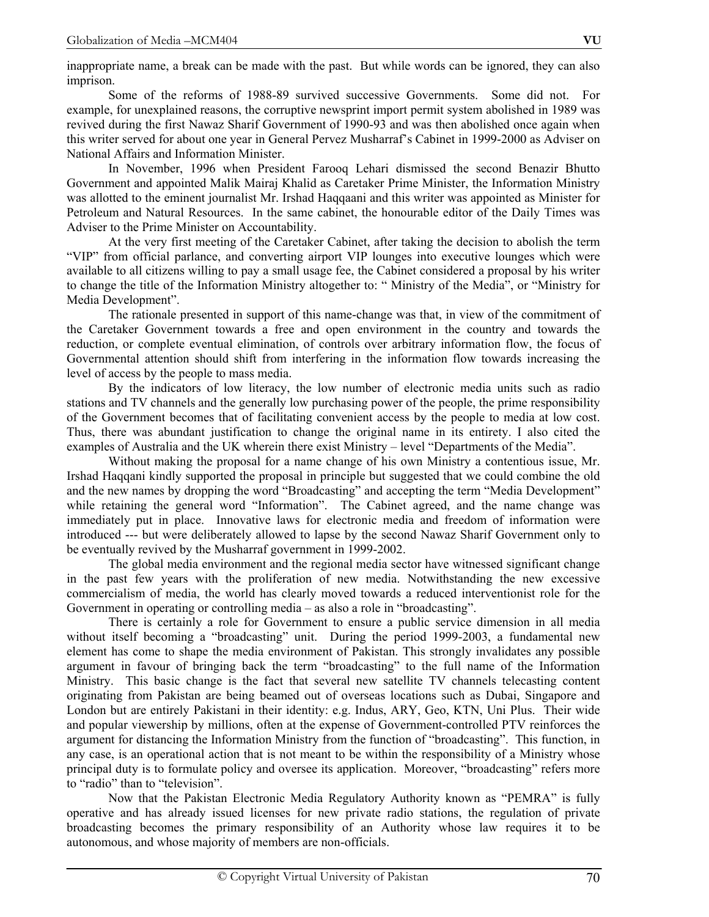inappropriate name, a break can be made with the past. But while words can be ignored, they can also imprison.

Some of the reforms of 1988-89 survived successive Governments. Some did not. For example, for unexplained reasons, the corruptive newsprint import permit system abolished in 1989 was revived during the first Nawaz Sharif Government of 1990-93 and was then abolished once again when this writer served for about one year in General Pervez Musharraf's Cabinet in 1999-2000 as Adviser on National Affairs and Information Minister.

In November, 1996 when President Farooq Lehari dismissed the second Benazir Bhutto Government and appointed Malik Mairaj Khalid as Caretaker Prime Minister, the Information Ministry was allotted to the eminent journalist Mr. Irshad Haqqaani and this writer was appointed as Minister for Petroleum and Natural Resources. In the same cabinet, the honourable editor of the Daily Times was Adviser to the Prime Minister on Accountability.

At the very first meeting of the Caretaker Cabinet, after taking the decision to abolish the term "VIP" from official parlance, and converting airport VIP lounges into executive lounges which were available to all citizens willing to pay a small usage fee, the Cabinet considered a proposal by his writer to change the title of the Information Ministry altogether to: " Ministry of the Media", or "Ministry for Media Development".

The rationale presented in support of this name-change was that, in view of the commitment of the Caretaker Government towards a free and open environment in the country and towards the reduction, or complete eventual elimination, of controls over arbitrary information flow, the focus of Governmental attention should shift from interfering in the information flow towards increasing the level of access by the people to mass media.

By the indicators of low literacy, the low number of electronic media units such as radio stations and TV channels and the generally low purchasing power of the people, the prime responsibility of the Government becomes that of facilitating convenient access by the people to media at low cost. Thus, there was abundant justification to change the original name in its entirety. I also cited the examples of Australia and the UK wherein there exist Ministry – level "Departments of the Media".

Without making the proposal for a name change of his own Ministry a contentious issue, Mr. Irshad Haqqaani kindly supported the proposal in principle but suggested that we could combine the old and the new names by dropping the word "Broadcasting" and accepting the term "Media Development" while retaining the general word "Information". The Cabinet agreed, and the name change was immediately put in place. Innovative laws for electronic media and freedom of information were introduced --- but were deliberately allowed to lapse by the second Nawaz Sharif Government only to be eventually revived by the Musharraf government in 1999-2002.

The global media environment and the regional media sector have witnessed significant change in the past few years with the proliferation of new media. Notwithstanding the new excessive commercialism of media, the world has clearly moved towards a reduced interventionist role for the Government in operating or controlling media – as also a role in "broadcasting".

There is certainly a role for Government to ensure a public service dimension in all media without itself becoming a "broadcasting" unit. During the period 1999-2003, a fundamental new element has come to shape the media environment of Pakistan. This strongly invalidates any possible argument in favour of bringing back the term "broadcasting" to the full name of the Information Ministry. This basic change is the fact that several new satellite TV channels telecasting content originating from Pakistan are being beamed out of overseas locations such as Dubai, Singapore and London but are entirely Pakistani in their identity: e.g. Indus, ARY, Geo, KTN, Uni Plus. Their wide and popular viewership by millions, often at the expense of Government-controlled PTV reinforces the argument for distancing the Information Ministry from the function of "broadcasting". This function, in any case, is an operational action that is not meant to be within the responsibility of a Ministry whose principal duty is to formulate policy and oversee its application. Moreover, "broadcasting" refers more to "radio" than to "television".

Now that the Pakistan Electronic Media Regulatory Authority known as "PEMRA" is fully operative and has already issued licenses for new private radio stations, the regulation of private broadcasting becomes the primary responsibility of an Authority whose law requires it to be autonomous, and whose majority of members are non-officials.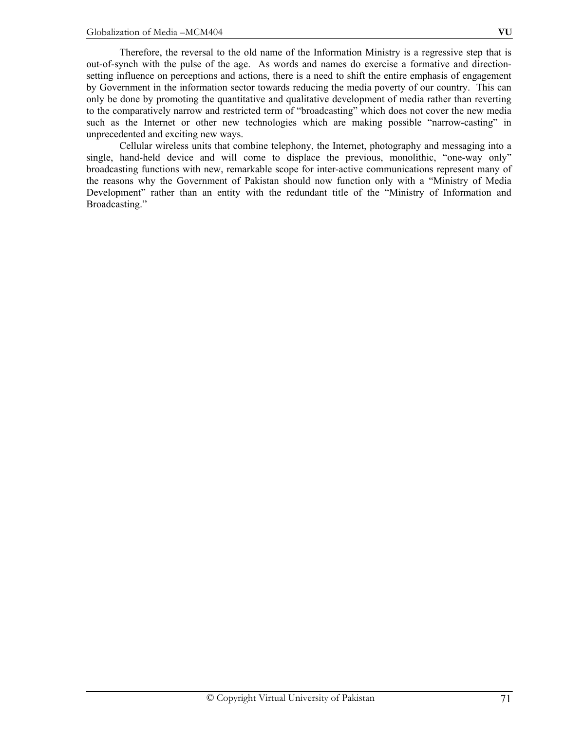Therefore, the reversal to the old name of the Information Ministry is a regressive step that is out-of-synch with the pulse of the age. As words and names do exercise a formative and direction-setting influence on perceptions and actions, there is a need to shift the entire emphasis of engagement by Government in the information sector towards reducing the media poverty of our country. This can only be done by promoting the quantitative and qualitative development of media rather than reverting to the comparatively narrow and restricted term of "broadcasting" which does not cover the new media such as the Internet or other new technologies which are making possible "narrow-casting" in unprecedented and exciting new ways.

Cellular wireless units that combine telephony, the Internet, photography and messaging into a single, hand-held device and will come to displace the previous, monolithic, "one-way only" broadcasting functions with new, remarkable scope for inter-active communications represent many of the reasons why the Government of Pakistan should now function only with a "Ministry of Media Development" rather than an entity with the redundant title of the "Ministry of Information and Broadcasting."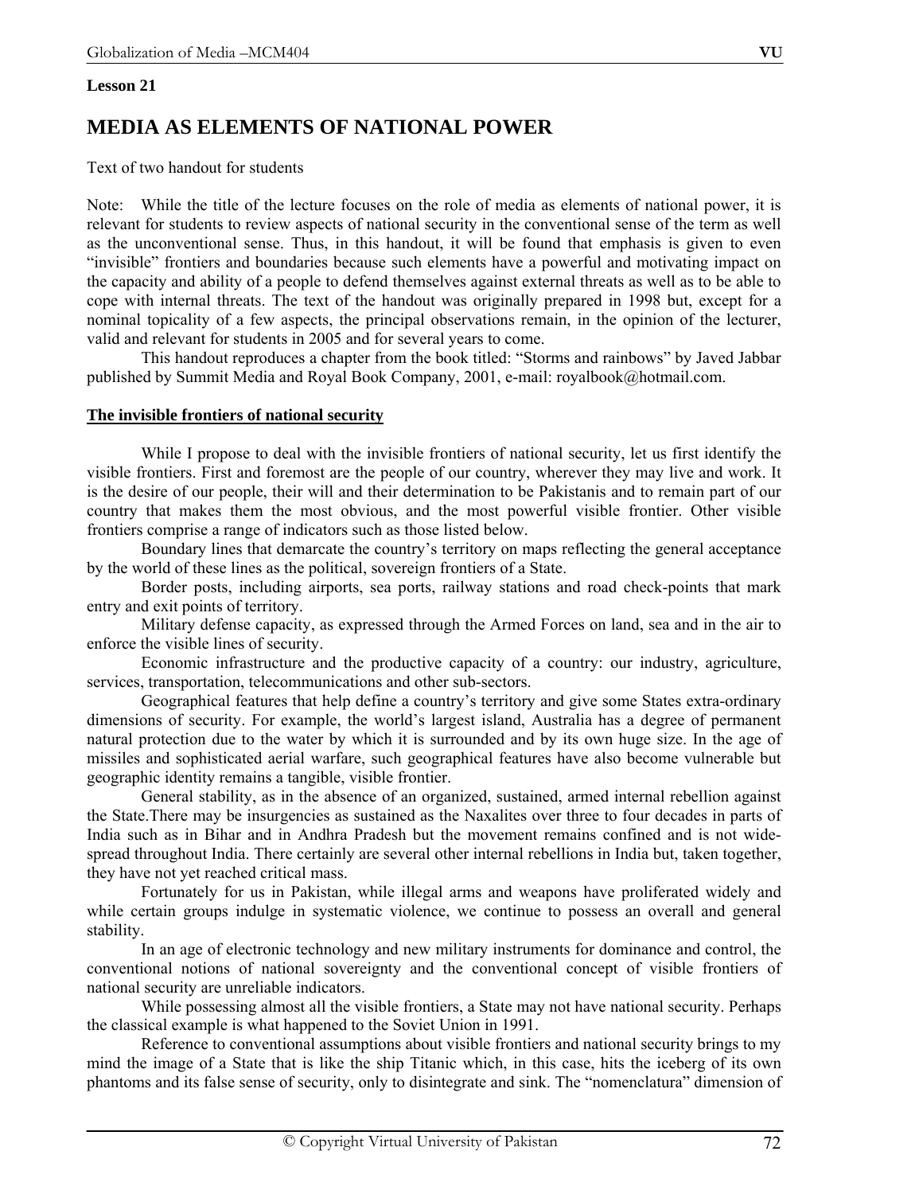**Lesson 21**

# MEDIA AS ELEMENTS OF NATIONAL POWER

Text of two handout for students

Note: While the title of the lecture focuses on the role of media as elements of national power, it is relevant for students to review aspects of national security in the conventional sense of the term as well as the unconventional sense. Thus, in this handout, it will be found that emphasis is given to even "invisible" frontiers and boundaries because such elements have a powerful and motivating impact on the capacity and ability of a people to defend themselves against external threats as well as to be able to cope with internal threats. The text of the handout was originally prepared in 1998 but, except for a nominal topicality of a few aspects, the principal observations remain, in the opinion of the lecturer, valid and relevant for students in 2005 and for several years to come.

This handout reproduces a chapter from the book titled: "Storms and rainbows" by Javed Jabbar published by Summit Media and Royal Book Company, 2001, e-mail: royalbook@hotmail.com.

**The invisible frontiers of national security**

While I propose to deal with the invisible frontiers of national security, let us first identify the visible frontiers. First and foremost are the people of our country, wherever they may live and work. It is the desire of our people, their will and their determination to be Pakistanis and to remain part of our country that makes them the most obvious, and the most powerful visible frontier. Other visible frontiers comprise a range of indicators such as those listed below.

Boundary lines that demarcate the country's territory on maps reflecting the general acceptance by the world of these lines as the political, sovereign frontiers of a State.

Border posts, including airports, sea ports, railway stations and road check-points that mark entry and exit points of territory.

Military defense capacity, as expressed through the Armed Forces on land, sea and in the air to enforce the visible lines of security.

Economic infrastructure and the productive capacity of a country: our industry, agriculture, services, transportation, telecommunications and other sub-sectors.

Geographical features that help define a country's territory and give some States extra-ordinary dimensions of security. For example, the world's largest island, Australia has a degree of permanent natural protection due to the water by which it is surrounded and by its own huge size. In the age of missiles and sophisticated aerial warfare, such geographical features have also become vulnerable but geographic identity remains a tangible, visible frontier.

General stability, as in the absence of an organized, sustained, armed internal rebellion against the State.There may be insurgencies as sustained as the Naxalites over three to four decades in parts of India such as in Bihar and in Andhra Pradesh but the movement remains confined and is not wide-spread throughout India. There certainly are several other internal rebellions in India but, taken together, they have not yet reached critical mass.

Fortunately for us in Pakistan, while illegal arms and weapons have proliferated widely and while certain groups indulge in systematic violence, we continue to possess an overall and general stability.

In an age of electronic technology and new military instruments for dominance and control, the conventional notions of national sovereignty and the conventional concept of visible frontiers of national security are unreliable indicators.

While possessing almost all the visible frontiers, a State may not have national security. Perhaps the classical example is what happened to the Soviet Union in 1991.

Reference to conventional assumptions about visible frontiers and national security brings to my mind the image of a State that is like the ship Titanic which, in this case, hits the iceberg of its own phantoms and its false sense of security, only to disintegrate and sink. The "nomenclatura" dimension of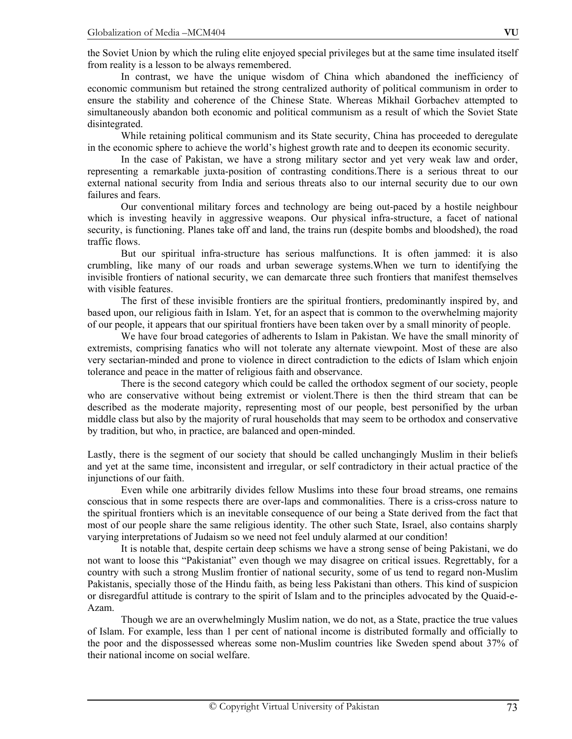the Soviet Union by which the ruling elite enjoyed special privileges but at the same time insulated itself from reality is a lesson to be always remembered.

In contrast, we have the unique wisdom of China which abandoned the inefficiency of economic communism but retained the strong centralized authority of political communism in order to ensure the stability and coherence of the Chinese State. Whereas Mikhail Gorbachev attempted to simultaneously abandon both economic and political communism as a result of which the Soviet State disintegrated.

While retaining political communism and its State security, China has proceeded to deregulate in the economic sphere to achieve the world's highest growth rate and to deepen its economic security.

In the case of Pakistan, we have a strong military sector and yet very weak law and order, representing a remarkable juxta-position of contrasting conditions.There is a serious threat to our external national security from India and serious threats also to our internal security due to our own failures and fears.

Our conventional military forces and technology are being out-paced by a hostile neighbour which is investing heavily in aggressive weapons. Our physical infra-structure, a facet of national security, is functioning. Planes take off and land, the trains run (despite bombs and bloodshed), the road traffic flows.

But our spiritual infra-structure has serious malfunctions. It is often jammed: it is also crumbling, like many of our roads and urban sewerage systems.When we turn to identifying the invisible frontiers of national security, we can demarcate three such frontiers that manifest themselves with visible features.

The first of these invisible frontiers are the spiritual frontiers, predominantly inspired by, and based upon, our religious faith in Islam. Yet, for an aspect that is common to the overwhelming majority of our people, it appears that our spiritual frontiers have been taken over by a small minority of people.

We have four broad categories of adherents to Islam in Pakistan. We have the small minority of extremists, comprising fanatics who will not tolerate any alternate viewpoint. Most of these are also very sectarian-minded and prone to violence in direct contradiction to the edicts of Islam which enjoin tolerance and peace in the matter of religious faith and observance.

There is the second category which could be called the orthodox segment of our society, people who are conservative without being extremist or violent.There is then the third stream that can be described as the moderate majority, representing most of our people, best personified by the urban middle class but also by the majority of rural households that may seem to be orthodox and conservative by tradition, but who, in practice, are balanced and open-minded.

Lastly, there is the segment of our society that should be called unchangingly Muslim in their beliefs and yet at the same time, inconsistent and irregular, or self contradictory in their actual practice of the injunctions of our faith.

Even while one arbitrarily divides fellow Muslims into these four broad streams, one remains conscious that in some respects there are over-laps and commonalities. There is a criss-cross nature to the spiritual frontiers which is an inevitable consequence of our being a State derived from the fact that most of our people share the same religious identity. The other such State, Israel, also contains sharply varying interpretations of Judaism so we need not feel unduly alarmed at our condition!

It is notable that, despite certain deep schisms we have a strong sense of being Pakistani, we do not want to loose this "Pakistaniat" even though we may disagree on critical issues. Regrettably, for a country with such a strong Muslim frontier of national security, some of us tend to regard non-Muslim Pakistanis, specially those of the Hindu faith, as being less Pakistani than others. This kind of suspicion or disregardful attitude is contrary to the spirit of Islam and to the principles advocated by the Quaid-e-Azam.

Though we are an overwhelmingly Muslim nation, we do not, as a State, practice the true values of Islam. For example, less than 1 per cent of national income is distributed formally and officially to the poor and the dispossessed whereas some non-Muslim countries like Sweden spend about 37% of their national income on social welfare.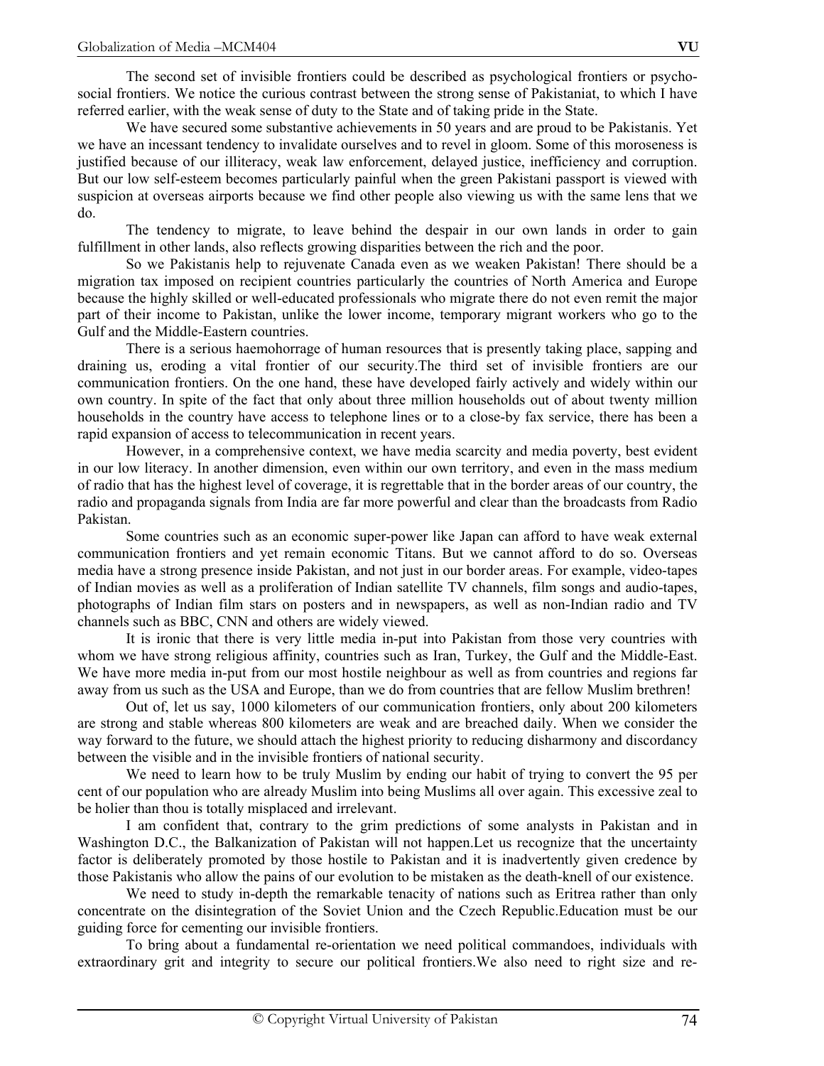The second set of invisible frontiers could be described as psychological frontiers or psycho-social frontiers. We notice the curious contrast between the strong sense of Pakistaniat, to which I have referred earlier, with the weak sense of duty to the State and of taking pride in the State.

We have secured some substantive achievements in 50 years and are proud to be Pakistanis. Yet we have an incessant tendency to invalidate ourselves and to revel in gloom. Some of this moroseness is justified because of our illiteracy, weak law enforcement, delayed justice, inefficiency and corruption. But our low self-esteem becomes particularly painful when the green Pakistani passport is viewed with suspicion at overseas airports because we find other people also viewing us with the same lens that we do.

The tendency to migrate, to leave behind the despair in our own lands in order to gain fulfillment in other lands, also reflects growing disparities between the rich and the poor.

So we Pakistanis help to rejuvenate Canada even as we weaken Pakistan! There should be a migration tax imposed on recipient countries particularly the countries of North America and Europe because the highly skilled or well-educated professionals who migrate there do not even remit the major part of their income to Pakistan, unlike the lower income, temporary migrant workers who go to the Gulf and the Middle-Eastern countries.

There is a serious haemohorrage of human resources that is presently taking place, sapping and draining us, eroding a vital frontier of our security.The third set of invisible frontiers are our communication frontiers. On the one hand, these have developed fairly actively and widely within our own country. In spite of the fact that only about three million households out of about twenty million households in the country have access to telephone lines or to a close-by fax service, there has been a rapid expansion of access to telecommunication in recent years.

However, in a comprehensive context, we have media scarcity and media poverty, best evident in our low literacy. In another dimension, even within our own territory, and even in the mass medium of radio that has the highest level of coverage, it is regrettable that in the border areas of our country, the radio and propaganda signals from India are far more powerful and clear than the broadcasts from Radio Pakistan.

Some countries such as an economic super-power like Japan can afford to have weak external communication frontiers and yet remain economic Titans. But we cannot afford to do so. Overseas media have a strong presence inside Pakistan, and not just in our border areas. For example, video-tapes of Indian movies as well as a proliferation of Indian satellite TV channels, film songs and audio-tapes, photographs of Indian film stars on posters and in newspapers, as well as non-Indian radio and TV channels such as BBC, CNN and others are widely viewed.

It is ironic that there is very little media in-put into Pakistan from those very countries with whom we have strong religious affinity, countries such as Iran, Turkey, the Gulf and the Middle-East. We have more media in-put from our most hostile neighbour as well as from countries and regions far away from us such as the USA and Europe, than we do from countries that are fellow Muslim brethren!

Out of, let us say, 1000 kilometers of our communication frontiers, only about 200 kilometers are strong and stable whereas 800 kilometers are weak and are breached daily. When we consider the way forward to the future, we should attach the highest priority to reducing disharmony and discordancy between the visible and in the invisible frontiers of national security.

We need to learn how to be truly Muslim by ending our habit of trying to convert the 95 per cent of our population who are already Muslim into being Muslims all over again. This excessive zeal to be holier than thou is totally misplaced and irrelevant.

I am confident that, contrary to the grim predictions of some analysts in Pakistan and in Washington D.C., the Balkanization of Pakistan will not happen.Let us recognize that the uncertainty factor is deliberately promoted by those hostile to Pakistan and it is inadvertently given credence by those Pakistanis who allow the pains of our evolution to be mistaken as the death-knell of our existence.

We need to study in-depth the remarkable tenacity of nations such as Eritrea rather than only concentrate on the disintegration of the Soviet Union and the Czech Republic.Education must be our guiding force for cementing our invisible frontiers.

To bring about a fundamental re-orientation we need political commandoes, individuals with extraordinary grit and integrity to secure our political frontiers.We also need to right size and re-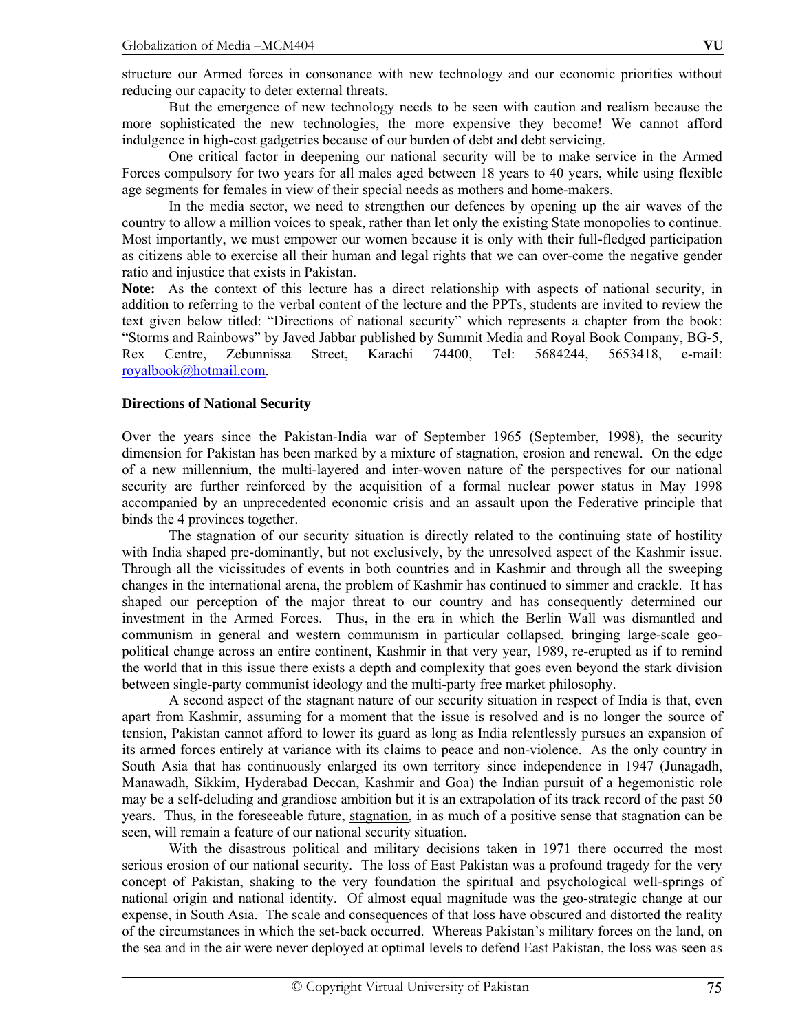structure our Armed forces in consonance with new technology and our economic priorities without reducing our capacity to deter external threats.

But the emergence of new technology needs to be seen with caution and realism because the more sophisticated the new technologies, the more expensive they become! We cannot afford indulgence in high-cost gadgetries because of our burden of debt and debt servicing.

One critical factor in deepening our national security will be to make service in the Armed Forces compulsory for two years for all males aged between 18 years to 40 years, while using flexible age segments for females in view of their special needs as mothers and home-makers.

In the media sector, we need to strengthen our defences by opening up the air waves of the country to allow a million voices to speak, rather than let only the existing State monopolies to continue. Most importantly, we must empower our women because it is only with their full-fledged participation as citizens able to exercise all their human and legal rights that we can over-come the negative gender ratio and injustice that exists in Pakistan.

**Note:** As the context of this lecture has a direct relationship with aspects of national security, in addition to referring to the verbal content of the lecture and the PPTs, students are invited to review the text given below titled: "Directions of national security" which represents a chapter from the book: "Storms and Rainbows" by Javed Jabbar published by Summit Media and Royal Book Company, BG-5, Rex Centre, Zebunnissa Street, Karachi 74400, Tel: 5684244, 5653418, e-mail: royalbook@hotmail.com.

**Directions of National Security**

Over the years since the Pakistan-India war of September 1965 (September, 1998), the security dimension for Pakistan has been marked by a mixture of stagnation, erosion and renewal. On the edge of a new millennium, the multi-layered and inter-woven nature of the perspectives for our national security are further reinforced by the acquisition of a formal nuclear power status in May 1998 accompanied by an unprecedented economic crisis and an assault upon the Federative principle that binds the 4 provinces together.

The stagnation of our security situation is directly related to the continuing state of hostility with India shaped pre-dominantly, but not exclusively, by the unresolved aspect of the Kashmir issue. Through all the vicissitudes of events in both countries and in Kashmir and through all the sweeping changes in the international arena, the problem of Kashmir has continued to simmer and crackle. It has shaped our perception of the major threat to our country and has consequently determined our investment in the Armed Forces. Thus, in the era in which the Berlin Wall was dismantled and communism in general and western communism in particular collapsed, bringing large-scale geo-political change across an entire continent, Kashmir in that very year, 1989, re-erupted as if to remind the world that in this issue there exists a depth and complexity that goes even beyond the stark division between single-party communist ideology and the multi-party free market philosophy.

A second aspect of the stagnant nature of our security situation in respect of India is that, even apart from Kashmir, assuming for a moment that the issue is resolved and is no longer the source of tension, Pakistan cannot afford to lower its guard as long as India relentlessly pursues an expansion of its armed forces entirely at variance with its claims to peace and non-violence. As the only country in South Asia that has continuously enlarged its own territory since independence in 1947 (Junagadh, Manawadh, Sikkim, Hyderabad Deccan, Kashmir and Goa) the Indian pursuit of a hegemonistic role may be a self-deluding and grandiose ambition but it is an extrapolation of its track record of the past 50 years. Thus, in the foreseeable future, <u>stagnation</u>, in as much of a positive sense that stagnation can be seen, will remain a feature of our national security situation.

With the disastrous political and military decisions taken in 1971 there occurred the most serious <u>erosion</u> of our national security. The loss of East Pakistan was a profound tragedy for the very concept of Pakistan, shaking to the very foundation the spiritual and psychological well-springs of national origin and national identity. Of almost equal magnitude was the geo-strategic change at our expense, in South Asia. The scale and consequences of that loss have obscured and distorted the reality of the circumstances in which the set-back occurred. Whereas Pakistan's military forces on the land, on the sea and in the air were never deployed at optimal levels to defend East Pakistan, the loss was seen as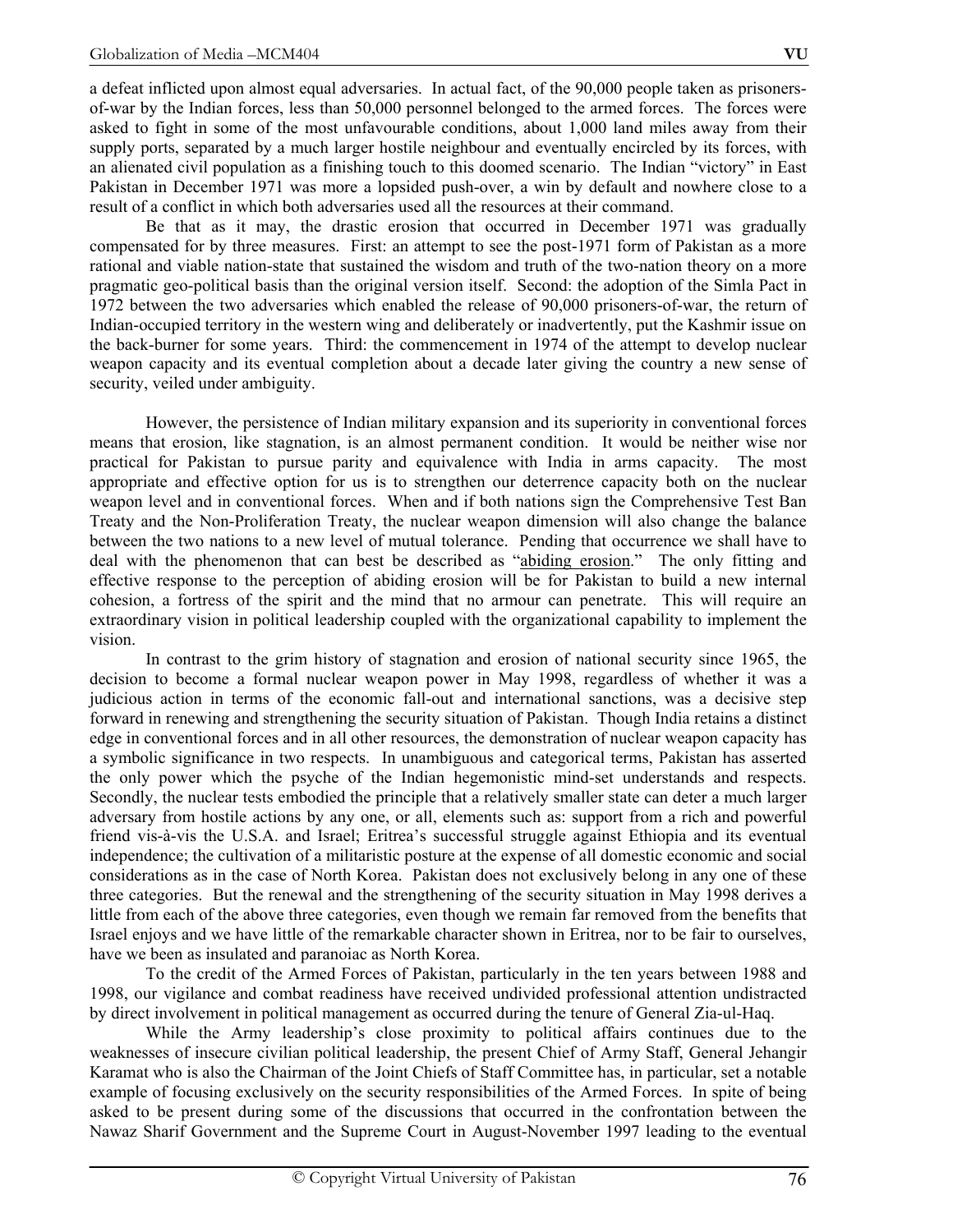a defeat inflicted upon almost equal adversaries. In actual fact, of the 90,000 people taken as prisoners-of-war by the Indian forces, less than 50,000 personnel belonged to the armed forces. The forces were asked to fight in some of the most unfavourable conditions, about 1,000 land miles away from their supply ports, separated by a much larger hostile neighbour and eventually encircled by its forces, with an alienated civil population as a finishing touch to this doomed scenario. The Indian "victory" in East Pakistan in December 1971 was more a lopsided push-over, a win by default and nowhere close to a result of a conflict in which both adversaries used all the resources at their command.

Be that as it may, the drastic erosion that occurred in December 1971 was gradually compensated for by three measures. First: an attempt to see the post-1971 form of Pakistan as a more rational and viable nation-state that sustained the wisdom and truth of the two-nation theory on a more pragmatic geo-political basis than the original version itself. Second: the adoption of the Simla Pact in 1972 between the two adversaries which enabled the release of 90,000 prisoners-of-war, the return of Indian-occupied territory in the western wing and deliberately or inadvertently, put the Kashmir issue on the back-burner for some years. Third: the commencement in 1974 of the attempt to develop nuclear weapon capacity and its eventual completion about a decade later giving the country a new sense of security, veiled under ambiguity.

However, the persistence of Indian military expansion and its superiority in conventional forces means that erosion, like stagnation, is an almost permanent condition. It would be neither wise nor practical for Pakistan to pursue parity and equivalence with India in arms capacity. The most appropriate and effective option for us is to strengthen our deterrence capacity both on the nuclear weapon level and in conventional forces. When and if both nations sign the Comprehensive Test Ban Treaty and the Non-Proliferation Treaty, the nuclear weapon dimension will also change the balance between the two nations to a new level of mutual tolerance. Pending that occurrence we shall have to deal with the phenomenon that can best be described as "abiding erosion." The only fitting and effective response to the perception of abiding erosion will be for Pakistan to build a new internal cohesion, a fortress of the spirit and the mind that no armour can penetrate. This will require an extraordinary vision in political leadership coupled with the organizational capability to implement the vision.

In contrast to the grim history of stagnation and erosion of national security since 1965, the decision to become a formal nuclear weapon power in May 1998, regardless of whether it was a judicious action in terms of the economic fall-out and international sanctions, was a decisive step forward in renewing and strengthening the security situation of Pakistan. Though India retains a distinct edge in conventional forces and in all other resources, the demonstration of nuclear weapon capacity has a symbolic significance in two respects. In unambiguous and categorical terms, Pakistan has asserted the only power which the psyche of the Indian hegemonistic mind-set understands and respects. Secondly, the nuclear tests embodied the principle that a relatively smaller state can deter a much larger adversary from hostile actions by any one, or all, elements such as: support from a rich and powerful friend vis-à-vis the U.S.A. and Israel; Eritrea's successful struggle against Ethiopia and its eventual independence; the cultivation of a militaristic posture at the expense of all domestic economic and social considerations as in the case of North Korea. Pakistan does not exclusively belong in any one of these three categories. But the renewal and the strengthening of the security situation in May 1998 derives a little from each of the above three categories, even though we remain far removed from the benefits that Israel enjoys and we have little of the remarkable character shown in Eritrea, nor to be fair to ourselves, have we been as insulated and paranoiac as North Korea.

To the credit of the Armed Forces of Pakistan, particularly in the ten years between 1988 and 1998, our vigilance and combat readiness have received undivided professional attention undistracted by direct involvement in political management as occurred during the tenure of General Zia-ul-Haq.

While the Army leadership's close proximity to political affairs continues due to the weaknesses of insecure civilian political leadership, the present Chief of Army Staff, General Jehangir Karamat who is also the Chairman of the Joint Chiefs of Staff Committee has, in particular, set a notable example of focusing exclusively on the security responsibilities of the Armed Forces. In spite of being asked to be present during some of the discussions that occurred in the confrontation between the Nawaz Sharif Government and the Supreme Court in August-November 1997 leading to the eventual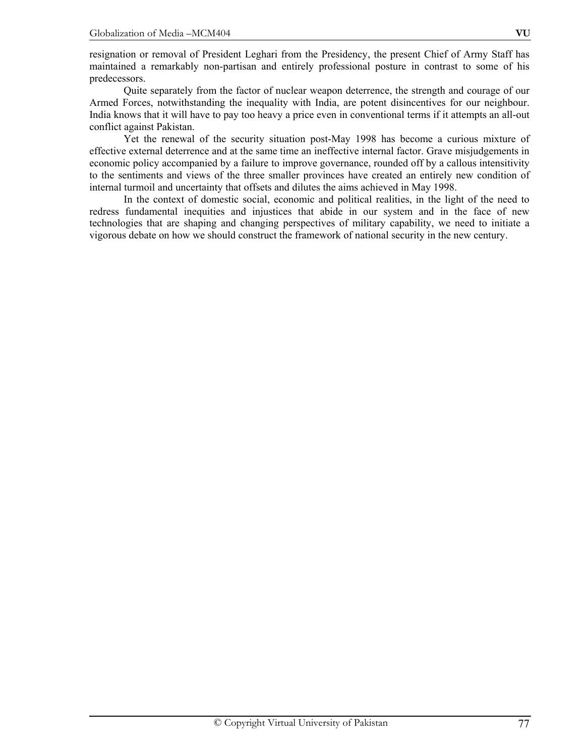resignation or removal of President Leghari from the Presidency, the present Chief of Army Staff has maintained a remarkably non-partisan and entirely professional posture in contrast to some of his predecessors.

Quite separately from the factor of nuclear weapon deterrence, the strength and courage of our Armed Forces, notwithstanding the inequality with India, are potent disincentives for our neighbour. India knows that it will have to pay too heavy a price even in conventional terms if it attempts an all-out conflict against Pakistan.

Yet the renewal of the security situation post-May 1998 has become a curious mixture of effective external deterrence and at the same time an ineffective internal factor. Grave misjudgements in economic policy accompanied by a failure to improve governance, rounded off by a callous intensitivity to the sentiments and views of the three smaller provinces have created an entirely new condition of internal turmoil and uncertainty that offsets and dilutes the aims achieved in May 1998.

In the context of domestic social, economic and political realities, in the light of the need to redress fundamental inequities and injustices that abide in our system and in the face of new technologies that are shaping and changing perspectives of military capability, we need to initiate a vigorous debate on how we should construct the framework of national security in the new century.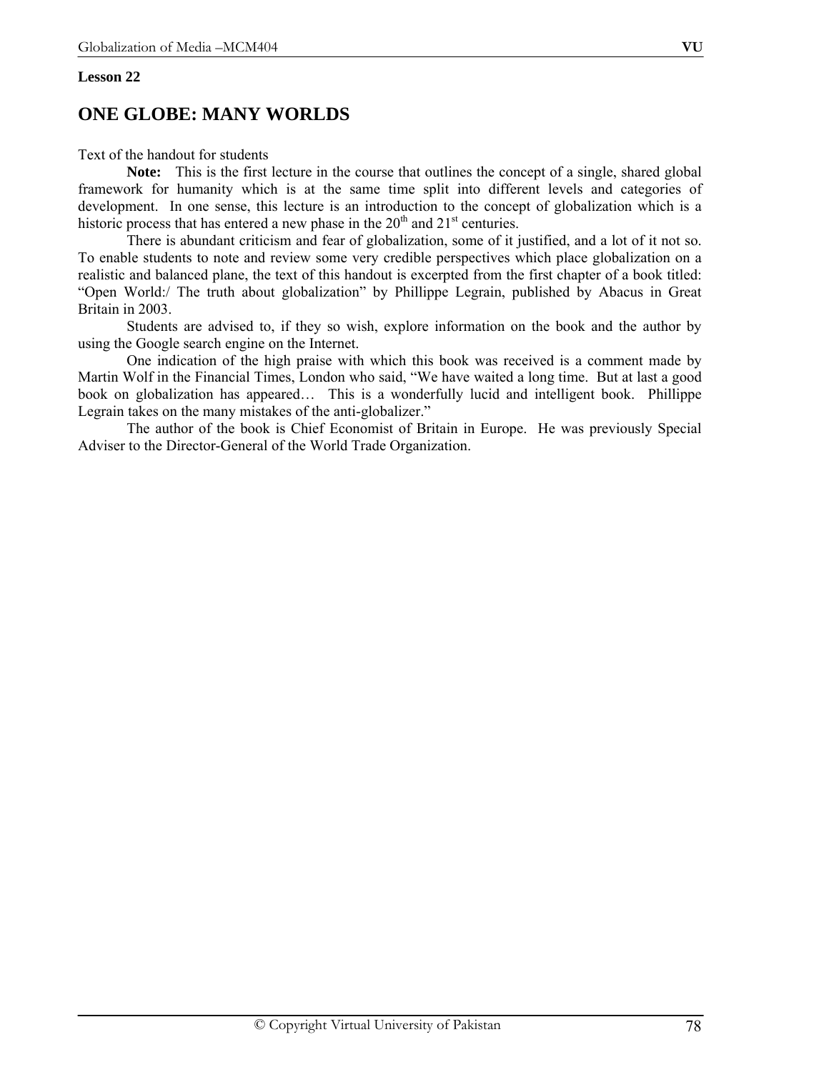**Lesson 22**

# ONE GLOBE: MANY WORLDS

Text of the handout for students

**Note:** This is the first lecture in the course that outlines the concept of a single, shared global framework for humanity which is at the same time split into different levels and categories of development. In one sense, this lecture is an introduction to the concept of globalization which is a historic process that has entered a new phase in the 20th and 21st centuries.

There is abundant criticism and fear of globalization, some of it justified, and a lot of it not so. To enable students to note and review some very credible perspectives which place globalization on a realistic and balanced plane, the text of this handout is excerpted from the first chapter of a book titled: "Open World:/ The truth about globalization" by Phillippe Legrain, published by Abacus in Great Britain in 2003.

Students are advised to, if they so wish, explore information on the book and the author by using the Google search engine on the Internet.

One indication of the high praise with which this book was received is a comment made by Martin Wolf in the Financial Times, London who said, "We have waited a long time. But at last a good book on globalization has appeared… This is a wonderfully lucid and intelligent book. Phillippe Legrain takes on the many mistakes of the anti-globalizer."

The author of the book is Chief Economist of Britain in Europe. He was previously Special Adviser to the Director-General of the World Trade Organization.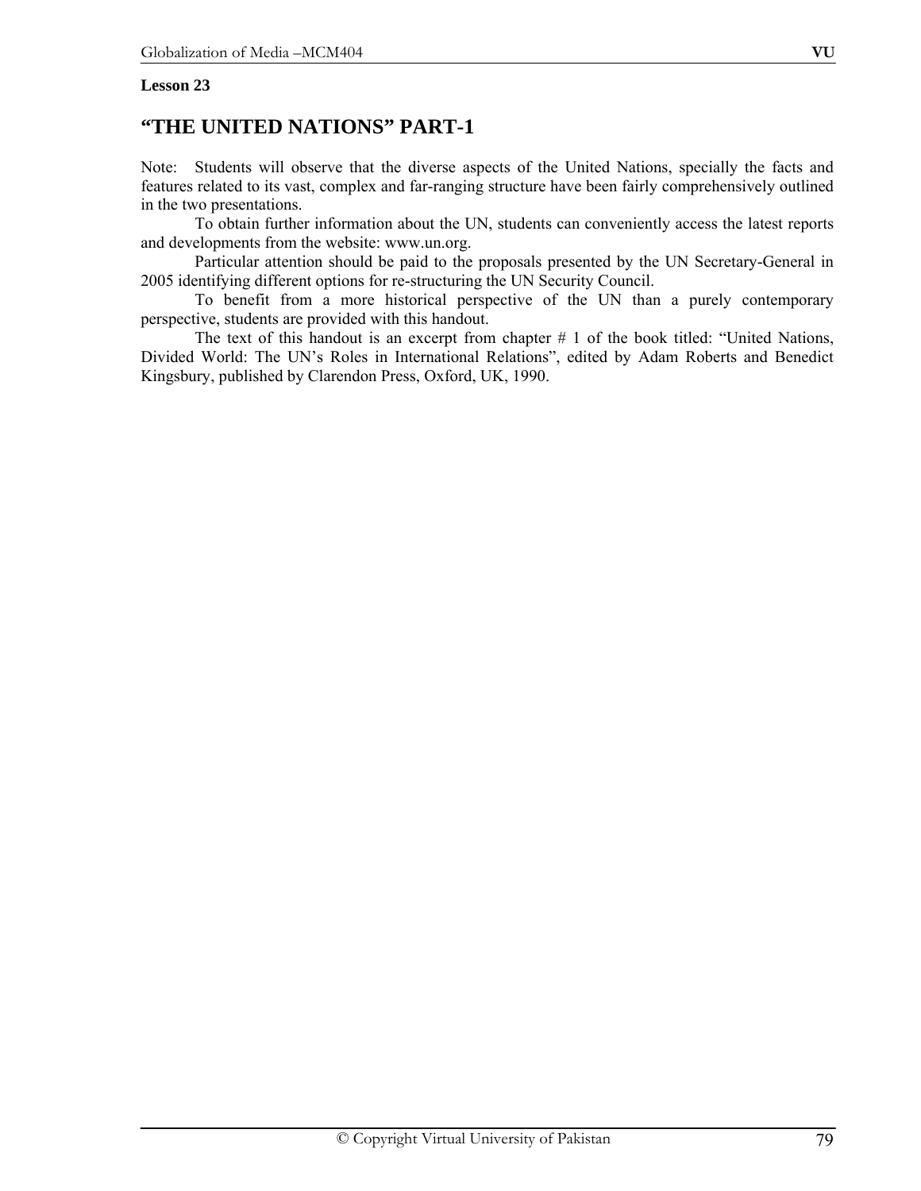**Lesson 23**

# "THE UNITED NATIONS" PART-1

Note: Students will observe that the diverse aspects of the United Nations, specially the facts and features related to its vast, complex and far-ranging structure have been fairly comprehensively outlined in the two presentations.

To obtain further information about the UN, students can conveniently access the latest reports and developments from the website: www.un.org.

Particular attention should be paid to the proposals presented by the UN Secretary-General in 2005 identifying different options for re-structuring the UN Security Council.

To benefit from a more historical perspective of the UN than a purely contemporary perspective, students are provided with this handout.

The text of this handout is an excerpt from chapter # 1 of the book titled: "United Nations, Divided World: The UN's Roles in International Relations", edited by Adam Roberts and Benedict Kingsbury, published by Clarendon Press, Oxford, UK, 1990.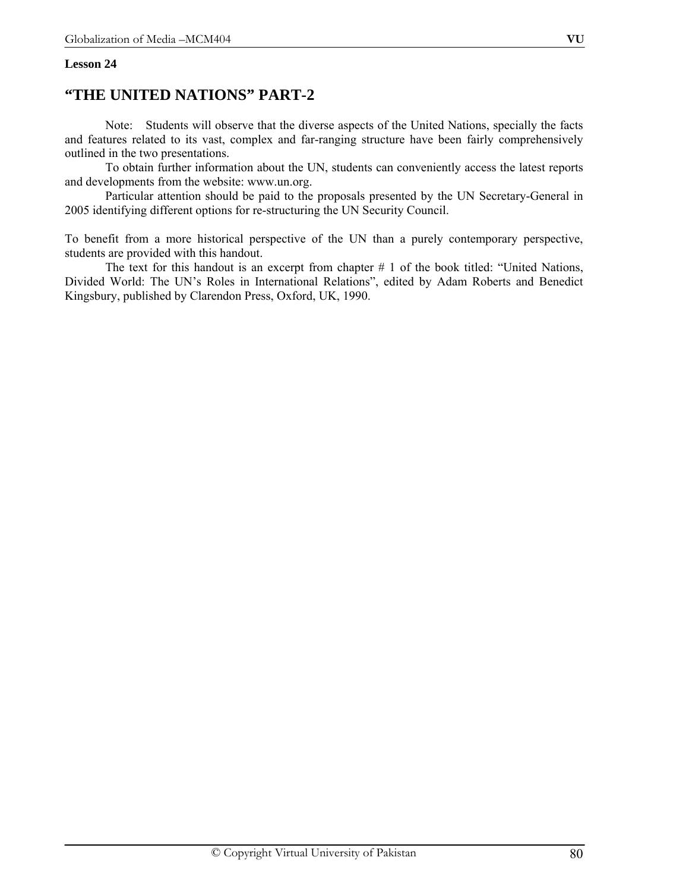**Lesson 24**

# "THE UNITED NATIONS" PART-2

Note: Students will observe that the diverse aspects of the United Nations, specially the facts and features related to its vast, complex and far-ranging structure have been fairly comprehensively outlined in the two presentations.

To obtain further information about the UN, students can conveniently access the latest reports and developments from the website: www.un.org.

Particular attention should be paid to the proposals presented by the UN Secretary-General in 2005 identifying different options for re-structuring the UN Security Council.

To benefit from a more historical perspective of the UN than a purely contemporary perspective, students are provided with this handout.

The text for this handout is an excerpt from chapter # 1 of the book titled: "United Nations, Divided World: The UN's Roles in International Relations", edited by Adam Roberts and Benedict Kingsbury, published by Clarendon Press, Oxford, UK, 1990.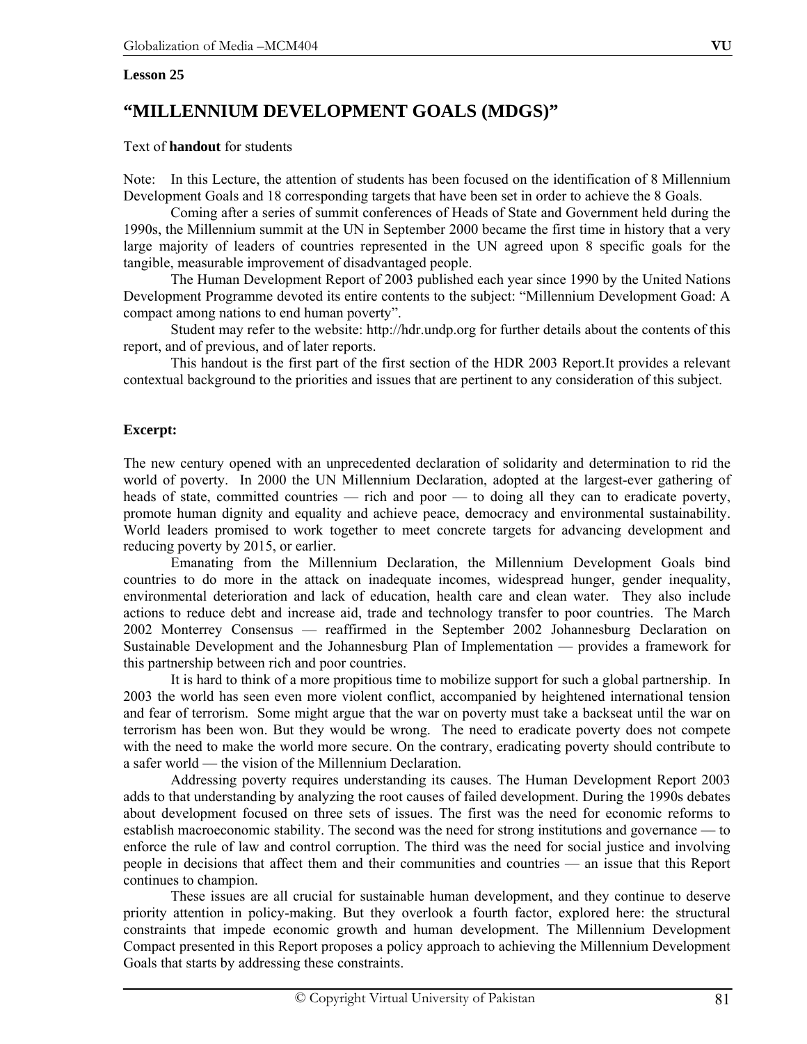**Lesson 25**

# "MILLENNIUM DEVELOPMENT GOALS (MDGS)"

Text of **handout** for students

Note: In this Lecture, the attention of students has been focused on the identification of 8 Millennium Development Goals and 18 corresponding targets that have been set in order to achieve the 8 Goals.

Coming after a series of summit conferences of Heads of State and Government held during the 1990s, the Millennium summit at the UN in September 2000 became the first time in history that a very large majority of leaders of countries represented in the UN agreed upon 8 specific goals for the tangible, measurable improvement of disadvantaged people.

The Human Development Report of 2003 published each year since 1990 by the United Nations Development Programme devoted its entire contents to the subject: "Millennium Development Goad: A compact among nations to end human poverty".

Student may refer to the website: http://hdr.undp.org for further details about the contents of this report, and of previous, and of later reports.

This handout is the first part of the first section of the HDR 2003 Report.It provides a relevant contextual background to the priorities and issues that are pertinent to any consideration of this subject.

**Excerpt:**

The new century opened with an unprecedented declaration of solidarity and determination to rid the world of poverty. In 2000 the UN Millennium Declaration, adopted at the largest-ever gathering of heads of state, committed countries — rich and poor — to doing all they can to eradicate poverty, promote human dignity and equality and achieve peace, democracy and environmental sustainability. World leaders promised to work together to meet concrete targets for advancing development and reducing poverty by 2015, or earlier.

Emanating from the Millennium Declaration, the Millennium Development Goals bind countries to do more in the attack on inadequate incomes, widespread hunger, gender inequality, environmental deterioration and lack of education, health care and clean water. They also include actions to reduce debt and increase aid, trade and technology transfer to poor countries. The March 2002 Monterrey Consensus — reaffirmed in the September 2002 Johannesburg Declaration on Sustainable Development and the Johannesburg Plan of Implementation — provides a framework for this partnership between rich and poor countries.

It is hard to think of a more propitious time to mobilize support for such a global partnership. In 2003 the world has seen even more violent conflict, accompanied by heightened international tension and fear of terrorism. Some might argue that the war on poverty must take a backseat until the war on terrorism has been won. But they would be wrong. The need to eradicate poverty does not compete with the need to make the world more secure. On the contrary, eradicating poverty should contribute to a safer world — the vision of the Millennium Declaration.

Addressing poverty requires understanding its causes. The Human Development Report 2003 adds to that understanding by analyzing the root causes of failed development. During the 1990s debates about development focused on three sets of issues. The first was the need for economic reforms to establish macroeconomic stability. The second was the need for strong institutions and governance — to enforce the rule of law and control corruption. The third was the need for social justice and involving people in decisions that affect them and their communities and countries — an issue that this Report continues to champion.

These issues are all crucial for sustainable human development, and they continue to deserve priority attention in policy-making. But they overlook a fourth factor, explored here: the structural constraints that impede economic growth and human development. The Millennium Development Compact presented in this Report proposes a policy approach to achieving the Millennium Development Goals that starts by addressing these constraints.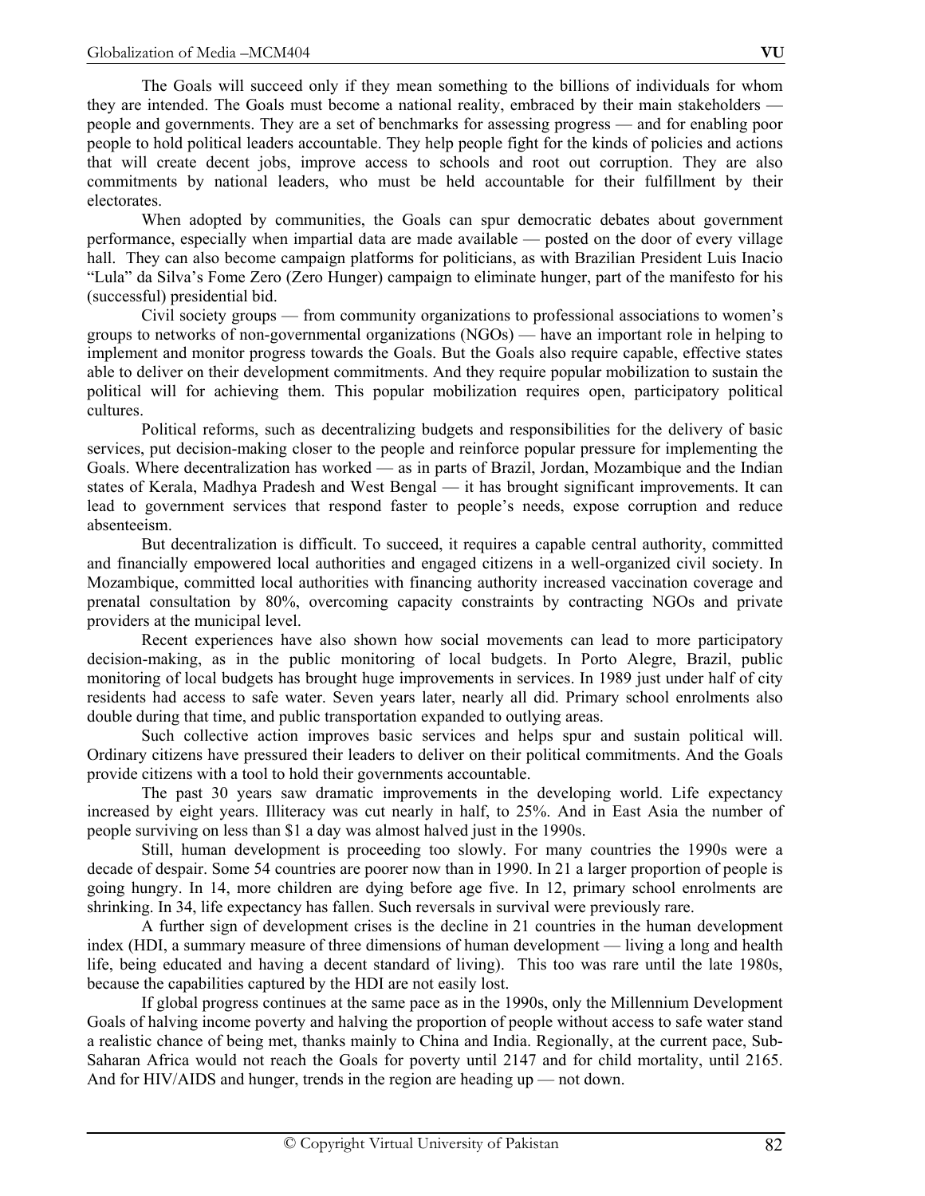The Goals will succeed only if they mean something to the billions of individuals for whom they are intended. The Goals must become a national reality, embraced by their main stakeholders — people and governments. They are a set of benchmarks for assessing progress — and for enabling poor people to hold political leaders accountable. They help people fight for the kinds of policies and actions that will create decent jobs, improve access to schools and root out corruption. They are also commitments by national leaders, who must be held accountable for their fulfillment by their electorates.

When adopted by communities, the Goals can spur democratic debates about government performance, especially when impartial data are made available — posted on the door of every village hall. They can also become campaign platforms for politicians, as with Brazilian President Luis Inacio "Lula" da Silva's Fome Zero (Zero Hunger) campaign to eliminate hunger, part of the manifesto for his (successful) presidential bid.

Civil society groups — from community organizations to professional associations to women's groups to networks of non-governmental organizations (NGOs) — have an important role in helping to implement and monitor progress towards the Goals. But the Goals also require capable, effective states able to deliver on their development commitments. And they require popular mobilization to sustain the political will for achieving them. This popular mobilization requires open, participatory political cultures.

Political reforms, such as decentralizing budgets and responsibilities for the delivery of basic services, put decision-making closer to the people and reinforce popular pressure for implementing the Goals. Where decentralization has worked — as in parts of Brazil, Jordan, Mozambique and the Indian states of Kerala, Madhya Pradesh and West Bengal — it has brought significant improvements. It can lead to government services that respond faster to people's needs, expose corruption and reduce absenteeism.

But decentralization is difficult. To succeed, it requires a capable central authority, committed and financially empowered local authorities and engaged citizens in a well-organized civil society. In Mozambique, committed local authorities with financing authority increased vaccination coverage and prenatal consultation by 80%, overcoming capacity constraints by contracting NGOs and private providers at the municipal level.

Recent experiences have also shown how social movements can lead to more participatory decision-making, as in the public monitoring of local budgets. In Porto Alegre, Brazil, public monitoring of local budgets has brought huge improvements in services. In 1989 just under half of city residents had access to safe water. Seven years later, nearly all did. Primary school enrolments also double during that time, and public transportation expanded to outlying areas.

Such collective action improves basic services and helps spur and sustain political will. Ordinary citizens have pressured their leaders to deliver on their political commitments. And the Goals provide citizens with a tool to hold their governments accountable.

The past 30 years saw dramatic improvements in the developing world. Life expectancy increased by eight years. Illiteracy was cut nearly in half, to 25%. And in East Asia the number of people surviving on less than $1 a day was almost halved just in the 1990s.

Still, human development is proceeding too slowly. For many countries the 1990s were a decade of despair. Some 54 countries are poorer now than in 1990. In 21 a larger proportion of people is going hungry. In 14, more children are dying before age five. In 12, primary school enrolments are shrinking. In 34, life expectancy has fallen. Such reversals in survival were previously rare.

A further sign of development crises is the decline in 21 countries in the human development index (HDI, a summary measure of three dimensions of human development — living a long and health life, being educated and having a decent standard of living). This too was rare until the late 1980s, because the capabilities captured by the HDI are not easily lost.

If global progress continues at the same pace as in the 1990s, only the Millennium Development Goals of halving income poverty and halving the proportion of people without access to safe water stand a realistic chance of being met, thanks mainly to China and India. Regionally, at the current pace, Sub-Saharan Africa would not reach the Goals for poverty until 2147 and for child mortality, until 2165. And for HIV/AIDS and hunger, trends in the region are heading up — not down.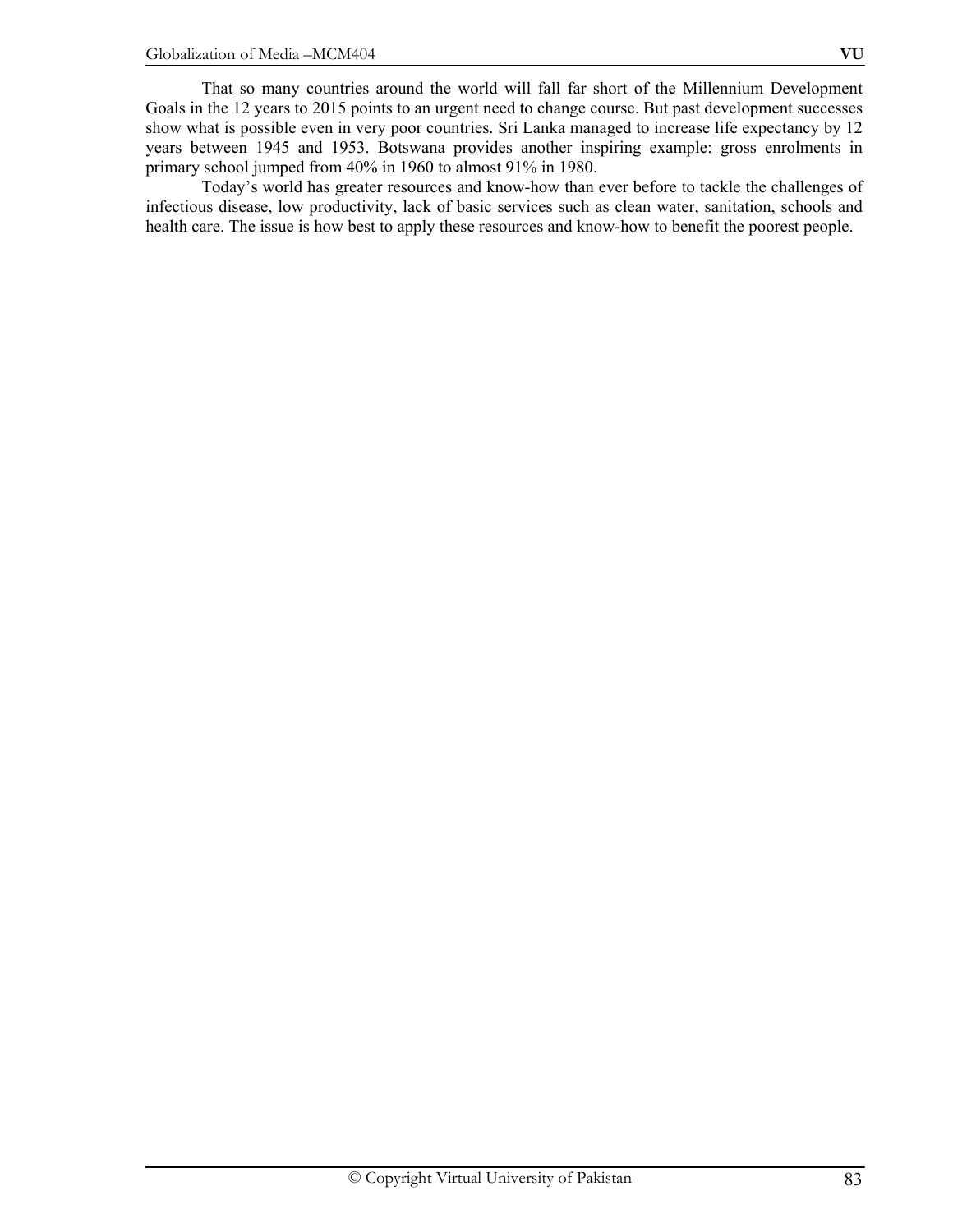That so many countries around the world will fall far short of the Millennium Development Goals in the 12 years to 2015 points to an urgent need to change course. But past development successes show what is possible even in very poor countries. Sri Lanka managed to increase life expectancy by 12 years between 1945 and 1953. Botswana provides another inspiring example: gross enrolments in primary school jumped from 40% in 1960 to almost 91% in 1980.

Today's world has greater resources and know-how than ever before to tackle the challenges of infectious disease, low productivity, lack of basic services such as clean water, sanitation, schools and health care. The issue is how best to apply these resources and know-how to benefit the poorest people.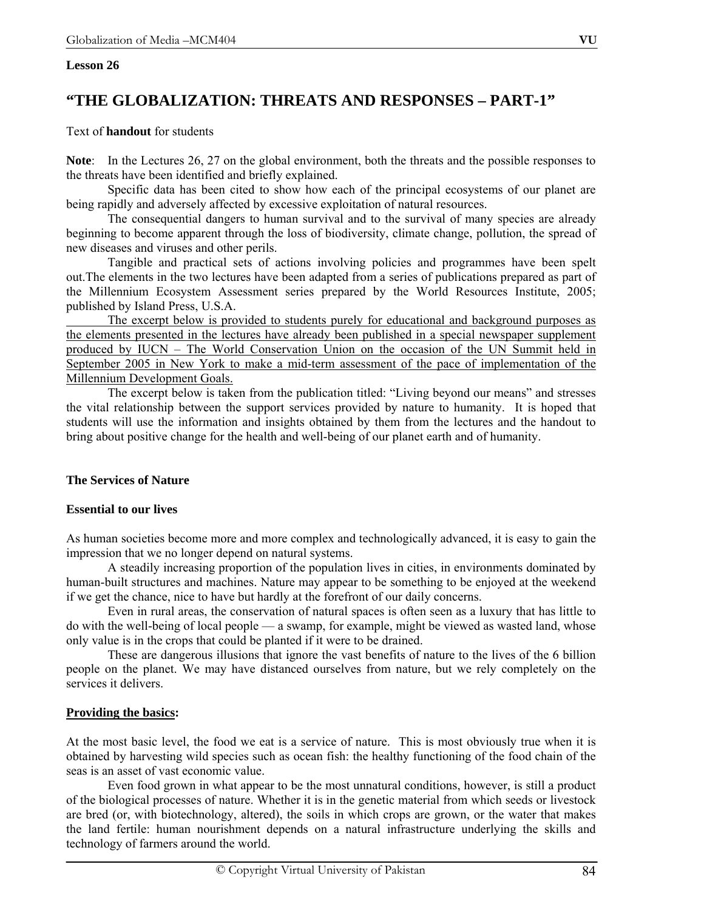**Lesson 26**

# "THE GLOBALIZATION: THREATS AND RESPONSES – PART-1"

Text of **handout** for students

**Note**: In the Lectures 26, 27 on the global environment, both the threats and the possible responses to the threats have been identified and briefly explained.

Specific data has been cited to show how each of the principal ecosystems of our planet are being rapidly and adversely affected by excessive exploitation of natural resources.

The consequential dangers to human survival and to the survival of many species are already beginning to become apparent through the loss of biodiversity, climate change, pollution, the spread of new diseases and viruses and other perils.

Tangible and practical sets of actions involving policies and programmes have been spelt out.The elements in the two lectures have been adapted from a series of publications prepared as part of the Millennium Ecosystem Assessment series prepared by the World Resources Institute, 2005; published by Island Press, U.S.A.

<u>The excerpt below is provided to students purely for educational and background purposes as the elements presented in the lectures have already been published in a special newspaper supplement produced by IUCN – The World Conservation Union on the occasion of the UN Summit held in September 2005 in New York to make a mid-term assessment of the pace of implementation of the Millennium Development Goals.</u>

The excerpt below is taken from the publication titled: "Living beyond our means" and stresses the vital relationship between the support services provided by nature to humanity. It is hoped that students will use the information and insights obtained by them from the lectures and the handout to bring about positive change for the health and well-being of our planet earth and of humanity.

## The Services of Nature

### Essential to our lives

As human societies become more and more complex and technologically advanced, it is easy to gain the impression that we no longer depend on natural systems.

A steadily increasing proportion of the population lives in cities, in environments dominated by human-built structures and machines. Nature may appear to be something to be enjoyed at the weekend if we get the chance, nice to have but hardly at the forefront of our daily concerns.

Even in rural areas, the conservation of natural spaces is often seen as a luxury that has little to do with the well-being of local people — a swamp, for example, might be viewed as wasted land, whose only value is in the crops that could be planted if it were to be drained.

These are dangerous illusions that ignore the vast benefits of nature to the lives of the 6 billion people on the planet. We may have distanced ourselves from nature, but we rely completely on the services it delivers.

### <u>Providing the basics</u>:

At the most basic level, the food we eat is a service of nature. This is most obviously true when it is obtained by harvesting wild species such as ocean fish: the healthy functioning of the food chain of the seas is an asset of vast economic value.

Even food grown in what appear to be the most unnatural conditions, however, is still a product of the biological processes of nature. Whether it is in the genetic material from which seeds or livestock are bred (or, with biotechnology, altered), the soils in which crops are grown, or the water that makes the land fertile: human nourishment depends on a natural infrastructure underlying the skills and technology of farmers around the world.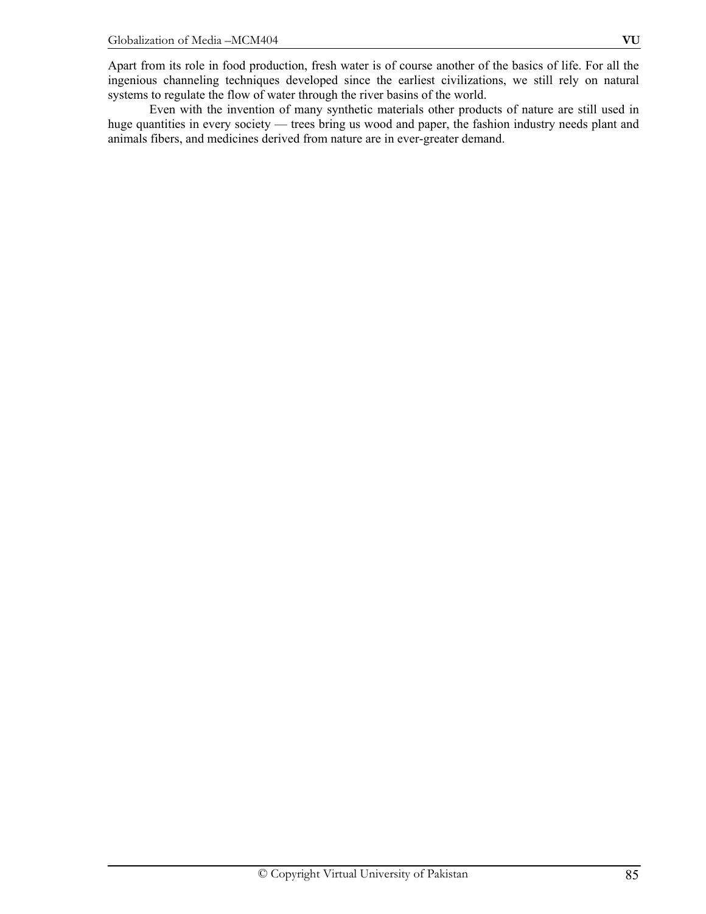Apart from its role in food production, fresh water is of course another of the basics of life. For all the ingenious channeling techniques developed since the earliest civilizations, we still rely on natural systems to regulate the flow of water through the river basins of the world.

Even with the invention of many synthetic materials other products of nature are still used in huge quantities in every society — trees bring us wood and paper, the fashion industry needs plant and animals fibers, and medicines derived from nature are in ever-greater demand.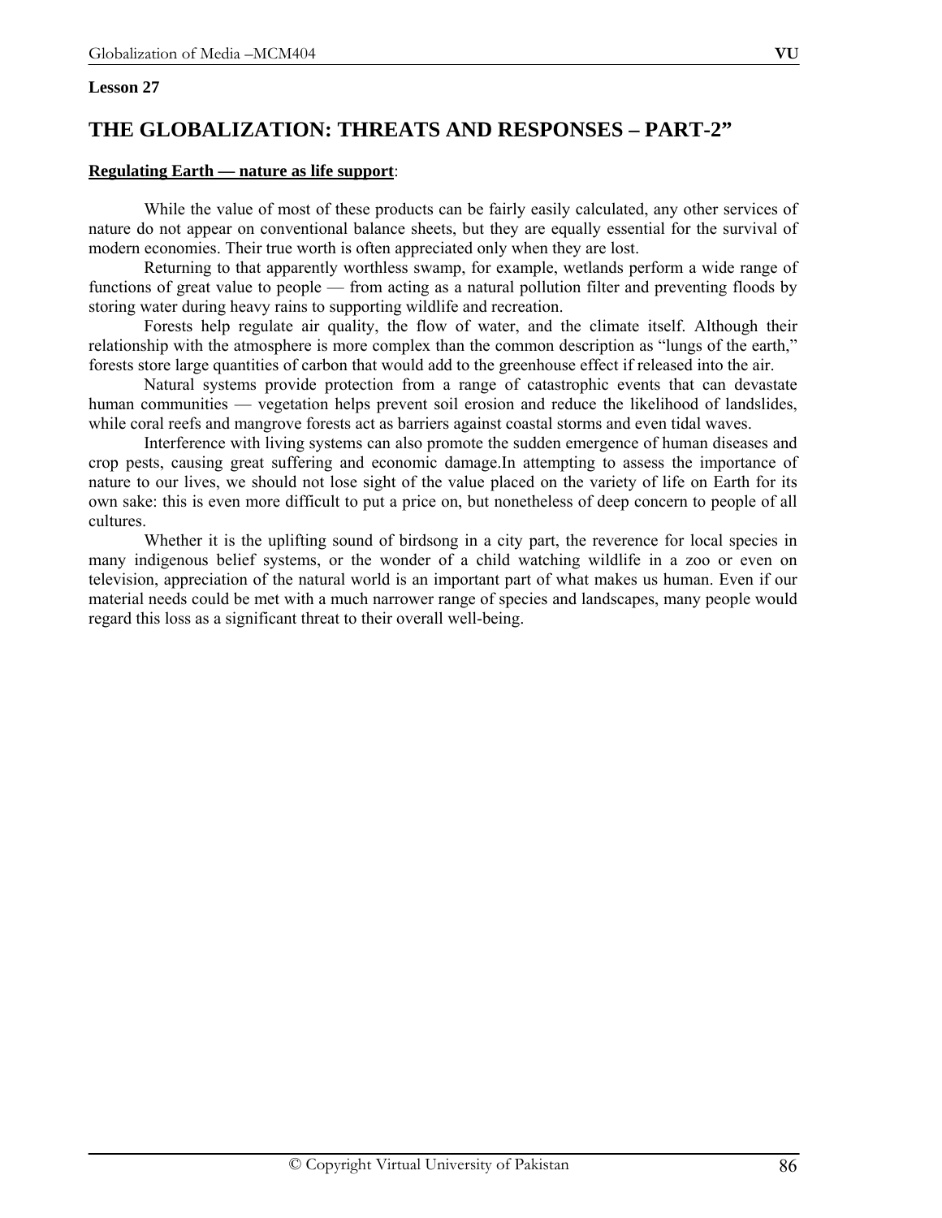**Lesson 27**

# THE GLOBALIZATION: THREATS AND RESPONSES – PART-2"

**Regulating Earth — nature as life support**:

While the value of most of these products can be fairly easily calculated, any other services of nature do not appear on conventional balance sheets, but they are equally essential for the survival of modern economies. Their true worth is often appreciated only when they are lost.

Returning to that apparently worthless swamp, for example, wetlands perform a wide range of functions of great value to people — from acting as a natural pollution filter and preventing floods by storing water during heavy rains to supporting wildlife and recreation.

Forests help regulate air quality, the flow of water, and the climate itself. Although their relationship with the atmosphere is more complex than the common description as "lungs of the earth," forests store large quantities of carbon that would add to the greenhouse effect if released into the air.

Natural systems provide protection from a range of catastrophic events that can devastate human communities — vegetation helps prevent soil erosion and reduce the likelihood of landslides, while coral reefs and mangrove forests act as barriers against coastal storms and even tidal waves.

Interference with living systems can also promote the sudden emergence of human diseases and crop pests, causing great suffering and economic damage.In attempting to assess the importance of nature to our lives, we should not lose sight of the value placed on the variety of life on Earth for its own sake: this is even more difficult to put a price on, but nonetheless of deep concern to people of all cultures.

Whether it is the uplifting sound of birdsong in a city part, the reverence for local species in many indigenous belief systems, or the wonder of a child watching wildlife in a zoo or even on television, appreciation of the natural world is an important part of what makes us human. Even if our material needs could be met with a much narrower range of species and landscapes, many people would regard this loss as a significant threat to their overall well-being.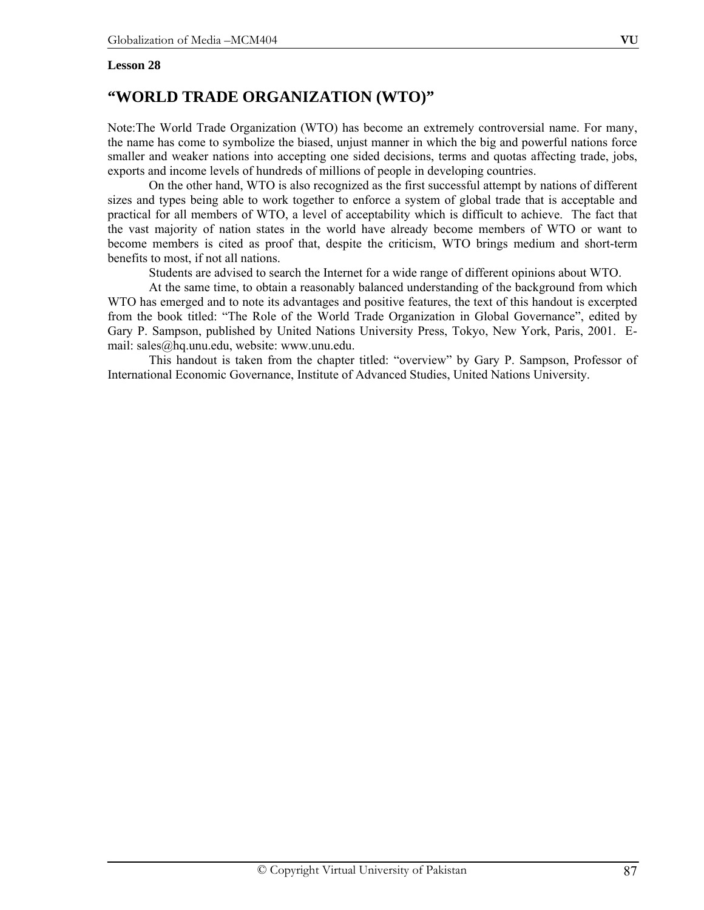**Lesson 28**

# "WORLD TRADE ORGANIZATION (WTO)"

Note:The World Trade Organization (WTO) has become an extremely controversial name. For many, the name has come to symbolize the biased, unjust manner in which the big and powerful nations force smaller and weaker nations into accepting one sided decisions, terms and quotas affecting trade, jobs, exports and income levels of hundreds of millions of people in developing countries.

On the other hand, WTO is also recognized as the first successful attempt by nations of different sizes and types being able to work together to enforce a system of global trade that is acceptable and practical for all members of WTO, a level of acceptability which is difficult to achieve. The fact that the vast majority of nation states in the world have already become members of WTO or want to become members is cited as proof that, despite the criticism, WTO brings medium and short-term benefits to most, if not all nations.

Students are advised to search the Internet for a wide range of different opinions about WTO.

At the same time, to obtain a reasonably balanced understanding of the background from which WTO has emerged and to note its advantages and positive features, the text of this handout is excerpted from the book titled: "The Role of the World Trade Organization in Global Governance", edited by Gary P. Sampson, published by United Nations University Press, Tokyo, New York, Paris, 2001. E-mail: sales@hq.unu.edu, website: www.unu.edu.

This handout is taken from the chapter titled: "overview" by Gary P. Sampson, Professor of International Economic Governance, Institute of Advanced Studies, United Nations University.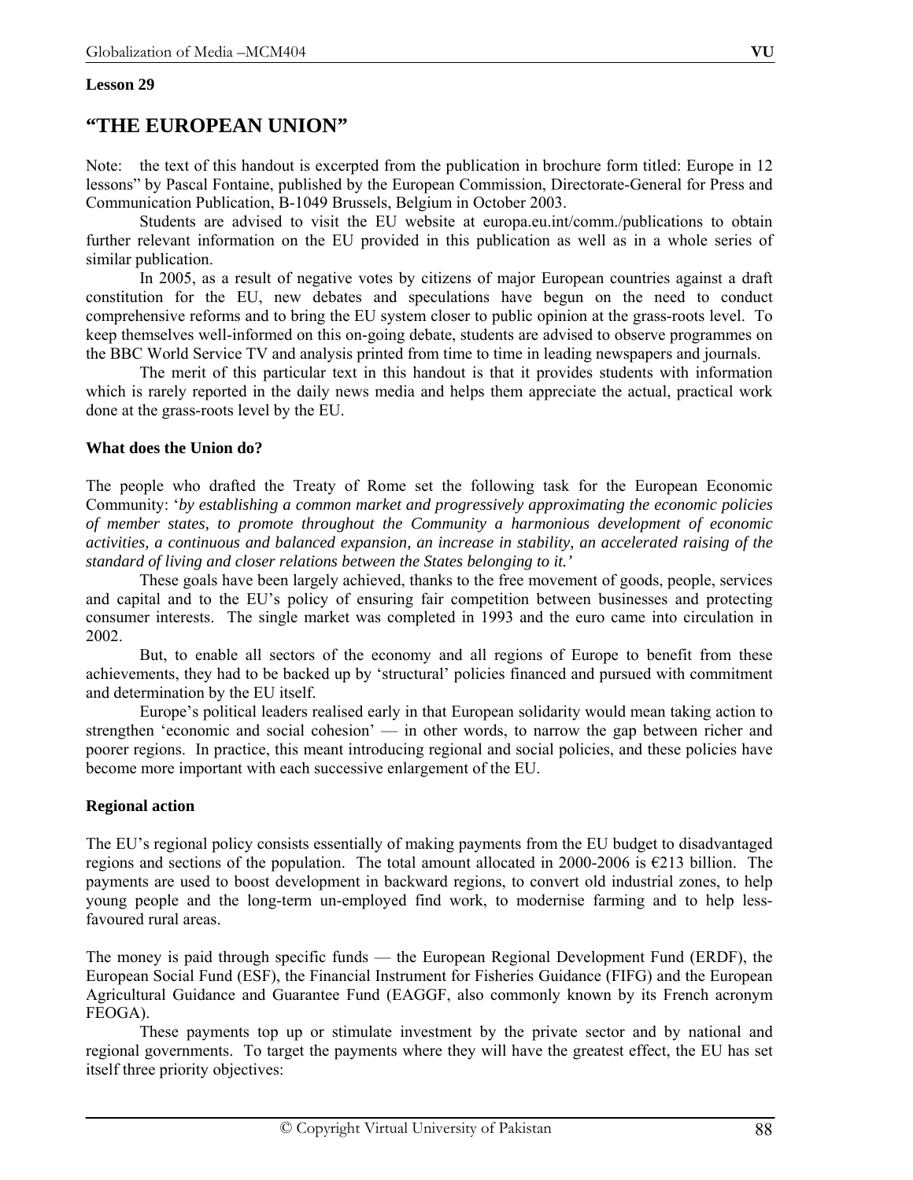**Lesson 29**

# "THE EUROPEAN UNION"

Note: the text of this handout is excerpted from the publication in brochure form titled: Europe in 12 lessons" by Pascal Fontaine, published by the European Commission, Directorate-General for Press and Communication Publication, B-1049 Brussels, Belgium in October 2003.

Students are advised to visit the EU website at europa.eu.int/comm./publications to obtain further relevant information on the EU provided in this publication as well as in a whole series of similar publication.

In 2005, as a result of negative votes by citizens of major European countries against a draft constitution for the EU, new debates and speculations have begun on the need to conduct comprehensive reforms and to bring the EU system closer to public opinion at the grass-roots level. To keep themselves well-informed on this on-going debate, students are advised to observe programmes on the BBC World Service TV and analysis printed from time to time in leading newspapers and journals.

The merit of this particular text in this handout is that it provides students with information which is rarely reported in the daily news media and helps them appreciate the actual, practical work done at the grass-roots level by the EU.

**What does the Union do?**

The people who drafted the Treaty of Rome set the following task for the European Economic Community: '*by establishing a common market and progressively approximating the economic policies of member states, to promote throughout the Community a harmonious development of economic activities, a continuous and balanced expansion, an increase in stability, an accelerated raising of the standard of living and closer relations between the States belonging to it.'*

These goals have been largely achieved, thanks to the free movement of goods, people, services and capital and to the EU's policy of ensuring fair competition between businesses and protecting consumer interests. The single market was completed in 1993 and the euro came into circulation in 2002.

But, to enable all sectors of the economy and all regions of Europe to benefit from these achievements, they had to be backed up by 'structural' policies financed and pursued with commitment and determination by the EU itself.

Europe's political leaders realised early in that European solidarity would mean taking action to strengthen 'economic and social cohesion' — in other words, to narrow the gap between richer and poorer regions. In practice, this meant introducing regional and social policies, and these policies have become more important with each successive enlargement of the EU.

**Regional action**

The EU's regional policy consists essentially of making payments from the EU budget to disadvantaged regions and sections of the population. The total amount allocated in 2000-2006 is €213 billion. The payments are used to boost development in backward regions, to convert old industrial zones, to help young people and the long-term un-employed find work, to modernise farming and to help less-favoured rural areas.

The money is paid through specific funds — the European Regional Development Fund (ERDF), the European Social Fund (ESF), the Financial Instrument for Fisheries Guidance (FIFG) and the European Agricultural Guidance and Guarantee Fund (EAGGF, also commonly known by its French acronym FEOGA).

These payments top up or stimulate investment by the private sector and by national and regional governments. To target the payments where they will have the greatest effect, the EU has set itself three priority objectives: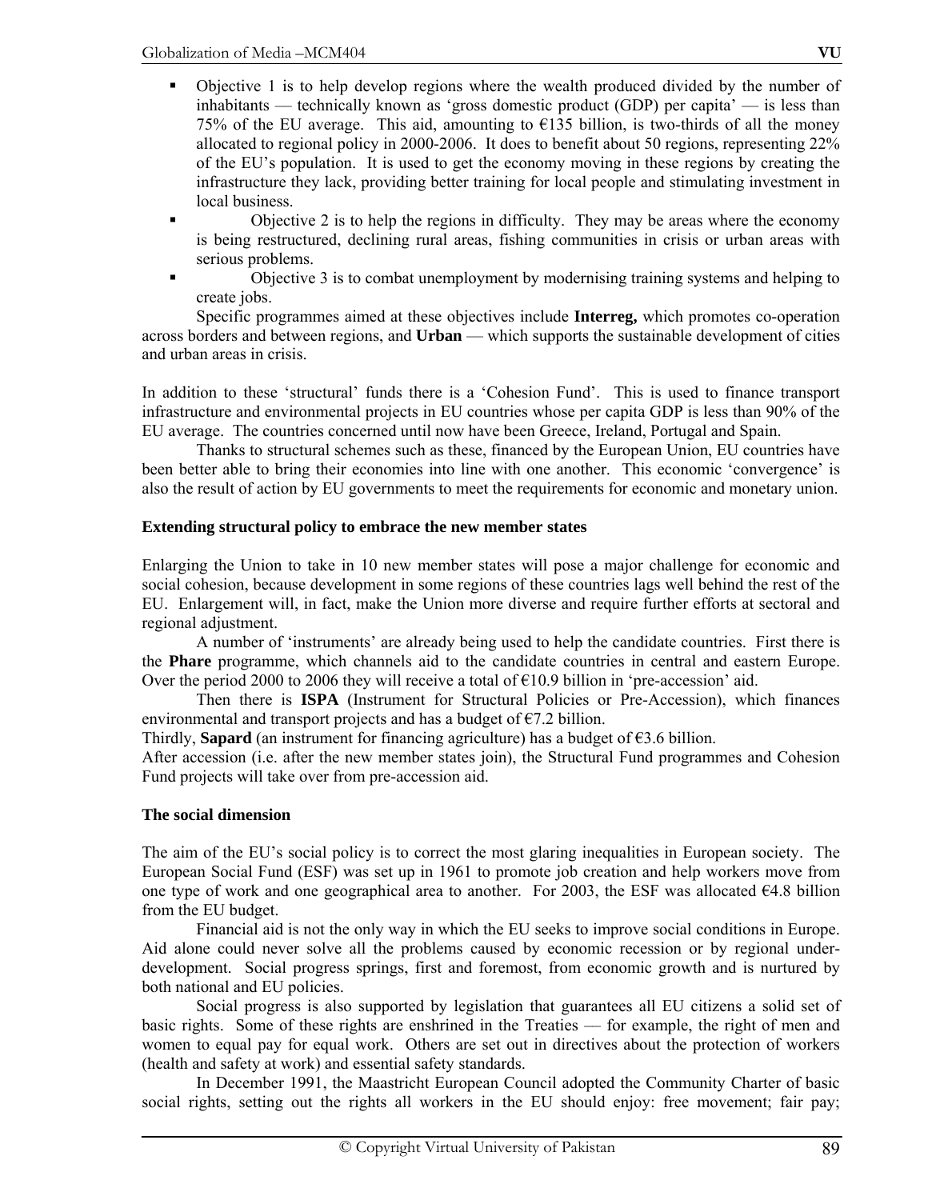- Objective 1 is to help develop regions where the wealth produced divided by the number of inhabitants — technically known as 'gross domestic product (GDP) per capita' — is less than 75% of the EU average. This aid, amounting to €135 billion, is two-thirds of all the money allocated to regional policy in 2000-2006. It does to benefit about 50 regions, representing 22% of the EU's population. It is used to get the economy moving in these regions by creating the infrastructure they lack, providing better training for local people and stimulating investment in local business.
- Objective 2 is to help the regions in difficulty. They may be areas where the economy is being restructured, declining rural areas, fishing communities in crisis or urban areas with serious problems.
- Objective 3 is to combat unemployment by modernising training systems and helping to create jobs.

Specific programmes aimed at these objectives include **Interreg,** which promotes co-operation across borders and between regions, and **Urban** — which supports the sustainable development of cities and urban areas in crisis.

In addition to these 'structural' funds there is a 'Cohesion Fund'. This is used to finance transport infrastructure and environmental projects in EU countries whose per capita GDP is less than 90% of the EU average. The countries concerned until now have been Greece, Ireland, Portugal and Spain.

Thanks to structural schemes such as these, financed by the European Union, EU countries have been better able to bring their economies into line with one another. This economic 'convergence' is also the result of action by EU governments to meet the requirements for economic and monetary union.

**Extending structural policy to embrace the new member states**

Enlarging the Union to take in 10 new member states will pose a major challenge for economic and social cohesion, because development in some regions of these countries lags well behind the rest of the EU. Enlargement will, in fact, make the Union more diverse and require further efforts at sectoral and regional adjustment.

A number of 'instruments' are already being used to help the candidate countries. First there is the **Phare** programme, which channels aid to the candidate countries in central and eastern Europe. Over the period 2000 to 2006 they will receive a total of €10.9 billion in 'pre-accession' aid.

Then there is **ISPA** (Instrument for Structural Policies or Pre-Accession), which finances environmental and transport projects and has a budget of €7.2 billion.

Thirdly, **Sapard** (an instrument for financing agriculture) has a budget of €3.6 billion.

After accession (i.e. after the new member states join), the Structural Fund programmes and Cohesion Fund projects will take over from pre-accession aid.

**The social dimension**

The aim of the EU's social policy is to correct the most glaring inequalities in European society. The European Social Fund (ESF) was set up in 1961 to promote job creation and help workers move from one type of work and one geographical area to another. For 2003, the ESF was allocated €4.8 billion from the EU budget.

Financial aid is not the only way in which the EU seeks to improve social conditions in Europe. Aid alone could never solve all the problems caused by economic recession or by regional under-development. Social progress springs, first and foremost, from economic growth and is nurtured by both national and EU policies.

Social progress is also supported by legislation that guarantees all EU citizens a solid set of basic rights. Some of these rights are enshrined in the Treaties — for example, the right of men and women to equal pay for equal work. Others are set out in directives about the protection of workers (health and safety at work) and essential safety standards.

In December 1991, the Maastricht European Council adopted the Community Charter of basic social rights, setting out the rights all workers in the EU should enjoy: free movement; fair pay;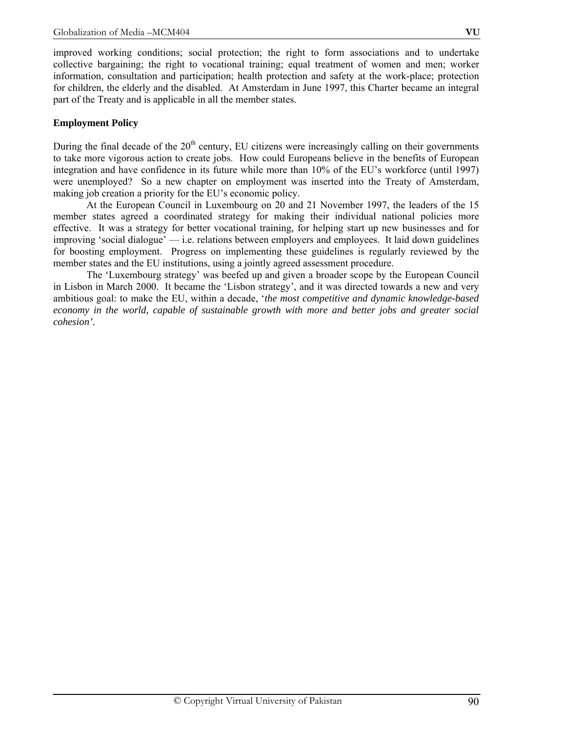improved working conditions; social protection; the right to form associations and to undertake collective bargaining; the right to vocational training; equal treatment of women and men; worker information, consultation and participation; health protection and safety at the work-place; protection for children, the elderly and the disabled. At Amsterdam in June 1997, this Charter became an integral part of the Treaty and is applicable in all the member states.

**Employment Policy**

During the final decade of the 20th century, EU citizens were increasingly calling on their governments to take more vigorous action to create jobs. How could Europeans believe in the benefits of European integration and have confidence in its future while more than 10% of the EU's workforce (until 1997) were unemployed? So a new chapter on employment was inserted into the Treaty of Amsterdam, making job creation a priority for the EU's economic policy.

At the European Council in Luxembourg on 20 and 21 November 1997, the leaders of the 15 member states agreed a coordinated strategy for making their individual national policies more effective. It was a strategy for better vocational training, for helping start up new businesses and for improving 'social dialogue' — i.e. relations between employers and employees. It laid down guidelines for boosting employment. Progress on implementing these guidelines is regularly reviewed by the member states and the EU institutions, using a jointly agreed assessment procedure.

The 'Luxembourg strategy' was beefed up and given a broader scope by the European Council in Lisbon in March 2000. It became the 'Lisbon strategy', and it was directed towards a new and very ambitious goal: to make the EU, within a decade, '*the most competitive and dynamic knowledge-based economy in the world, capable of sustainable growth with more and better jobs and greater social cohesion'.*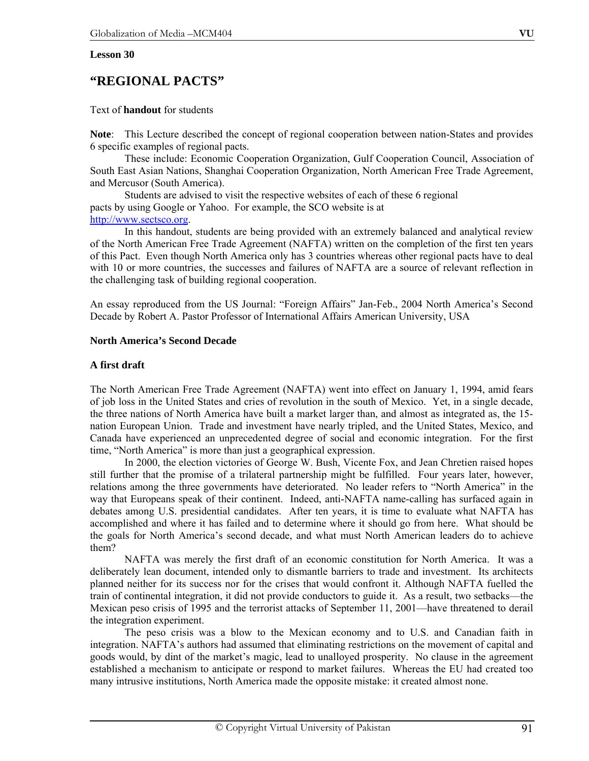**Lesson 30**

# "REGIONAL PACTS"

Text of **handout** for students

**Note**: This Lecture described the concept of regional cooperation between nation-States and provides 6 specific examples of regional pacts.

These include: Economic Cooperation Organization, Gulf Cooperation Council, Association of South East Asian Nations, Shanghai Cooperation Organization, North American Free Trade Agreement, and Mercusor (South America).

Students are advised to visit the respective websites of each of these 6 regional pacts by using Google or Yahoo. For example, the SCO website is at http://www.sectsco.org.

In this handout, students are being provided with an extremely balanced and analytical review of the North American Free Trade Agreement (NAFTA) written on the completion of the first ten years of this Pact. Even though North America only has 3 countries whereas other regional pacts have to deal with 10 or more countries, the successes and failures of NAFTA are a source of relevant reflection in the challenging task of building regional cooperation.

An essay reproduced from the US Journal: "Foreign Affairs" Jan-Feb., 2004 North America's Second Decade by Robert A. Pastor Professor of International Affairs American University, USA

## North America's Second Decade

### A first draft

The North American Free Trade Agreement (NAFTA) went into effect on January 1, 1994, amid fears of job loss in the United States and cries of revolution in the south of Mexico. Yet, in a single decade, the three nations of North America have built a market larger than, and almost as integrated as, the 15-nation European Union. Trade and investment have nearly tripled, and the United States, Mexico, and Canada have experienced an unprecedented degree of social and economic integration. For the first time, "North America" is more than just a geographical expression.

In 2000, the election victories of George W. Bush, Vicente Fox, and Jean Chretien raised hopes still further that the promise of a trilateral partnership might be fulfilled. Four years later, however, relations among the three governments have deteriorated. No leader refers to "North America" in the way that Europeans speak of their continent. Indeed, anti-NAFTA name-calling has surfaced again in debates among U.S. presidential candidates. After ten years, it is time to evaluate what NAFTA has accomplished and where it has failed and to determine where it should go from here. What should be the goals for North America's second decade, and what must North American leaders do to achieve them?

NAFTA was merely the first draft of an economic constitution for North America. It was a deliberately lean document, intended only to dismantle barriers to trade and investment. Its architects planned neither for its success nor for the crises that would confront it. Although NAFTA fuelled the train of continental integration, it did not provide conductors to guide it. As a result, two setbacks—the Mexican peso crisis of 1995 and the terrorist attacks of September 11, 2001—have threatened to derail the integration experiment.

The peso crisis was a blow to the Mexican economy and to U.S. and Canadian faith in integration. NAFTA's authors had assumed that eliminating restrictions on the movement of capital and goods would, by dint of the market's magic, lead to unalloyed prosperity. No clause in the agreement established a mechanism to anticipate or respond to market failures. Whereas the EU had created too many intrusive institutions, North America made the opposite mistake: it created almost none.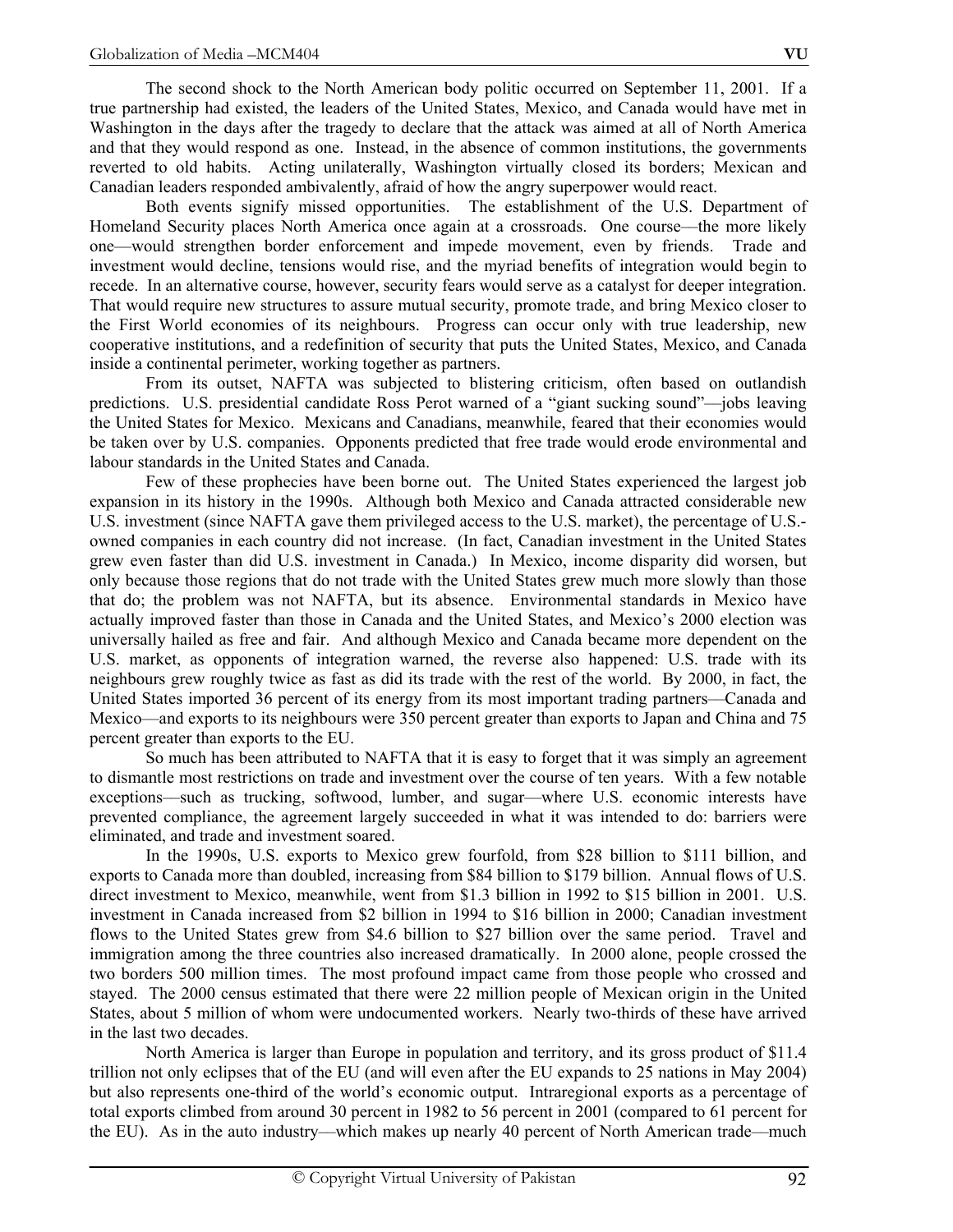The second shock to the North American body politic occurred on September 11, 2001. If a true partnership had existed, the leaders of the United States, Mexico, and Canada would have met in Washington in the days after the tragedy to declare that the attack was aimed at all of North America and that they would respond as one. Instead, in the absence of common institutions, the governments reverted to old habits. Acting unilaterally, Washington virtually closed its borders; Mexican and Canadian leaders responded ambivalently, afraid of how the angry superpower would react.

Both events signify missed opportunities. The establishment of the U.S. Department of Homeland Security places North America once again at a crossroads. One course—the more likely one—would strengthen border enforcement and impede movement, even by friends. Trade and investment would decline, tensions would rise, and the myriad benefits of integration would begin to recede. In an alternative course, however, security fears would serve as a catalyst for deeper integration. That would require new structures to assure mutual security, promote trade, and bring Mexico closer to the First World economies of its neighbours. Progress can occur only with true leadership, new cooperative institutions, and a redefinition of security that puts the United States, Mexico, and Canada inside a continental perimeter, working together as partners.

From its outset, NAFTA was subjected to blistering criticism, often based on outlandish predictions. U.S. presidential candidate Ross Perot warned of a "giant sucking sound"—jobs leaving the United States for Mexico. Mexicans and Canadians, meanwhile, feared that their economies would be taken over by U.S. companies. Opponents predicted that free trade would erode environmental and labour standards in the United States and Canada.

Few of these prophecies have been borne out. The United States experienced the largest job expansion in its history in the 1990s. Although both Mexico and Canada attracted considerable new U.S. investment (since NAFTA gave them privileged access to the U.S. market), the percentage of U.S.-owned companies in each country did not increase. (In fact, Canadian investment in the United States grew even faster than did U.S. investment in Canada.) In Mexico, income disparity did worsen, but only because those regions that do not trade with the United States grew much more slowly than those that do; the problem was not NAFTA, but its absence. Environmental standards in Mexico have actually improved faster than those in Canada and the United States, and Mexico's 2000 election was universally hailed as free and fair. And although Mexico and Canada became more dependent on the U.S. market, as opponents of integration warned, the reverse also happened: U.S. trade with its neighbours grew roughly twice as fast as did its trade with the rest of the world. By 2000, in fact, the United States imported 36 percent of its energy from its most important trading partners—Canada and Mexico—and exports to its neighbours were 350 percent greater than exports to Japan and China and 75 percent greater than exports to the EU.

So much has been attributed to NAFTA that it is easy to forget that it was simply an agreement to dismantle most restrictions on trade and investment over the course of ten years. With a few notable exceptions—such as trucking, softwood, lumber, and sugar—where U.S. economic interests have prevented compliance, the agreement largely succeeded in what it was intended to do: barriers were eliminated, and trade and investment soared.

In the 1990s, U.S. exports to Mexico grew fourfold, from $28 billion to $111 billion, and exports to Canada more than doubled, increasing from $84 billion to $179 billion. Annual flows of U.S. direct investment to Mexico, meanwhile, went from $1.3 billion in 1992 to $15 billion in 2001. U.S. investment in Canada increased from $2 billion in 1994 to $16 billion in 2000; Canadian investment flows to the United States grew from $4.6 billion to $27 billion over the same period. Travel and immigration among the three countries also increased dramatically. In 2000 alone, people crossed the two borders 500 million times. The most profound impact came from those people who crossed and stayed. The 2000 census estimated that there were 22 million people of Mexican origin in the United States, about 5 million of whom were undocumented workers. Nearly two-thirds of these have arrived in the last two decades.

North America is larger than Europe in population and territory, and its gross product of $11.4 trillion not only eclipses that of the EU (and will even after the EU expands to 25 nations in May 2004) but also represents one-third of the world's economic output. Intraregional exports as a percentage of total exports climbed from around 30 percent in 1982 to 56 percent in 2001 (compared to 61 percent for the EU). As in the auto industry—which makes up nearly 40 percent of North American trade—much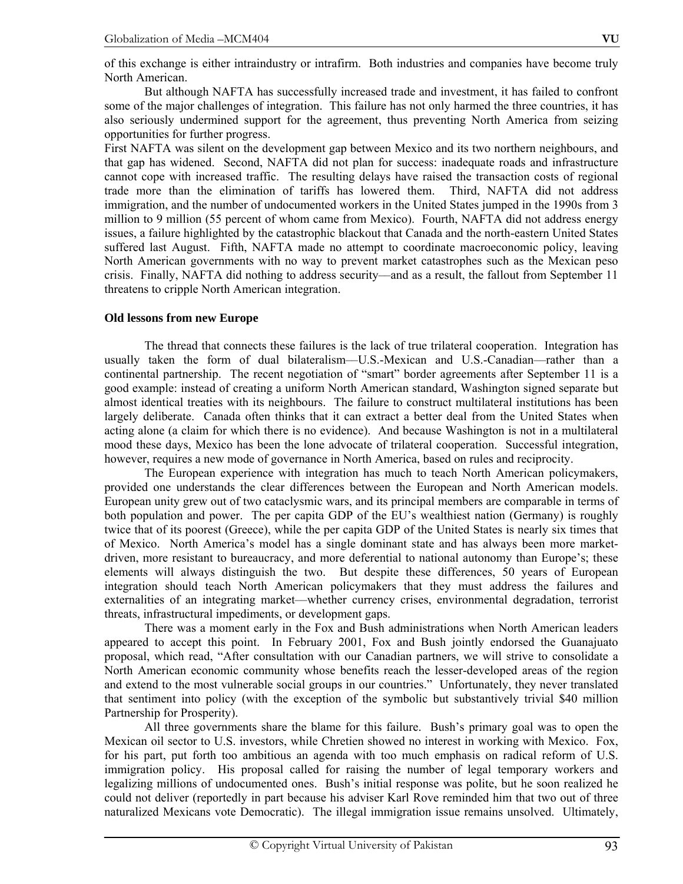of this exchange is either intraindustry or intrafirm. Both industries and companies have become truly North American.

But although NAFTA has successfully increased trade and investment, it has failed to confront some of the major challenges of integration. This failure has not only harmed the three countries, it has also seriously undermined support for the agreement, thus preventing North America from seizing opportunities for further progress.

First NAFTA was silent on the development gap between Mexico and its two northern neighbours, and that gap has widened. Second, NAFTA did not plan for success: inadequate roads and infrastructure cannot cope with increased traffic. The resulting delays have raised the transaction costs of regional trade more than the elimination of tariffs has lowered them. Third, NAFTA did not address immigration, and the number of undocumented workers in the United States jumped in the 1990s from 3 million to 9 million (55 percent of whom came from Mexico). Fourth, NAFTA did not address energy issues, a failure highlighted by the catastrophic blackout that Canada and the north-eastern United States suffered last August. Fifth, NAFTA made no attempt to coordinate macroeconomic policy, leaving North American governments with no way to prevent market catastrophes such as the Mexican peso crisis. Finally, NAFTA did nothing to address security—and as a result, the fallout from September 11 threatens to cripple North American integration.

**Old lessons from new Europe**

The thread that connects these failures is the lack of true trilateral cooperation. Integration has usually taken the form of dual bilateralism—U.S.-Mexican and U.S.-Canadian—rather than a continental partnership. The recent negotiation of "smart" border agreements after September 11 is a good example: instead of creating a uniform North American standard, Washington signed separate but almost identical treaties with its neighbours. The failure to construct multilateral institutions has been largely deliberate. Canada often thinks that it can extract a better deal from the United States when acting alone (a claim for which there is no evidence). And because Washington is not in a multilateral mood these days, Mexico has been the lone advocate of trilateral cooperation. Successful integration, however, requires a new mode of governance in North America, based on rules and reciprocity.

The European experience with integration has much to teach North American policymakers, provided one understands the clear differences between the European and North American models. European unity grew out of two cataclysmic wars, and its principal members are comparable in terms of both population and power. The per capita GDP of the EU's wealthiest nation (Germany) is roughly twice that of its poorest (Greece), while the per capita GDP of the United States is nearly six times that of Mexico. North America's model has a single dominant state and has always been more market-driven, more resistant to bureaucracy, and more deferential to national autonomy than Europe's; these elements will always distinguish the two. But despite these differences, 50 years of European integration should teach North American policymakers that they must address the failures and externalities of an integrating market—whether currency crises, environmental degradation, terrorist threats, infrastructural impediments, or development gaps.

There was a moment early in the Fox and Bush administrations when North American leaders appeared to accept this point. In February 2001, Fox and Bush jointly endorsed the Guanajuato proposal, which read, "After consultation with our Canadian partners, we will strive to consolidate a North American economic community whose benefits reach the lesser-developed areas of the region and extend to the most vulnerable social groups in our countries." Unfortunately, they never translated that sentiment into policy (with the exception of the symbolic but substantively trivial $40 million Partnership for Prosperity).

All three governments share the blame for this failure. Bush's primary goal was to open the Mexican oil sector to U.S. investors, while Chretien showed no interest in working with Mexico. Fox, for his part, put forth too ambitious an agenda with too much emphasis on radical reform of U.S. immigration policy. His proposal called for raising the number of legal temporary workers and legalizing millions of undocumented ones. Bush's initial response was polite, but he soon realized he could not deliver (reportedly in part because his adviser Karl Rove reminded him that two out of three naturalized Mexicans vote Democratic). The illegal immigration issue remains unsolved. Ultimately,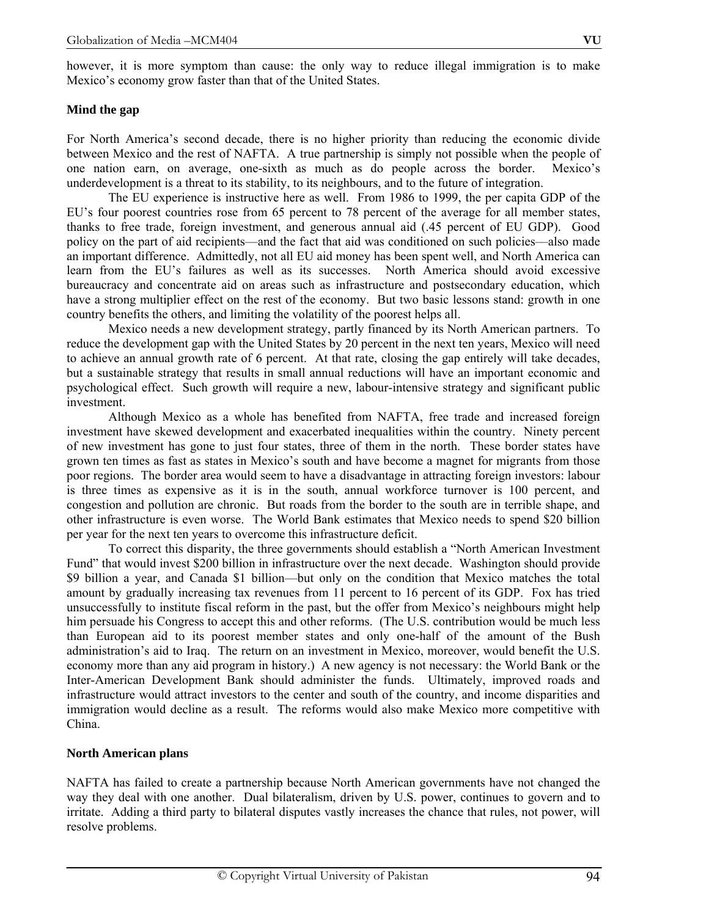however, it is more symptom than cause: the only way to reduce illegal immigration is to make Mexico's economy grow faster than that of the United States.

**Mind the gap**

For North America's second decade, there is no higher priority than reducing the economic divide between Mexico and the rest of NAFTA. A true partnership is simply not possible when the people of one nation earn, on average, one-sixth as much as do people across the border. Mexico's underdevelopment is a threat to its stability, to its neighbours, and to the future of integration.

The EU experience is instructive here as well. From 1986 to 1999, the per capita GDP of the EU's four poorest countries rose from 65 percent to 78 percent of the average for all member states, thanks to free trade, foreign investment, and generous annual aid (.45 percent of EU GDP). Good policy on the part of aid recipients—and the fact that aid was conditioned on such policies—also made an important difference. Admittedly, not all EU aid money has been spent well, and North America can learn from the EU's failures as well as its successes. North America should avoid excessive bureaucracy and concentrate aid on areas such as infrastructure and postsecondary education, which have a strong multiplier effect on the rest of the economy. But two basic lessons stand: growth in one country benefits the others, and limiting the volatility of the poorest helps all.

Mexico needs a new development strategy, partly financed by its North American partners. To reduce the development gap with the United States by 20 percent in the next ten years, Mexico will need to achieve an annual growth rate of 6 percent. At that rate, closing the gap entirely will take decades, but a sustainable strategy that results in small annual reductions will have an important economic and psychological effect. Such growth will require a new, labour-intensive strategy and significant public investment.

Although Mexico as a whole has benefited from NAFTA, free trade and increased foreign investment have skewed development and exacerbated inequalities within the country. Ninety percent of new investment has gone to just four states, three of them in the north. These border states have grown ten times as fast as states in Mexico's south and have become a magnet for migrants from those poor regions. The border area would seem to have a disadvantage in attracting foreign investors: labour is three times as expensive as it is in the south, annual workforce turnover is 100 percent, and congestion and pollution are chronic. But roads from the border to the south are in terrible shape, and other infrastructure is even worse. The World Bank estimates that Mexico needs to spend $20 billion per year for the next ten years to overcome this infrastructure deficit.

To correct this disparity, the three governments should establish a "North American Investment Fund" that would invest $200 billion in infrastructure over the next decade. Washington should provide $9 billion a year, and Canada $1 billion—but only on the condition that Mexico matches the total amount by gradually increasing tax revenues from 11 percent to 16 percent of its GDP. Fox has tried unsuccessfully to institute fiscal reform in the past, but the offer from Mexico's neighbours might help him persuade his Congress to accept this and other reforms. (The U.S. contribution would be much less than European aid to its poorest member states and only one-half of the amount of the Bush administration's aid to Iraq. The return on an investment in Mexico, moreover, would benefit the U.S. economy more than any aid program in history.) A new agency is not necessary: the World Bank or the Inter-American Development Bank should administer the funds. Ultimately, improved roads and infrastructure would attract investors to the center and south of the country, and income disparities and immigration would decline as a result. The reforms would also make Mexico more competitive with China.

**North American plans**

NAFTA has failed to create a partnership because North American governments have not changed the way they deal with one another. Dual bilateralism, driven by U.S. power, continues to govern and to irritate. Adding a third party to bilateral disputes vastly increases the chance that rules, not power, will resolve problems.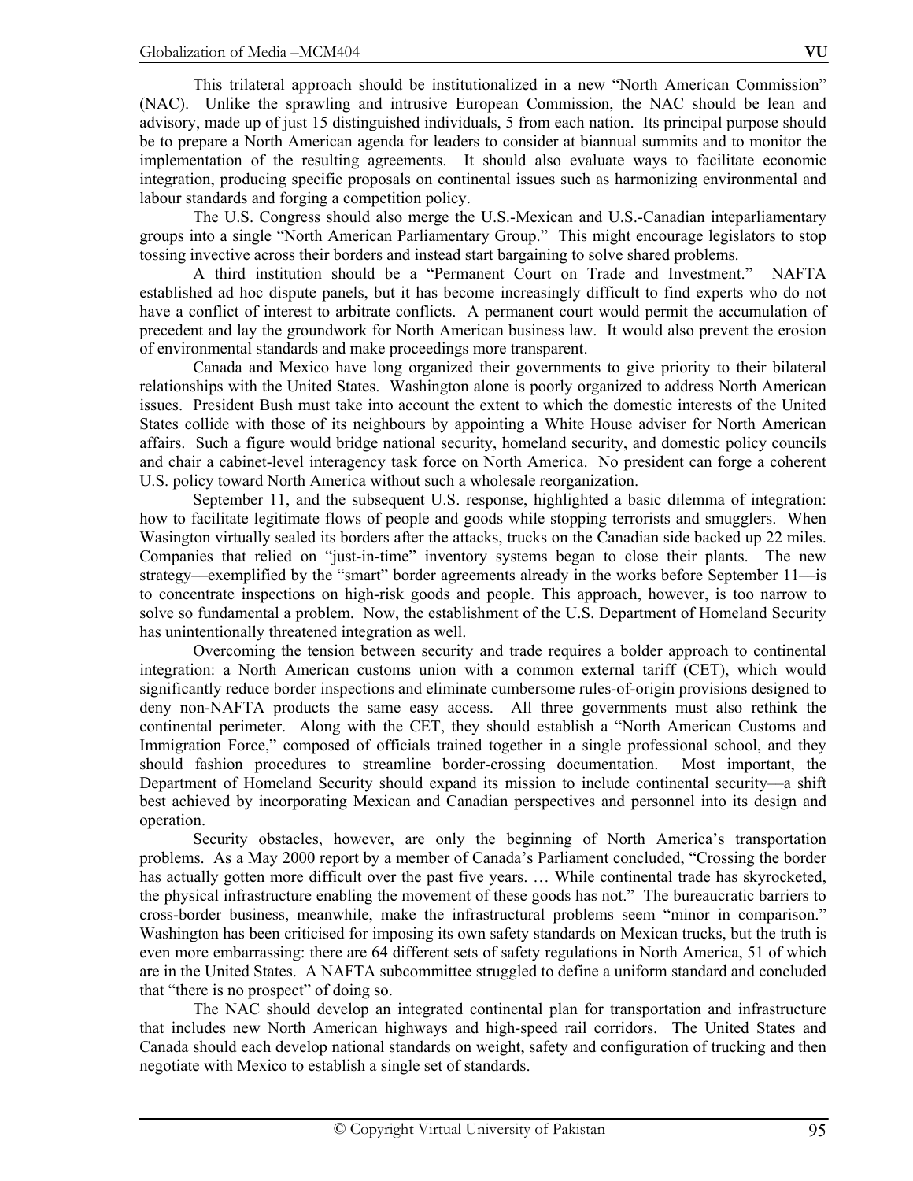This trilateral approach should be institutionalized in a new "North American Commission" (NAC). Unlike the sprawling and intrusive European Commission, the NAC should be lean and advisory, made up of just 15 distinguished individuals, 5 from each nation. Its principal purpose should be to prepare a North American agenda for leaders to consider at biannual summits and to monitor the implementation of the resulting agreements. It should also evaluate ways to facilitate economic integration, producing specific proposals on continental issues such as harmonizing environmental and labour standards and forging a competition policy.

The U.S. Congress should also merge the U.S.-Mexican and U.S.-Canadian inteparliamentary groups into a single "North American Parliamentary Group." This might encourage legislators to stop tossing invective across their borders and instead start bargaining to solve shared problems.

A third institution should be a "Permanent Court on Trade and Investment." NAFTA established ad hoc dispute panels, but it has become increasingly difficult to find experts who do not have a conflict of interest to arbitrate conflicts. A permanent court would permit the accumulation of precedent and lay the groundwork for North American business law. It would also prevent the erosion of environmental standards and make proceedings more transparent.

Canada and Mexico have long organized their governments to give priority to their bilateral relationships with the United States. Washington alone is poorly organized to address North American issues. President Bush must take into account the extent to which the domestic interests of the United States collide with those of its neighbours by appointing a White House adviser for North American affairs. Such a figure would bridge national security, homeland security, and domestic policy councils and chair a cabinet-level interagency task force on North America. No president can forge a coherent U.S. policy toward North America without such a wholesale reorganization.

September 11, and the subsequent U.S. response, highlighted a basic dilemma of integration: how to facilitate legitimate flows of people and goods while stopping terrorists and smugglers. When Wasington virtually sealed its borders after the attacks, trucks on the Canadian side backed up 22 miles. Companies that relied on "just-in-time" inventory systems began to close their plants. The new strategy—exemplified by the "smart" border agreements already in the works before September 11—is to concentrate inspections on high-risk goods and people. This approach, however, is too narrow to solve so fundamental a problem. Now, the establishment of the U.S. Department of Homeland Security has unintentionally threatened integration as well.

Overcoming the tension between security and trade requires a bolder approach to continental integration: a North American customs union with a common external tariff (CET), which would significantly reduce border inspections and eliminate cumbersome rules-of-origin provisions designed to deny non-NAFTA products the same easy access. All three governments must also rethink the continental perimeter. Along with the CET, they should establish a "North American Customs and Immigration Force," composed of officials trained together in a single professional school, and they should fashion procedures to streamline border-crossing documentation. Most important, the Department of Homeland Security should expand its mission to include continental security—a shift best achieved by incorporating Mexican and Canadian perspectives and personnel into its design and operation.

Security obstacles, however, are only the beginning of North America's transportation problems. As a May 2000 report by a member of Canada's Parliament concluded, "Crossing the border has actually gotten more difficult over the past five years. … While continental trade has skyrocketed, the physical infrastructure enabling the movement of these goods has not." The bureaucratic barriers to cross-border business, meanwhile, make the infrastructural problems seem "minor in comparison." Washington has been criticised for imposing its own safety standards on Mexican trucks, but the truth is even more embarrassing: there are 64 different sets of safety regulations in North America, 51 of which are in the United States. A NAFTA subcommittee struggled to define a uniform standard and concluded that "there is no prospect" of doing so.

The NAC should develop an integrated continental plan for transportation and infrastructure that includes new North American highways and high-speed rail corridors. The United States and Canada should each develop national standards on weight, safety and configuration of trucking and then negotiate with Mexico to establish a single set of standards.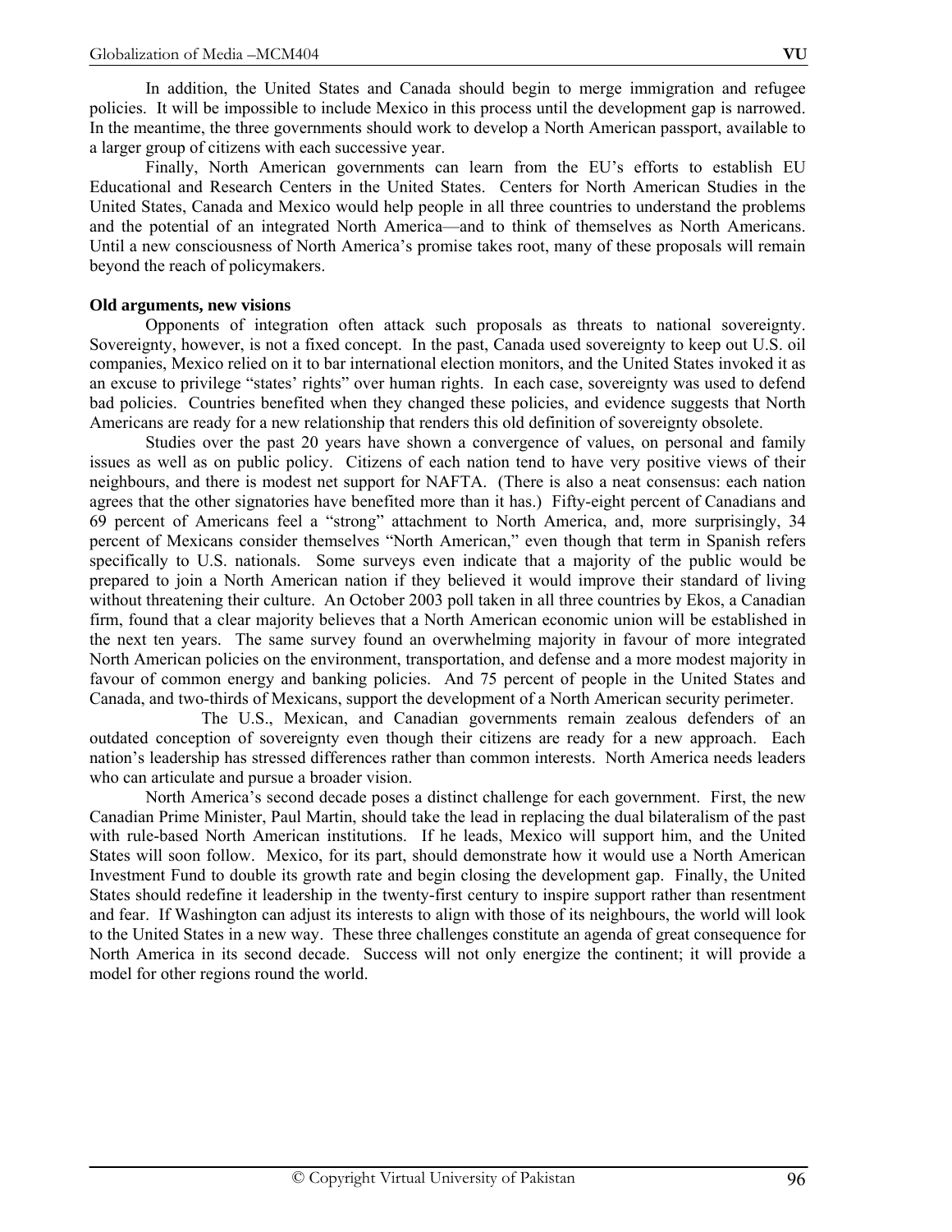In addition, the United States and Canada should begin to merge immigration and refugee policies. It will be impossible to include Mexico in this process until the development gap is narrowed. In the meantime, the three governments should work to develop a North American passport, available to a larger group of citizens with each successive year.

Finally, North American governments can learn from the EU's efforts to establish EU Educational and Research Centers in the United States. Centers for North American Studies in the United States, Canada and Mexico would help people in all three countries to understand the problems and the potential of an integrated North America—and to think of themselves as North Americans. Until a new consciousness of North America's promise takes root, many of these proposals will remain beyond the reach of policymakers.

**Old arguments, new visions**

Opponents of integration often attack such proposals as threats to national sovereignty. Sovereignty, however, is not a fixed concept. In the past, Canada used sovereignty to keep out U.S. oil companies, Mexico relied on it to bar international election monitors, and the United States invoked it as an excuse to privilege "states' rights" over human rights. In each case, sovereignty was used to defend bad policies. Countries benefited when they changed these policies, and evidence suggests that North Americans are ready for a new relationship that renders this old definition of sovereignty obsolete.

Studies over the past 20 years have shown a convergence of values, on personal and family issues as well as on public policy. Citizens of each nation tend to have very positive views of their neighbours, and there is modest net support for NAFTA. (There is also a neat consensus: each nation agrees that the other signatories have benefited more than it has.) Fifty-eight percent of Canadians and 69 percent of Americans feel a "strong" attachment to North America, and, more surprisingly, 34 percent of Mexicans consider themselves "North American," even though that term in Spanish refers specifically to U.S. nationals. Some surveys even indicate that a majority of the public would be prepared to join a North American nation if they believed it would improve their standard of living without threatening their culture. An October 2003 poll taken in all three countries by Ekos, a Canadian firm, found that a clear majority believes that a North American economic union will be established in the next ten years. The same survey found an overwhelming majority in favour of more integrated North American policies on the environment, transportation, and defense and a more modest majority in favour of common energy and banking policies. And 75 percent of people in the United States and Canada, and two-thirds of Mexicans, support the development of a North American security perimeter.

The U.S., Mexican, and Canadian governments remain zealous defenders of an outdated conception of sovereignty even though their citizens are ready for a new approach. Each nation's leadership has stressed differences rather than common interests. North America needs leaders who can articulate and pursue a broader vision.

North America's second decade poses a distinct challenge for each government. First, the new Canadian Prime Minister, Paul Martin, should take the lead in replacing the dual bilateralism of the past with rule-based North American institutions. If he leads, Mexico will support him, and the United States will soon follow. Mexico, for its part, should demonstrate how it would use a North American Investment Fund to double its growth rate and begin closing the development gap. Finally, the United States should redefine it leadership in the twenty-first century to inspire support rather than resentment and fear. If Washington can adjust its interests to align with those of its neighbours, the world will look to the United States in a new way. These three challenges constitute an agenda of great consequence for North America in its second decade. Success will not only energize the continent; it will provide a model for other regions round the world.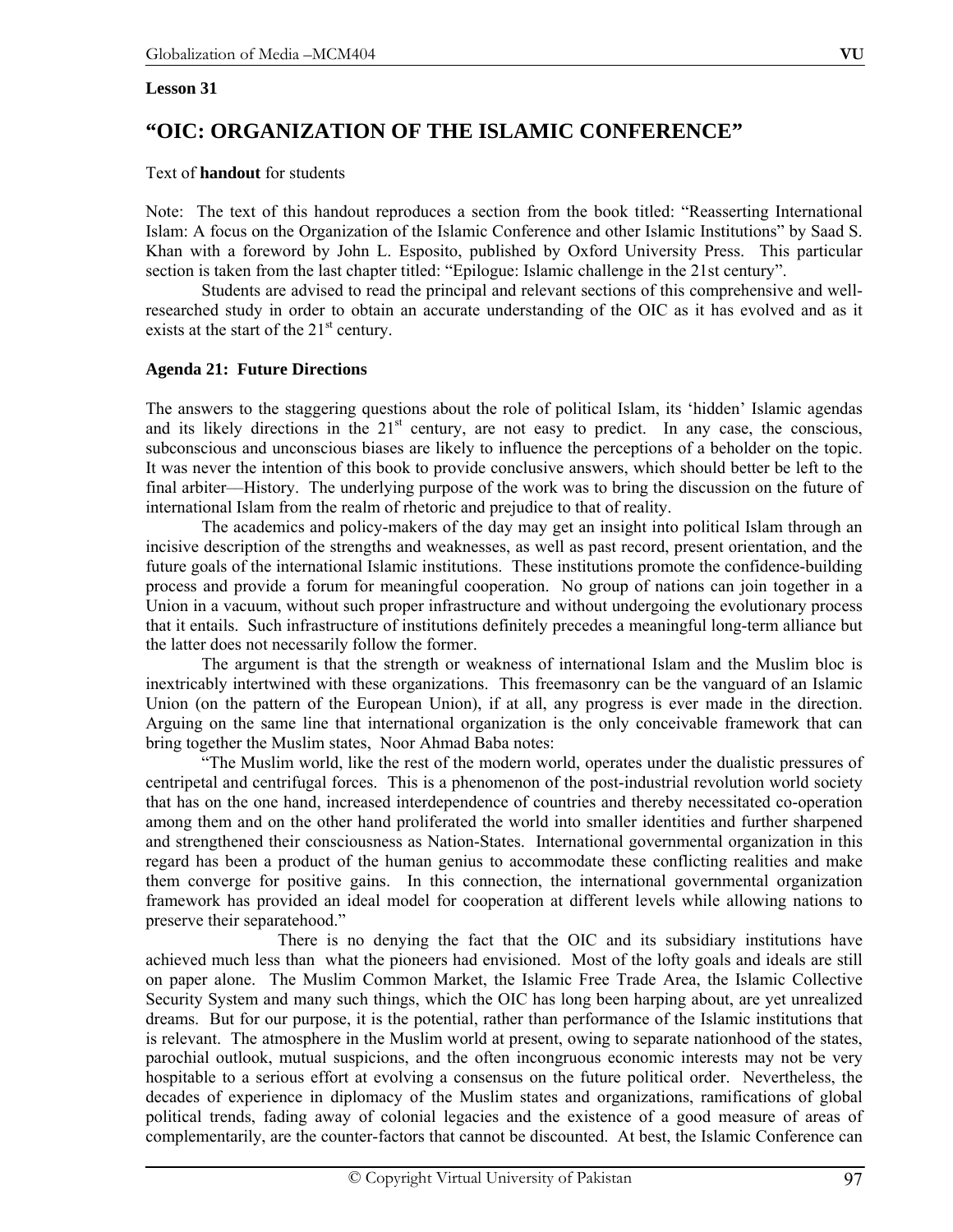**Lesson 31**

# "OIC: ORGANIZATION OF THE ISLAMIC CONFERENCE"

Text of **handout** for students

Note: The text of this handout reproduces a section from the book titled: "Reasserting International Islam: A focus on the Organization of the Islamic Conference and other Islamic Institutions" by Saad S. Khan with a foreword by John L. Esposito, published by Oxford University Press. This particular section is taken from the last chapter titled: "Epilogue: Islamic challenge in the 21st century".

Students are advised to read the principal and relevant sections of this comprehensive and well-researched study in order to obtain an accurate understanding of the OIC as it has evolved and as it exists at the start of the 21st century.

### Agenda 21: Future Directions

The answers to the staggering questions about the role of political Islam, its 'hidden' Islamic agendas and its likely directions in the 21st century, are not easy to predict. In any case, the conscious, subconscious and unconscious biases are likely to influence the perceptions of a beholder on the topic. It was never the intention of this book to provide conclusive answers, which should better be left to the final arbiter—History. The underlying purpose of the work was to bring the discussion on the future of international Islam from the realm of rhetoric and prejudice to that of reality.

The academics and policy-makers of the day may get an insight into political Islam through an incisive description of the strengths and weaknesses, as well as past record, present orientation, and the future goals of the international Islamic institutions. These institutions promote the confidence-building process and provide a forum for meaningful cooperation. No group of nations can join together in a Union in a vacuum, without such proper infrastructure and without undergoing the evolutionary process that it entails. Such infrastructure of institutions definitely precedes a meaningful long-term alliance but the latter does not necessarily follow the former.

The argument is that the strength or weakness of international Islam and the Muslim bloc is inextricably intertwined with these organizations. This freemasonry can be the vanguard of an Islamic Union (on the pattern of the European Union), if at all, any progress is ever made in the direction. Arguing on the same line that international organization is the only conceivable framework that can bring together the Muslim states, Noor Ahmad Baba notes:

"The Muslim world, like the rest of the modern world, operates under the dualistic pressures of centripetal and centrifugal forces. This is a phenomenon of the post-industrial revolution world society that has on the one hand, increased interdependence of countries and thereby necessitated co-operation among them and on the other hand proliferated the world into smaller identities and further sharpened and strengthened their consciousness as Nation-States. International governmental organization in this regard has been a product of the human genius to accommodate these conflicting realities and make them converge for positive gains. In this connection, the international governmental organization framework has provided an ideal model for cooperation at different levels while allowing nations to preserve their separatehood."

There is no denying the fact that the OIC and its subsidiary institutions have achieved much less than what the pioneers had envisioned. Most of the lofty goals and ideals are still on paper alone. The Muslim Common Market, the Islamic Free Trade Area, the Islamic Collective Security System and many such things, which the OIC has long been harping about, are yet unrealized dreams. But for our purpose, it is the potential, rather than performance of the Islamic institutions that is relevant. The atmosphere in the Muslim world at present, owing to separate nationhood of the states, parochial outlook, mutual suspicions, and the often incongruous economic interests may not be very hospitable to a serious effort at evolving a consensus on the future political order. Nevertheless, the decades of experience in diplomacy of the Muslim states and organizations, ramifications of global political trends, fading away of colonial legacies and the existence of a good measure of areas of complementarily, are the counter-factors that cannot be discounted. At best, the Islamic Conference can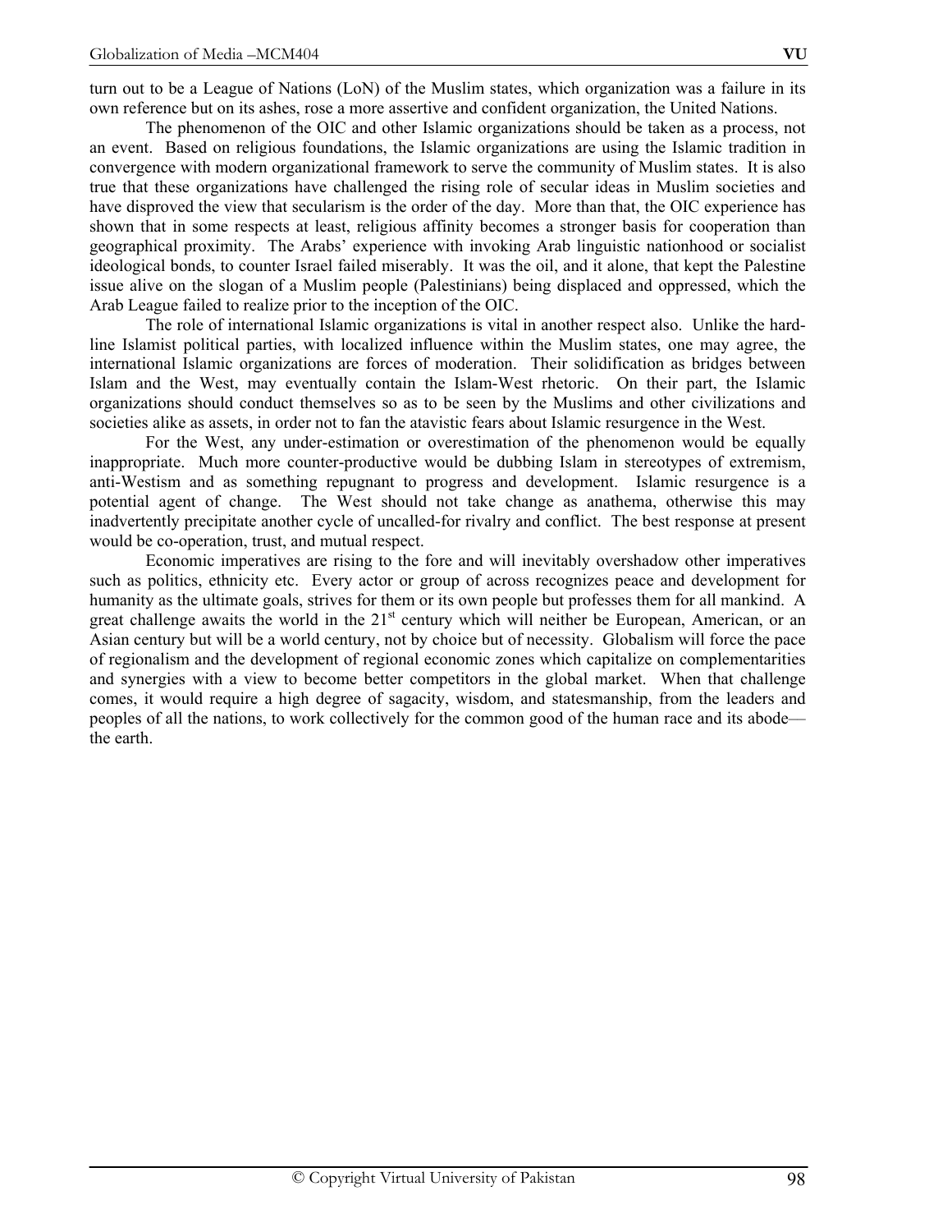turn out to be a League of Nations (LoN) of the Muslim states, which organization was a failure in its own reference but on its ashes, rose a more assertive and confident organization, the United Nations.

The phenomenon of the OIC and other Islamic organizations should be taken as a process, not an event. Based on religious foundations, the Islamic organizations are using the Islamic tradition in convergence with modern organizational framework to serve the community of Muslim states. It is also true that these organizations have challenged the rising role of secular ideas in Muslim societies and have disproved the view that secularism is the order of the day. More than that, the OIC experience has shown that in some respects at least, religious affinity becomes a stronger basis for cooperation than geographical proximity. The Arabs' experience with invoking Arab linguistic nationhood or socialist ideological bonds, to counter Israel failed miserably. It was the oil, and it alone, that kept the Palestine issue alive on the slogan of a Muslim people (Palestinians) being displaced and oppressed, which the Arab League failed to realize prior to the inception of the OIC.

The role of international Islamic organizations is vital in another respect also. Unlike the hard-line Islamist political parties, with localized influence within the Muslim states, one may agree, the international Islamic organizations are forces of moderation. Their solidification as bridges between Islam and the West, may eventually contain the Islam-West rhetoric. On their part, the Islamic organizations should conduct themselves so as to be seen by the Muslims and other civilizations and societies alike as assets, in order not to fan the atavistic fears about Islamic resurgence in the West.

For the West, any under-estimation or overestimation of the phenomenon would be equally inappropriate. Much more counter-productive would be dubbing Islam in stereotypes of extremism, anti-Westism and as something repugnant to progress and development. Islamic resurgence is a potential agent of change. The West should not take change as anathema, otherwise this may inadvertently precipitate another cycle of uncalled-for rivalry and conflict. The best response at present would be co-operation, trust, and mutual respect.

Economic imperatives are rising to the fore and will inevitably overshadow other imperatives such as politics, ethnicity etc. Every actor or group of across recognizes peace and development for humanity as the ultimate goals, strives for them or its own people but professes them for all mankind. A great challenge awaits the world in the 21st century which will neither be European, American, or an Asian century but will be a world century, not by choice but of necessity. Globalism will force the pace of regionalism and the development of regional economic zones which capitalize on complementarities and synergies with a view to become better competitors in the global market. When that challenge comes, it would require a high degree of sagacity, wisdom, and statesmanship, from the leaders and peoples of all the nations, to work collectively for the common good of the human race and its abode—the earth.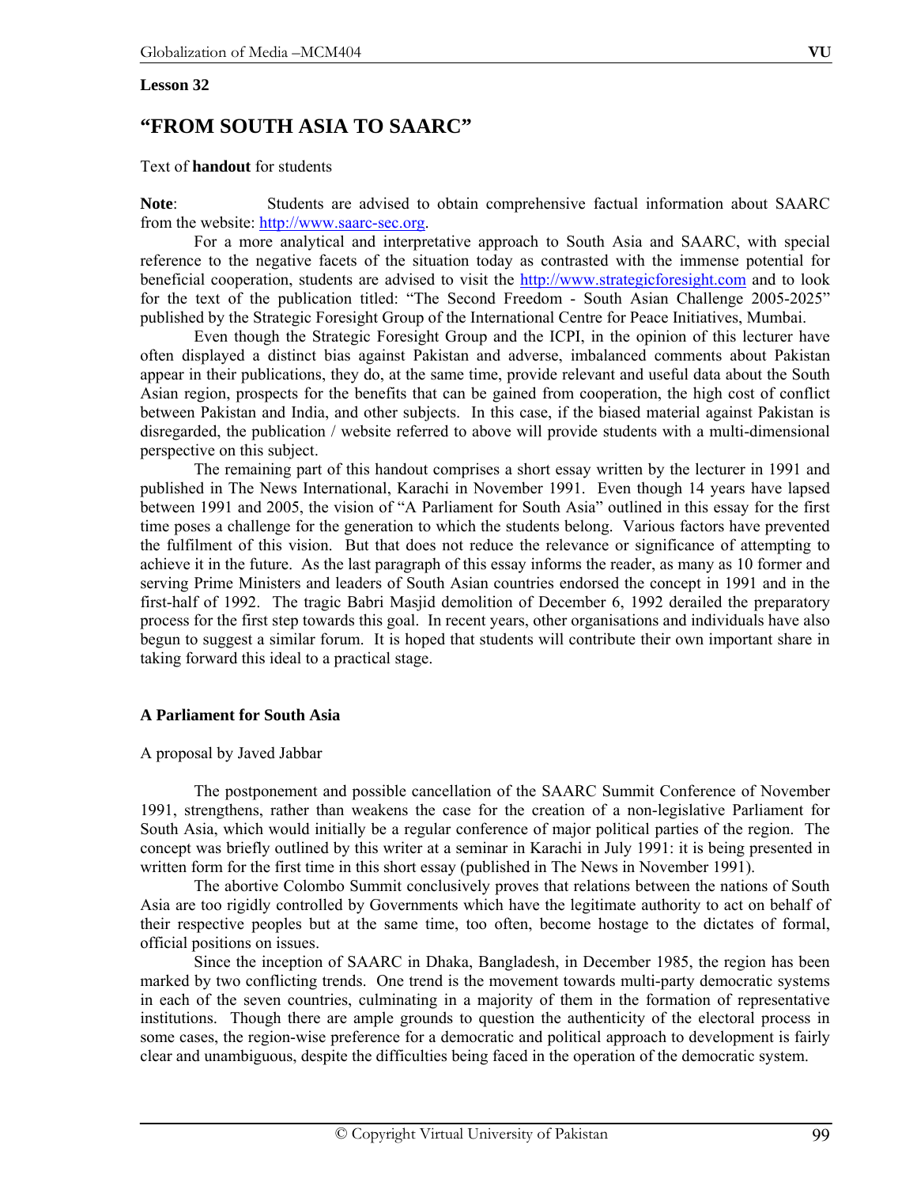**Lesson 32**

# "FROM SOUTH ASIA TO SAARC"

Text of **handout** for students

**Note**: Students are advised to obtain comprehensive factual information about SAARC from the website: http://www.saarc-sec.org.

For a more analytical and interpretative approach to South Asia and SAARC, with special reference to the negative facets of the situation today as contrasted with the immense potential for beneficial cooperation, students are advised to visit the http://www.strategicforesight.com and to look for the text of the publication titled: "The Second Freedom - South Asian Challenge 2005-2025" published by the Strategic Foresight Group of the International Centre for Peace Initiatives, Mumbai.

Even though the Strategic Foresight Group and the ICPI, in the opinion of this lecturer have often displayed a distinct bias against Pakistan and adverse, imbalanced comments about Pakistan appear in their publications, they do, at the same time, provide relevant and useful data about the South Asian region, prospects for the benefits that can be gained from cooperation, the high cost of conflict between Pakistan and India, and other subjects. In this case, if the biased material against Pakistan is disregarded, the publication / website referred to above will provide students with a multi-dimensional perspective on this subject.

The remaining part of this handout comprises a short essay written by the lecturer in 1991 and published in The News International, Karachi in November 1991. Even though 14 years have lapsed between 1991 and 2005, the vision of "A Parliament for South Asia" outlined in this essay for the first time poses a challenge for the generation to which the students belong. Various factors have prevented the fulfilment of this vision. But that does not reduce the relevance or significance of attempting to achieve it in the future. As the last paragraph of this essay informs the reader, as many as 10 former and serving Prime Ministers and leaders of South Asian countries endorsed the concept in 1991 and in the first-half of 1992. The tragic Babri Masjid demolition of December 6, 1992 derailed the preparatory process for the first step towards this goal. In recent years, other organisations and individuals have also begun to suggest a similar forum. It is hoped that students will contribute their own important share in taking forward this ideal to a practical stage.

## A Parliament for South Asia

A proposal by Javed Jabbar

The postponement and possible cancellation of the SAARC Summit Conference of November 1991, strengthens, rather than weakens the case for the creation of a non-legislative Parliament for South Asia, which would initially be a regular conference of major political parties of the region. The concept was briefly outlined by this writer at a seminar in Karachi in July 1991: it is being presented in written form for the first time in this short essay (published in The News in November 1991).

The abortive Colombo Summit conclusively proves that relations between the nations of South Asia are too rigidly controlled by Governments which have the legitimate authority to act on behalf of their respective peoples but at the same time, too often, become hostage to the dictates of formal, official positions on issues.

Since the inception of SAARC in Dhaka, Bangladesh, in December 1985, the region has been marked by two conflicting trends. One trend is the movement towards multi-party democratic systems in each of the seven countries, culminating in a majority of them in the formation of representative institutions. Though there are ample grounds to question the authenticity of the electoral process in some cases, the region-wise preference for a democratic and political approach to development is fairly clear and unambiguous, despite the difficulties being faced in the operation of the democratic system.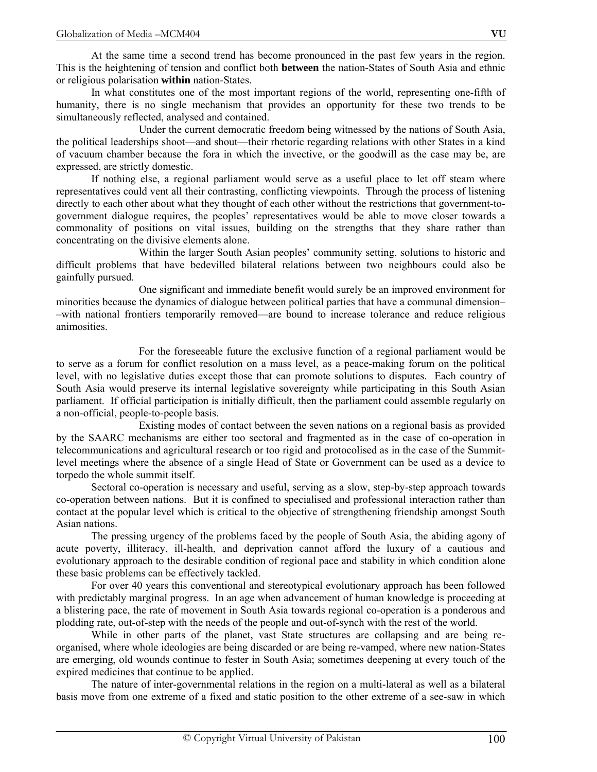At the same time a second trend has become pronounced in the past few years in the region. This is the heightening of tension and conflict both **between** the nation-States of South Asia and ethnic or religious polarisation **within** nation-States.

In what constitutes one of the most important regions of the world, representing one-fifth of humanity, there is no single mechanism that provides an opportunity for these two trends to be simultaneously reflected, analysed and contained.

Under the current democratic freedom being witnessed by the nations of South Asia, the political leaderships shoot—and shout—their rhetoric regarding relations with other States in a kind of vacuum chamber because the fora in which the invective, or the goodwill as the case may be, are expressed, are strictly domestic.

If nothing else, a regional parliament would serve as a useful place to let off steam where representatives could vent all their contrasting, conflicting viewpoints. Through the process of listening directly to each other about what they thought of each other without the restrictions that government-to-government dialogue requires, the peoples' representatives would be able to move closer towards a commonality of positions on vital issues, building on the strengths that they share rather than concentrating on the divisive elements alone.

Within the larger South Asian peoples' community setting, solutions to historic and difficult problems that have bedevilled bilateral relations between two neighbours could also be gainfully pursued.

One significant and immediate benefit would surely be an improved environment for minorities because the dynamics of dialogue between political parties that have a communal dimension––with national frontiers temporarily removed—are bound to increase tolerance and reduce religious animosities.

For the foreseeable future the exclusive function of a regional parliament would be to serve as a forum for conflict resolution on a mass level, as a peace-making forum on the political level, with no legislative duties except those that can promote solutions to disputes. Each country of South Asia would preserve its internal legislative sovereignty while participating in this South Asian parliament. If official participation is initially difficult, then the parliament could assemble regularly on a non-official, people-to-people basis.

Existing modes of contact between the seven nations on a regional basis as provided by the SAARC mechanisms are either too sectoral and fragmented as in the case of co-operation in telecommunications and agricultural research or too rigid and protocolised as in the case of the Summit-level meetings where the absence of a single Head of State or Government can be used as a device to torpedo the whole summit itself.

Sectoral co-operation is necessary and useful, serving as a slow, step-by-step approach towards co-operation between nations. But it is confined to specialised and professional interaction rather than contact at the popular level which is critical to the objective of strengthening friendship amongst South Asian nations.

The pressing urgency of the problems faced by the people of South Asia, the abiding agony of acute poverty, illiteracy, ill-health, and deprivation cannot afford the luxury of a cautious and evolutionary approach to the desirable condition of regional pace and stability in which condition alone these basic problems can be effectively tackled.

For over 40 years this conventional and stereotypical evolutionary approach has been followed with predictably marginal progress. In an age when advancement of human knowledge is proceeding at a blistering pace, the rate of movement in South Asia towards regional co-operation is a ponderous and plodding rate, out-of-step with the needs of the people and out-of-synch with the rest of the world.

While in other parts of the planet, vast State structures are collapsing and are being re-organised, where whole ideologies are being discarded or are being re-vamped, where new nation-States are emerging, old wounds continue to fester in South Asia; sometimes deepening at every touch of the expired medicines that continue to be applied.

The nature of inter-governmental relations in the region on a multi-lateral as well as a bilateral basis move from one extreme of a fixed and static position to the other extreme of a see-saw in which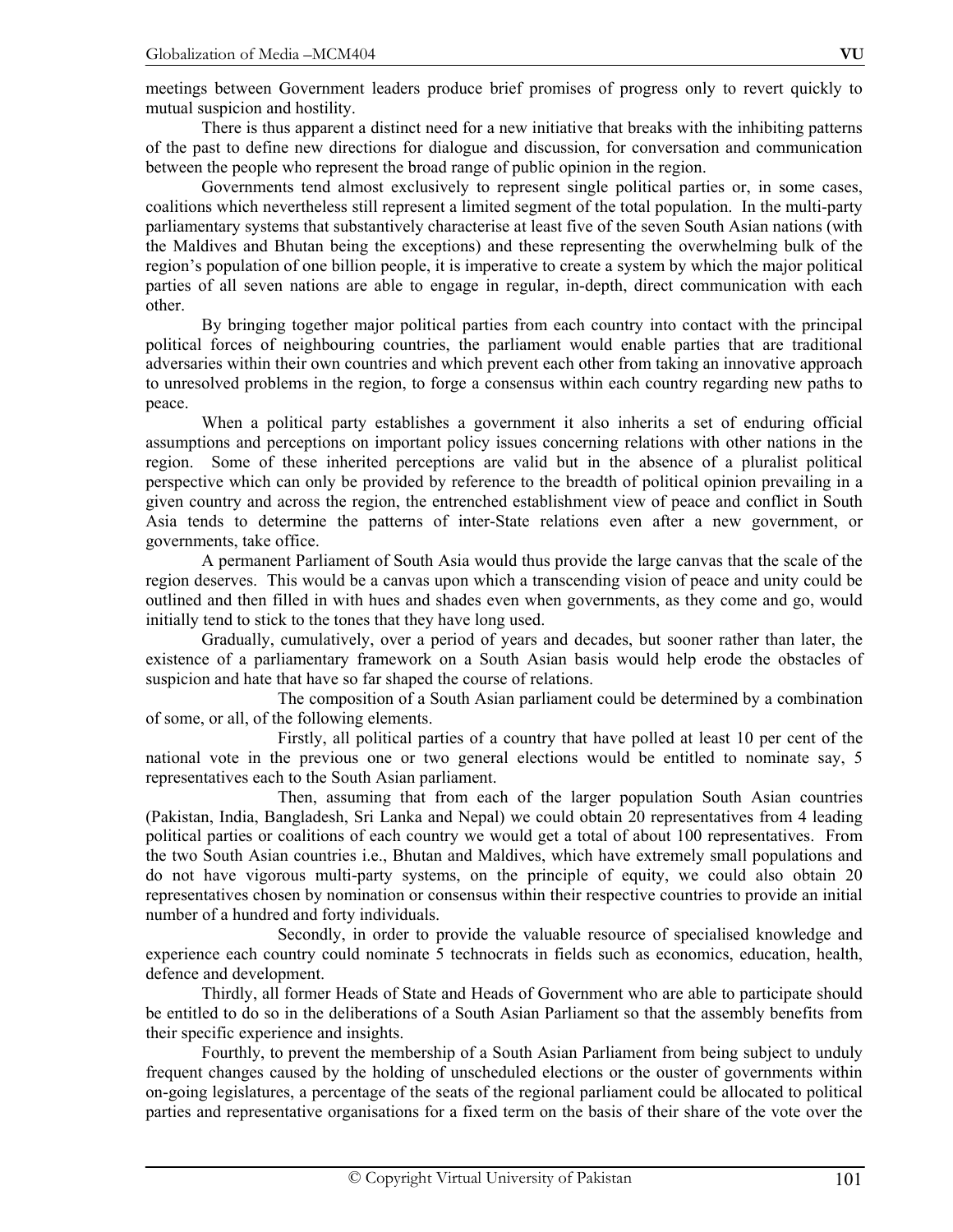meetings between Government leaders produce brief promises of progress only to revert quickly to mutual suspicion and hostility.

There is thus apparent a distinct need for a new initiative that breaks with the inhibiting patterns of the past to define new directions for dialogue and discussion, for conversation and communication between the people who represent the broad range of public opinion in the region.

Governments tend almost exclusively to represent single political parties or, in some cases, coalitions which nevertheless still represent a limited segment of the total population. In the multi-party parliamentary systems that substantively characterise at least five of the seven South Asian nations (with the Maldives and Bhutan being the exceptions) and these representing the overwhelming bulk of the region's population of one billion people, it is imperative to create a system by which the major political parties of all seven nations are able to engage in regular, in-depth, direct communication with each other.

By bringing together major political parties from each country into contact with the principal political forces of neighbouring countries, the parliament would enable parties that are traditional adversaries within their own countries and which prevent each other from taking an innovative approach to unresolved problems in the region, to forge a consensus within each country regarding new paths to peace.

When a political party establishes a government it also inherits a set of enduring official assumptions and perceptions on important policy issues concerning relations with other nations in the region. Some of these inherited perceptions are valid but in the absence of a pluralist political perspective which can only be provided by reference to the breadth of political opinion prevailing in a given country and across the region, the entrenched establishment view of peace and conflict in South Asia tends to determine the patterns of inter-State relations even after a new government, or governments, take office.

A permanent Parliament of South Asia would thus provide the large canvas that the scale of the region deserves. This would be a canvas upon which a transcending vision of peace and unity could be outlined and then filled in with hues and shades even when governments, as they come and go, would initially tend to stick to the tones that they have long used.

Gradually, cumulatively, over a period of years and decades, but sooner rather than later, the existence of a parliamentary framework on a South Asian basis would help erode the obstacles of suspicion and hate that have so far shaped the course of relations.

The composition of a South Asian parliament could be determined by a combination of some, or all, of the following elements.

Firstly, all political parties of a country that have polled at least 10 per cent of the national vote in the previous one or two general elections would be entitled to nominate say, 5 representatives each to the South Asian parliament.

Then, assuming that from each of the larger population South Asian countries (Pakistan, India, Bangladesh, Sri Lanka and Nepal) we could obtain 20 representatives from 4 leading political parties or coalitions of each country we would get a total of about 100 representatives. From the two South Asian countries i.e., Bhutan and Maldives, which have extremely small populations and do not have vigorous multi-party systems, on the principle of equity, we could also obtain 20 representatives chosen by nomination or consensus within their respective countries to provide an initial number of a hundred and forty individuals.

Secondly, in order to provide the valuable resource of specialised knowledge and experience each country could nominate 5 technocrats in fields such as economics, education, health, defence and development.

Thirdly, all former Heads of State and Heads of Government who are able to participate should be entitled to do so in the deliberations of a South Asian Parliament so that the assembly benefits from their specific experience and insights.

Fourthly, to prevent the membership of a South Asian Parliament from being subject to unduly frequent changes caused by the holding of unscheduled elections or the ouster of governments within on-going legislatures, a percentage of the seats of the regional parliament could be allocated to political parties and representative organisations for a fixed term on the basis of their share of the vote over the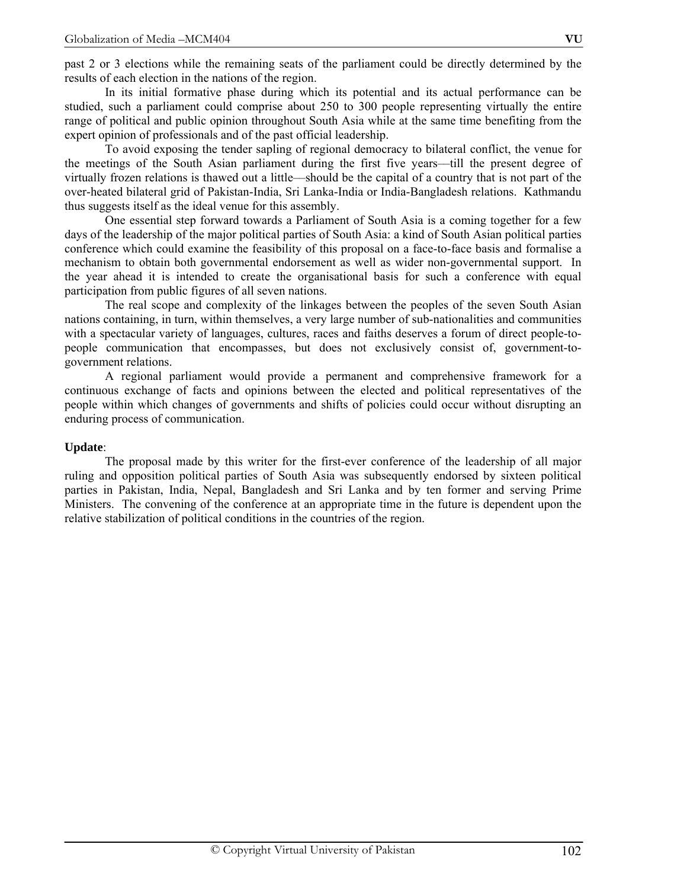past 2 or 3 elections while the remaining seats of the parliament could be directly determined by the results of each election in the nations of the region.

In its initial formative phase during which its potential and its actual performance can be studied, such a parliament could comprise about 250 to 300 people representing virtually the entire range of political and public opinion throughout South Asia while at the same time benefiting from the expert opinion of professionals and of the past official leadership.

To avoid exposing the tender sapling of regional democracy to bilateral conflict, the venue for the meetings of the South Asian parliament during the first five years—till the present degree of virtually frozen relations is thawed out a little—should be the capital of a country that is not part of the over-heated bilateral grid of Pakistan-India, Sri Lanka-India or India-Bangladesh relations. Kathmandu thus suggests itself as the ideal venue for this assembly.

One essential step forward towards a Parliament of South Asia is a coming together for a few days of the leadership of the major political parties of South Asia: a kind of South Asian political parties conference which could examine the feasibility of this proposal on a face-to-face basis and formalise a mechanism to obtain both governmental endorsement as well as wider non-governmental support. In the year ahead it is intended to create the organisational basis for such a conference with equal participation from public figures of all seven nations.

The real scope and complexity of the linkages between the peoples of the seven South Asian nations containing, in turn, within themselves, a very large number of sub-nationalities and communities with a spectacular variety of languages, cultures, races and faiths deserves a forum of direct people-to-people communication that encompasses, but does not exclusively consist of, government-to-government relations.

A regional parliament would provide a permanent and comprehensive framework for a continuous exchange of facts and opinions between the elected and political representatives of the people within which changes of governments and shifts of policies could occur without disrupting an enduring process of communication.

**Update**:

The proposal made by this writer for the first-ever conference of the leadership of all major ruling and opposition political parties of South Asia was subsequently endorsed by sixteen political parties in Pakistan, India, Nepal, Bangladesh and Sri Lanka and by ten former and serving Prime Ministers. The convening of the conference at an appropriate time in the future is dependent upon the relative stabilization of political conditions in the countries of the region.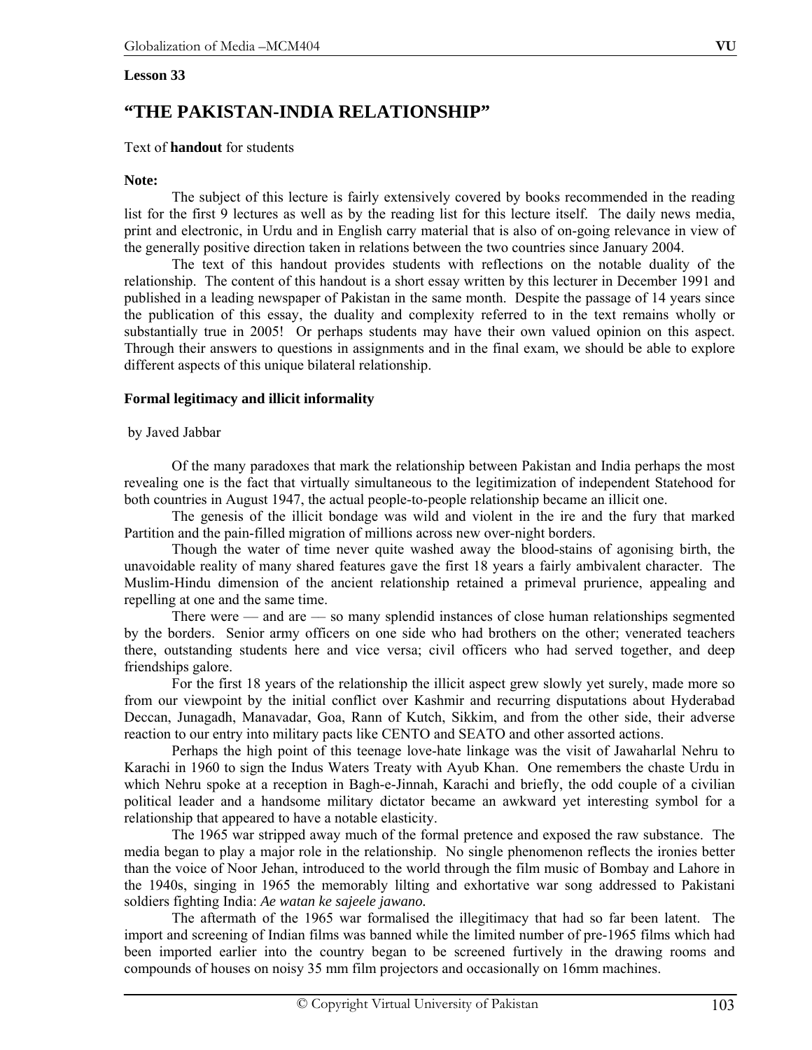**Lesson 33**

# "THE PAKISTAN-INDIA RELATIONSHIP"

Text of **handout** for students

**Note:**

The subject of this lecture is fairly extensively covered by books recommended in the reading list for the first 9 lectures as well as by the reading list for this lecture itself. The daily news media, print and electronic, in Urdu and in English carry material that is also of on-going relevance in view of the generally positive direction taken in relations between the two countries since January 2004.

The text of this handout provides students with reflections on the notable duality of the relationship. The content of this handout is a short essay written by this lecturer in December 1991 and published in a leading newspaper of Pakistan in the same month. Despite the passage of 14 years since the publication of this essay, the duality and complexity referred to in the text remains wholly or substantially true in 2005! Or perhaps students may have their own valued opinion on this aspect. Through their answers to questions in assignments and in the final exam, we should be able to explore different aspects of this unique bilateral relationship.

**Formal legitimacy and illicit informality**

by Javed Jabbar

Of the many paradoxes that mark the relationship between Pakistan and India perhaps the most revealing one is the fact that virtually simultaneous to the legitimization of independent Statehood for both countries in August 1947, the actual people-to-people relationship became an illicit one.

The genesis of the illicit bondage was wild and violent in the ire and the fury that marked Partition and the pain-filled migration of millions across new over-night borders.

Though the water of time never quite washed away the blood-stains of agonising birth, the unavoidable reality of many shared features gave the first 18 years a fairly ambivalent character. The Muslim-Hindu dimension of the ancient relationship retained a primeval prurience, appealing and repelling at one and the same time.

There were — and are — so many splendid instances of close human relationships segmented by the borders. Senior army officers on one side who had brothers on the other; venerated teachers there, outstanding students here and vice versa; civil officers who had served together, and deep friendships galore.

For the first 18 years of the relationship the illicit aspect grew slowly yet surely, made more so from our viewpoint by the initial conflict over Kashmir and recurring disputations about Hyderabad Deccan, Junagadh, Manavadar, Goa, Rann of Kutch, Sikkim, and from the other side, their adverse reaction to our entry into military pacts like CENTO and SEATO and other assorted actions.

Perhaps the high point of this teenage love-hate linkage was the visit of Jawaharlal Nehru to Karachi in 1960 to sign the Indus Waters Treaty with Ayub Khan. One remembers the chaste Urdu in which Nehru spoke at a reception in Bagh-e-Jinnah, Karachi and briefly, the odd couple of a civilian political leader and a handsome military dictator became an awkward yet interesting symbol for a relationship that appeared to have a notable elasticity.

The 1965 war stripped away much of the formal pretence and exposed the raw substance. The media began to play a major role in the relationship. No single phenomenon reflects the ironies better than the voice of Noor Jehan, introduced to the world through the film music of Bombay and Lahore in the 1940s, singing in 1965 the memorably lilting and exhortative war song addressed to Pakistani soldiers fighting India: *Ae watan ke sajeele jawano.*

The aftermath of the 1965 war formalised the illegitimacy that had so far been latent. The import and screening of Indian films was banned while the limited number of pre-1965 films which had been imported earlier into the country began to be screened furtively in the drawing rooms and compounds of houses on noisy 35 mm film projectors and occasionally on 16mm machines.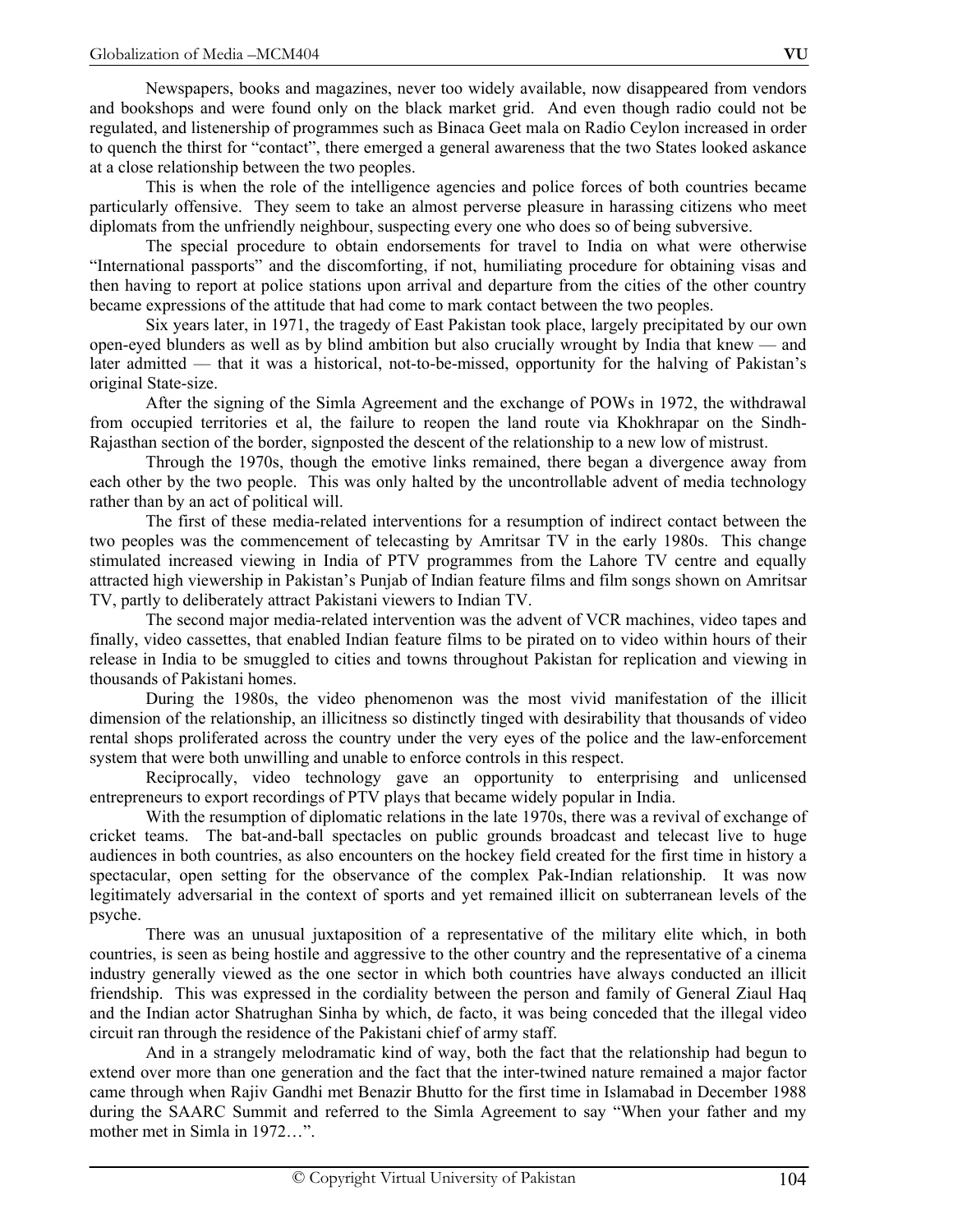Newspapers, books and magazines, never too widely available, now disappeared from vendors and bookshops and were found only on the black market grid. And even though radio could not be regulated, and listenership of programmes such as Binaca Geet mala on Radio Ceylon increased in order to quench the thirst for "contact", there emerged a general awareness that the two States looked askance at a close relationship between the two peoples.

This is when the role of the intelligence agencies and police forces of both countries became particularly offensive. They seem to take an almost perverse pleasure in harassing citizens who meet diplomats from the unfriendly neighbour, suspecting every one who does so of being subversive.

The special procedure to obtain endorsements for travel to India on what were otherwise "International passports" and the discomforting, if not, humiliating procedure for obtaining visas and then having to report at police stations upon arrival and departure from the cities of the other country became expressions of the attitude that had come to mark contact between the two peoples.

Six years later, in 1971, the tragedy of East Pakistan took place, largely precipitated by our own open-eyed blunders as well as by blind ambition but also crucially wrought by India that knew — and later admitted — that it was a historical, not-to-be-missed, opportunity for the halving of Pakistan's original State-size.

After the signing of the Simla Agreement and the exchange of POWs in 1972, the withdrawal from occupied territories et al, the failure to reopen the land route via Khokhrapar on the Sindh-Rajasthan section of the border, signposted the descent of the relationship to a new low of mistrust.

Through the 1970s, though the emotive links remained, there began a divergence away from each other by the two people. This was only halted by the uncontrollable advent of media technology rather than by an act of political will.

The first of these media-related interventions for a resumption of indirect contact between the two peoples was the commencement of telecasting by Amritsar TV in the early 1980s. This change stimulated increased viewing in India of PTV programmes from the Lahore TV centre and equally attracted high viewership in Pakistan's Punjab of Indian feature films and film songs shown on Amritsar TV, partly to deliberately attract Pakistani viewers to Indian TV.

The second major media-related intervention was the advent of VCR machines, video tapes and finally, video cassettes, that enabled Indian feature films to be pirated on to video within hours of their release in India to be smuggled to cities and towns throughout Pakistan for replication and viewing in thousands of Pakistani homes.

During the 1980s, the video phenomenon was the most vivid manifestation of the illicit dimension of the relationship, an illicitness so distinctly tinged with desirability that thousands of video rental shops proliferated across the country under the very eyes of the police and the law-enforcement system that were both unwilling and unable to enforce controls in this respect.

Reciprocally, video technology gave an opportunity to enterprising and unlicensed entrepreneurs to export recordings of PTV plays that became widely popular in India.

With the resumption of diplomatic relations in the late 1970s, there was a revival of exchange of cricket teams. The bat-and-ball spectacles on public grounds broadcast and telecast live to huge audiences in both countries, as also encounters on the hockey field created for the first time in history a spectacular, open setting for the observance of the complex Pak-Indian relationship. It was now legitimately adversarial in the context of sports and yet remained illicit on subterranean levels of the psyche.

There was an unusual juxtaposition of a representative of the military elite which, in both countries, is seen as being hostile and aggressive to the other country and the representative of a cinema industry generally viewed as the one sector in which both countries have always conducted an illicit friendship. This was expressed in the cordiality between the person and family of General Ziaul Haq and the Indian actor Shatrughan Sinha by which, de facto, it was being conceded that the illegal video circuit ran through the residence of the Pakistani chief of army staff.

And in a strangely melodramatic kind of way, both the fact that the relationship had begun to extend over more than one generation and the fact that the inter-twined nature remained a major factor came through when Rajiv Gandhi met Benazir Bhutto for the first time in Islamabad in December 1988 during the SAARC Summit and referred to the Simla Agreement to say "When your father and my mother met in Simla in 1972…".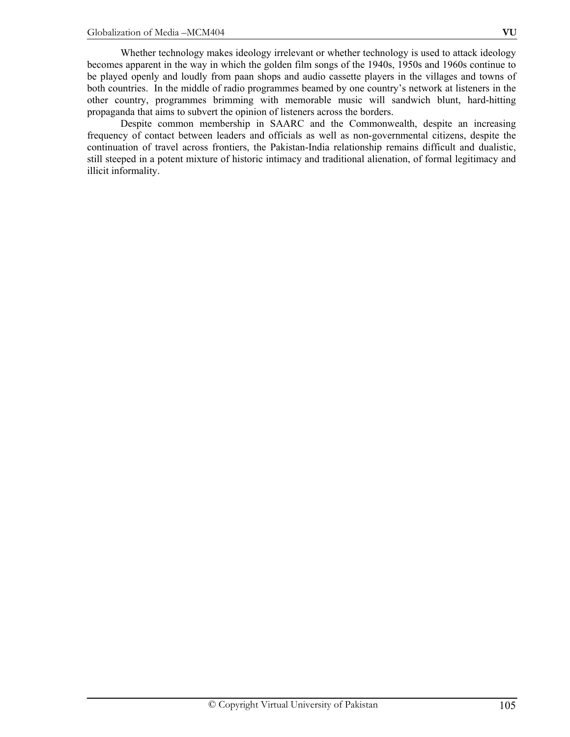Whether technology makes ideology irrelevant or whether technology is used to attack ideology becomes apparent in the way in which the golden film songs of the 1940s, 1950s and 1960s continue to be played openly and loudly from paan shops and audio cassette players in the villages and towns of both countries. In the middle of radio programmes beamed by one country's network at listeners in the other country, programmes brimming with memorable music will sandwich blunt, hard-hitting propaganda that aims to subvert the opinion of listeners across the borders.

Despite common membership in SAARC and the Commonwealth, despite an increasing frequency of contact between leaders and officials as well as non-governmental citizens, despite the continuation of travel across frontiers, the Pakistan-India relationship remains difficult and dualistic, still steeped in a potent mixture of historic intimacy and traditional alienation, of formal legitimacy and illicit informality.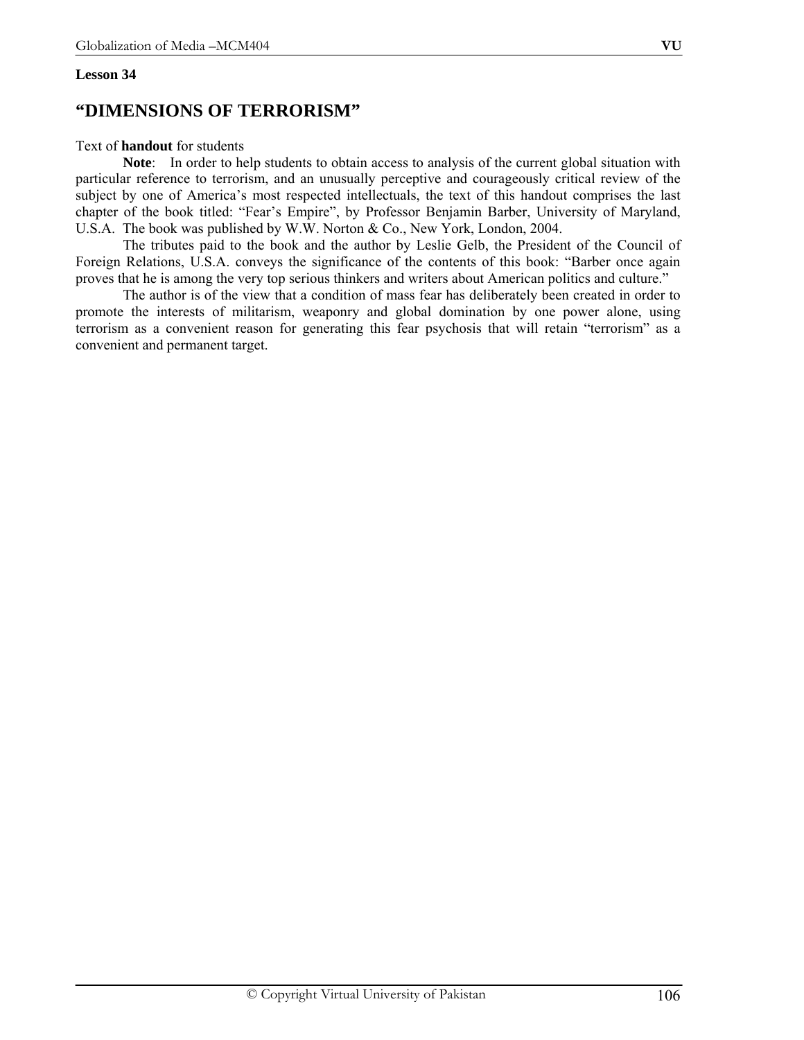**Lesson 34**

# "DIMENSIONS OF TERRORISM"

Text of **handout** for students

**Note**: In order to help students to obtain access to analysis of the current global situation with particular reference to terrorism, and an unusually perceptive and courageously critical review of the subject by one of America's most respected intellectuals, the text of this handout comprises the last chapter of the book titled: "Fear's Empire", by Professor Benjamin Barber, University of Maryland, U.S.A. The book was published by W.W. Norton & Co., New York, London, 2004.

The tributes paid to the book and the author by Leslie Gelb, the President of the Council of Foreign Relations, U.S.A. conveys the significance of the contents of this book: "Barber once again proves that he is among the very top serious thinkers and writers about American politics and culture."

The author is of the view that a condition of mass fear has deliberately been created in order to promote the interests of militarism, weaponry and global domination by one power alone, using terrorism as a convenient reason for generating this fear psychosis that will retain "terrorism" as a convenient and permanent target.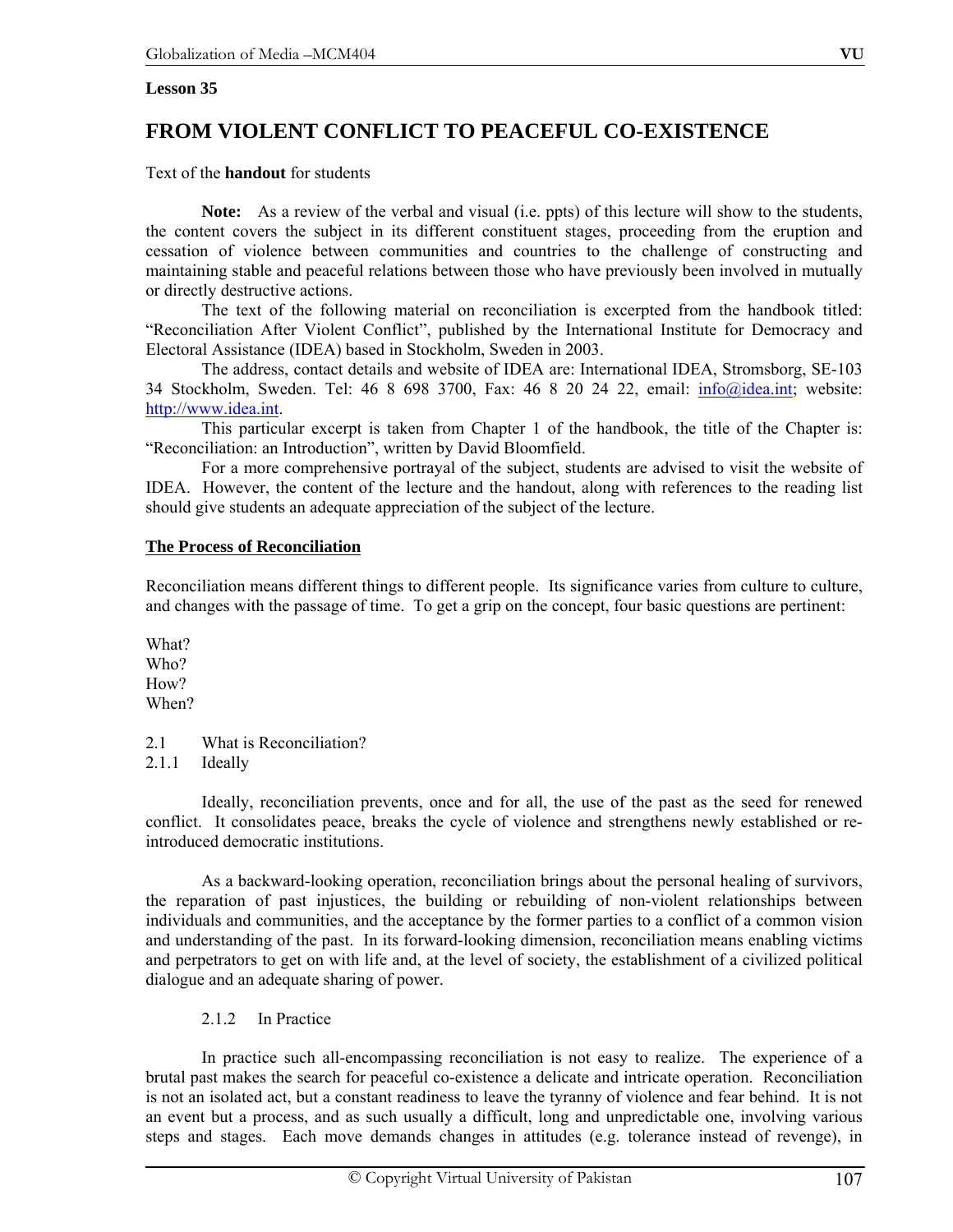**Lesson 35**

# FROM VIOLENT CONFLICT TO PEACEFUL CO-EXISTENCE

Text of the **handout** for students

**Note:** As a review of the verbal and visual (i.e. ppts) of this lecture will show to the students, the content covers the subject in its different constituent stages, proceeding from the eruption and cessation of violence between communities and countries to the challenge of constructing and maintaining stable and peaceful relations between those who have previously been involved in mutually or directly destructive actions.

The text of the following material on reconciliation is excerpted from the handbook titled: "Reconciliation After Violent Conflict", published by the International Institute for Democracy and Electoral Assistance (IDEA) based in Stockholm, Sweden in 2003.

The address, contact details and website of IDEA are: International IDEA, Stromsborg, SE-103 34 Stockholm, Sweden. Tel: 46 8 698 3700, Fax: 46 8 20 24 22, email: info@idea.int; website: http://www.idea.int.

This particular excerpt is taken from Chapter 1 of the handbook, the title of the Chapter is: "Reconciliation: an Introduction", written by David Bloomfield.

For a more comprehensive portrayal of the subject, students are advised to visit the website of IDEA. However, the content of the lecture and the handout, along with references to the reading list should give students an adequate appreciation of the subject of the lecture.

## The Process of Reconciliation

Reconciliation means different things to different people. Its significance varies from culture to culture, and changes with the passage of time. To get a grip on the concept, four basic questions are pertinent:

What?
Who?
How?
When?

2.1 What is Reconciliation?
2.1.1 Ideally

Ideally, reconciliation prevents, once and for all, the use of the past as the seed for renewed conflict. It consolidates peace, breaks the cycle of violence and strengthens newly established or re-introduced democratic institutions.

As a backward-looking operation, reconciliation brings about the personal healing of survivors, the reparation of past injustices, the building or rebuilding of non-violent relationships between individuals and communities, and the acceptance by the former parties to a conflict of a common vision and understanding of the past. In its forward-looking dimension, reconciliation means enabling victims and perpetrators to get on with life and, at the level of society, the establishment of a civilized political dialogue and an adequate sharing of power.

2.1.2 In Practice

In practice such all-encompassing reconciliation is not easy to realize. The experience of a brutal past makes the search for peaceful co-existence a delicate and intricate operation. Reconciliation is not an isolated act, but a constant readiness to leave the tyranny of violence and fear behind. It is not an event but a process, and as such usually a difficult, long and unpredictable one, involving various steps and stages. Each move demands changes in attitudes (e.g. tolerance instead of revenge), in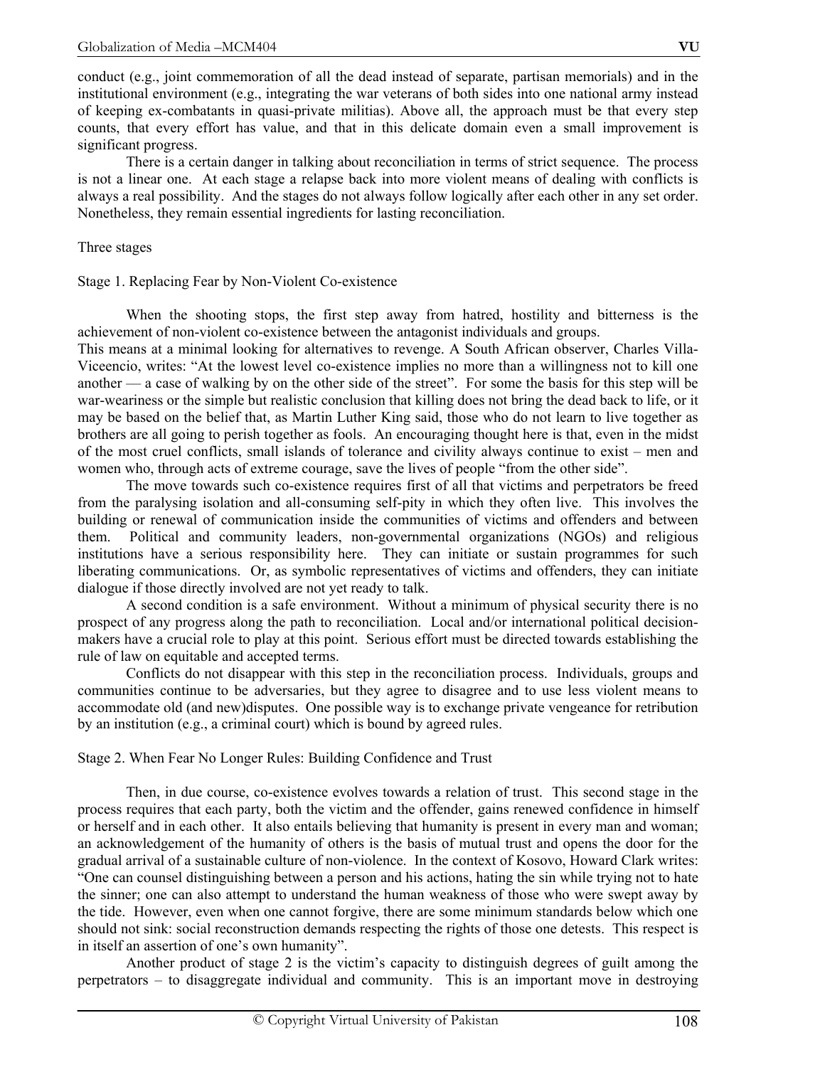conduct (e.g., joint commemoration of all the dead instead of separate, partisan memorials) and in the institutional environment (e.g., integrating the war veterans of both sides into one national army instead of keeping ex-combatants in quasi-private militias). Above all, the approach must be that every step counts, that every effort has value, and that in this delicate domain even a small improvement is significant progress.

There is a certain danger in talking about reconciliation in terms of strict sequence. The process is not a linear one. At each stage a relapse back into more violent means of dealing with conflicts is always a real possibility. And the stages do not always follow logically after each other in any set order. Nonetheless, they remain essential ingredients for lasting reconciliation.

Three stages

Stage 1. Replacing Fear by Non-Violent Co-existence

When the shooting stops, the first step away from hatred, hostility and bitterness is the achievement of non-violent co-existence between the antagonist individuals and groups.

This means at a minimal looking for alternatives to revenge. A South African observer, Charles Villa-Viceencio, writes: "At the lowest level co-existence implies no more than a willingness not to kill one another — a case of walking by on the other side of the street". For some the basis for this step will be war-weariness or the simple but realistic conclusion that killing does not bring the dead back to life, or it may be based on the belief that, as Martin Luther King said, those who do not learn to live together as brothers are all going to perish together as fools. An encouraging thought here is that, even in the midst of the most cruel conflicts, small islands of tolerance and civility always continue to exist – men and women who, through acts of extreme courage, save the lives of people "from the other side".

The move towards such co-existence requires first of all that victims and perpetrators be freed from the paralysing isolation and all-consuming self-pity in which they often live. This involves the building or renewal of communication inside the communities of victims and offenders and between them. Political and community leaders, non-governmental organizations (NGOs) and religious institutions have a serious responsibility here. They can initiate or sustain programmes for such liberating communications. Or, as symbolic representatives of victims and offenders, they can initiate dialogue if those directly involved are not yet ready to talk.

A second condition is a safe environment. Without a minimum of physical security there is no prospect of any progress along the path to reconciliation. Local and/or international political decision-makers have a crucial role to play at this point. Serious effort must be directed towards establishing the rule of law on equitable and accepted terms.

Conflicts do not disappear with this step in the reconciliation process. Individuals, groups and communities continue to be adversaries, but they agree to disagree and to use less violent means to accommodate old (and new)disputes. One possible way is to exchange private vengeance for retribution by an institution (e.g., a criminal court) which is bound by agreed rules.

Stage 2. When Fear No Longer Rules: Building Confidence and Trust

Then, in due course, co-existence evolves towards a relation of trust. This second stage in the process requires that each party, both the victim and the offender, gains renewed confidence in himself or herself and in each other. It also entails believing that humanity is present in every man and woman; an acknowledgement of the humanity of others is the basis of mutual trust and opens the door for the gradual arrival of a sustainable culture of non-violence. In the context of Kosovo, Howard Clark writes: "One can counsel distinguishing between a person and his actions, hating the sin while trying not to hate the sinner; one can also attempt to understand the human weakness of those who were swept away by the tide. However, even when one cannot forgive, there are some minimum standards below which one should not sink: social reconstruction demands respecting the rights of those one detests. This respect is in itself an assertion of one's own humanity".

Another product of stage 2 is the victim's capacity to distinguish degrees of guilt among the perpetrators – to disaggregate individual and community. This is an important move in destroying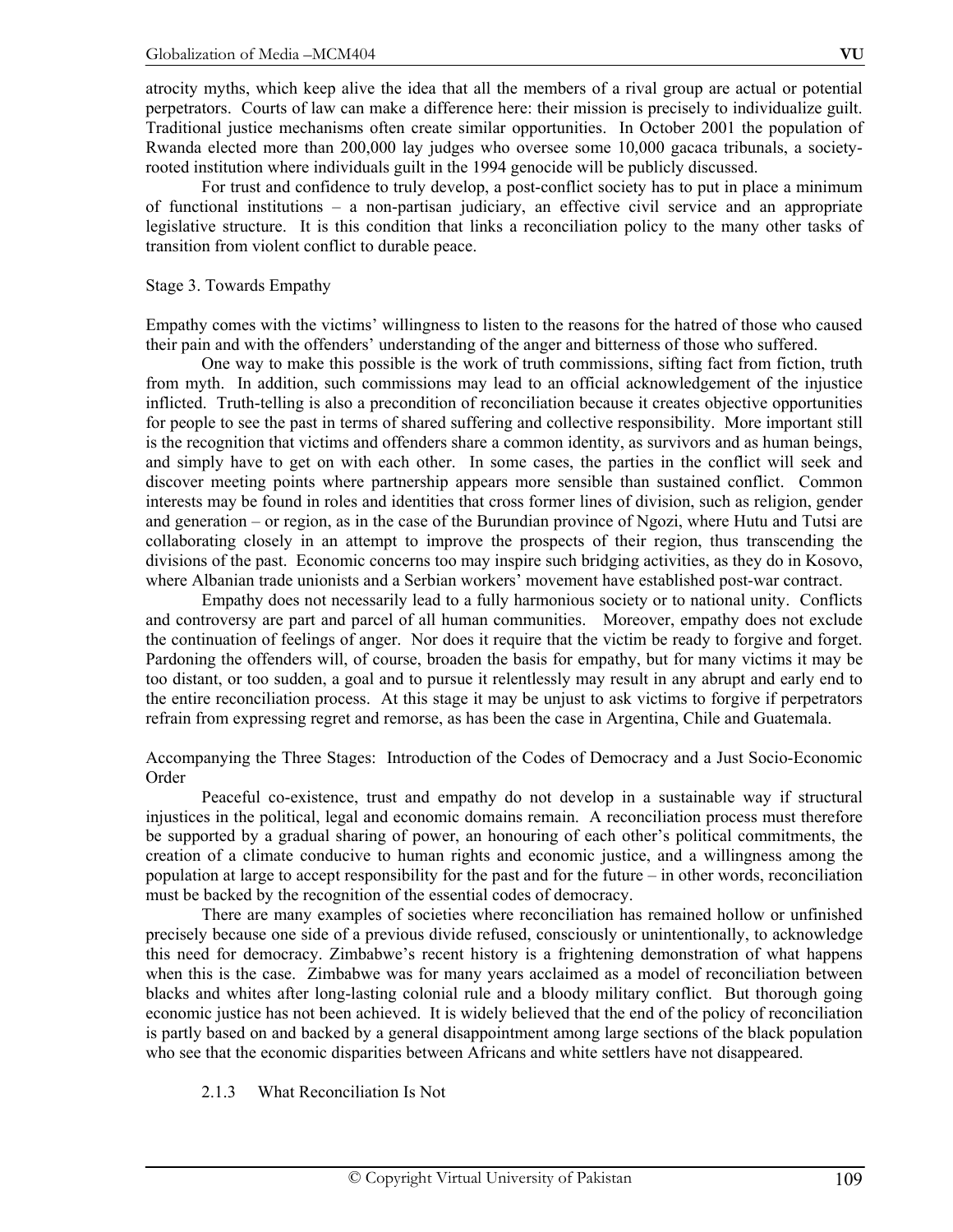atrocity myths, which keep alive the idea that all the members of a rival group are actual or potential perpetrators. Courts of law can make a difference here: their mission is precisely to individualize guilt. Traditional justice mechanisms often create similar opportunities. In October 2001 the population of Rwanda elected more than 200,000 lay judges who oversee some 10,000 gacaca tribunals, a society-rooted institution where individuals guilt in the 1994 genocide will be publicly discussed.

For trust and confidence to truly develop, a post-conflict society has to put in place a minimum of functional institutions – a non-partisan judiciary, an effective civil service and an appropriate legislative structure. It is this condition that links a reconciliation policy to the many other tasks of transition from violent conflict to durable peace.

Stage 3. Towards Empathy

Empathy comes with the victims' willingness to listen to the reasons for the hatred of those who caused their pain and with the offenders' understanding of the anger and bitterness of those who suffered.

One way to make this possible is the work of truth commissions, sifting fact from fiction, truth from myth. In addition, such commissions may lead to an official acknowledgement of the injustice inflicted. Truth-telling is also a precondition of reconciliation because it creates objective opportunities for people to see the past in terms of shared suffering and collective responsibility. More important still is the recognition that victims and offenders share a common identity, as survivors and as human beings, and simply have to get on with each other. In some cases, the parties in the conflict will seek and discover meeting points where partnership appears more sensible than sustained conflict. Common interests may be found in roles and identities that cross former lines of division, such as religion, gender and generation – or region, as in the case of the Burundian province of Ngozi, where Hutu and Tutsi are collaborating closely in an attempt to improve the prospects of their region, thus transcending the divisions of the past. Economic concerns too may inspire such bridging activities, as they do in Kosovo, where Albanian trade unionists and a Serbian workers' movement have established post-war contract.

Empathy does not necessarily lead to a fully harmonious society or to national unity. Conflicts and controversy are part and parcel of all human communities. Moreover, empathy does not exclude the continuation of feelings of anger. Nor does it require that the victim be ready to forgive and forget. Pardoning the offenders will, of course, broaden the basis for empathy, but for many victims it may be too distant, or too sudden, a goal and to pursue it relentlessly may result in any abrupt and early end to the entire reconciliation process. At this stage it may be unjust to ask victims to forgive if perpetrators refrain from expressing regret and remorse, as has been the case in Argentina, Chile and Guatemala.

Accompanying the Three Stages: Introduction of the Codes of Democracy and a Just Socio-Economic Order

Peaceful co-existence, trust and empathy do not develop in a sustainable way if structural injustices in the political, legal and economic domains remain. A reconciliation process must therefore be supported by a gradual sharing of power, an honouring of each other's political commitments, the creation of a climate conducive to human rights and economic justice, and a willingness among the population at large to accept responsibility for the past and for the future – in other words, reconciliation must be backed by the recognition of the essential codes of democracy.

There are many examples of societies where reconciliation has remained hollow or unfinished precisely because one side of a previous divide refused, consciously or unintentionally, to acknowledge this need for democracy. Zimbabwe's recent history is a frightening demonstration of what happens when this is the case. Zimbabwe was for many years acclaimed as a model of reconciliation between blacks and whites after long-lasting colonial rule and a bloody military conflict. But thorough going economic justice has not been achieved. It is widely believed that the end of the policy of reconciliation is partly based on and backed by a general disappointment among large sections of the black population who see that the economic disparities between Africans and white settlers have not disappeared.

### 2.1.3 What Reconciliation Is Not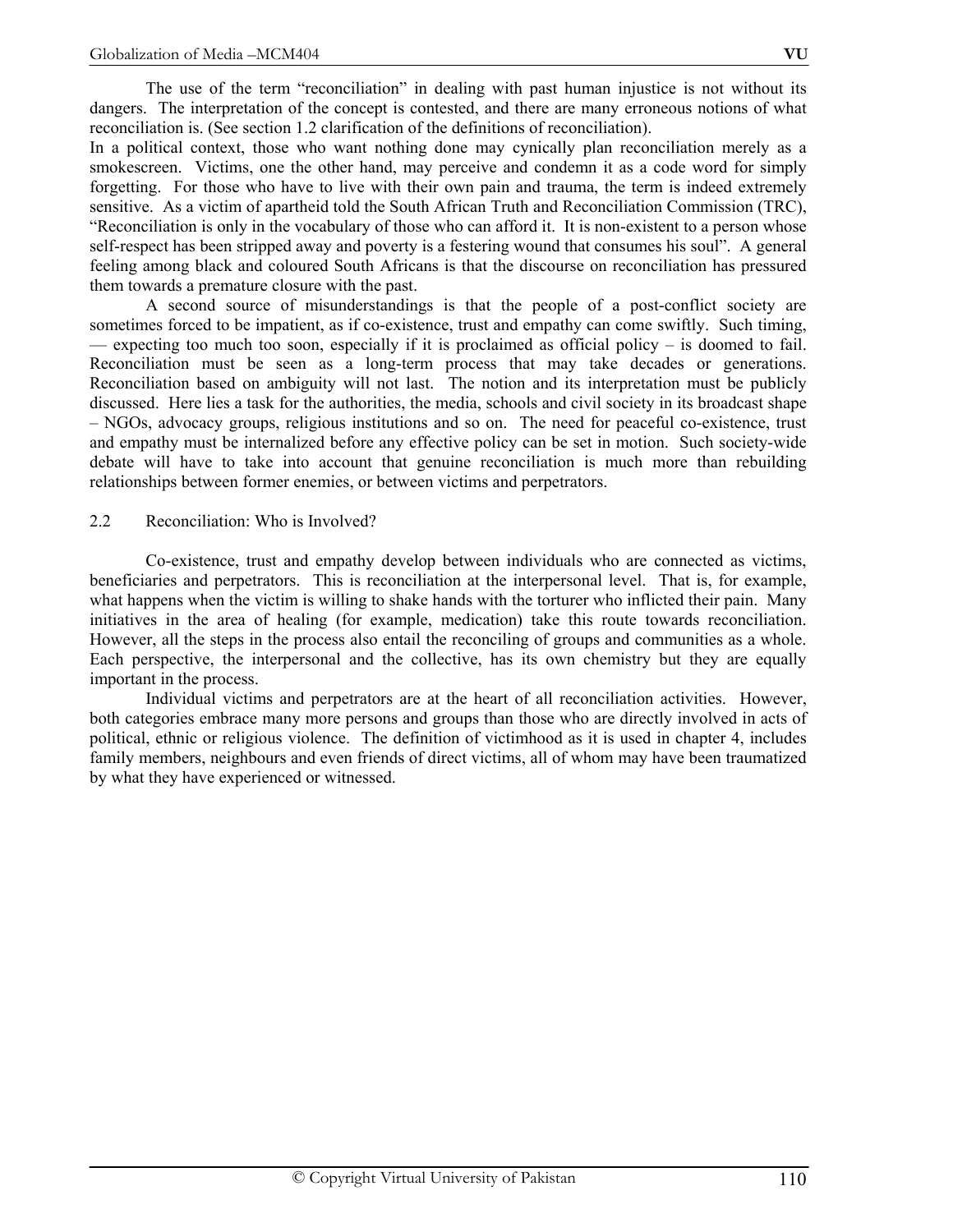The use of the term "reconciliation" in dealing with past human injustice is not without its dangers. The interpretation of the concept is contested, and there are many erroneous notions of what reconciliation is. (See section 1.2 clarification of the definitions of reconciliation).

In a political context, those who want nothing done may cynically plan reconciliation merely as a smokescreen. Victims, one the other hand, may perceive and condemn it as a code word for simply forgetting. For those who have to live with their own pain and trauma, the term is indeed extremely sensitive. As a victim of apartheid told the South African Truth and Reconciliation Commission (TRC), "Reconciliation is only in the vocabulary of those who can afford it. It is non-existent to a person whose self-respect has been stripped away and poverty is a festering wound that consumes his soul". A general feeling among black and coloured South Africans is that the discourse on reconciliation has pressured them towards a premature closure with the past.

A second source of misunderstandings is that the people of a post-conflict society are sometimes forced to be impatient, as if co-existence, trust and empathy can come swiftly. Such timing, — expecting too much too soon, especially if it is proclaimed as official policy – is doomed to fail. Reconciliation must be seen as a long-term process that may take decades or generations. Reconciliation based on ambiguity will not last. The notion and its interpretation must be publicly discussed. Here lies a task for the authorities, the media, schools and civil society in its broadcast shape – NGOs, advocacy groups, religious institutions and so on. The need for peaceful co-existence, trust and empathy must be internalized before any effective policy can be set in motion. Such society-wide debate will have to take into account that genuine reconciliation is much more than rebuilding relationships between former enemies, or between victims and perpetrators.

## 2.2 Reconciliation: Who is Involved?

Co-existence, trust and empathy develop between individuals who are connected as victims, beneficiaries and perpetrators. This is reconciliation at the interpersonal level. That is, for example, what happens when the victim is willing to shake hands with the torturer who inflicted their pain. Many initiatives in the area of healing (for example, medication) take this route towards reconciliation. However, all the steps in the process also entail the reconciling of groups and communities as a whole. Each perspective, the interpersonal and the collective, has its own chemistry but they are equally important in the process.

Individual victims and perpetrators are at the heart of all reconciliation activities. However, both categories embrace many more persons and groups than those who are directly involved in acts of political, ethnic or religious violence. The definition of victimhood as it is used in chapter 4, includes family members, neighbours and even friends of direct victims, all of whom may have been traumatized by what they have experienced or witnessed.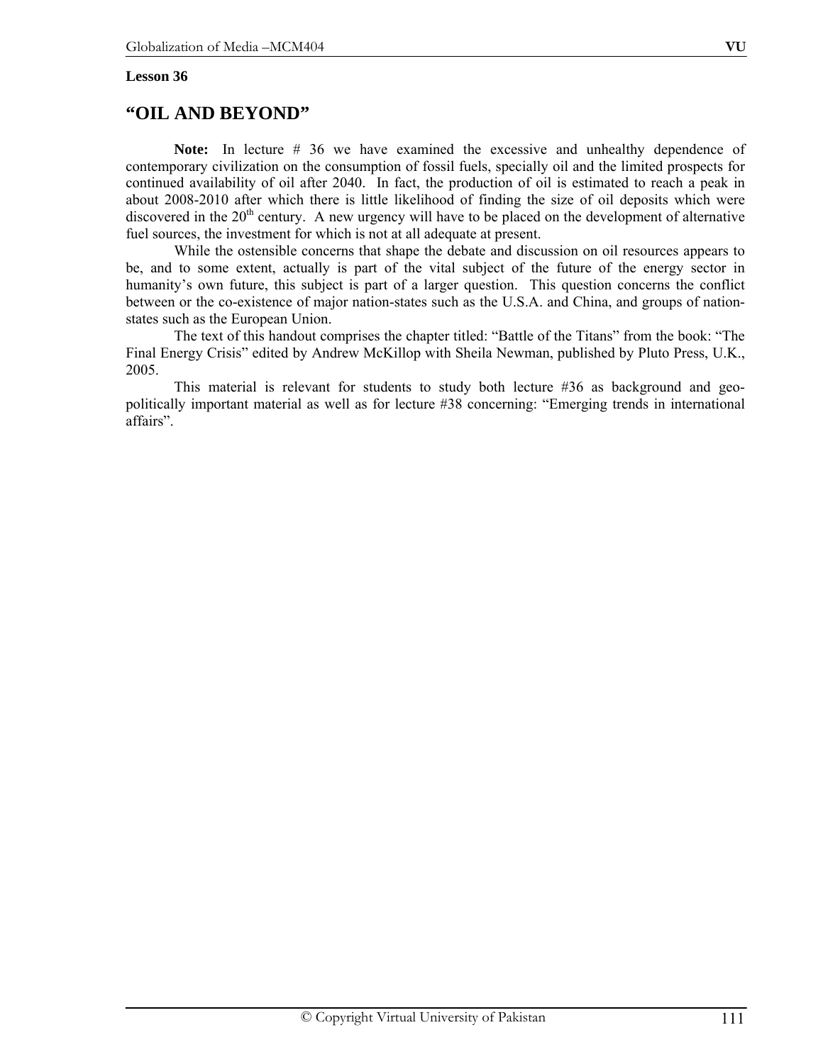**Lesson 36**

## "OIL AND BEYOND"

**Note:** In lecture # 36 we have examined the excessive and unhealthy dependence of contemporary civilization on the consumption of fossil fuels, specially oil and the limited prospects for continued availability of oil after 2040. In fact, the production of oil is estimated to reach a peak in about 2008-2010 after which there is little likelihood of finding the size of oil deposits which were discovered in the 20th century. A new urgency will have to be placed on the development of alternative fuel sources, the investment for which is not at all adequate at present.

While the ostensible concerns that shape the debate and discussion on oil resources appears to be, and to some extent, actually is part of the vital subject of the future of the energy sector in humanity's own future, this subject is part of a larger question. This question concerns the conflict between or the co-existence of major nation-states such as the U.S.A. and China, and groups of nation-states such as the European Union.

The text of this handout comprises the chapter titled: "Battle of the Titans" from the book: "The Final Energy Crisis" edited by Andrew McKillop with Sheila Newman, published by Pluto Press, U.K., 2005.

This material is relevant for students to study both lecture #36 as background and geo-politically important material as well as for lecture #38 concerning: "Emerging trends in international affairs".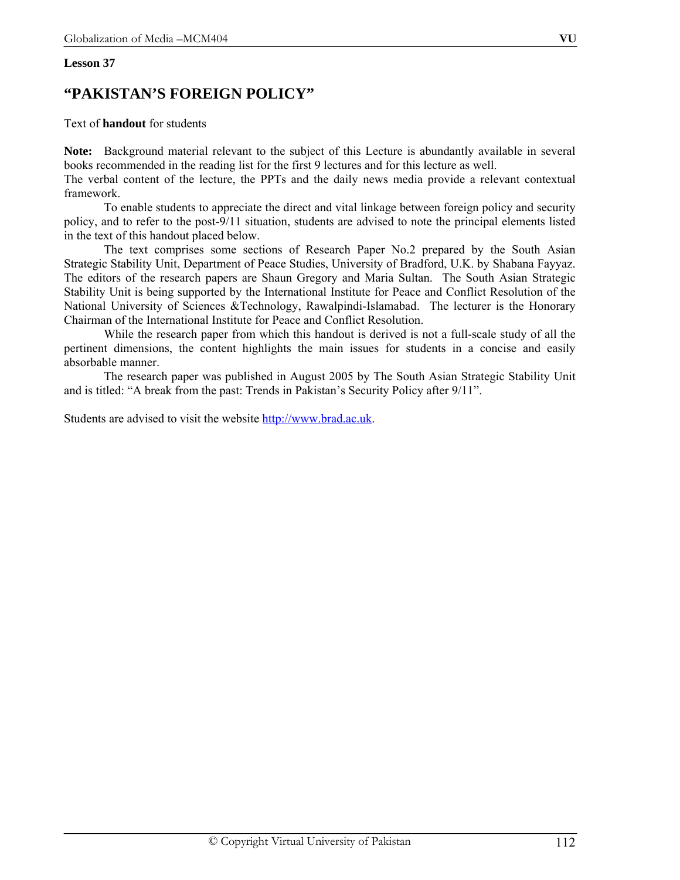**Lesson 37**

# "PAKISTAN'S FOREIGN POLICY"

Text of **handout** for students

**Note:** Background material relevant to the subject of this Lecture is abundantly available in several books recommended in the reading list for the first 9 lectures and for this lecture as well.

The verbal content of the lecture, the PPTs and the daily news media provide a relevant contextual framework.

To enable students to appreciate the direct and vital linkage between foreign policy and security policy, and to refer to the post-9/11 situation, students are advised to note the principal elements listed in the text of this handout placed below.

The text comprises some sections of Research Paper No.2 prepared by the South Asian Strategic Stability Unit, Department of Peace Studies, University of Bradford, U.K. by Shabana Fayyaz. The editors of the research papers are Shaun Gregory and Maria Sultan. The South Asian Strategic Stability Unit is being supported by the International Institute for Peace and Conflict Resolution of the National University of Sciences &Technology, Rawalpindi-Islamabad. The lecturer is the Honorary Chairman of the International Institute for Peace and Conflict Resolution.

While the research paper from which this handout is derived is not a full-scale study of all the pertinent dimensions, the content highlights the main issues for students in a concise and easily absorbable manner.

The research paper was published in August 2005 by The South Asian Strategic Stability Unit and is titled: "A break from the past: Trends in Pakistan's Security Policy after 9/11".

Students are advised to visit the website http://www.brad.ac.uk.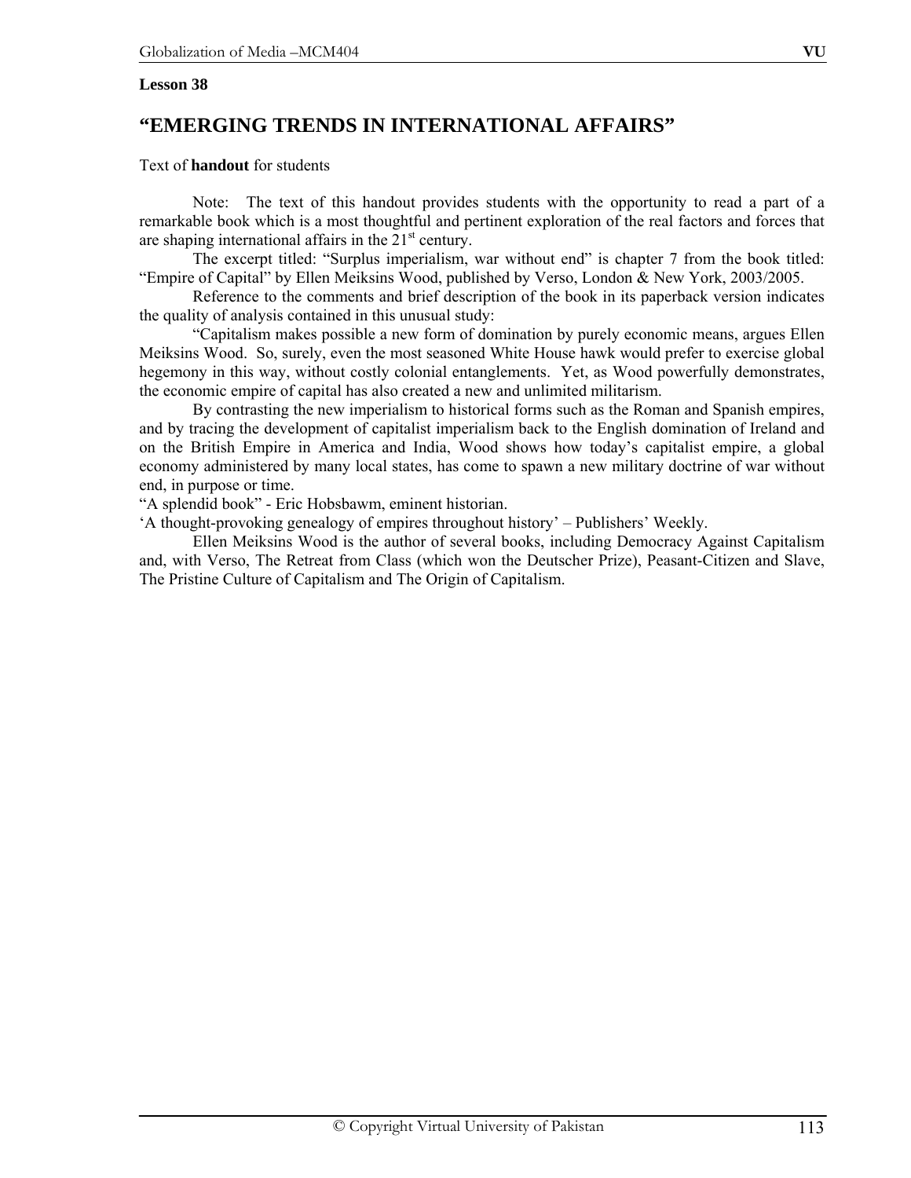**Lesson 38**

# "EMERGING TRENDS IN INTERNATIONAL AFFAIRS"

Text of **handout** for students

Note: The text of this handout provides students with the opportunity to read a part of a remarkable book which is a most thoughtful and pertinent exploration of the real factors and forces that are shaping international affairs in the 21st century.

The excerpt titled: "Surplus imperialism, war without end" is chapter 7 from the book titled: "Empire of Capital" by Ellen Meiksins Wood, published by Verso, London & New York, 2003/2005.

Reference to the comments and brief description of the book in its paperback version indicates the quality of analysis contained in this unusual study:

"Capitalism makes possible a new form of domination by purely economic means, argues Ellen Meiksins Wood. So, surely, even the most seasoned White House hawk would prefer to exercise global hegemony in this way, without costly colonial entanglements. Yet, as Wood powerfully demonstrates, the economic empire of capital has also created a new and unlimited militarism.

By contrasting the new imperialism to historical forms such as the Roman and Spanish empires, and by tracing the development of capitalist imperialism back to the English domination of Ireland and on the British Empire in America and India, Wood shows how today's capitalist empire, a global economy administered by many local states, has come to spawn a new military doctrine of war without end, in purpose or time.

"A splendid book" - Eric Hobsbawm, eminent historian.

'A thought-provoking genealogy of empires throughout history' – Publishers' Weekly.

Ellen Meiksins Wood is the author of several books, including Democracy Against Capitalism and, with Verso, The Retreat from Class (which won the Deutscher Prize), Peasant-Citizen and Slave, The Pristine Culture of Capitalism and The Origin of Capitalism.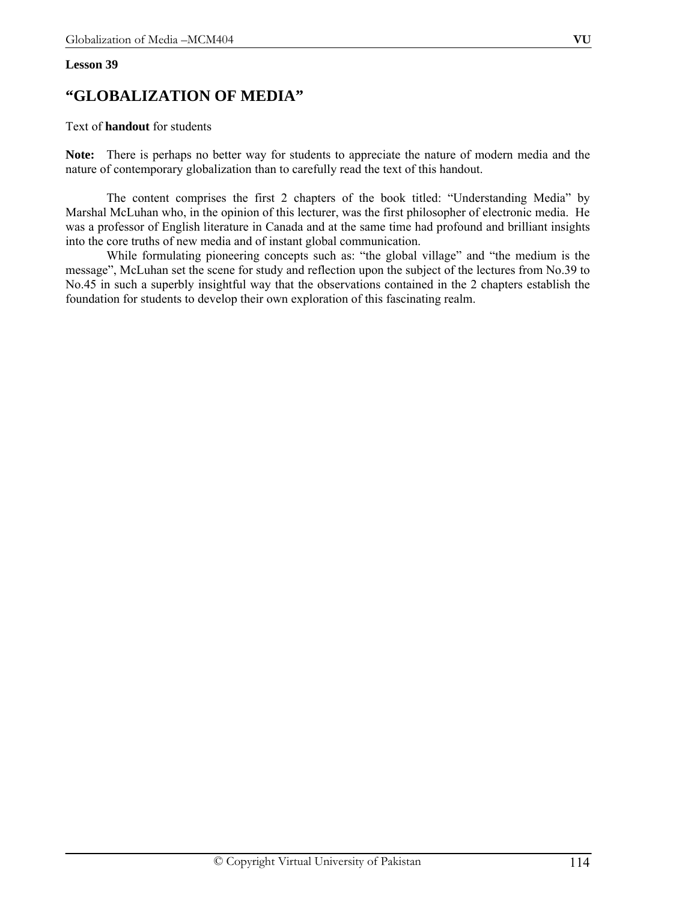**Lesson 39**

# "GLOBALIZATION OF MEDIA"

Text of **handout** for students

**Note:** There is perhaps no better way for students to appreciate the nature of modern media and the nature of contemporary globalization than to carefully read the text of this handout.

The content comprises the first 2 chapters of the book titled: "Understanding Media" by Marshal McLuhan who, in the opinion of this lecturer, was the first philosopher of electronic media. He was a professor of English literature in Canada and at the same time had profound and brilliant insights into the core truths of new media and of instant global communication.

While formulating pioneering concepts such as: "the global village" and "the medium is the message", McLuhan set the scene for study and reflection upon the subject of the lectures from No.39 to No.45 in such a superbly insightful way that the observations contained in the 2 chapters establish the foundation for students to develop their own exploration of this fascinating realm.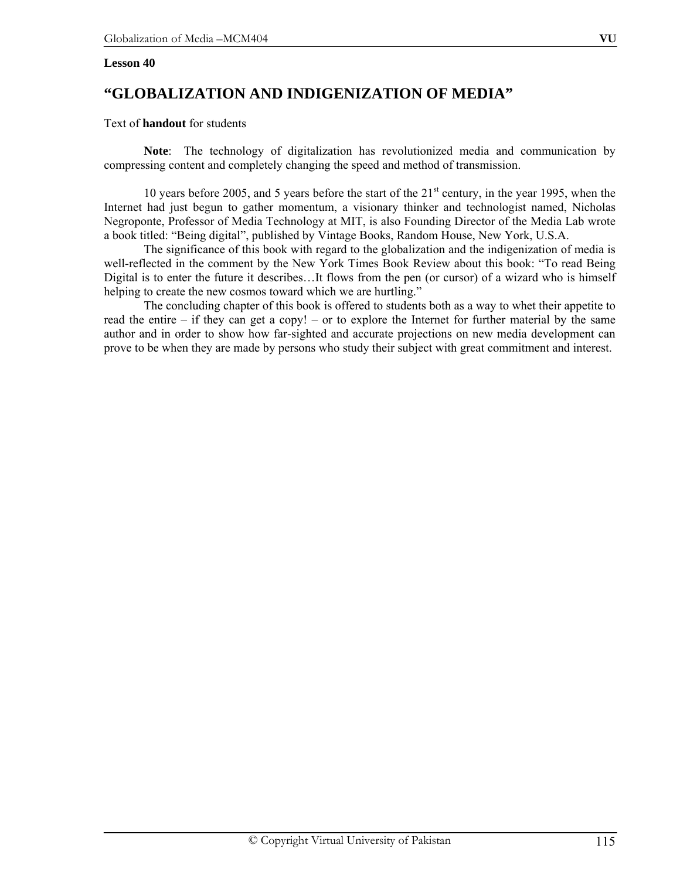**Lesson 40**

# "GLOBALIZATION AND INDIGENIZATION OF MEDIA"

Text of **handout** for students

**Note**: The technology of digitalization has revolutionized media and communication by compressing content and completely changing the speed and method of transmission.

10 years before 2005, and 5 years before the start of the 21st century, in the year 1995, when the Internet had just begun to gather momentum, a visionary thinker and technologist named, Nicholas Negroponte, Professor of Media Technology at MIT, is also Founding Director of the Media Lab wrote a book titled: "Being digital", published by Vintage Books, Random House, New York, U.S.A.

The significance of this book with regard to the globalization and the indigenization of media is well-reflected in the comment by the New York Times Book Review about this book: "To read Being Digital is to enter the future it describes…It flows from the pen (or cursor) of a wizard who is himself helping to create the new cosmos toward which we are hurtling."

The concluding chapter of this book is offered to students both as a way to whet their appetite to read the entire – if they can get a copy! – or to explore the Internet for further material by the same author and in order to show how far-sighted and accurate projections on new media development can prove to be when they are made by persons who study their subject with great commitment and interest.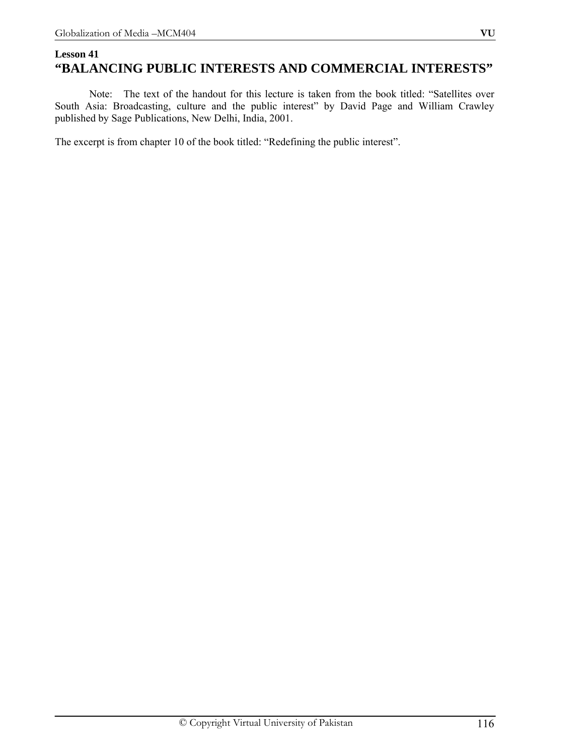## Lesson 41

# "BALANCING PUBLIC INTERESTS AND COMMERCIAL INTERESTS"

Note: The text of the handout for this lecture is taken from the book titled: "Satellites over South Asia: Broadcasting, culture and the public interest" by David Page and William Crawley published by Sage Publications, New Delhi, India, 2001.

The excerpt is from chapter 10 of the book titled: "Redefining the public interest".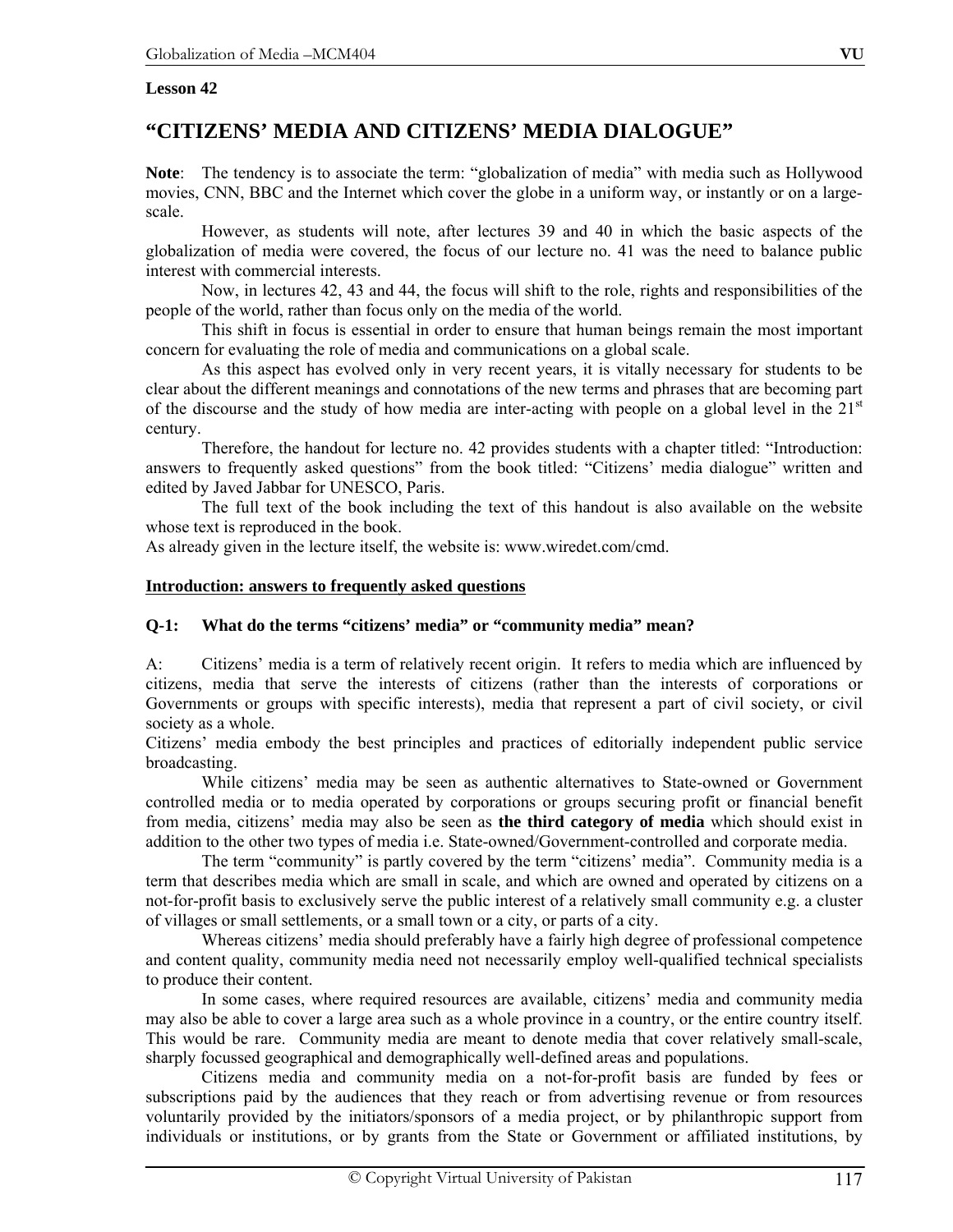**Lesson 42**

# "CITIZENS' MEDIA AND CITIZENS' MEDIA DIALOGUE"

**Note**: The tendency is to associate the term: "globalization of media" with media such as Hollywood movies, CNN, BBC and the Internet which cover the globe in a uniform way, or instantly or on a large-scale.

However, as students will note, after lectures 39 and 40 in which the basic aspects of the globalization of media were covered, the focus of our lecture no. 41 was the need to balance public interest with commercial interests.

Now, in lectures 42, 43 and 44, the focus will shift to the role, rights and responsibilities of the people of the world, rather than focus only on the media of the world.

This shift in focus is essential in order to ensure that human beings remain the most important concern for evaluating the role of media and communications on a global scale.

As this aspect has evolved only in very recent years, it is vitally necessary for students to be clear about the different meanings and connotations of the new terms and phrases that are becoming part of the discourse and the study of how media are inter-acting with people on a global level in the 21st century.

Therefore, the handout for lecture no. 42 provides students with a chapter titled: "Introduction: answers to frequently asked questions" from the book titled: "Citizens' media dialogue" written and edited by Javed Jabbar for UNESCO, Paris.

The full text of the book including the text of this handout is also available on the website whose text is reproduced in the book.

As already given in the lecture itself, the website is: www.wiredet.com/cmd.

**Introduction: answers to frequently asked questions**

**Q-1: What do the terms "citizens' media" or "community media" mean?**

A: Citizens' media is a term of relatively recent origin. It refers to media which are influenced by citizens, media that serve the interests of citizens (rather than the interests of corporations or Governments or groups with specific interests), media that represent a part of civil society, or civil society as a whole.

Citizens' media embody the best principles and practices of editorially independent public service broadcasting.

While citizens' media may be seen as authentic alternatives to State-owned or Government controlled media or to media operated by corporations or groups securing profit or financial benefit from media, citizens' media may also be seen as **the third category of media** which should exist in addition to the other two types of media i.e. State-owned/Government-controlled and corporate media.

The term "community" is partly covered by the term "citizens' media". Community media is a term that describes media which are small in scale, and which are owned and operated by citizens on a not-for-profit basis to exclusively serve the public interest of a relatively small community e.g. a cluster of villages or small settlements, or a small town or a city, or parts of a city.

Whereas citizens' media should preferably have a fairly high degree of professional competence and content quality, community media need not necessarily employ well-qualified technical specialists to produce their content.

In some cases, where required resources are available, citizens' media and community media may also be able to cover a large area such as a whole province in a country, or the entire country itself. This would be rare. Community media are meant to denote media that cover relatively small-scale, sharply focussed geographical and demographically well-defined areas and populations.

Citizens media and community media on a not-for-profit basis are funded by fees or subscriptions paid by the audiences that they reach or from advertising revenue or from resources voluntarily provided by the initiators/sponsors of a media project, or by philanthropic support from individuals or institutions, or by grants from the State or Government or affiliated institutions, by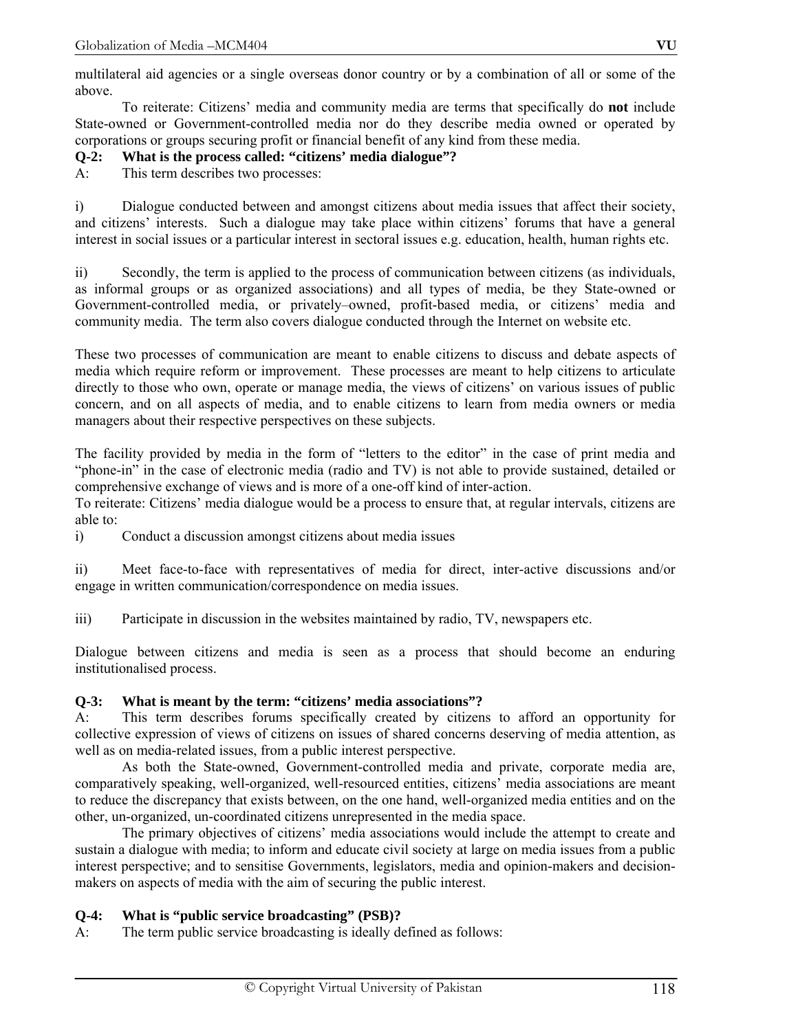multilateral aid agencies or a single overseas donor country or by a combination of all or some of the above.

To reiterate: Citizens' media and community media are terms that specifically do **not** include State-owned or Government-controlled media nor do they describe media owned or operated by corporations or groups securing profit or financial benefit of any kind from these media.

**Q-2: What is the process called: "citizens' media dialogue"?**

A: This term describes two processes:

i) Dialogue conducted between and amongst citizens about media issues that affect their society, and citizens' interests. Such a dialogue may take place within citizens' forums that have a general interest in social issues or a particular interest in sectoral issues e.g. education, health, human rights etc.

ii) Secondly, the term is applied to the process of communication between citizens (as individuals, as informal groups or as organized associations) and all types of media, be they State-owned or Government-controlled media, or privately–owned, profit-based media, or citizens' media and community media. The term also covers dialogue conducted through the Internet on website etc.

These two processes of communication are meant to enable citizens to discuss and debate aspects of media which require reform or improvement. These processes are meant to help citizens to articulate directly to those who own, operate or manage media, the views of citizens' on various issues of public concern, and on all aspects of media, and to enable citizens to learn from media owners or media managers about their respective perspectives on these subjects.

The facility provided by media in the form of "letters to the editor" in the case of print media and "phone-in" in the case of electronic media (radio and TV) is not able to provide sustained, detailed or comprehensive exchange of views and is more of a one-off kind of inter-action.

To reiterate: Citizens' media dialogue would be a process to ensure that, at regular intervals, citizens are able to:

i) Conduct a discussion amongst citizens about media issues

ii) Meet face-to-face with representatives of media for direct, inter-active discussions and/or engage in written communication/correspondence on media issues.

iii) Participate in discussion in the websites maintained by radio, TV, newspapers etc.

Dialogue between citizens and media is seen as a process that should become an enduring institutionalised process.

**Q-3: What is meant by the term: "citizens' media associations"?**

A: This term describes forums specifically created by citizens to afford an opportunity for collective expression of views of citizens on issues of shared concerns deserving of media attention, as well as on media-related issues, from a public interest perspective.

As both the State-owned, Government-controlled media and private, corporate media are, comparatively speaking, well-organized, well-resourced entities, citizens' media associations are meant to reduce the discrepancy that exists between, on the one hand, well-organized media entities and on the other, un-organized, un-coordinated citizens unrepresented in the media space.

The primary objectives of citizens' media associations would include the attempt to create and sustain a dialogue with media; to inform and educate civil society at large on media issues from a public interest perspective; and to sensitise Governments, legislators, media and opinion-makers and decision-makers on aspects of media with the aim of securing the public interest.

**Q-4: What is "public service broadcasting" (PSB)?**

A: The term public service broadcasting is ideally defined as follows: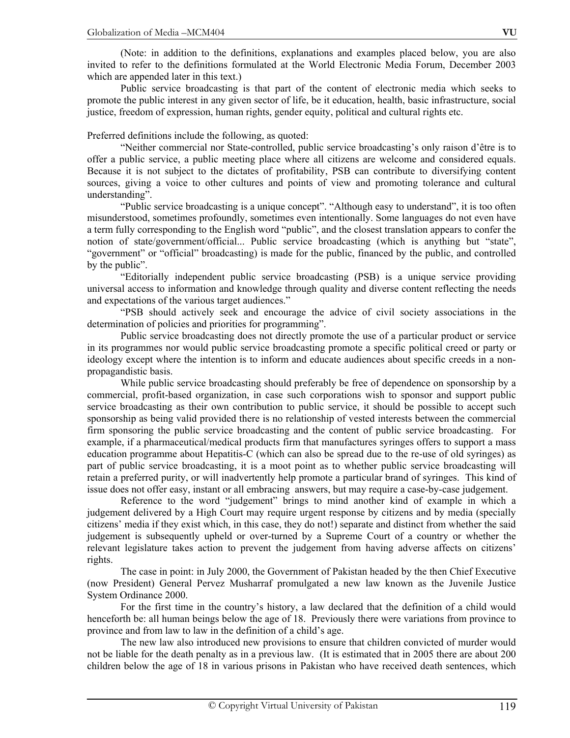(Note: in addition to the definitions, explanations and examples placed below, you are also invited to refer to the definitions formulated at the World Electronic Media Forum, December 2003 which are appended later in this text.)

Public service broadcasting is that part of the content of electronic media which seeks to promote the public interest in any given sector of life, be it education, health, basic infrastructure, social justice, freedom of expression, human rights, gender equity, political and cultural rights etc.

Preferred definitions include the following, as quoted:

"Neither commercial nor State-controlled, public service broadcasting's only raison d'être is to offer a public service, a public meeting place where all citizens are welcome and considered equals. Because it is not subject to the dictates of profitability, PSB can contribute to diversifying content sources, giving a voice to other cultures and points of view and promoting tolerance and cultural understanding".

"Public service broadcasting is a unique concept". "Although easy to understand", it is too often misunderstood, sometimes profoundly, sometimes even intentionally. Some languages do not even have a term fully corresponding to the English word "public", and the closest translation appears to confer the notion of state/government/official... Public service broadcasting (which is anything but "state", "government" or "official" broadcasting) is made for the public, financed by the public, and controlled by the public".

"Editorially independent public service broadcasting (PSB) is a unique service providing universal access to information and knowledge through quality and diverse content reflecting the needs and expectations of the various target audiences."

"PSB should actively seek and encourage the advice of civil society associations in the determination of policies and priorities for programming".

Public service broadcasting does not directly promote the use of a particular product or service in its programmes nor would public service broadcasting promote a specific political creed or party or ideology except where the intention is to inform and educate audiences about specific creeds in a non-propagandistic basis.

While public service broadcasting should preferably be free of dependence on sponsorship by a commercial, profit-based organization, in case such corporations wish to sponsor and support public service broadcasting as their own contribution to public service, it should be possible to accept such sponsorship as being valid provided there is no relationship of vested interests between the commercial firm sponsoring the public service broadcasting and the content of public service broadcasting. For example, if a pharmaceutical/medical products firm that manufactures syringes offers to support a mass education programme about Hepatitis-C (which can also be spread due to the re-use of old syringes) as part of public service broadcasting, it is a moot point as to whether public service broadcasting will retain a preferred purity, or will inadvertently help promote a particular brand of syringes. This kind of issue does not offer easy, instant or all embracing answers, but may require a case-by-case judgement.

Reference to the word "judgement" brings to mind another kind of example in which a judgement delivered by a High Court may require urgent response by citizens and by media (specially citizens' media if they exist which, in this case, they do not!) separate and distinct from whether the said judgement is subsequently upheld or over-turned by a Supreme Court of a country or whether the relevant legislature takes action to prevent the judgement from having adverse affects on citizens' rights.

The case in point: in July 2000, the Government of Pakistan headed by the then Chief Executive (now President) General Pervez Musharraf promulgated a new law known as the Juvenile Justice System Ordinance 2000.

For the first time in the country's history, a law declared that the definition of a child would henceforth be: all human beings below the age of 18. Previously there were variations from province to province and from law to law in the definition of a child's age.

The new law also introduced new provisions to ensure that children convicted of murder would not be liable for the death penalty as in a previous law. (It is estimated that in 2005 there are about 200 children below the age of 18 in various prisons in Pakistan who have received death sentences, which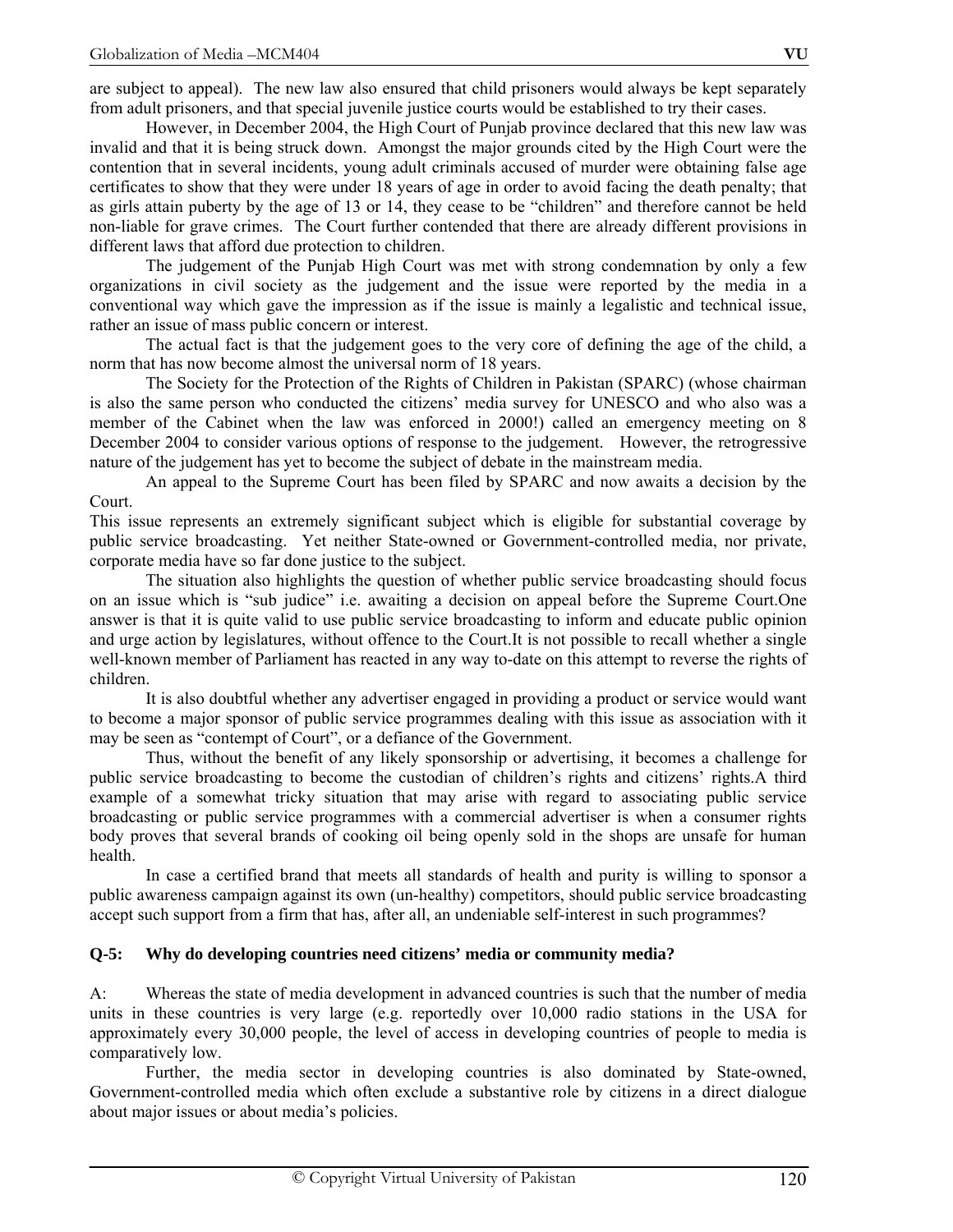are subject to appeal). The new law also ensured that child prisoners would always be kept separately from adult prisoners, and that special juvenile justice courts would be established to try their cases.

However, in December 2004, the High Court of Punjab province declared that this new law was invalid and that it is being struck down. Amongst the major grounds cited by the High Court were the contention that in several incidents, young adult criminals accused of murder were obtaining false age certificates to show that they were under 18 years of age in order to avoid facing the death penalty; that as girls attain puberty by the age of 13 or 14, they cease to be "children" and therefore cannot be held non-liable for grave crimes. The Court further contended that there are already different provisions in different laws that afford due protection to children.

The judgement of the Punjab High Court was met with strong condemnation by only a few organizations in civil society as the judgement and the issue were reported by the media in a conventional way which gave the impression as if the issue is mainly a legalistic and technical issue, rather an issue of mass public concern or interest.

The actual fact is that the judgement goes to the very core of defining the age of the child, a norm that has now become almost the universal norm of 18 years.

The Society for the Protection of the Rights of Children in Pakistan (SPARC) (whose chairman is also the same person who conducted the citizens' media survey for UNESCO and who also was a member of the Cabinet when the law was enforced in 2000!) called an emergency meeting on 8 December 2004 to consider various options of response to the judgement. However, the retrogressive nature of the judgement has yet to become the subject of debate in the mainstream media.

An appeal to the Supreme Court has been filed by SPARC and now awaits a decision by the Court.

This issue represents an extremely significant subject which is eligible for substantial coverage by public service broadcasting. Yet neither State-owned or Government-controlled media, nor private, corporate media have so far done justice to the subject.

The situation also highlights the question of whether public service broadcasting should focus on an issue which is "sub judice" i.e. awaiting a decision on appeal before the Supreme Court.One answer is that it is quite valid to use public service broadcasting to inform and educate public opinion and urge action by legislatures, without offence to the Court.It is not possible to recall whether a single well-known member of Parliament has reacted in any way to-date on this attempt to reverse the rights of children.

It is also doubtful whether any advertiser engaged in providing a product or service would want to become a major sponsor of public service programmes dealing with this issue as association with it may be seen as "contempt of Court", or a defiance of the Government.

Thus, without the benefit of any likely sponsorship or advertising, it becomes a challenge for public service broadcasting to become the custodian of children's rights and citizens' rights.A third example of a somewhat tricky situation that may arise with regard to associating public service broadcasting or public service programmes with a commercial advertiser is when a consumer rights body proves that several brands of cooking oil being openly sold in the shops are unsafe for human health.

In case a certified brand that meets all standards of health and purity is willing to sponsor a public awareness campaign against its own (un-healthy) competitors, should public service broadcasting accept such support from a firm that has, after all, an undeniable self-interest in such programmes?

**Q-5: Why do developing countries need citizens' media or community media?**

A: Whereas the state of media development in advanced countries is such that the number of media units in these countries is very large (e.g. reportedly over 10,000 radio stations in the USA for approximately every 30,000 people, the level of access in developing countries of people to media is comparatively low.

Further, the media sector in developing countries is also dominated by State-owned, Government-controlled media which often exclude a substantive role by citizens in a direct dialogue about major issues or about media's policies.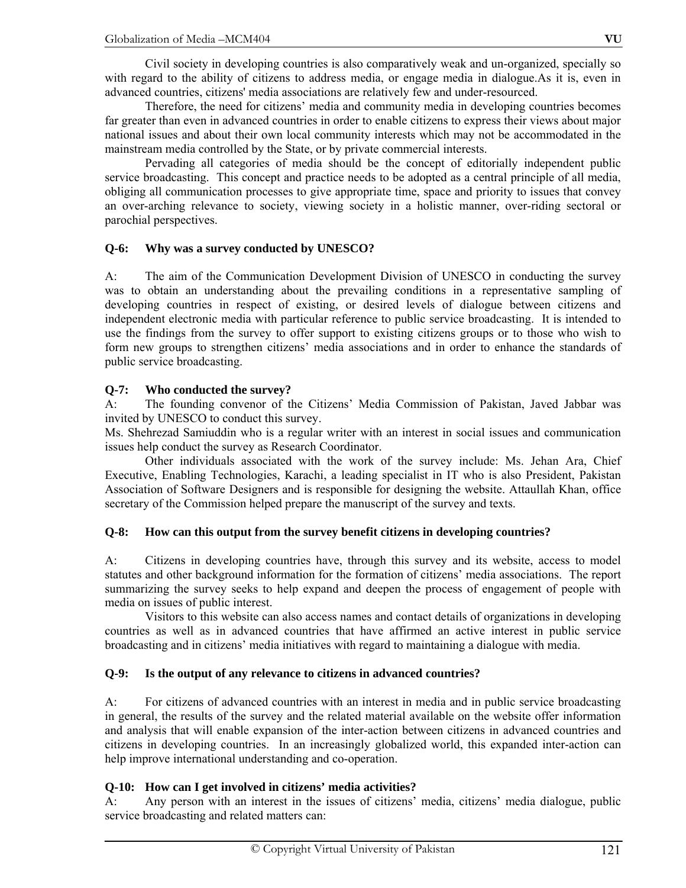Civil society in developing countries is also comparatively weak and un-organized, specially so with regard to the ability of citizens to address media, or engage media in dialogue.As it is, even in advanced countries, citizens' media associations are relatively few and under-resourced.

Therefore, the need for citizens' media and community media in developing countries becomes far greater than even in advanced countries in order to enable citizens to express their views about major national issues and about their own local community interests which may not be accommodated in the mainstream media controlled by the State, or by private commercial interests.

Pervading all categories of media should be the concept of editorially independent public service broadcasting. This concept and practice needs to be adopted as a central principle of all media, obliging all communication processes to give appropriate time, space and priority to issues that convey an over-arching relevance to society, viewing society in a holistic manner, over-riding sectoral or parochial perspectives.

**Q-6: Why was a survey conducted by UNESCO?**

A: The aim of the Communication Development Division of UNESCO in conducting the survey was to obtain an understanding about the prevailing conditions in a representative sampling of developing countries in respect of existing, or desired levels of dialogue between citizens and independent electronic media with particular reference to public service broadcasting. It is intended to use the findings from the survey to offer support to existing citizens groups or to those who wish to form new groups to strengthen citizens' media associations and in order to enhance the standards of public service broadcasting.

**Q-7: Who conducted the survey?**

A: The founding convenor of the Citizens' Media Commission of Pakistan, Javed Jabbar was invited by UNESCO to conduct this survey.

Ms. Shehrezad Samiuddin who is a regular writer with an interest in social issues and communication issues help conduct the survey as Research Coordinator.

Other individuals associated with the work of the survey include: Ms. Jehan Ara, Chief Executive, Enabling Technologies, Karachi, a leading specialist in IT who is also President, Pakistan Association of Software Designers and is responsible for designing the website. Attaullah Khan, office secretary of the Commission helped prepare the manuscript of the survey and texts.

**Q-8: How can this output from the survey benefit citizens in developing countries?**

A: Citizens in developing countries have, through this survey and its website, access to model statutes and other background information for the formation of citizens' media associations. The report summarizing the survey seeks to help expand and deepen the process of engagement of people with media on issues of public interest.

Visitors to this website can also access names and contact details of organizations in developing countries as well as in advanced countries that have affirmed an active interest in public service broadcasting and in citizens' media initiatives with regard to maintaining a dialogue with media.

**Q-9: Is the output of any relevance to citizens in advanced countries?**

A: For citizens of advanced countries with an interest in media and in public service broadcasting in general, the results of the survey and the related material available on the website offer information and analysis that will enable expansion of the inter-action between citizens in advanced countries and citizens in developing countries. In an increasingly globalized world, this expanded inter-action can help improve international understanding and co-operation.

**Q-10: How can I get involved in citizens' media activities?**

A: Any person with an interest in the issues of citizens' media, citizens' media dialogue, public service broadcasting and related matters can: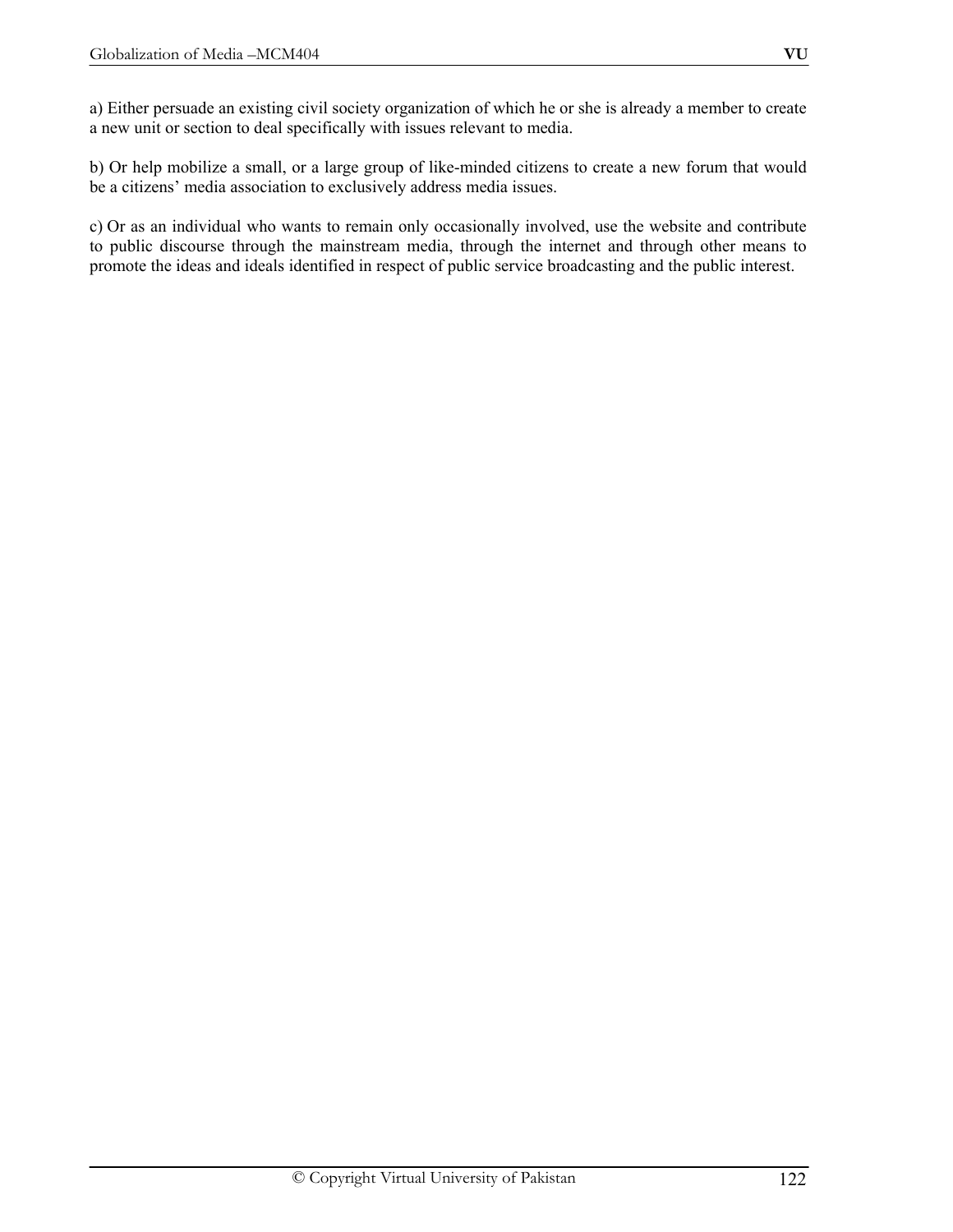a) Either persuade an existing civil society organization of which he or she is already a member to create a new unit or section to deal specifically with issues relevant to media.

b) Or help mobilize a small, or a large group of like-minded citizens to create a new forum that would be a citizens' media association to exclusively address media issues.

c) Or as an individual who wants to remain only occasionally involved, use the website and contribute to public discourse through the mainstream media, through the internet and through other means to promote the ideas and ideals identified in respect of public service broadcasting and the public interest.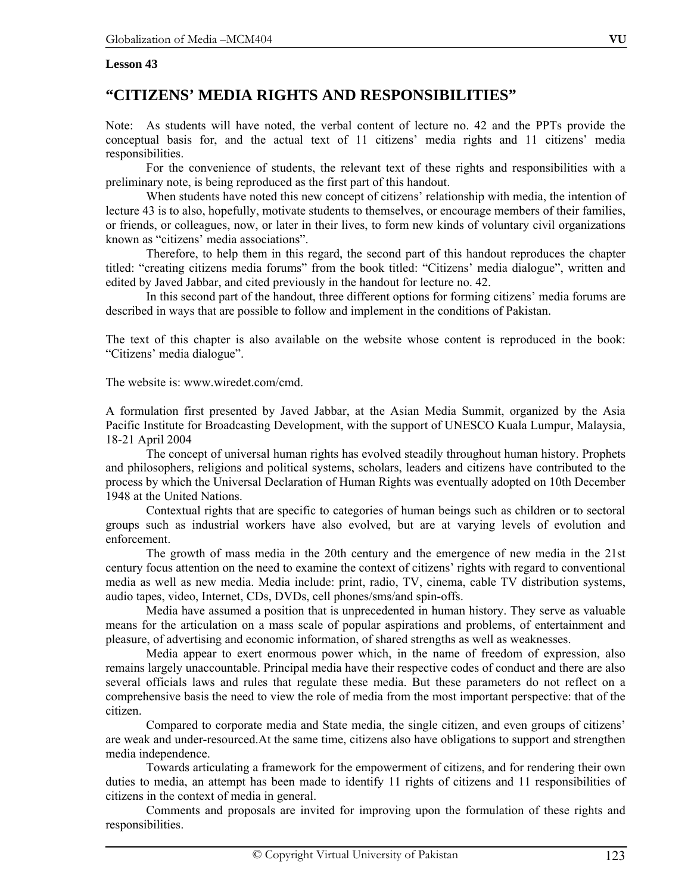**Lesson 43**

## "CITIZENS' MEDIA RIGHTS AND RESPONSIBILITIES"

Note: As students will have noted, the verbal content of lecture no. 42 and the PPTs provide the conceptual basis for, and the actual text of 11 citizens' media rights and 11 citizens' media responsibilities.

For the convenience of students, the relevant text of these rights and responsibilities with a preliminary note, is being reproduced as the first part of this handout.

When students have noted this new concept of citizens' relationship with media, the intention of lecture 43 is to also, hopefully, motivate students to themselves, or encourage members of their families, or friends, or colleagues, now, or later in their lives, to form new kinds of voluntary civil organizations known as "citizens' media associations".

Therefore, to help them in this regard, the second part of this handout reproduces the chapter titled: "creating citizens media forums" from the book titled: "Citizens' media dialogue", written and edited by Javed Jabbar, and cited previously in the handout for lecture no. 42.

In this second part of the handout, three different options for forming citizens' media forums are described in ways that are possible to follow and implement in the conditions of Pakistan.

The text of this chapter is also available on the website whose content is reproduced in the book: "Citizens' media dialogue".

The website is: www.wiredet.com/cmd.

A formulation first presented by Javed Jabbar, at the Asian Media Summit, organized by the Asia Pacific Institute for Broadcasting Development, with the support of UNESCO Kuala Lumpur, Malaysia, 18-21 April 2004

The concept of universal human rights has evolved steadily throughout human history. Prophets and philosophers, religions and political systems, scholars, leaders and citizens have contributed to the process by which the Universal Declaration of Human Rights was eventually adopted on 10th December 1948 at the United Nations.

Contextual rights that are specific to categories of human beings such as children or to sectoral groups such as industrial workers have also evolved, but are at varying levels of evolution and enforcement.

The growth of mass media in the 20th century and the emergence of new media in the 21st century focus attention on the need to examine the context of citizens' rights with regard to conventional media as well as new media. Media include: print, radio, TV, cinema, cable TV distribution systems, audio tapes, video, Internet, CDs, DVDs, cell phones/sms/and spin-offs.

Media have assumed a position that is unprecedented in human history. They serve as valuable means for the articulation on a mass scale of popular aspirations and problems, of entertainment and pleasure, of advertising and economic information, of shared strengths as well as weaknesses.

Media appear to exert enormous power which, in the name of freedom of expression, also remains largely unaccountable. Principal media have their respective codes of conduct and there are also several officials laws and rules that regulate these media. But these parameters do not reflect on a comprehensive basis the need to view the role of media from the most important perspective: that of the citizen.

Compared to corporate media and State media, the single citizen, and even groups of citizens' are weak and under-resourced.At the same time, citizens also have obligations to support and strengthen media independence.

Towards articulating a framework for the empowerment of citizens, and for rendering their own duties to media, an attempt has been made to identify 11 rights of citizens and 11 responsibilities of citizens in the context of media in general.

Comments and proposals are invited for improving upon the formulation of these rights and responsibilities.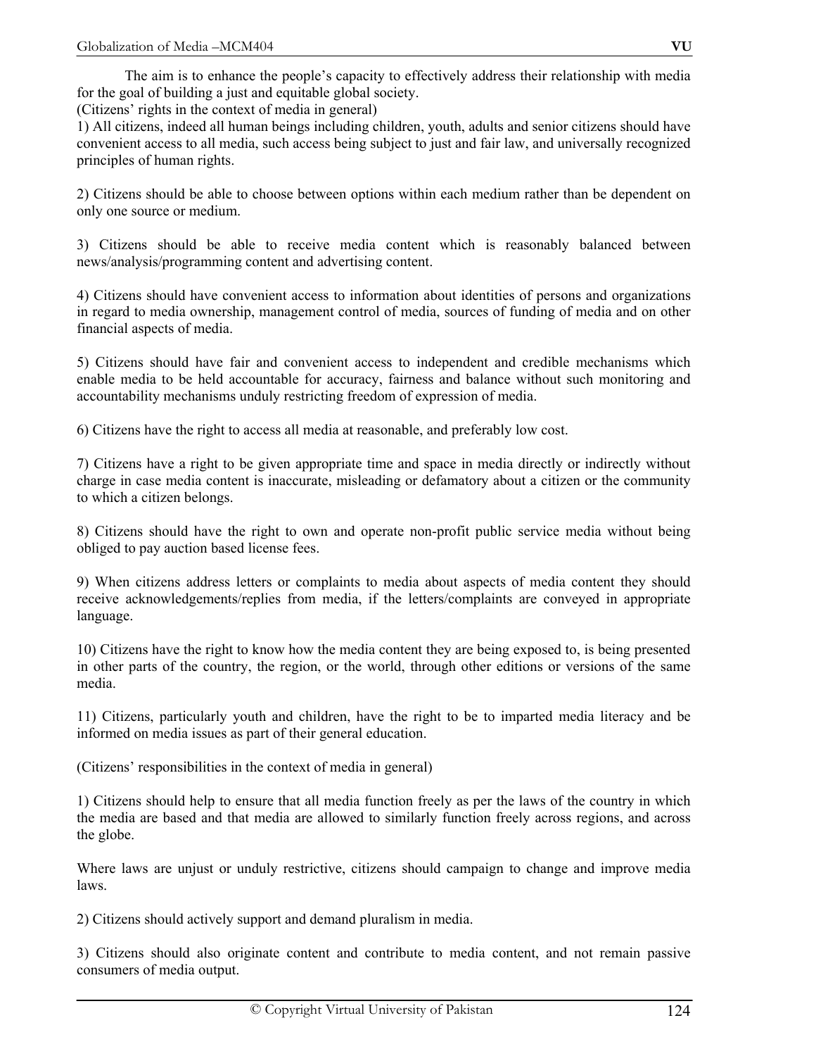The aim is to enhance the people's capacity to effectively address their relationship with media for the goal of building a just and equitable global society.

(Citizens' rights in the context of media in general)

1) All citizens, indeed all human beings including children, youth, adults and senior citizens should have convenient access to all media, such access being subject to just and fair law, and universally recognized principles of human rights.

2) Citizens should be able to choose between options within each medium rather than be dependent on only one source or medium.

3) Citizens should be able to receive media content which is reasonably balanced between news/analysis/programming content and advertising content.

4) Citizens should have convenient access to information about identities of persons and organizations in regard to media ownership, management control of media, sources of funding of media and on other financial aspects of media.

5) Citizens should have fair and convenient access to independent and credible mechanisms which enable media to be held accountable for accuracy, fairness and balance without such monitoring and accountability mechanisms unduly restricting freedom of expression of media.

6) Citizens have the right to access all media at reasonable, and preferably low cost.

7) Citizens have a right to be given appropriate time and space in media directly or indirectly without charge in case media content is inaccurate, misleading or defamatory about a citizen or the community to which a citizen belongs.

8) Citizens should have the right to own and operate non-profit public service media without being obliged to pay auction based license fees.

9) When citizens address letters or complaints to media about aspects of media content they should receive acknowledgements/replies from media, if the letters/complaints are conveyed in appropriate language.

10) Citizens have the right to know how the media content they are being exposed to, is being presented in other parts of the country, the region, or the world, through other editions or versions of the same media.

11) Citizens, particularly youth and children, have the right to be to imparted media literacy and be informed on media issues as part of their general education.

(Citizens' responsibilities in the context of media in general)

1) Citizens should help to ensure that all media function freely as per the laws of the country in which the media are based and that media are allowed to similarly function freely across regions, and across the globe.

Where laws are unjust or unduly restrictive, citizens should campaign to change and improve media laws.

2) Citizens should actively support and demand pluralism in media.

3) Citizens should also originate content and contribute to media content, and not remain passive consumers of media output.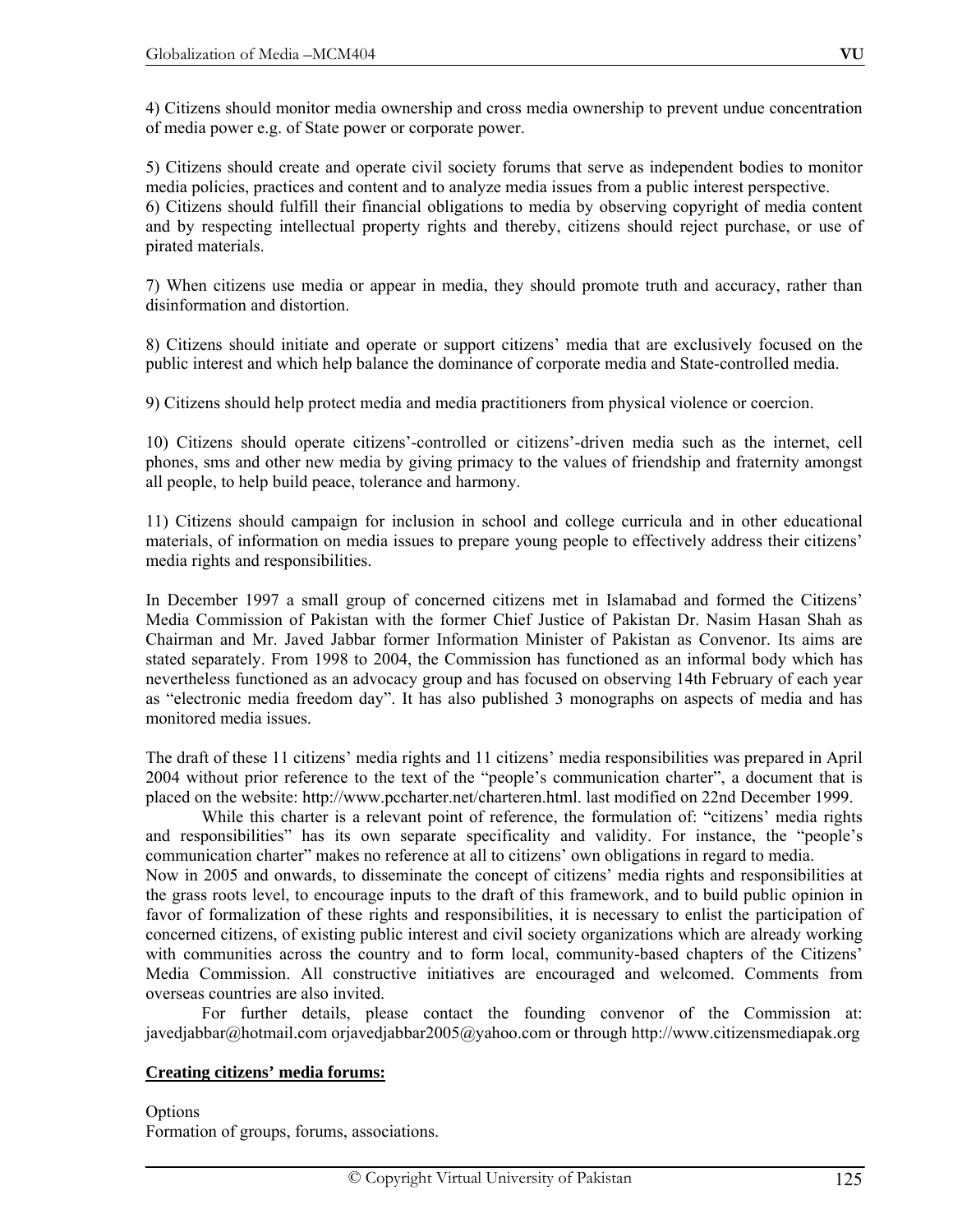4) Citizens should monitor media ownership and cross media ownership to prevent undue concentration of media power e.g. of State power or corporate power.

5) Citizens should create and operate civil society forums that serve as independent bodies to monitor media policies, practices and content and to analyze media issues from a public interest perspective.
6) Citizens should fulfill their financial obligations to media by observing copyright of media content and by respecting intellectual property rights and thereby, citizens should reject purchase, or use of pirated materials.

7) When citizens use media or appear in media, they should promote truth and accuracy, rather than disinformation and distortion.

8) Citizens should initiate and operate or support citizens' media that are exclusively focused on the public interest and which help balance the dominance of corporate media and State-controlled media.

9) Citizens should help protect media and media practitioners from physical violence or coercion.

10) Citizens should operate citizens'-controlled or citizens'-driven media such as the internet, cell phones, sms and other new media by giving primacy to the values of friendship and fraternity amongst all people, to help build peace, tolerance and harmony.

11) Citizens should campaign for inclusion in school and college curricula and in other educational materials, of information on media issues to prepare young people to effectively address their citizens' media rights and responsibilities.

In December 1997 a small group of concerned citizens met in Islamabad and formed the Citizens' Media Commission of Pakistan with the former Chief Justice of Pakistan Dr. Nasim Hasan Shah as Chairman and Mr. Javed Jabbar former Information Minister of Pakistan as Convenor. Its aims are stated separately. From 1998 to 2004, the Commission has functioned as an informal body which has nevertheless functioned as an advocacy group and has focused on observing 14th February of each year as "electronic media freedom day". It has also published 3 monographs on aspects of media and has monitored media issues.

The draft of these 11 citizens' media rights and 11 citizens' media responsibilities was prepared in April 2004 without prior reference to the text of the "people's communication charter", a document that is placed on the website: http://www.pccharter.net/charteren.html. last modified on 22nd December 1999.

While this charter is a relevant point of reference, the formulation of: "citizens' media rights and responsibilities" has its own separate specificality and validity. For instance, the "people's communication charter" makes no reference at all to citizens' own obligations in regard to media.

Now in 2005 and onwards, to disseminate the concept of citizens' media rights and responsibilities at the grass roots level, to encourage inputs to the draft of this framework, and to build public opinion in favor of formalization of these rights and responsibilities, it is necessary to enlist the participation of concerned citizens, of existing public interest and civil society organizations which are already working with communities across the country and to form local, community-based chapters of the Citizens' Media Commission. All constructive initiatives are encouraged and welcomed. Comments from overseas countries are also invited.

For further details, please contact the founding convenor of the Commission at: javedjabbar@hotmail.com orjavedjabbar2005@yahoo.com or through http://www.citizensmediapak.org

**Creating citizens' media forums:**

Options

Formation of groups, forums, associations.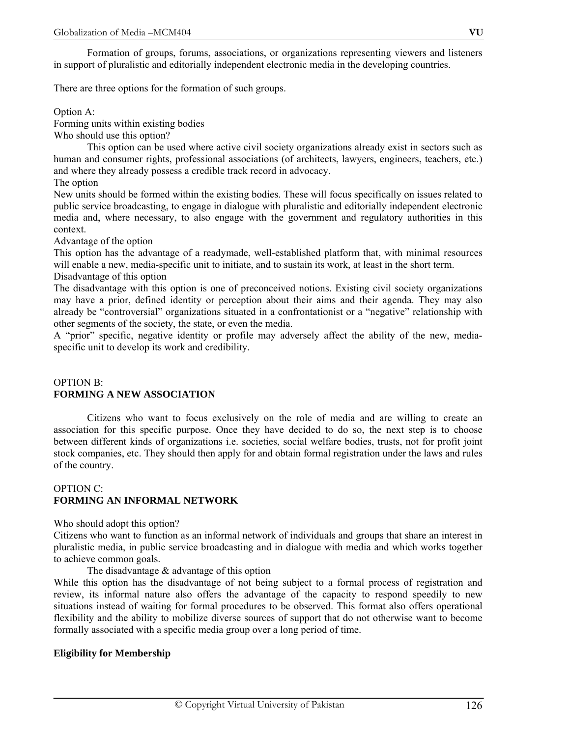Formation of groups, forums, associations, or organizations representing viewers and listeners in support of pluralistic and editorially independent electronic media in the developing countries.

There are three options for the formation of such groups.

Option A:
Forming units within existing bodies
Who should use this option?

This option can be used where active civil society organizations already exist in sectors such as human and consumer rights, professional associations (of architects, lawyers, engineers, teachers, etc.) and where they already possess a credible track record in advocacy.

The option
New units should be formed within the existing bodies. These will focus specifically on issues related to public service broadcasting, to engage in dialogue with pluralistic and editorially independent electronic media and, where necessary, to also engage with the government and regulatory authorities in this context.

Advantage of the option
This option has the advantage of a readymade, well-established platform that, with minimal resources will enable a new, media-specific unit to initiate, and to sustain its work, at least in the short term.

Disadvantage of this option
The disadvantage with this option is one of preconceived notions. Existing civil society organizations may have a prior, defined identity or perception about their aims and their agenda. They may also already be "controversial" organizations situated in a confrontationist or a "negative" relationship with other segments of the society, the state, or even the media.

A "prior" specific, negative identity or profile may adversely affect the ability of the new, media-specific unit to develop its work and credibility.

OPTION B:
**FORMING A NEW ASSOCIATION**

Citizens who want to focus exclusively on the role of media and are willing to create an association for this specific purpose. Once they have decided to do so, the next step is to choose between different kinds of organizations i.e. societies, social welfare bodies, trusts, not for profit joint stock companies, etc. They should then apply for and obtain formal registration under the laws and rules of the country.

OPTION C:
**FORMING AN INFORMAL NETWORK**

Who should adopt this option?
Citizens who want to function as an informal network of individuals and groups that share an interest in pluralistic media, in public service broadcasting and in dialogue with media and which works together to achieve common goals.

The disadvantage & advantage of this option
While this option has the disadvantage of not being subject to a formal process of registration and review, its informal nature also offers the advantage of the capacity to respond speedily to new situations instead of waiting for formal procedures to be observed. This format also offers operational flexibility and the ability to mobilize diverse sources of support that do not otherwise want to become formally associated with a specific media group over a long period of time.

**Eligibility for Membership**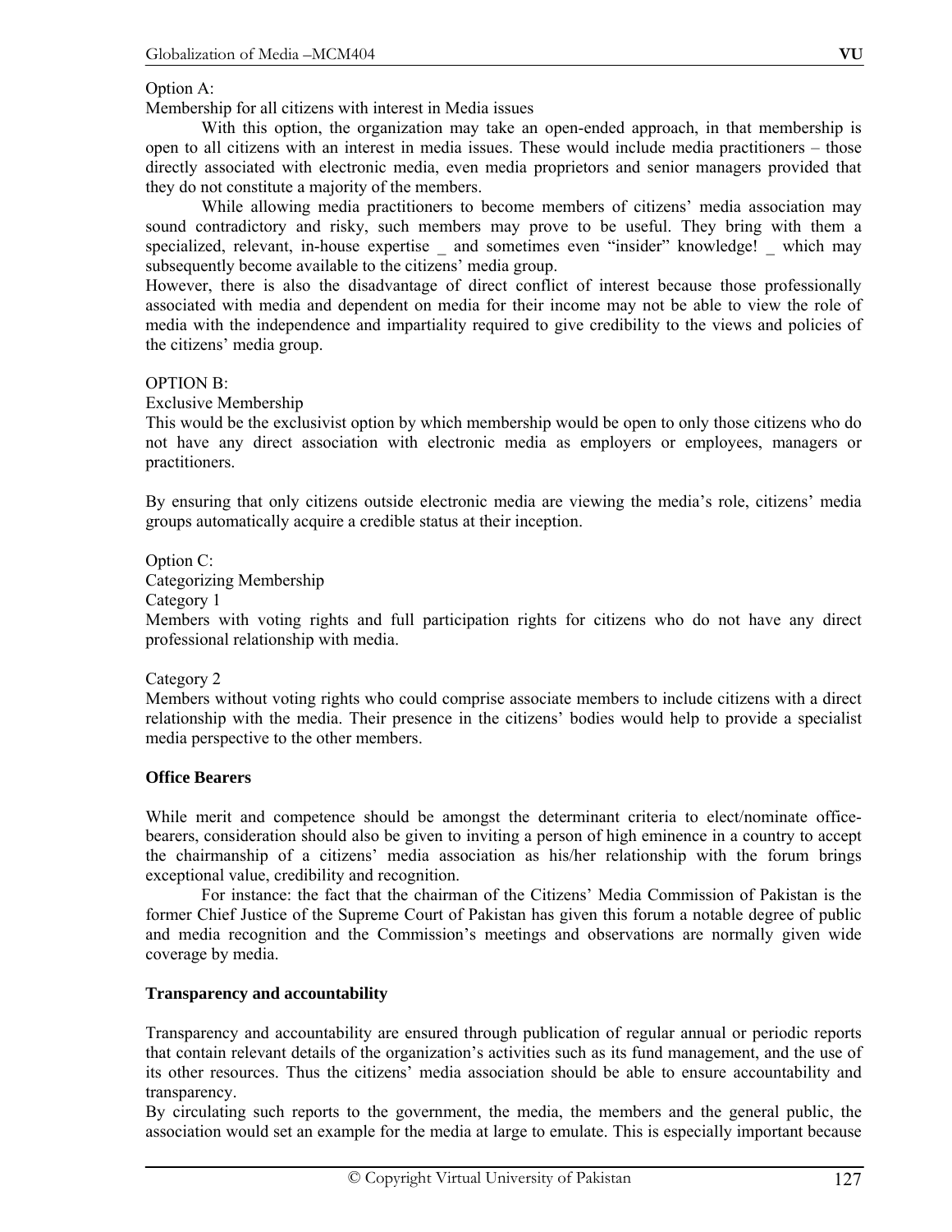Option A:

Membership for all citizens with interest in Media issues

With this option, the organization may take an open-ended approach, in that membership is open to all citizens with an interest in media issues. These would include media practitioners – those directly associated with electronic media, even media proprietors and senior managers provided that they do not constitute a majority of the members.

While allowing media practitioners to become members of citizens' media association may sound contradictory and risky, such members may prove to be useful. They bring with them a specialized, relevant, in-house expertise _ and sometimes even "insider" knowledge! _ which may subsequently become available to the citizens' media group.

However, there is also the disadvantage of direct conflict of interest because those professionally associated with media and dependent on media for their income may not be able to view the role of media with the independence and impartiality required to give credibility to the views and policies of the citizens' media group.

OPTION B:

Exclusive Membership

This would be the exclusivist option by which membership would be open to only those citizens who do not have any direct association with electronic media as employers or employees, managers or practitioners.

By ensuring that only citizens outside electronic media are viewing the media's role, citizens' media groups automatically acquire a credible status at their inception.

Option C:

Categorizing Membership

Category 1

Members with voting rights and full participation rights for citizens who do not have any direct professional relationship with media.

Category 2

Members without voting rights who could comprise associate members to include citizens with a direct relationship with the media. Their presence in the citizens' bodies would help to provide a specialist media perspective to the other members.

**Office Bearers**

While merit and competence should be amongst the determinant criteria to elect/nominate office-bearers, consideration should also be given to inviting a person of high eminence in a country to accept the chairmanship of a citizens' media association as his/her relationship with the forum brings exceptional value, credibility and recognition.

For instance: the fact that the chairman of the Citizens' Media Commission of Pakistan is the former Chief Justice of the Supreme Court of Pakistan has given this forum a notable degree of public and media recognition and the Commission's meetings and observations are normally given wide coverage by media.

**Transparency and accountability**

Transparency and accountability are ensured through publication of regular annual or periodic reports that contain relevant details of the organization's activities such as its fund management, and the use of its other resources. Thus the citizens' media association should be able to ensure accountability and transparency.

By circulating such reports to the government, the media, the members and the general public, the association would set an example for the media at large to emulate. This is especially important because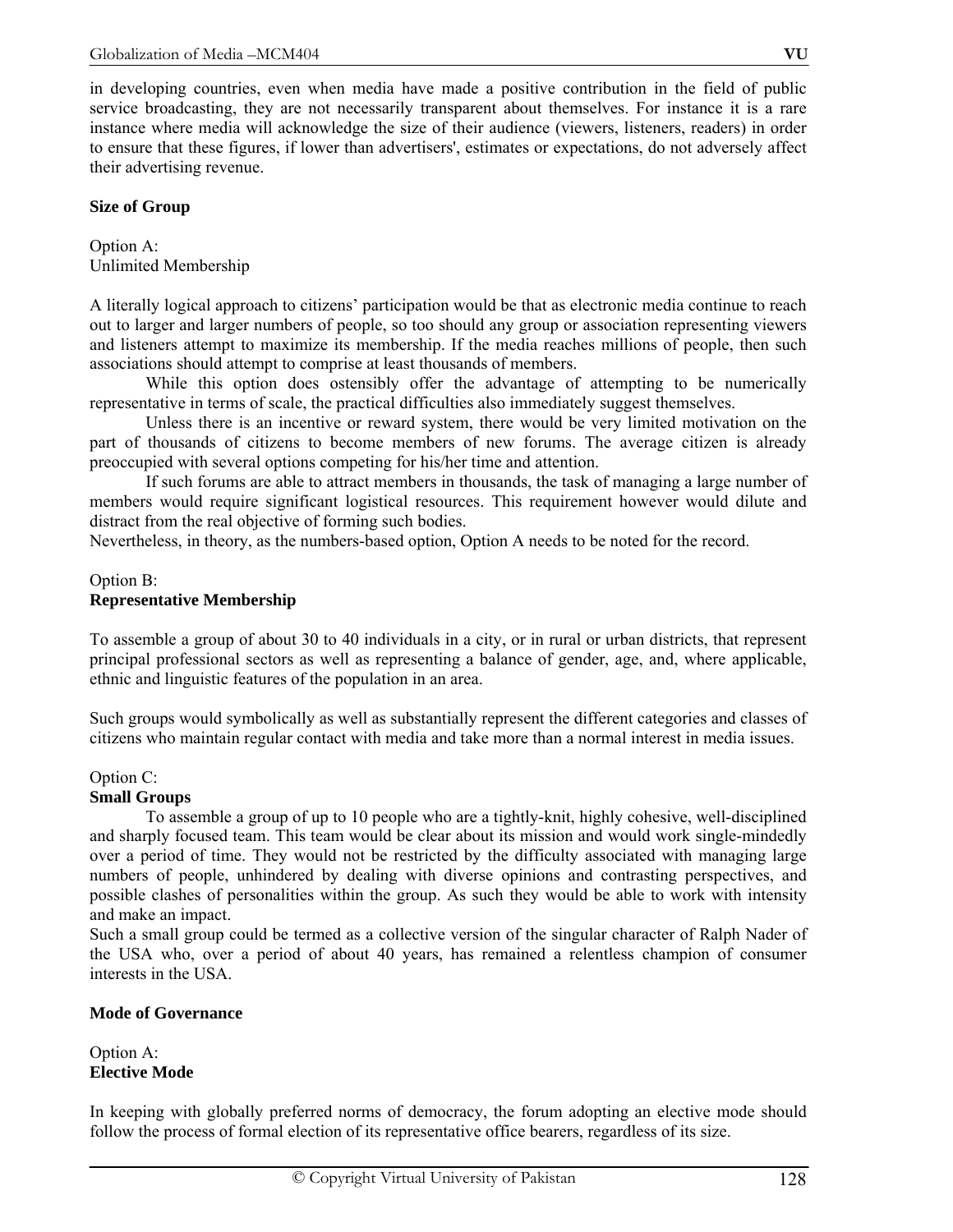in developing countries, even when media have made a positive contribution in the field of public service broadcasting, they are not necessarily transparent about themselves. For instance it is a rare instance where media will acknowledge the size of their audience (viewers, listeners, readers) in order to ensure that these figures, if lower than advertisers', estimates or expectations, do not adversely affect their advertising revenue.

**Size of Group**

Option A:
Unlimited Membership

A literally logical approach to citizens' participation would be that as electronic media continue to reach out to larger and larger numbers of people, so too should any group or association representing viewers and listeners attempt to maximize its membership. If the media reaches millions of people, then such associations should attempt to comprise at least thousands of members.

While this option does ostensibly offer the advantage of attempting to be numerically representative in terms of scale, the practical difficulties also immediately suggest themselves.

Unless there is an incentive or reward system, there would be very limited motivation on the part of thousands of citizens to become members of new forums. The average citizen is already preoccupied with several options competing for his/her time and attention.

If such forums are able to attract members in thousands, the task of managing a large number of members would require significant logistical resources. This requirement however would dilute and distract from the real objective of forming such bodies.

Nevertheless, in theory, as the numbers-based option, Option A needs to be noted for the record.

Option B:
**Representative Membership**

To assemble a group of about 30 to 40 individuals in a city, or in rural or urban districts, that represent principal professional sectors as well as representing a balance of gender, age, and, where applicable, ethnic and linguistic features of the population in an area.

Such groups would symbolically as well as substantially represent the different categories and classes of citizens who maintain regular contact with media and take more than a normal interest in media issues.

Option C:
**Small Groups**

To assemble a group of up to 10 people who are a tightly-knit, highly cohesive, well-disciplined and sharply focused team. This team would be clear about its mission and would work single-mindedly over a period of time. They would not be restricted by the difficulty associated with managing large numbers of people, unhindered by dealing with diverse opinions and contrasting perspectives, and possible clashes of personalities within the group. As such they would be able to work with intensity and make an impact.

Such a small group could be termed as a collective version of the singular character of Ralph Nader of the USA who, over a period of about 40 years, has remained a relentless champion of consumer interests in the USA.

**Mode of Governance**

Option A:
**Elective Mode**

In keeping with globally preferred norms of democracy, the forum adopting an elective mode should follow the process of formal election of its representative office bearers, regardless of its size.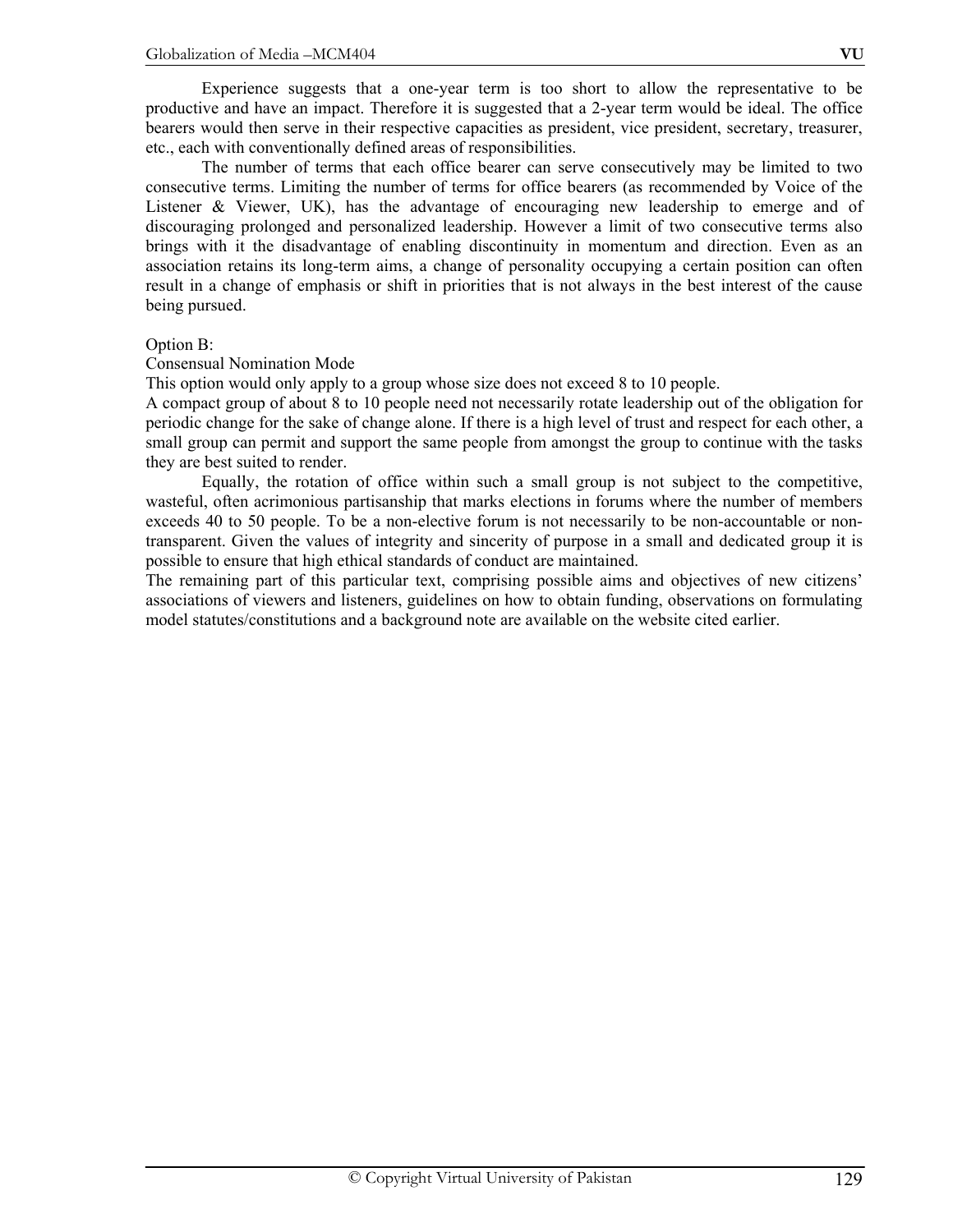Experience suggests that a one-year term is too short to allow the representative to be productive and have an impact. Therefore it is suggested that a 2-year term would be ideal. The office bearers would then serve in their respective capacities as president, vice president, secretary, treasurer, etc., each with conventionally defined areas of responsibilities.

The number of terms that each office bearer can serve consecutively may be limited to two consecutive terms. Limiting the number of terms for office bearers (as recommended by Voice of the Listener & Viewer, UK), has the advantage of encouraging new leadership to emerge and of discouraging prolonged and personalized leadership. However a limit of two consecutive terms also brings with it the disadvantage of enabling discontinuity in momentum and direction. Even as an association retains its long-term aims, a change of personality occupying a certain position can often result in a change of emphasis or shift in priorities that is not always in the best interest of the cause being pursued.

Option B:

Consensual Nomination Mode

This option would only apply to a group whose size does not exceed 8 to 10 people.

A compact group of about 8 to 10 people need not necessarily rotate leadership out of the obligation for periodic change for the sake of change alone. If there is a high level of trust and respect for each other, a small group can permit and support the same people from amongst the group to continue with the tasks they are best suited to render.

Equally, the rotation of office within such a small group is not subject to the competitive, wasteful, often acrimonious partisanship that marks elections in forums where the number of members exceeds 40 to 50 people. To be a non-elective forum is not necessarily to be non-accountable or non-transparent. Given the values of integrity and sincerity of purpose in a small and dedicated group it is possible to ensure that high ethical standards of conduct are maintained.

The remaining part of this particular text, comprising possible aims and objectives of new citizens' associations of viewers and listeners, guidelines on how to obtain funding, observations on formulating model statutes/constitutions and a background note are available on the website cited earlier.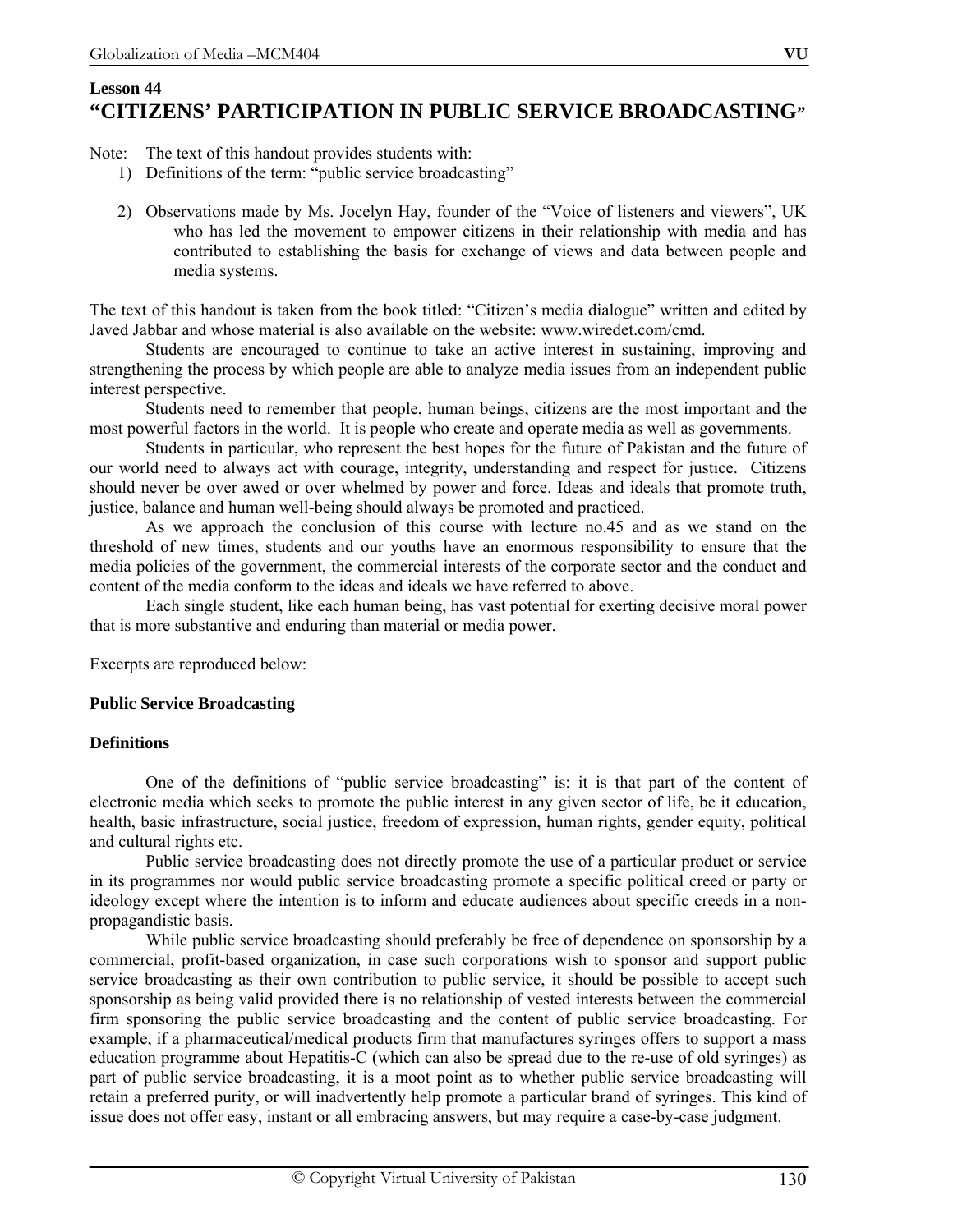## Lesson 44

# "CITIZENS' PARTICIPATION IN PUBLIC SERVICE BROADCASTING"

Note: The text of this handout provides students with:

1) Definitions of the term: "public service broadcasting"

2) Observations made by Ms. Jocelyn Hay, founder of the "Voice of listeners and viewers", UK who has led the movement to empower citizens in their relationship with media and has contributed to establishing the basis for exchange of views and data between people and media systems.

The text of this handout is taken from the book titled: "Citizen's media dialogue" written and edited by Javed Jabbar and whose material is also available on the website: www.wiredet.com/cmd.

Students are encouraged to continue to take an active interest in sustaining, improving and strengthening the process by which people are able to analyze media issues from an independent public interest perspective.

Students need to remember that people, human beings, citizens are the most important and the most powerful factors in the world. It is people who create and operate media as well as governments.

Students in particular, who represent the best hopes for the future of Pakistan and the future of our world need to always act with courage, integrity, understanding and respect for justice. Citizens should never be over awed or over whelmed by power and force. Ideas and ideals that promote truth, justice, balance and human well-being should always be promoted and practiced.

As we approach the conclusion of this course with lecture no.45 and as we stand on the threshold of new times, students and our youths have an enormous responsibility to ensure that the media policies of the government, the commercial interests of the corporate sector and the conduct and content of the media conform to the ideas and ideals we have referred to above.

Each single student, like each human being, has vast potential for exerting decisive moral power that is more substantive and enduring than material or media power.

Excerpts are reproduced below:

**Public Service Broadcasting**

**Definitions**

One of the definitions of "public service broadcasting" is: it is that part of the content of electronic media which seeks to promote the public interest in any given sector of life, be it education, health, basic infrastructure, social justice, freedom of expression, human rights, gender equity, political and cultural rights etc.

Public service broadcasting does not directly promote the use of a particular product or service in its programmes nor would public service broadcasting promote a specific political creed or party or ideology except where the intention is to inform and educate audiences about specific creeds in a non-propagandistic basis.

While public service broadcasting should preferably be free of dependence on sponsorship by a commercial, profit-based organization, in case such corporations wish to sponsor and support public service broadcasting as their own contribution to public service, it should be possible to accept such sponsorship as being valid provided there is no relationship of vested interests between the commercial firm sponsoring the public service broadcasting and the content of public service broadcasting. For example, if a pharmaceutical/medical products firm that manufactures syringes offers to support a mass education programme about Hepatitis-C (which can also be spread due to the re-use of old syringes) as part of public service broadcasting, it is a moot point as to whether public service broadcasting will retain a preferred purity, or will inadvertently help promote a particular brand of syringes. This kind of issue does not offer easy, instant or all embracing answers, but may require a case-by-case judgment.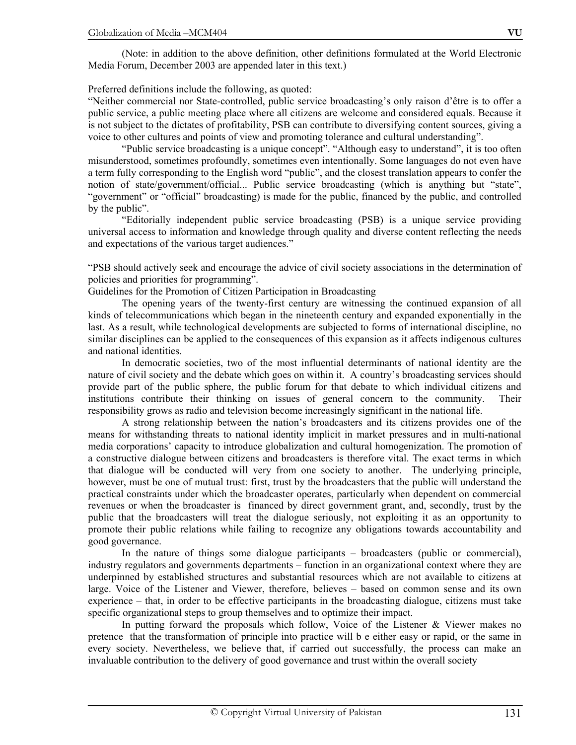(Note: in addition to the above definition, other definitions formulated at the World Electronic Media Forum, December 2003 are appended later in this text.)

Preferred definitions include the following, as quoted:

"Neither commercial nor State-controlled, public service broadcasting's only raison d'être is to offer a public service, a public meeting place where all citizens are welcome and considered equals. Because it is not subject to the dictates of profitability, PSB can contribute to diversifying content sources, giving a voice to other cultures and points of view and promoting tolerance and cultural understanding".

"Public service broadcasting is a unique concept". "Although easy to understand", it is too often misunderstood, sometimes profoundly, sometimes even intentionally. Some languages do not even have a term fully corresponding to the English word "public", and the closest translation appears to confer the notion of state/government/official... Public service broadcasting (which is anything but "state", "government" or "official" broadcasting) is made for the public, financed by the public, and controlled by the public".

"Editorially independent public service broadcasting (PSB) is a unique service providing universal access to information and knowledge through quality and diverse content reflecting the needs and expectations of the various target audiences."

"PSB should actively seek and encourage the advice of civil society associations in the determination of policies and priorities for programming".

Guidelines for the Promotion of Citizen Participation in Broadcasting

The opening years of the twenty-first century are witnessing the continued expansion of all kinds of telecommunications which began in the nineteenth century and expanded exponentially in the last. As a result, while technological developments are subjected to forms of international discipline, no similar disciplines can be applied to the consequences of this expansion as it affects indigenous cultures and national identities.

In democratic societies, two of the most influential determinants of national identity are the nature of civil society and the debate which goes on within it. A country's broadcasting services should provide part of the public sphere, the public forum for that debate to which individual citizens and institutions contribute their thinking on issues of general concern to the community. Their responsibility grows as radio and television become increasingly significant in the national life.

A strong relationship between the nation's broadcasters and its citizens provides one of the means for withstanding threats to national identity implicit in market pressures and in multi-national media corporations' capacity to introduce globalization and cultural homogenization. The promotion of a constructive dialogue between citizens and broadcasters is therefore vital. The exact terms in which that dialogue will be conducted will very from one society to another. The underlying principle, however, must be one of mutual trust: first, trust by the broadcasters that the public will understand the practical constraints under which the broadcaster operates, particularly when dependent on commercial revenues or when the broadcaster is financed by direct government grant, and, secondly, trust by the public that the broadcasters will treat the dialogue seriously, not exploiting it as an opportunity to promote their public relations while failing to recognize any obligations towards accountability and good governance.

In the nature of things some dialogue participants – broadcasters (public or commercial), industry regulators and governments departments – function in an organizational context where they are underpinned by established structures and substantial resources which are not available to citizens at large. Voice of the Listener and Viewer, therefore, believes – based on common sense and its own experience – that, in order to be effective participants in the broadcasting dialogue, citizens must take specific organizational steps to group themselves and to optimize their impact.

In putting forward the proposals which follow, Voice of the Listener & Viewer makes no pretence that the transformation of principle into practice will b e either easy or rapid, or the same in every society. Nevertheless, we believe that, if carried out successfully, the process can make an invaluable contribution to the delivery of good governance and trust within the overall society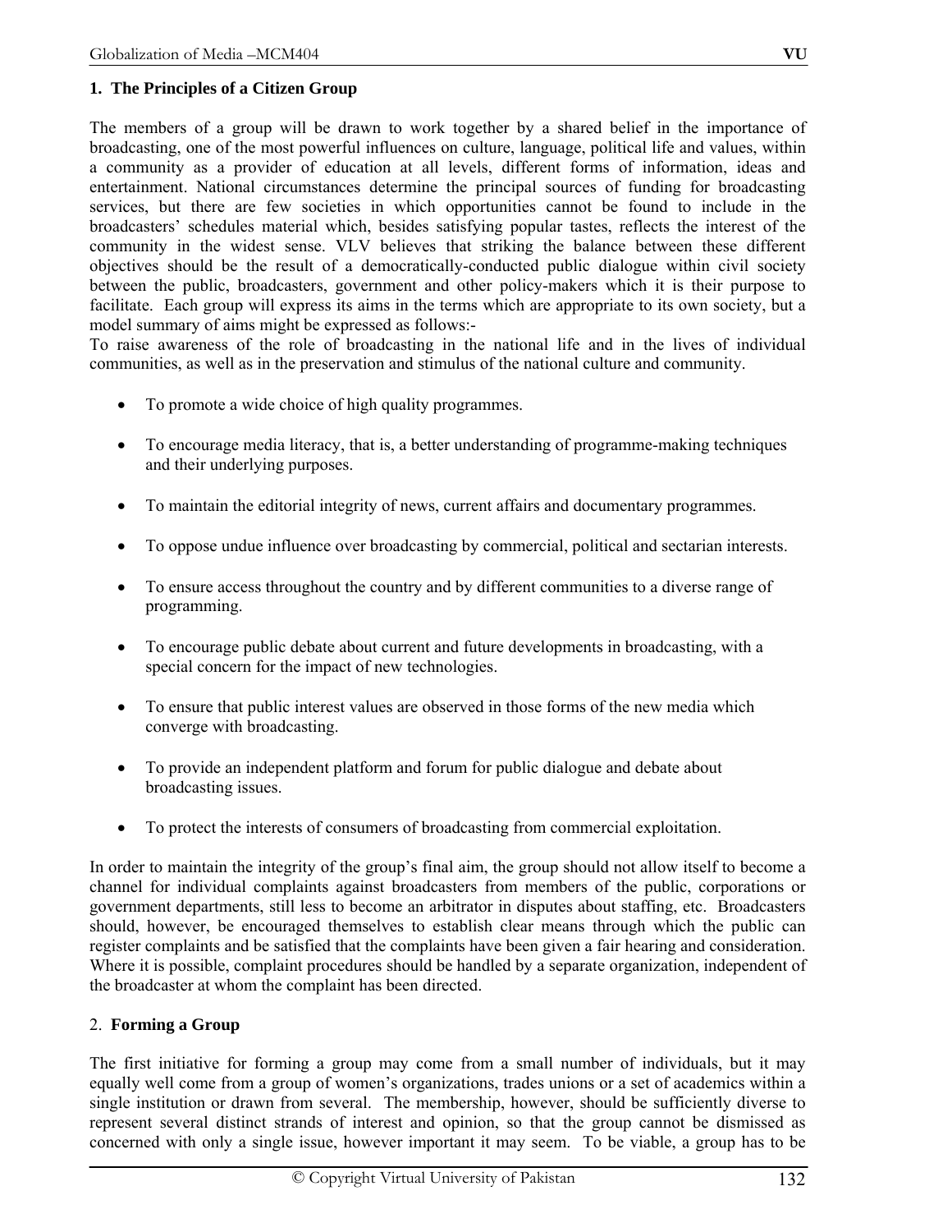## 1. The Principles of a Citizen Group

The members of a group will be drawn to work together by a shared belief in the importance of broadcasting, one of the most powerful influences on culture, language, political life and values, within a community as a provider of education at all levels, different forms of information, ideas and entertainment. National circumstances determine the principal sources of funding for broadcasting services, but there are few societies in which opportunities cannot be found to include in the broadcasters' schedules material which, besides satisfying popular tastes, reflects the interest of the community in the widest sense. VLV believes that striking the balance between these different objectives should be the result of a democratically-conducted public dialogue within civil society between the public, broadcasters, government and other policy-makers which it is their purpose to facilitate. Each group will express its aims in the terms which are appropriate to its own society, but a model summary of aims might be expressed as follows:-

To raise awareness of the role of broadcasting in the national life and in the lives of individual communities, as well as in the preservation and stimulus of the national culture and community.

- To promote a wide choice of high quality programmes.
- To encourage media literacy, that is, a better understanding of programme-making techniques and their underlying purposes.
- To maintain the editorial integrity of news, current affairs and documentary programmes.
- To oppose undue influence over broadcasting by commercial, political and sectarian interests.
- To ensure access throughout the country and by different communities to a diverse range of programming.
- To encourage public debate about current and future developments in broadcasting, with a special concern for the impact of new technologies.
- To ensure that public interest values are observed in those forms of the new media which converge with broadcasting.
- To provide an independent platform and forum for public dialogue and debate about broadcasting issues.
- To protect the interests of consumers of broadcasting from commercial exploitation.

In order to maintain the integrity of the group's final aim, the group should not allow itself to become a channel for individual complaints against broadcasters from members of the public, corporations or government departments, still less to become an arbitrator in disputes about staffing, etc. Broadcasters should, however, be encouraged themselves to establish clear means through which the public can register complaints and be satisfied that the complaints have been given a fair hearing and consideration. Where it is possible, complaint procedures should be handled by a separate organization, independent of the broadcaster at whom the complaint has been directed.

## 2. Forming a Group

The first initiative for forming a group may come from a small number of individuals, but it may equally well come from a group of women's organizations, trades unions or a set of academics within a single institution or drawn from several. The membership, however, should be sufficiently diverse to represent several distinct strands of interest and opinion, so that the group cannot be dismissed as concerned with only a single issue, however important it may seem. To be viable, a group has to be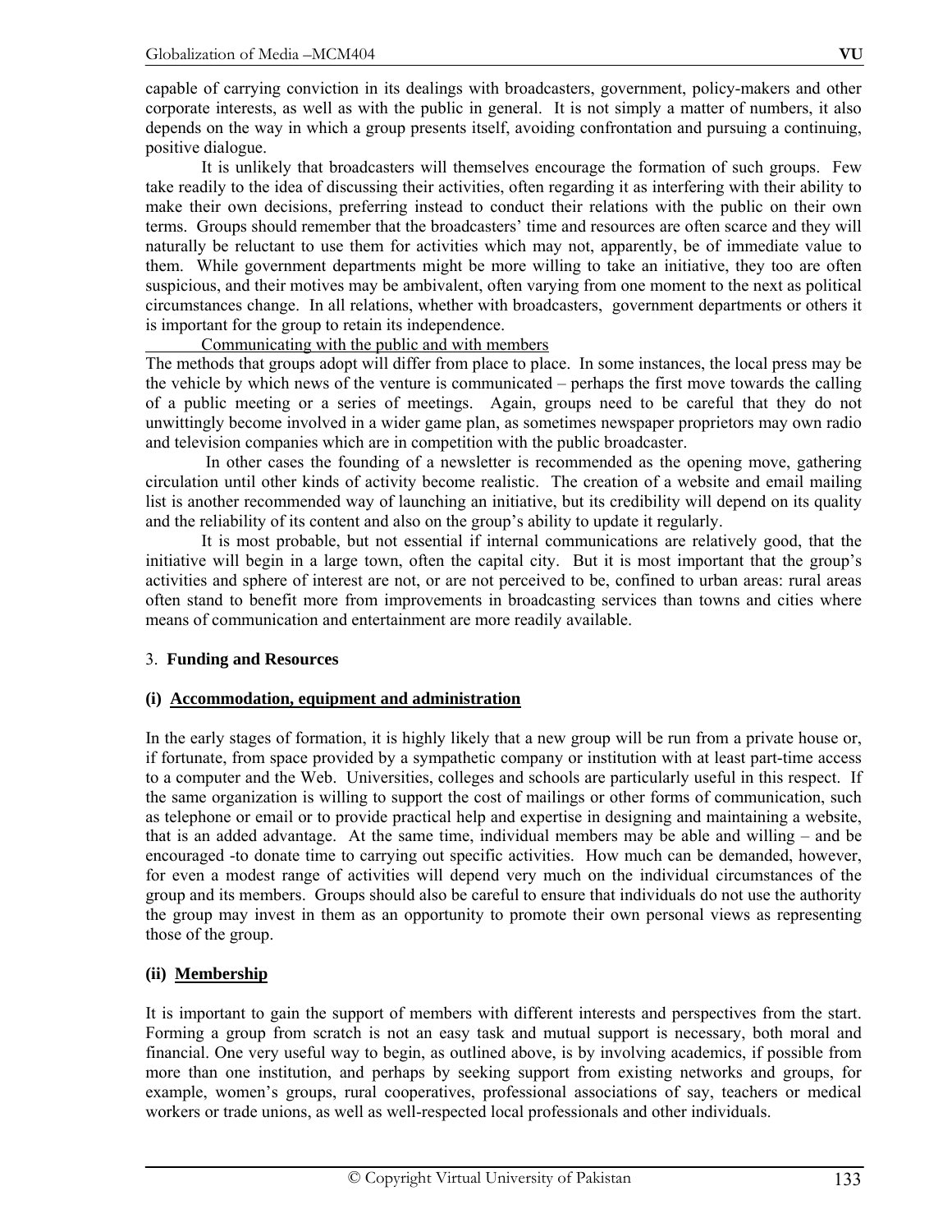capable of carrying conviction in its dealings with broadcasters, government, policy-makers and other corporate interests, as well as with the public in general. It is not simply a matter of numbers, it also depends on the way in which a group presents itself, avoiding confrontation and pursuing a continuing, positive dialogue.

It is unlikely that broadcasters will themselves encourage the formation of such groups. Few take readily to the idea of discussing their activities, often regarding it as interfering with their ability to make their own decisions, preferring instead to conduct their relations with the public on their own terms. Groups should remember that the broadcasters' time and resources are often scarce and they will naturally be reluctant to use them for activities which may not, apparently, be of immediate value to them. While government departments might be more willing to take an initiative, they too are often suspicious, and their motives may be ambivalent, often varying from one moment to the next as political circumstances change. In all relations, whether with broadcasters, government departments or others it is important for the group to retain its independence.

<u>Communicating with the public and with members</u>

The methods that groups adopt will differ from place to place. In some instances, the local press may be the vehicle by which news of the venture is communicated – perhaps the first move towards the calling of a public meeting or a series of meetings. Again, groups need to be careful that they do not unwittingly become involved in a wider game plan, as sometimes newspaper proprietors may own radio and television companies which are in competition with the public broadcaster.

In other cases the founding of a newsletter is recommended as the opening move, gathering circulation until other kinds of activity become realistic. The creation of a website and email mailing list is another recommended way of launching an initiative, but its credibility will depend on its quality and the reliability of its content and also on the group's ability to update it regularly.

It is most probable, but not essential if internal communications are relatively good, that the initiative will begin in a large town, often the capital city. But it is most important that the group's activities and sphere of interest are not, or are not perceived to be, confined to urban areas: rural areas often stand to benefit more from improvements in broadcasting services than towns and cities where means of communication and entertainment are more readily available.

3. **Funding and Resources**

**(i) <u>Accommodation, equipment and administration</u>**

In the early stages of formation, it is highly likely that a new group will be run from a private house or, if fortunate, from space provided by a sympathetic company or institution with at least part-time access to a computer and the Web. Universities, colleges and schools are particularly useful in this respect. If the same organization is willing to support the cost of mailings or other forms of communication, such as telephone or email or to provide practical help and expertise in designing and maintaining a website, that is an added advantage. At the same time, individual members may be able and willing – and be encouraged -to donate time to carrying out specific activities. How much can be demanded, however, for even a modest range of activities will depend very much on the individual circumstances of the group and its members. Groups should also be careful to ensure that individuals do not use the authority the group may invest in them as an opportunity to promote their own personal views as representing those of the group.

**(ii) <u>Membership</u>**

It is important to gain the support of members with different interests and perspectives from the start. Forming a group from scratch is not an easy task and mutual support is necessary, both moral and financial. One very useful way to begin, as outlined above, is by involving academics, if possible from more than one institution, and perhaps by seeking support from existing networks and groups, for example, women's groups, rural cooperatives, professional associations of say, teachers or medical workers or trade unions, as well as well-respected local professionals and other individuals.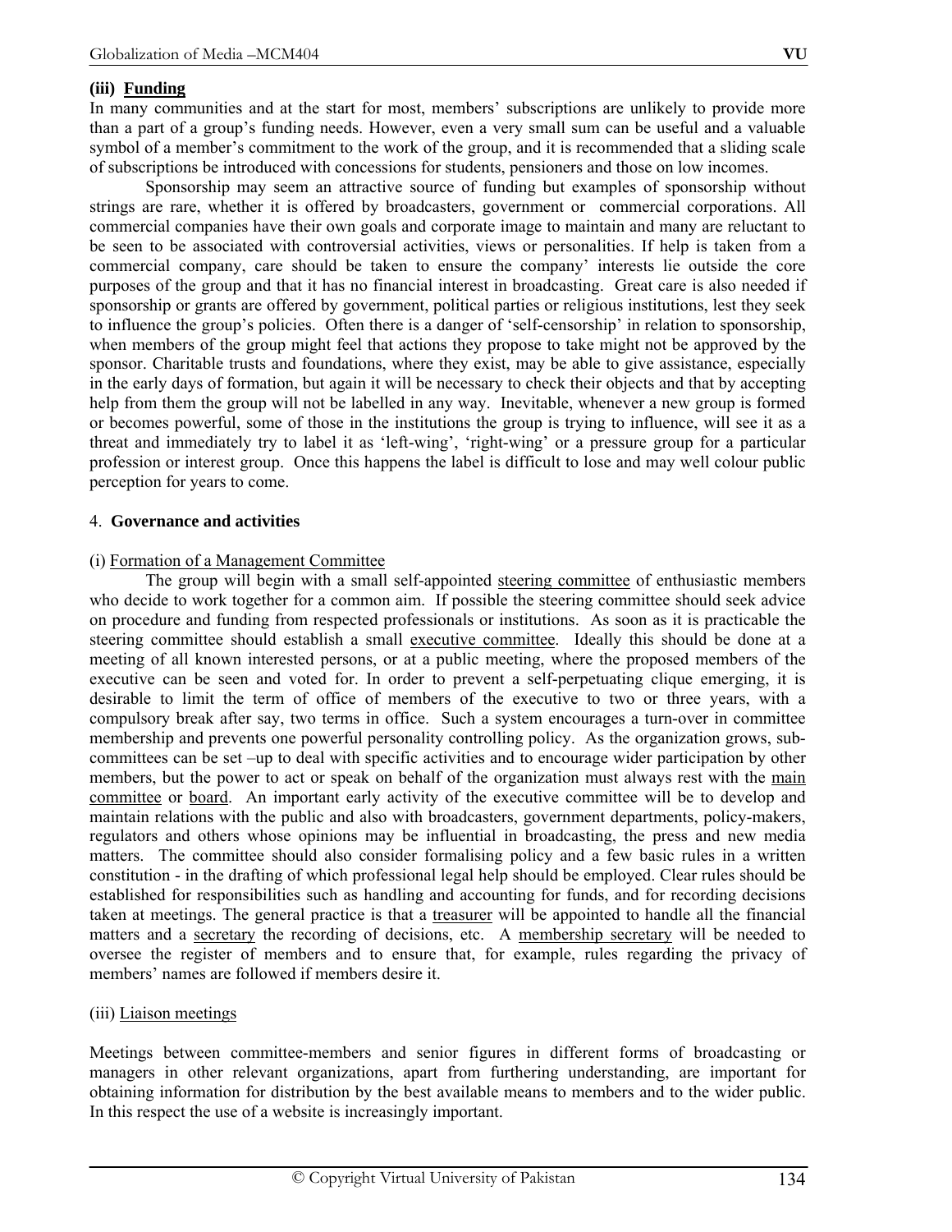**(iii) Funding**

In many communities and at the start for most, members' subscriptions are unlikely to provide more than a part of a group's funding needs. However, even a very small sum can be useful and a valuable symbol of a member's commitment to the work of the group, and it is recommended that a sliding scale of subscriptions be introduced with concessions for students, pensioners and those on low incomes.

Sponsorship may seem an attractive source of funding but examples of sponsorship without strings are rare, whether it is offered by broadcasters, government or commercial corporations. All commercial companies have their own goals and corporate image to maintain and many are reluctant to be seen to be associated with controversial activities, views or personalities. If help is taken from a commercial company, care should be taken to ensure the company' interests lie outside the core purposes of the group and that it has no financial interest in broadcasting. Great care is also needed if sponsorship or grants are offered by government, political parties or religious institutions, lest they seek to influence the group's policies. Often there is a danger of 'self-censorship' in relation to sponsorship, when members of the group might feel that actions they propose to take might not be approved by the sponsor. Charitable trusts and foundations, where they exist, may be able to give assistance, especially in the early days of formation, but again it will be necessary to check their objects and that by accepting help from them the group will not be labelled in any way. Inevitable, whenever a new group is formed or becomes powerful, some of those in the institutions the group is trying to influence, will see it as a threat and immediately try to label it as 'left-wing', 'right-wing' or a pressure group for a particular profession or interest group. Once this happens the label is difficult to lose and may well colour public perception for years to come.

4. **Governance and activities**

(i) Formation of a Management Committee

The group will begin with a small self-appointed steering committee of enthusiastic members who decide to work together for a common aim. If possible the steering committee should seek advice on procedure and funding from respected professionals or institutions. As soon as it is practicable the steering committee should establish a small executive committee. Ideally this should be done at a meeting of all known interested persons, or at a public meeting, where the proposed members of the executive can be seen and voted for. In order to prevent a self-perpetuating clique emerging, it is desirable to limit the term of office of members of the executive to two or three years, with a compulsory break after say, two terms in office. Such a system encourages a turn-over in committee membership and prevents one powerful personality controlling policy. As the organization grows, sub-committees can be set –up to deal with specific activities and to encourage wider participation by other members, but the power to act or speak on behalf of the organization must always rest with the main committee or board. An important early activity of the executive committee will be to develop and maintain relations with the public and also with broadcasters, government departments, policy-makers, regulators and others whose opinions may be influential in broadcasting, the press and new media matters. The committee should also consider formalising policy and a few basic rules in a written constitution - in the drafting of which professional legal help should be employed. Clear rules should be established for responsibilities such as handling and accounting for funds, and for recording decisions taken at meetings. The general practice is that a treasurer will be appointed to handle all the financial matters and a secretary the recording of decisions, etc. A membership secretary will be needed to oversee the register of members and to ensure that, for example, rules regarding the privacy of members' names are followed if members desire it.

(iii) Liaison meetings

Meetings between committee-members and senior figures in different forms of broadcasting or managers in other relevant organizations, apart from furthering understanding, are important for obtaining information for distribution by the best available means to members and to the wider public. In this respect the use of a website is increasingly important.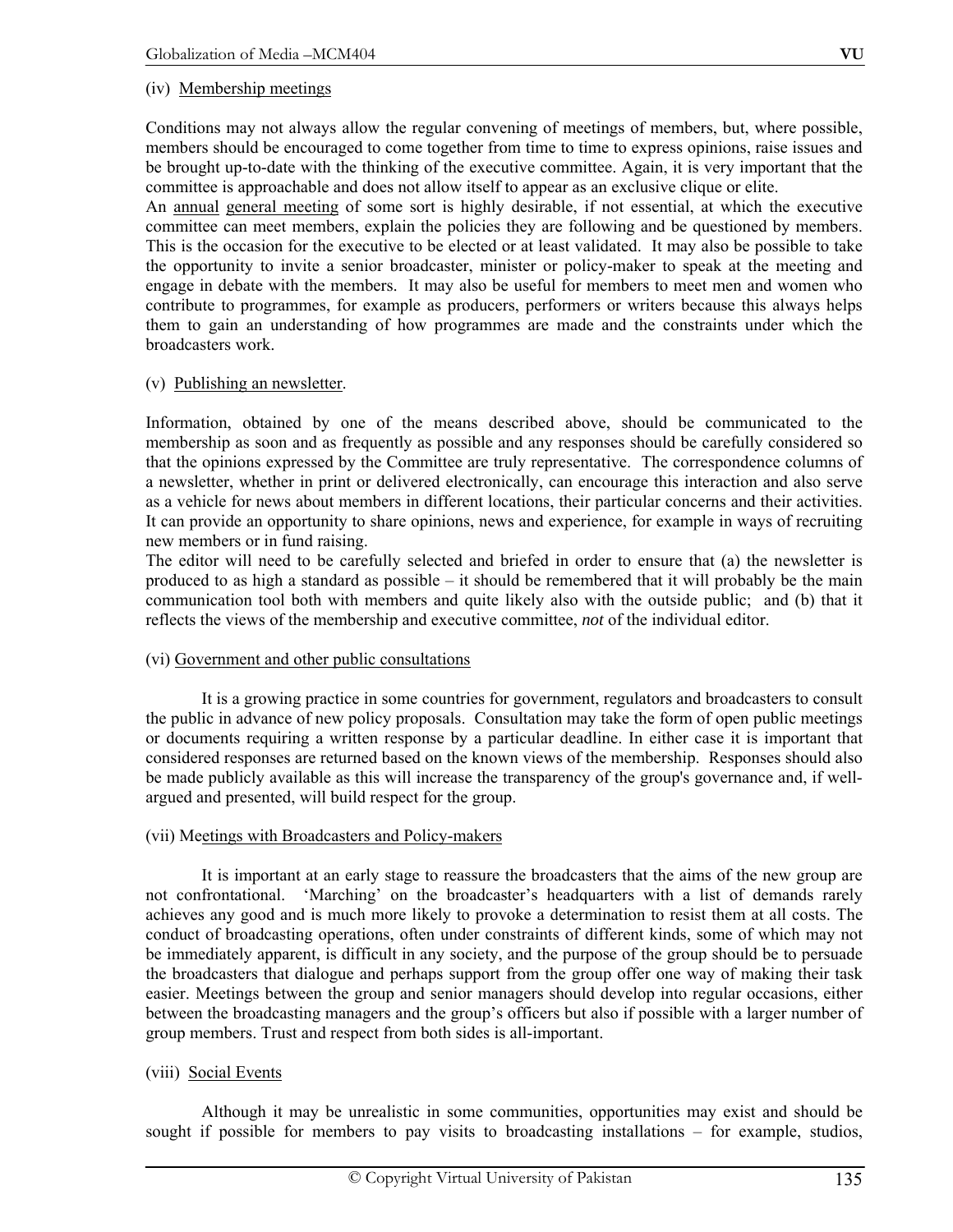(iv) Membership meetings

Conditions may not always allow the regular convening of meetings of members, but, where possible, members should be encouraged to come together from time to time to express opinions, raise issues and be brought up-to-date with the thinking of the executive committee. Again, it is very important that the committee is approachable and does not allow itself to appear as an exclusive clique or elite.

An annual general meeting of some sort is highly desirable, if not essential, at which the executive committee can meet members, explain the policies they are following and be questioned by members. This is the occasion for the executive to be elected or at least validated. It may also be possible to take the opportunity to invite a senior broadcaster, minister or policy-maker to speak at the meeting and engage in debate with the members. It may also be useful for members to meet men and women who contribute to programmes, for example as producers, performers or writers because this always helps them to gain an understanding of how programmes are made and the constraints under which the broadcasters work.

(v) Publishing an newsletter.

Information, obtained by one of the means described above, should be communicated to the membership as soon and as frequently as possible and any responses should be carefully considered so that the opinions expressed by the Committee are truly representative. The correspondence columns of a newsletter, whether in print or delivered electronically, can encourage this interaction and also serve as a vehicle for news about members in different locations, their particular concerns and their activities. It can provide an opportunity to share opinions, news and experience, for example in ways of recruiting new members or in fund raising.

The editor will need to be carefully selected and briefed in order to ensure that (a) the newsletter is produced to as high a standard as possible – it should be remembered that it will probably be the main communication tool both with members and quite likely also with the outside public; and (b) that it reflects the views of the membership and executive committee, *not* of the individual editor.

(vi) Government and other public consultations

It is a growing practice in some countries for government, regulators and broadcasters to consult the public in advance of new policy proposals. Consultation may take the form of open public meetings or documents requiring a written response by a particular deadline. In either case it is important that considered responses are returned based on the known views of the membership. Responses should also be made publicly available as this will increase the transparency of the group's governance and, if well-argued and presented, will build respect for the group.

(vii) Meetings with Broadcasters and Policy-makers

It is important at an early stage to reassure the broadcasters that the aims of the new group are not confrontational. 'Marching' on the broadcaster's headquarters with a list of demands rarely achieves any good and is much more likely to provoke a determination to resist them at all costs. The conduct of broadcasting operations, often under constraints of different kinds, some of which may not be immediately apparent, is difficult in any society, and the purpose of the group should be to persuade the broadcasters that dialogue and perhaps support from the group offer one way of making their task easier. Meetings between the group and senior managers should develop into regular occasions, either between the broadcasting managers and the group's officers but also if possible with a larger number of group members. Trust and respect from both sides is all-important.

(viii) Social Events

Although it may be unrealistic in some communities, opportunities may exist and should be sought if possible for members to pay visits to broadcasting installations – for example, studios,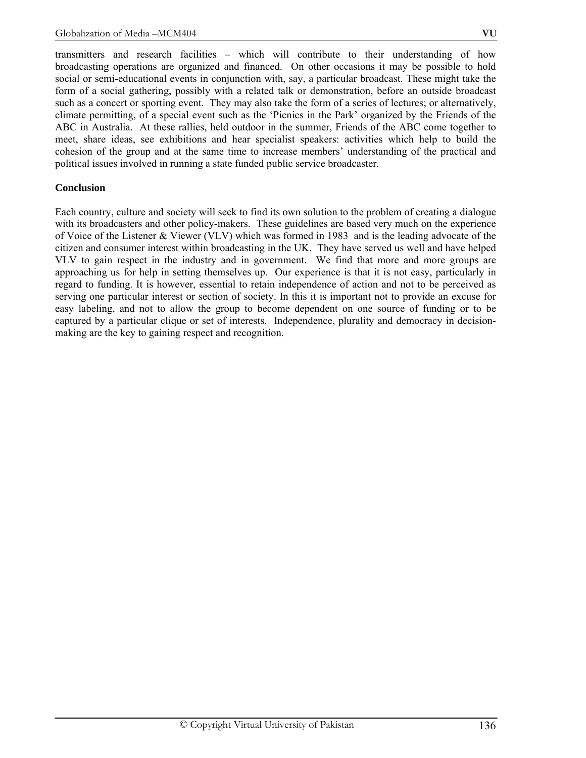transmitters and research facilities – which will contribute to their understanding of how broadcasting operations are organized and financed. On other occasions it may be possible to hold social or semi-educational events in conjunction with, say, a particular broadcast. These might take the form of a social gathering, possibly with a related talk or demonstration, before an outside broadcast such as a concert or sporting event. They may also take the form of a series of lectures; or alternatively, climate permitting, of a special event such as the 'Picnics in the Park' organized by the Friends of the ABC in Australia. At these rallies, held outdoor in the summer, Friends of the ABC come together to meet, share ideas, see exhibitions and hear specialist speakers: activities which help to build the cohesion of the group and at the same time to increase members' understanding of the practical and political issues involved in running a state funded public service broadcaster.

**Conclusion**

Each country, culture and society will seek to find its own solution to the problem of creating a dialogue with its broadcasters and other policy-makers. These guidelines are based very much on the experience of Voice of the Listener & Viewer (VLV) which was formed in 1983 and is the leading advocate of the citizen and consumer interest within broadcasting in the UK. They have served us well and have helped VLV to gain respect in the industry and in government. We find that more and more groups are approaching us for help in setting themselves up. Our experience is that it is not easy, particularly in regard to funding. It is however, essential to retain independence of action and not to be perceived as serving one particular interest or section of society. In this it is important not to provide an excuse for easy labeling, and not to allow the group to become dependent on one source of funding or to be captured by a particular clique or set of interests. Independence, plurality and democracy in decision-making are the key to gaining respect and recognition.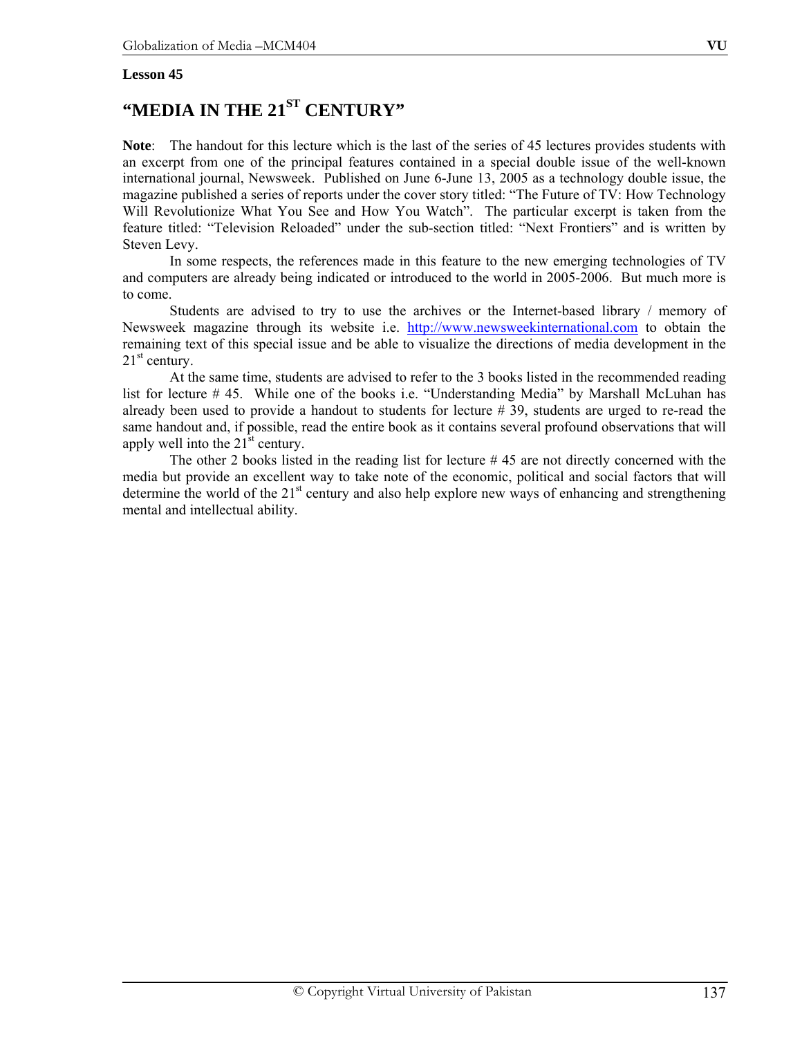**Lesson 45**

# "MEDIA IN THE 21$^{ST}$ CENTURY"

**Note**: The handout for this lecture which is the last of the series of 45 lectures provides students with an excerpt from one of the principal features contained in a special double issue of the well-known international journal, Newsweek. Published on June 6-June 13, 2005 as a technology double issue, the magazine published a series of reports under the cover story titled: "The Future of TV: How Technology Will Revolutionize What You See and How You Watch". The particular excerpt is taken from the feature titled: "Television Reloaded" under the sub-section titled: "Next Frontiers" and is written by Steven Levy.

In some respects, the references made in this feature to the new emerging technologies of TV and computers are already being indicated or introduced to the world in 2005-2006. But much more is to come.

Students are advised to try to use the archives or the Internet-based library / memory of Newsweek magazine through its website i.e. http://www.newsweekinternational.com to obtain the remaining text of this special issue and be able to visualize the directions of media development in the 21$^{st}$ century.

At the same time, students are advised to refer to the 3 books listed in the recommended reading list for lecture # 45. While one of the books i.e. "Understanding Media" by Marshall McLuhan has already been used to provide a handout to students for lecture # 39, students are urged to re-read the same handout and, if possible, read the entire book as it contains several profound observations that will apply well into the 21$^{st}$ century.

The other 2 books listed in the reading list for lecture # 45 are not directly concerned with the media but provide an excellent way to take note of the economic, political and social factors that will determine the world of the 21$^{st}$ century and also help explore new ways of enhancing and strengthening mental and intellectual ability.